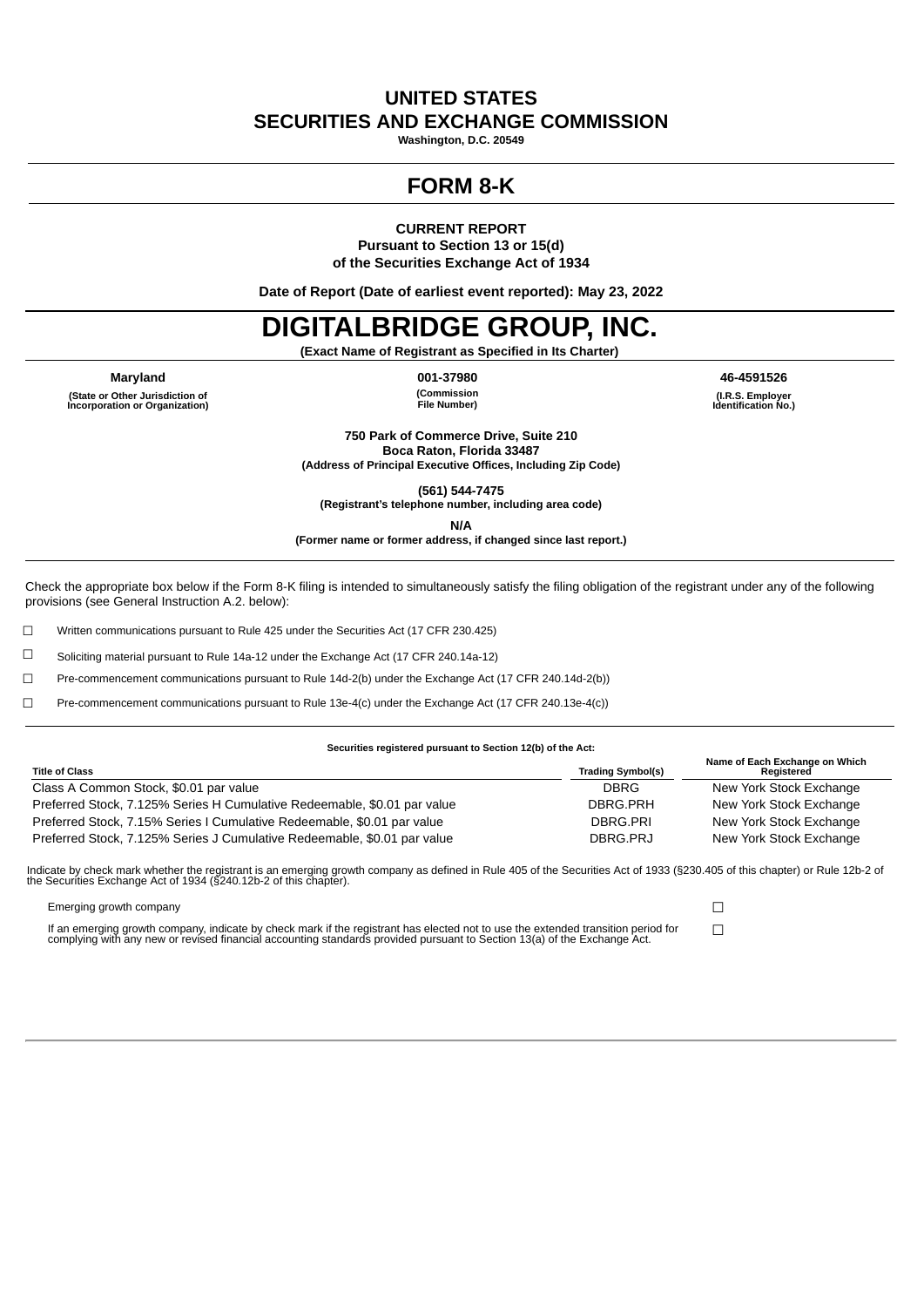# UNITED STATES
# SECURITIES AND EXCHANGE COMMISSION

**Washington, D.C. 20549**

# FORM 8-K

**CURRENT REPORT**
**Pursuant to Section 13 or 15(d)**
**of the Securities Exchange Act of 1934**

**Date of Report (Date of earliest event reported): May 23, 2022**

# DIGITALBRIDGE GROUP, INC.

**(Exact Name of Registrant as Specified in Its Charter)**

| Maryland | 001-37980 | 46-4591526 |
|---|---|---|
| (State or Other Jurisdiction of Incorporation or Organization) | (Commission File Number) | (I.R.S. Employer Identification No.) |

**750 Park of Commerce Drive, Suite 210**
**Boca Raton, Florida 33487**
**(Address of Principal Executive Offices, Including Zip Code)**

**(561) 544-7475**
**(Registrant's telephone number, including area code)**

**N/A**
**(Former name or former address, if changed since last report.)**

Check the appropriate box below if the Form 8-K filing is intended to simultaneously satisfy the filing obligation of the registrant under any of the following provisions (see General Instruction A.2. below):

☐ Written communications pursuant to Rule 425 under the Securities Act (17 CFR 230.425)

☐ Soliciting material pursuant to Rule 14a-12 under the Exchange Act (17 CFR 240.14a-12)

☐ Pre-commencement communications pursuant to Rule 14d-2(b) under the Exchange Act (17 CFR 240.14d-2(b))

☐ Pre-commencement communications pursuant to Rule 13e-4(c) under the Exchange Act (17 CFR 240.13e-4(c))

**Securities registered pursuant to Section 12(b) of the Act:**

| Title of Class | Trading Symbol(s) | Name of Each Exchange on Which Registered |
|---|---|---|
| Class A Common Stock, $0.01 par value | DBRG | New York Stock Exchange |
| Preferred Stock, 7.125% Series H Cumulative Redeemable, $0.01 par value | DBRG.PRH | New York Stock Exchange |
| Preferred Stock, 7.15% Series I Cumulative Redeemable, $0.01 par value | DBRG.PRI | New York Stock Exchange |
| Preferred Stock, 7.125% Series J Cumulative Redeemable, $0.01 par value | DBRG.PRJ | New York Stock Exchange |

Indicate by check mark whether the registrant is an emerging growth company as defined in Rule 405 of the Securities Act of 1933 (§230.405 of this chapter) or Rule 12b-2 of the Securities Exchange Act of 1934 (§240.12b-2 of this chapter).

Emerging growth company ☐

If an emerging growth company, indicate by check mark if the registrant has elected not to use the extended transition period for complying with any new or revised financial accounting standards provided pursuant to Section 13(a) of the Exchange Act. ☐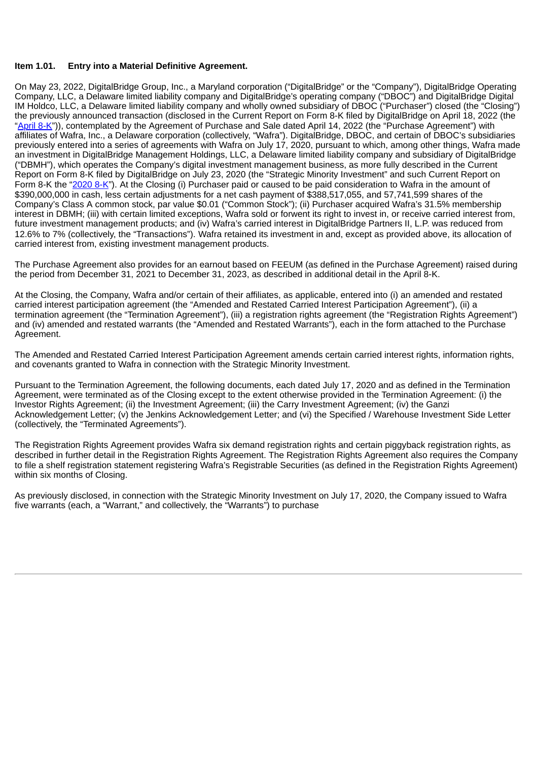**Item 1.01. Entry into a Material Definitive Agreement.**

On May 23, 2022, DigitalBridge Group, Inc., a Maryland corporation ("DigitalBridge" or the "Company"), DigitalBridge Operating Company, LLC, a Delaware limited liability company and DigitalBridge's operating company ("DBOC") and DigitalBridge Digital IM Holdco, LLC, a Delaware limited liability company and wholly owned subsidiary of DBOC ("Purchaser") closed (the "Closing") the previously announced transaction (disclosed in the Current Report on Form 8-K filed by DigitalBridge on April 18, 2022 (the "April 8-K")), contemplated by the Agreement of Purchase and Sale dated April 14, 2022 (the "Purchase Agreement") with affiliates of Wafra, Inc., a Delaware corporation (collectively, "Wafra"). DigitalBridge, DBOC, and certain of DBOC's subsidiaries previously entered into a series of agreements with Wafra on July 17, 2020, pursuant to which, among other things, Wafra made an investment in DigitalBridge Management Holdings, LLC, a Delaware limited liability company and subsidiary of DigitalBridge ("DBMH"), which operates the Company's digital investment management business, as more fully described in the Current Report on Form 8-K filed by DigitalBridge on July 23, 2020 (the "Strategic Minority Investment" and such Current Report on Form 8-K the "2020 8-K"). At the Closing (i) Purchaser paid or caused to be paid consideration to Wafra in the amount of $390,000,000 in cash, less certain adjustments for a net cash payment of $388,517,055, and 57,741,599 shares of the Company's Class A common stock, par value $0.01 ("Common Stock"); (ii) Purchaser acquired Wafra's 31.5% membership interest in DBMH; (iii) with certain limited exceptions, Wafra sold or forwent its right to invest in, or receive carried interest from, future investment management products; and (iv) Wafra's carried interest in DigitalBridge Partners II, L.P. was reduced from 12.6% to 7% (collectively, the "Transactions"). Wafra retained its investment in and, except as provided above, its allocation of carried interest from, existing investment management products.

The Purchase Agreement also provides for an earnout based on FEEUM (as defined in the Purchase Agreement) raised during the period from December 31, 2021 to December 31, 2023, as described in additional detail in the April 8-K.

At the Closing, the Company, Wafra and/or certain of their affiliates, as applicable, entered into (i) an amended and restated carried interest participation agreement (the "Amended and Restated Carried Interest Participation Agreement"), (ii) a termination agreement (the "Termination Agreement"), (iii) a registration rights agreement (the "Registration Rights Agreement") and (iv) amended and restated warrants (the "Amended and Restated Warrants"), each in the form attached to the Purchase Agreement.

The Amended and Restated Carried Interest Participation Agreement amends certain carried interest rights, information rights, and covenants granted to Wafra in connection with the Strategic Minority Investment.

Pursuant to the Termination Agreement, the following documents, each dated July 17, 2020 and as defined in the Termination Agreement, were terminated as of the Closing except to the extent otherwise provided in the Termination Agreement: (i) the Investor Rights Agreement; (ii) the Investment Agreement; (iii) the Carry Investment Agreement; (iv) the Ganzi Acknowledgement Letter; (v) the Jenkins Acknowledgement Letter; and (vi) the Specified / Warehouse Investment Side Letter (collectively, the "Terminated Agreements").

The Registration Rights Agreement provides Wafra six demand registration rights and certain piggyback registration rights, as described in further detail in the Registration Rights Agreement. The Registration Rights Agreement also requires the Company to file a shelf registration statement registering Wafra's Registrable Securities (as defined in the Registration Rights Agreement) within six months of Closing.

As previously disclosed, in connection with the Strategic Minority Investment on July 17, 2020, the Company issued to Wafra five warrants (each, a "Warrant," and collectively, the "Warrants") to purchase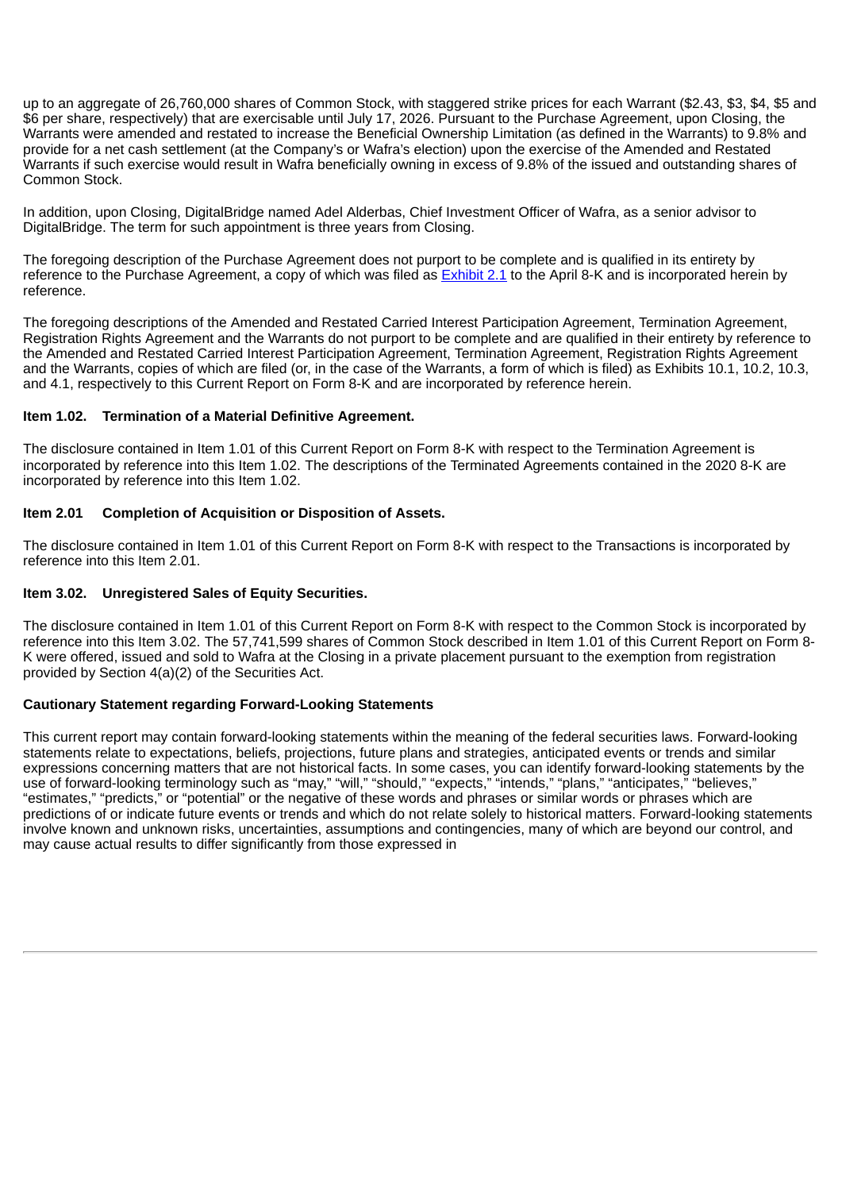up to an aggregate of 26,760,000 shares of Common Stock, with staggered strike prices for each Warrant ($2.43, $3, $4, $5 and $6 per share, respectively) that are exercisable until July 17, 2026. Pursuant to the Purchase Agreement, upon Closing, the Warrants were amended and restated to increase the Beneficial Ownership Limitation (as defined in the Warrants) to 9.8% and provide for a net cash settlement (at the Company's or Wafra's election) upon the exercise of the Amended and Restated Warrants if such exercise would result in Wafra beneficially owning in excess of 9.8% of the issued and outstanding shares of Common Stock.

In addition, upon Closing, DigitalBridge named Adel Alderbas, Chief Investment Officer of Wafra, as a senior advisor to DigitalBridge. The term for such appointment is three years from Closing.

The foregoing description of the Purchase Agreement does not purport to be complete and is qualified in its entirety by reference to the Purchase Agreement, a copy of which was filed as Exhibit 2.1 to the April 8-K and is incorporated herein by reference.

The foregoing descriptions of the Amended and Restated Carried Interest Participation Agreement, Termination Agreement, Registration Rights Agreement and the Warrants do not purport to be complete and are qualified in their entirety by reference to the Amended and Restated Carried Interest Participation Agreement, Termination Agreement, Registration Rights Agreement and the Warrants, copies of which are filed (or, in the case of the Warrants, a form of which is filed) as Exhibits 10.1, 10.2, 10.3, and 4.1, respectively to this Current Report on Form 8-K and are incorporated by reference herein.

**Item 1.02. Termination of a Material Definitive Agreement.**

The disclosure contained in Item 1.01 of this Current Report on Form 8-K with respect to the Termination Agreement is incorporated by reference into this Item 1.02. The descriptions of the Terminated Agreements contained in the 2020 8-K are incorporated by reference into this Item 1.02.

**Item 2.01 Completion of Acquisition or Disposition of Assets.**

The disclosure contained in Item 1.01 of this Current Report on Form 8-K with respect to the Transactions is incorporated by reference into this Item 2.01.

**Item 3.02. Unregistered Sales of Equity Securities.**

The disclosure contained in Item 1.01 of this Current Report on Form 8-K with respect to the Common Stock is incorporated by reference into this Item 3.02. The 57,741,599 shares of Common Stock described in Item 1.01 of this Current Report on Form 8-K were offered, issued and sold to Wafra at the Closing in a private placement pursuant to the exemption from registration provided by Section 4(a)(2) of the Securities Act.

**Cautionary Statement regarding Forward-Looking Statements**

This current report may contain forward-looking statements within the meaning of the federal securities laws. Forward-looking statements relate to expectations, beliefs, projections, future plans and strategies, anticipated events or trends and similar expressions concerning matters that are not historical facts. In some cases, you can identify forward-looking statements by the use of forward-looking terminology such as "may," "will," "should," "expects," "intends," "plans," "anticipates," "believes," "estimates," "predicts," or "potential" or the negative of these words and phrases or similar words or phrases which are predictions of or indicate future events or trends and which do not relate solely to historical matters. Forward-looking statements involve known and unknown risks, uncertainties, assumptions and contingencies, many of which are beyond our control, and may cause actual results to differ significantly from those expressed in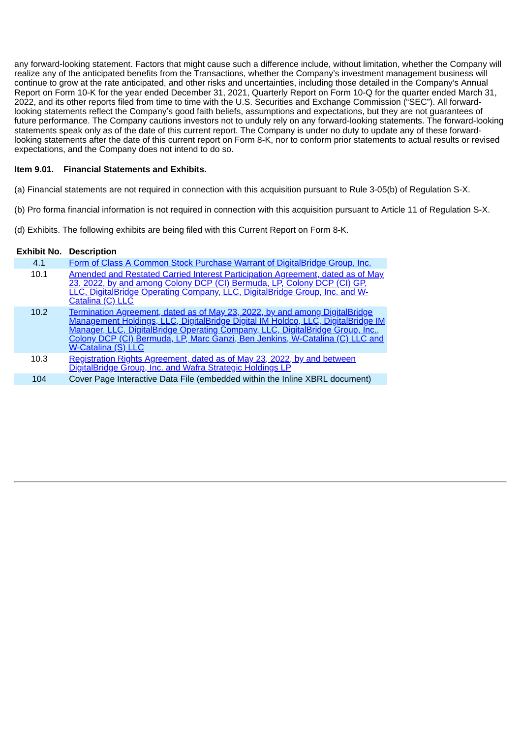any forward-looking statement. Factors that might cause such a difference include, without limitation, whether the Company will realize any of the anticipated benefits from the Transactions, whether the Company's investment management business will continue to grow at the rate anticipated, and other risks and uncertainties, including those detailed in the Company's Annual Report on Form 10-K for the year ended December 31, 2021, Quarterly Report on Form 10-Q for the quarter ended March 31, 2022, and its other reports filed from time to time with the U.S. Securities and Exchange Commission ("SEC"). All forward-looking statements reflect the Company's good faith beliefs, assumptions and expectations, but they are not guarantees of future performance. The Company cautions investors not to unduly rely on any forward-looking statements. The forward-looking statements speak only as of the date of this current report. The Company is under no duty to update any of these forward-looking statements after the date of this current report on Form 8-K, nor to conform prior statements to actual results or revised expectations, and the Company does not intend to do so.

**Item 9.01. Financial Statements and Exhibits.**

(a) Financial statements are not required in connection with this acquisition pursuant to Rule 3-05(b) of Regulation S-X.

(b) Pro forma financial information is not required in connection with this acquisition pursuant to Article 11 of Regulation S-X.

(d) Exhibits. The following exhibits are being filed with this Current Report on Form 8-K.

| Exhibit No. | Description |
|---|---|
| 4.1 | Form of Class A Common Stock Purchase Warrant of DigitalBridge Group, Inc. |
| 10.1 | Amended and Restated Carried Interest Participation Agreement, dated as of May 23, 2022, by and among Colony DCP (CI) Bermuda, LP, Colony DCP (CI) GP, LLC, DigitalBridge Operating Company, LLC, DigitalBridge Group, Inc. and W-Catalina (C) LLC |
| 10.2 | Termination Agreement, dated as of May 23, 2022, by and among DigitalBridge Management Holdings, LLC, DigitalBridge Digital IM Holdco, LLC, DigitalBridge IM Manager, LLC, DigitalBridge Operating Company, LLC, DigitalBridge Group, Inc., Colony DCP (CI) Bermuda, LP, Marc Ganzi, Ben Jenkins, W-Catalina (C) LLC and W-Catalina (S) LLC |
| 10.3 | Registration Rights Agreement, dated as of May 23, 2022, by and between DigitalBridge Group, Inc. and Wafra Strategic Holdings LP |
| 104 | Cover Page Interactive Data File (embedded within the Inline XBRL document) |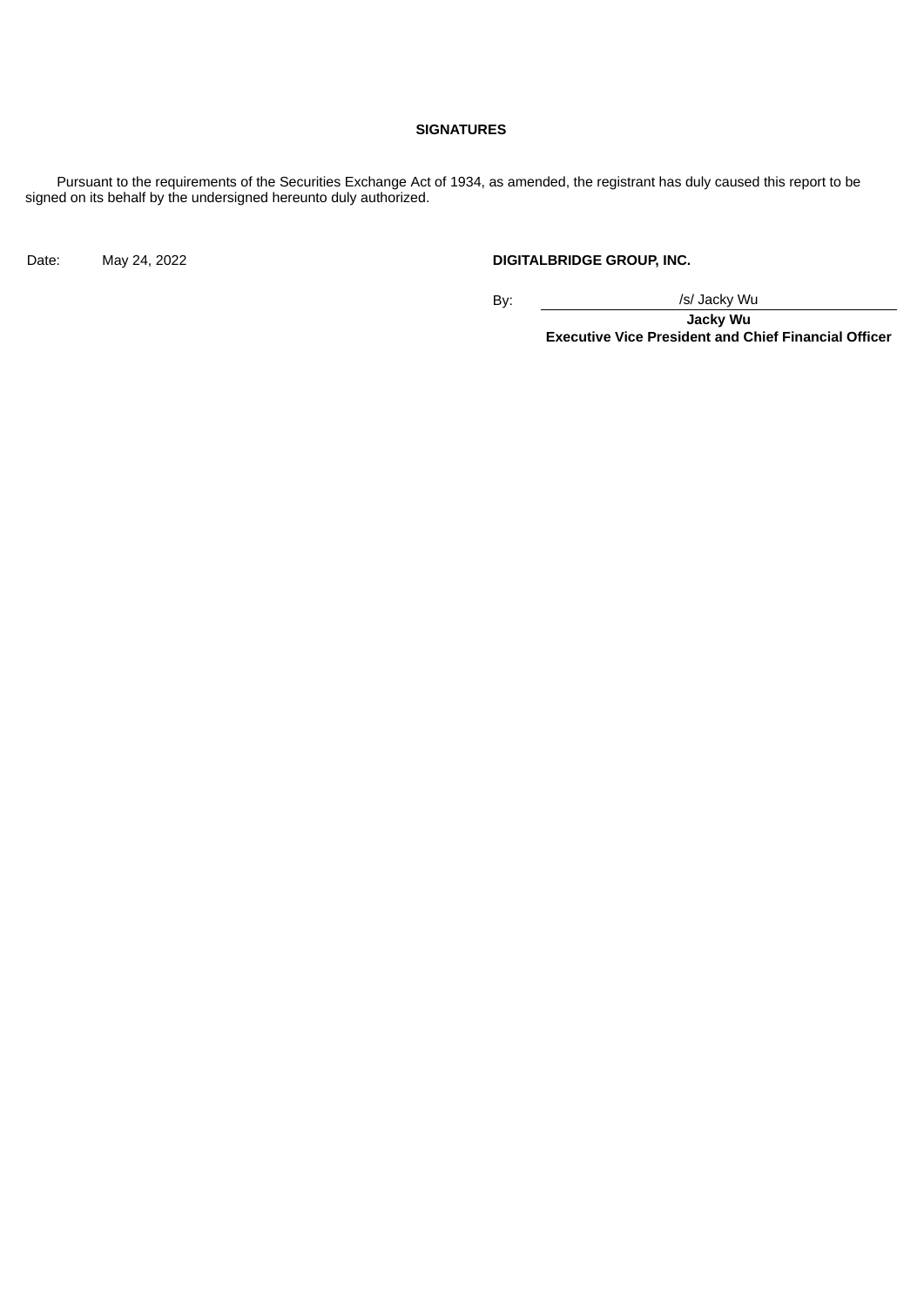**SIGNATURES**

Pursuant to the requirements of the Securities Exchange Act of 1934, as amended, the registrant has duly caused this report to be signed on its behalf by the undersigned hereunto duly authorized.

Date: May 24, 2022

**DIGITALBRIDGE GROUP, INC.**

By: /s/ Jacky Wu

**Jacky Wu**
**Executive Vice President and Chief Financial Officer**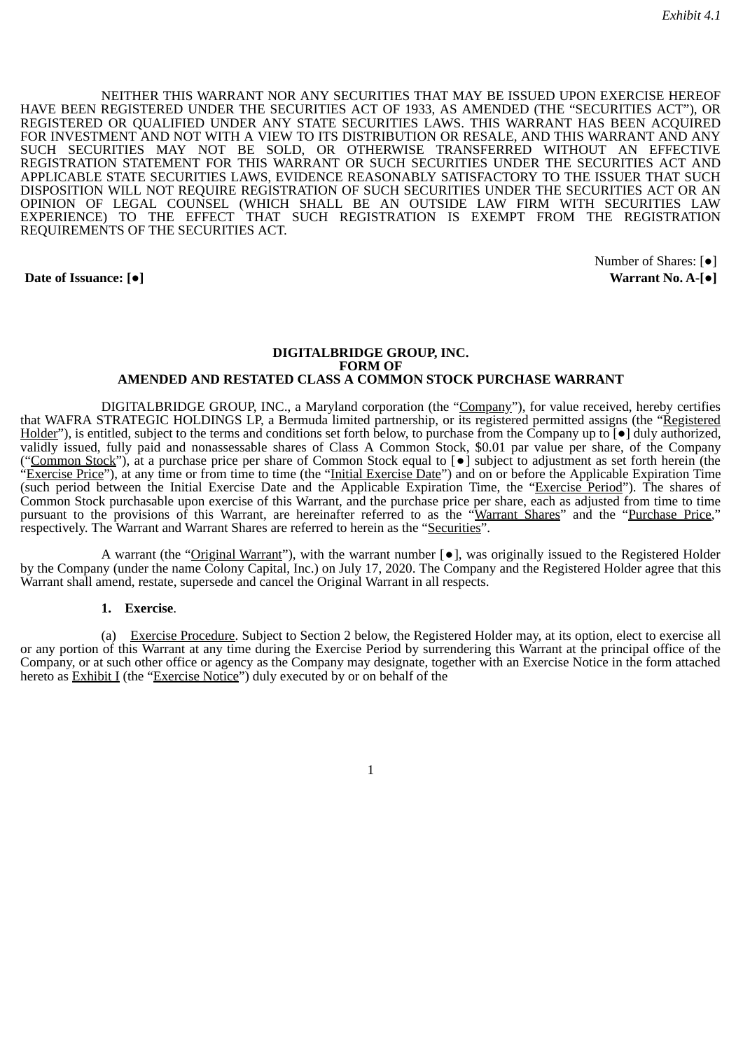*Exhibit 4.1*

NEITHER THIS WARRANT NOR ANY SECURITIES THAT MAY BE ISSUED UPON EXERCISE HEREOF HAVE BEEN REGISTERED UNDER THE SECURITIES ACT OF 1933, AS AMENDED (THE "SECURITIES ACT"), OR REGISTERED OR QUALIFIED UNDER ANY STATE SECURITIES LAWS. THIS WARRANT HAS BEEN ACQUIRED FOR INVESTMENT AND NOT WITH A VIEW TO ITS DISTRIBUTION OR RESALE, AND THIS WARRANT AND ANY SUCH SECURITIES MAY NOT BE SOLD, OR OTHERWISE TRANSFERRED WITHOUT AN EFFECTIVE REGISTRATION STATEMENT FOR THIS WARRANT OR SUCH SECURITIES UNDER THE SECURITIES ACT AND APPLICABLE STATE SECURITIES LAWS, EVIDENCE REASONABLY SATISFACTORY TO THE ISSUER THAT SUCH DISPOSITION WILL NOT REQUIRE REGISTRATION OF SUCH SECURITIES UNDER THE SECURITIES ACT OR AN OPINION OF LEGAL COUNSEL (WHICH SHALL BE AN OUTSIDE LAW FIRM WITH SECURITIES LAW EXPERIENCE) TO THE EFFECT THAT SUCH REGISTRATION IS EXEMPT FROM THE REGISTRATION REQUIREMENTS OF THE SECURITIES ACT.

Number of Shares: [●]

**Date of Issuance: [●]** **Warrant No. A-[●]**

**DIGITALBRIDGE GROUP, INC.**
**FORM OF**
**AMENDED AND RESTATED CLASS A COMMON STOCK PURCHASE WARRANT**

DIGITALBRIDGE GROUP, INC., a Maryland corporation (the "Company"), for value received, hereby certifies that WAFRA STRATEGIC HOLDINGS LP, a Bermuda limited partnership, or its registered permitted assigns (the "Registered Holder"), is entitled, subject to the terms and conditions set forth below, to purchase from the Company up to [●] duly authorized, validly issued, fully paid and nonassessable shares of Class A Common Stock, $0.01 par value per share, of the Company ("Common Stock"), at a purchase price per share of Common Stock equal to [●] subject to adjustment as set forth herein (the "Exercise Price"), at any time or from time to time (the "Initial Exercise Date") and on or before the Applicable Expiration Time (such period between the Initial Exercise Date and the Applicable Expiration Time, the "Exercise Period"). The shares of Common Stock purchasable upon exercise of this Warrant, and the purchase price per share, each as adjusted from time to time pursuant to the provisions of this Warrant, are hereinafter referred to as the "Warrant Shares" and the "Purchase Price," respectively. The Warrant and Warrant Shares are referred to herein as the "Securities".

A warrant (the "Original Warrant"), with the warrant number [●], was originally issued to the Registered Holder by the Company (under the name Colony Capital, Inc.) on July 17, 2020. The Company and the Registered Holder agree that this Warrant shall amend, restate, supersede and cancel the Original Warrant in all respects.

**1. Exercise**.

(a) Exercise Procedure. Subject to Section 2 below, the Registered Holder may, at its option, elect to exercise all or any portion of this Warrant at any time during the Exercise Period by surrendering this Warrant at the principal office of the Company, or at such other office or agency as the Company may designate, together with an Exercise Notice in the form attached hereto as Exhibit I (the "Exercise Notice") duly executed by or on behalf of the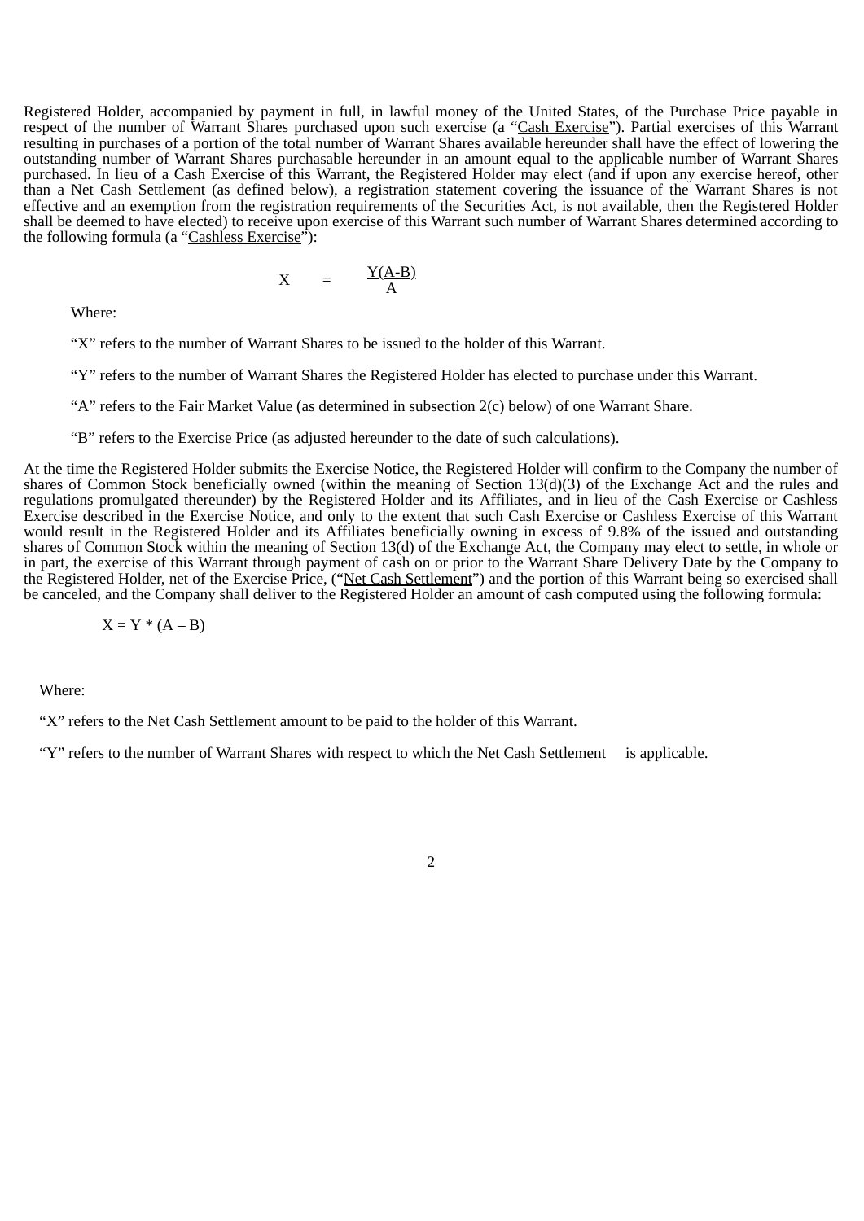Registered Holder, accompanied by payment in full, in lawful money of the United States, of the Purchase Price payable in respect of the number of Warrant Shares purchased upon such exercise (a "Cash Exercise"). Partial exercises of this Warrant resulting in purchases of a portion of the total number of Warrant Shares available hereunder shall have the effect of lowering the outstanding number of Warrant Shares purchasable hereunder in an amount equal to the applicable number of Warrant Shares purchased. In lieu of a Cash Exercise of this Warrant, the Registered Holder may elect (and if upon any exercise hereof, other than a Net Cash Settlement (as defined below), a registration statement covering the issuance of the Warrant Shares is not effective and an exemption from the registration requirements of the Securities Act, is not available, then the Registered Holder shall be deemed to have elected) to receive upon exercise of this Warrant such number of Warrant Shares determined according to the following formula (a "Cashless Exercise"):

$$X = \frac{Y(A-B)}{A}$$

Where:

"X" refers to the number of Warrant Shares to be issued to the holder of this Warrant.

"Y" refers to the number of Warrant Shares the Registered Holder has elected to purchase under this Warrant.

"A" refers to the Fair Market Value (as determined in subsection 2(c) below) of one Warrant Share.

"B" refers to the Exercise Price (as adjusted hereunder to the date of such calculations).

At the time the Registered Holder submits the Exercise Notice, the Registered Holder will confirm to the Company the number of shares of Common Stock beneficially owned (within the meaning of Section 13(d)(3) of the Exchange Act and the rules and regulations promulgated thereunder) by the Registered Holder and its Affiliates, and in lieu of the Cash Exercise or Cashless Exercise described in the Exercise Notice, and only to the extent that such Cash Exercise or Cashless Exercise of this Warrant would result in the Registered Holder and its Affiliates beneficially owning in excess of 9.8% of the issued and outstanding shares of Common Stock within the meaning of Section 13(d) of the Exchange Act, the Company may elect to settle, in whole or in part, the exercise of this Warrant through payment of cash on or prior to the Warrant Share Delivery Date by the Company to the Registered Holder, net of the Exercise Price, ("Net Cash Settlement") and the portion of this Warrant being so exercised shall be canceled, and the Company shall deliver to the Registered Holder an amount of cash computed using the following formula:

$$X = Y * (A - B)$$

Where:

"X" refers to the Net Cash Settlement amount to be paid to the holder of this Warrant.

"Y" refers to the number of Warrant Shares with respect to which the Net Cash Settlement is applicable.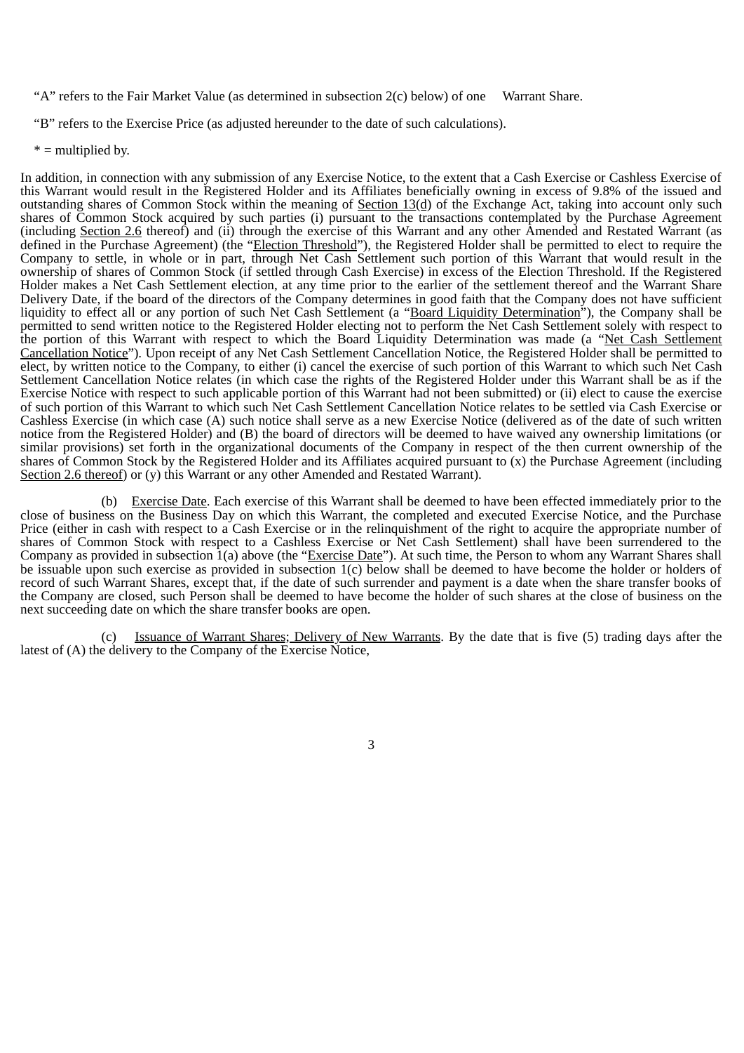"A" refers to the Fair Market Value (as determined in subsection 2(c) below) of one Warrant Share.

"B" refers to the Exercise Price (as adjusted hereunder to the date of such calculations).

* = multiplied by.

In addition, in connection with any submission of any Exercise Notice, to the extent that a Cash Exercise or Cashless Exercise of this Warrant would result in the Registered Holder and its Affiliates beneficially owning in excess of 9.8% of the issued and outstanding shares of Common Stock within the meaning of Section 13(d) of the Exchange Act, taking into account only such shares of Common Stock acquired by such parties (i) pursuant to the transactions contemplated by the Purchase Agreement (including Section 2.6 thereof) and (ii) through the exercise of this Warrant and any other Amended and Restated Warrant (as defined in the Purchase Agreement) (the "Election Threshold"), the Registered Holder shall be permitted to elect to require the Company to settle, in whole or in part, through Net Cash Settlement such portion of this Warrant that would result in the ownership of shares of Common Stock (if settled through Cash Exercise) in excess of the Election Threshold. If the Registered Holder makes a Net Cash Settlement election, at any time prior to the earlier of the settlement thereof and the Warrant Share Delivery Date, if the board of the directors of the Company determines in good faith that the Company does not have sufficient liquidity to effect all or any portion of such Net Cash Settlement (a "Board Liquidity Determination"), the Company shall be permitted to send written notice to the Registered Holder electing not to perform the Net Cash Settlement solely with respect to the portion of this Warrant with respect to which the Board Liquidity Determination was made (a "Net Cash Settlement Cancellation Notice"). Upon receipt of any Net Cash Settlement Cancellation Notice, the Registered Holder shall be permitted to elect, by written notice to the Company, to either (i) cancel the exercise of such portion of this Warrant to which such Net Cash Settlement Cancellation Notice relates (in which case the rights of the Registered Holder under this Warrant shall be as if the Exercise Notice with respect to such applicable portion of this Warrant had not been submitted) or (ii) elect to cause the exercise of such portion of this Warrant to which such Net Cash Settlement Cancellation Notice relates to be settled via Cash Exercise or Cashless Exercise (in which case (A) such notice shall serve as a new Exercise Notice (delivered as of the date of such written notice from the Registered Holder) and (B) the board of directors will be deemed to have waived any ownership limitations (or similar provisions) set forth in the organizational documents of the Company in respect of the then current ownership of the shares of Common Stock by the Registered Holder and its Affiliates acquired pursuant to (x) the Purchase Agreement (including Section 2.6 thereof) or (y) this Warrant or any other Amended and Restated Warrant).

(b) Exercise Date. Each exercise of this Warrant shall be deemed to have been effected immediately prior to the close of business on the Business Day on which this Warrant, the completed and executed Exercise Notice, and the Purchase Price (either in cash with respect to a Cash Exercise or in the relinquishment of the right to acquire the appropriate number of shares of Common Stock with respect to a Cashless Exercise or Net Cash Settlement) shall have been surrendered to the Company as provided in subsection 1(a) above (the "Exercise Date"). At such time, the Person to whom any Warrant Shares shall be issuable upon such exercise as provided in subsection 1(c) below shall be deemed to have become the holder or holders of record of such Warrant Shares, except that, if the date of such surrender and payment is a date when the share transfer books of the Company are closed, such Person shall be deemed to have become the holder of such shares at the close of business on the next succeeding date on which the share transfer books are open.

(c) Issuance of Warrant Shares; Delivery of New Warrants. By the date that is five (5) trading days after the latest of (A) the delivery to the Company of the Exercise Notice,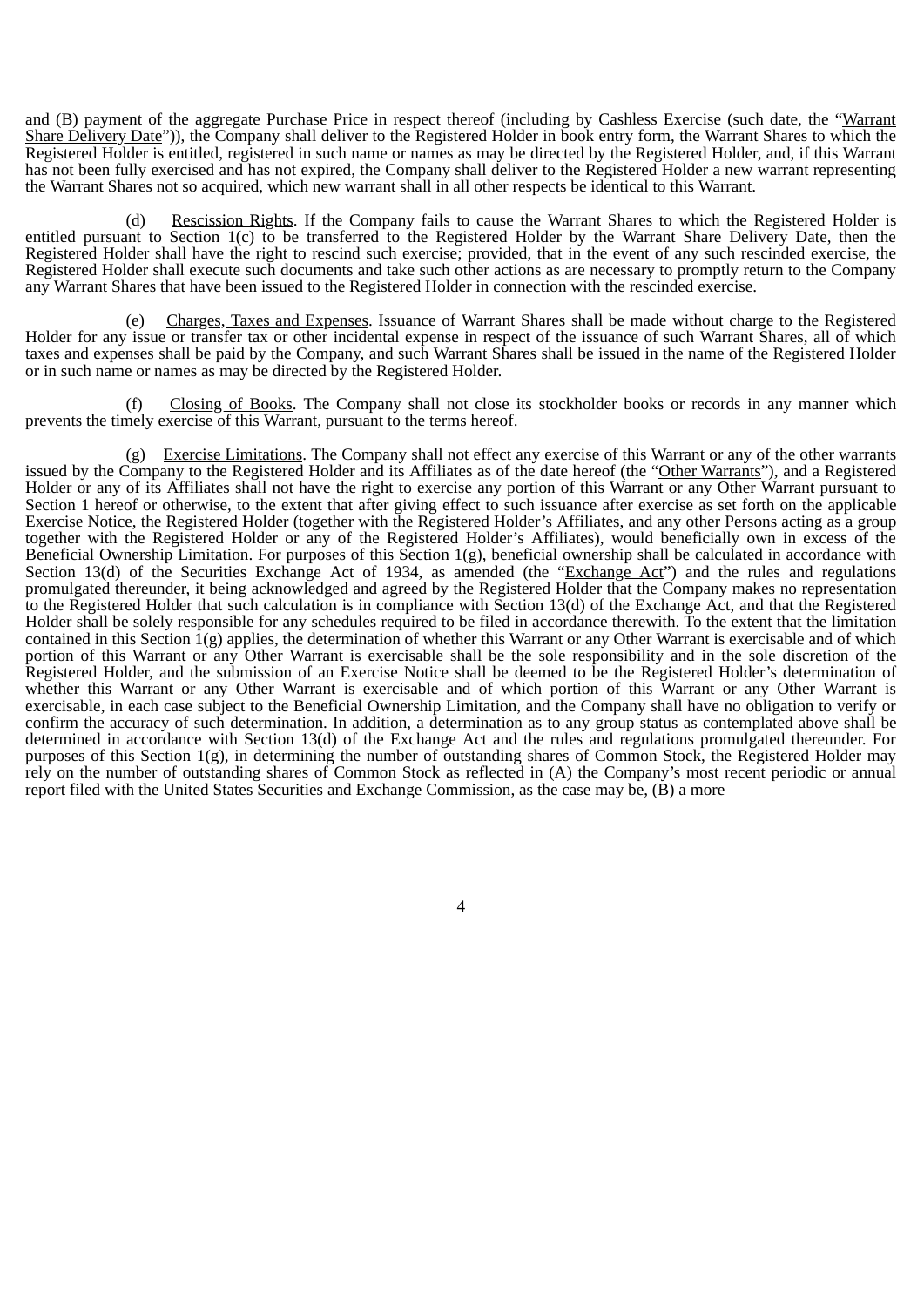and (B) payment of the aggregate Purchase Price in respect thereof (including by Cashless Exercise (such date, the "Warrant Share Delivery Date")), the Company shall deliver to the Registered Holder in book entry form, the Warrant Shares to which the Registered Holder is entitled, registered in such name or names as may be directed by the Registered Holder, and, if this Warrant has not been fully exercised and has not expired, the Company shall deliver to the Registered Holder a new warrant representing the Warrant Shares not so acquired, which new warrant shall in all other respects be identical to this Warrant.

(d) Rescission Rights. If the Company fails to cause the Warrant Shares to which the Registered Holder is entitled pursuant to Section 1(c) to be transferred to the Registered Holder by the Warrant Share Delivery Date, then the Registered Holder shall have the right to rescind such exercise; provided, that in the event of any such rescinded exercise, the Registered Holder shall execute such documents and take such other actions as are necessary to promptly return to the Company any Warrant Shares that have been issued to the Registered Holder in connection with the rescinded exercise.

(e) Charges, Taxes and Expenses. Issuance of Warrant Shares shall be made without charge to the Registered Holder for any issue or transfer tax or other incidental expense in respect of the issuance of such Warrant Shares, all of which taxes and expenses shall be paid by the Company, and such Warrant Shares shall be issued in the name of the Registered Holder or in such name or names as may be directed by the Registered Holder.

(f) Closing of Books. The Company shall not close its stockholder books or records in any manner which prevents the timely exercise of this Warrant, pursuant to the terms hereof.

(g) Exercise Limitations. The Company shall not effect any exercise of this Warrant or any of the other warrants issued by the Company to the Registered Holder and its Affiliates as of the date hereof (the "Other Warrants"), and a Registered Holder or any of its Affiliates shall not have the right to exercise any portion of this Warrant or any Other Warrant pursuant to Section 1 hereof or otherwise, to the extent that after giving effect to such issuance after exercise as set forth on the applicable Exercise Notice, the Registered Holder (together with the Registered Holder's Affiliates, and any other Persons acting as a group together with the Registered Holder or any of the Registered Holder's Affiliates), would beneficially own in excess of the Beneficial Ownership Limitation. For purposes of this Section 1(g), beneficial ownership shall be calculated in accordance with Section 13(d) of the Securities Exchange Act of 1934, as amended (the "Exchange Act") and the rules and regulations promulgated thereunder, it being acknowledged and agreed by the Registered Holder that the Company makes no representation to the Registered Holder that such calculation is in compliance with Section 13(d) of the Exchange Act, and that the Registered Holder shall be solely responsible for any schedules required to be filed in accordance therewith. To the extent that the limitation contained in this Section 1(g) applies, the determination of whether this Warrant or any Other Warrant is exercisable and of which portion of this Warrant or any Other Warrant is exercisable shall be the sole responsibility and in the sole discretion of the Registered Holder, and the submission of an Exercise Notice shall be deemed to be the Registered Holder's determination of whether this Warrant or any Other Warrant is exercisable and of which portion of this Warrant or any Other Warrant is exercisable, in each case subject to the Beneficial Ownership Limitation, and the Company shall have no obligation to verify or confirm the accuracy of such determination. In addition, a determination as to any group status as contemplated above shall be determined in accordance with Section 13(d) of the Exchange Act and the rules and regulations promulgated thereunder. For purposes of this Section 1(g), in determining the number of outstanding shares of Common Stock, the Registered Holder may rely on the number of outstanding shares of Common Stock as reflected in (A) the Company's most recent periodic or annual report filed with the United States Securities and Exchange Commission, as the case may be, (B) a more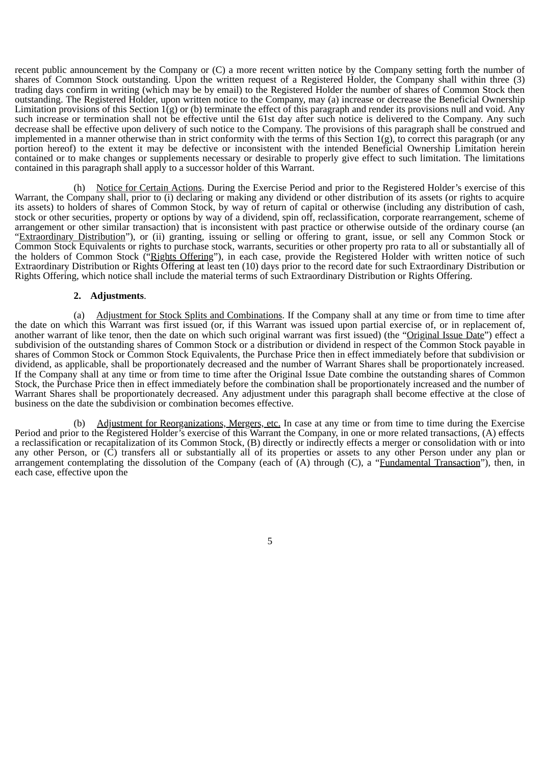recent public announcement by the Company or (C) a more recent written notice by the Company setting forth the number of shares of Common Stock outstanding. Upon the written request of a Registered Holder, the Company shall within three (3) trading days confirm in writing (which may be by email) to the Registered Holder the number of shares of Common Stock then outstanding. The Registered Holder, upon written notice to the Company, may (a) increase or decrease the Beneficial Ownership Limitation provisions of this Section 1(g) or (b) terminate the effect of this paragraph and render its provisions null and void. Any such increase or termination shall not be effective until the 61st day after such notice is delivered to the Company. Any such decrease shall be effective upon delivery of such notice to the Company. The provisions of this paragraph shall be construed and implemented in a manner otherwise than in strict conformity with the terms of this Section 1(g), to correct this paragraph (or any portion hereof) to the extent it may be defective or inconsistent with the intended Beneficial Ownership Limitation herein contained or to make changes or supplements necessary or desirable to properly give effect to such limitation. The limitations contained in this paragraph shall apply to a successor holder of this Warrant.

(h) Notice for Certain Actions. During the Exercise Period and prior to the Registered Holder's exercise of this Warrant, the Company shall, prior to (i) declaring or making any dividend or other distribution of its assets (or rights to acquire its assets) to holders of shares of Common Stock, by way of return of capital or otherwise (including any distribution of cash, stock or other securities, property or options by way of a dividend, spin off, reclassification, corporate rearrangement, scheme of arrangement or other similar transaction) that is inconsistent with past practice or otherwise outside of the ordinary course (an "Extraordinary Distribution"), or (ii) granting, issuing or selling or offering to grant, issue, or sell any Common Stock or Common Stock Equivalents or rights to purchase stock, warrants, securities or other property pro rata to all or substantially all of the holders of Common Stock ("Rights Offering"), in each case, provide the Registered Holder with written notice of such Extraordinary Distribution or Rights Offering at least ten (10) days prior to the record date for such Extraordinary Distribution or Rights Offering, which notice shall include the material terms of such Extraordinary Distribution or Rights Offering.

**2. Adjustments**.

(a) Adjustment for Stock Splits and Combinations. If the Company shall at any time or from time to time after the date on which this Warrant was first issued (or, if this Warrant was issued upon partial exercise of, or in replacement of, another warrant of like tenor, then the date on which such original warrant was first issued) (the "Original Issue Date") effect a subdivision of the outstanding shares of Common Stock or a distribution or dividend in respect of the Common Stock payable in shares of Common Stock or Common Stock Equivalents, the Purchase Price then in effect immediately before that subdivision or dividend, as applicable, shall be proportionately decreased and the number of Warrant Shares shall be proportionately increased. If the Company shall at any time or from time to time after the Original Issue Date combine the outstanding shares of Common Stock, the Purchase Price then in effect immediately before the combination shall be proportionately increased and the number of Warrant Shares shall be proportionately decreased. Any adjustment under this paragraph shall become effective at the close of business on the date the subdivision or combination becomes effective.

(b) Adjustment for Reorganizations, Mergers, etc. In case at any time or from time to time during the Exercise Period and prior to the Registered Holder's exercise of this Warrant the Company, in one or more related transactions, (A) effects a reclassification or recapitalization of its Common Stock, (B) directly or indirectly effects a merger or consolidation with or into any other Person, or (C) transfers all or substantially all of its properties or assets to any other Person under any plan or arrangement contemplating the dissolution of the Company (each of (A) through (C), a "Fundamental Transaction"), then, in each case, effective upon the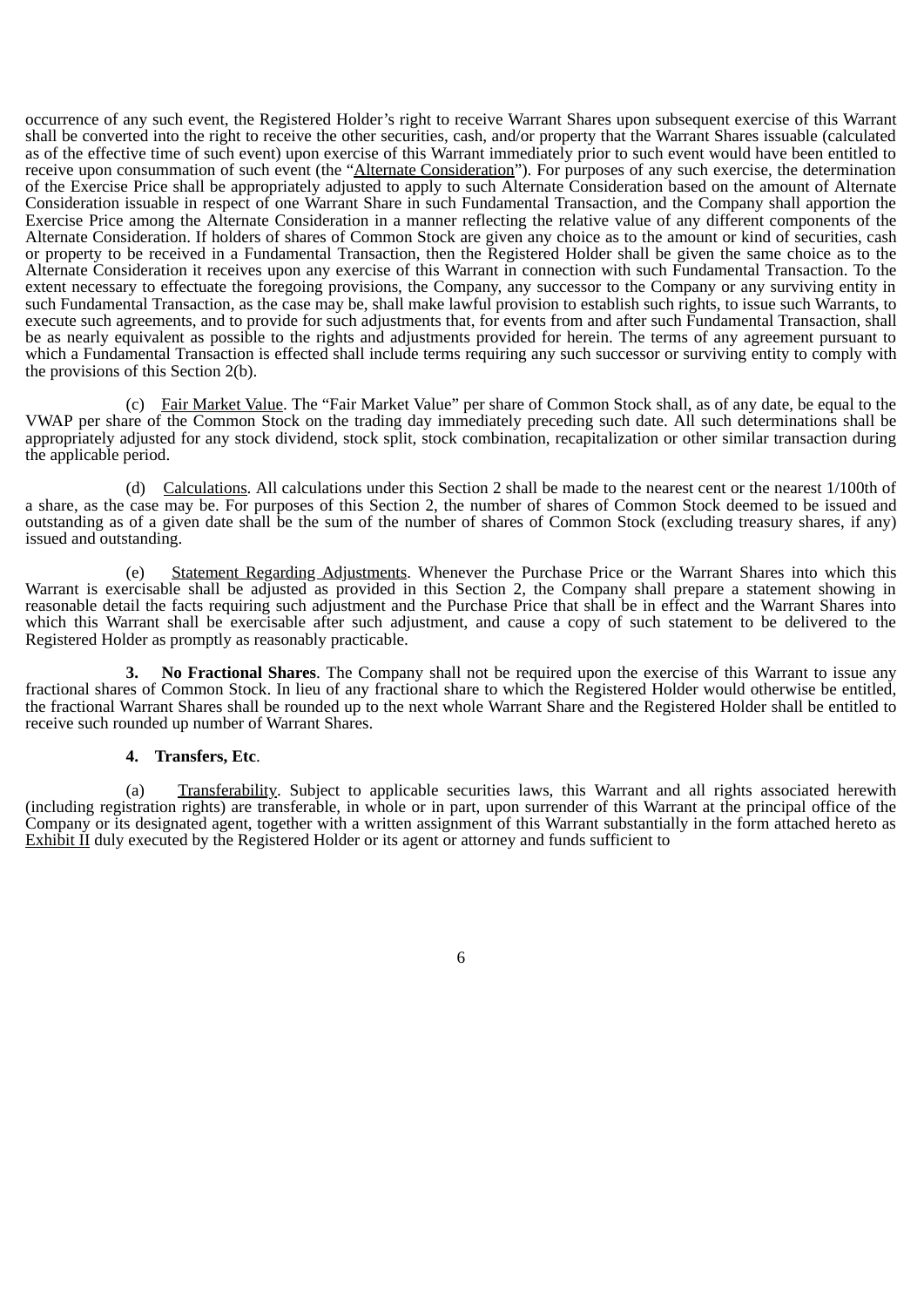occurrence of any such event, the Registered Holder's right to receive Warrant Shares upon subsequent exercise of this Warrant shall be converted into the right to receive the other securities, cash, and/or property that the Warrant Shares issuable (calculated as of the effective time of such event) upon exercise of this Warrant immediately prior to such event would have been entitled to receive upon consummation of such event (the "Alternate Consideration"). For purposes of any such exercise, the determination of the Exercise Price shall be appropriately adjusted to apply to such Alternate Consideration based on the amount of Alternate Consideration issuable in respect of one Warrant Share in such Fundamental Transaction, and the Company shall apportion the Exercise Price among the Alternate Consideration in a manner reflecting the relative value of any different components of the Alternate Consideration. If holders of shares of Common Stock are given any choice as to the amount or kind of securities, cash or property to be received in a Fundamental Transaction, then the Registered Holder shall be given the same choice as to the Alternate Consideration it receives upon any exercise of this Warrant in connection with such Fundamental Transaction. To the extent necessary to effectuate the foregoing provisions, the Company, any successor to the Company or any surviving entity in such Fundamental Transaction, as the case may be, shall make lawful provision to establish such rights, to issue such Warrants, to execute such agreements, and to provide for such adjustments that, for events from and after such Fundamental Transaction, shall be as nearly equivalent as possible to the rights and adjustments provided for herein. The terms of any agreement pursuant to which a Fundamental Transaction is effected shall include terms requiring any such successor or surviving entity to comply with the provisions of this Section 2(b).

(c) Fair Market Value. The "Fair Market Value" per share of Common Stock shall, as of any date, be equal to the VWAP per share of the Common Stock on the trading day immediately preceding such date. All such determinations shall be appropriately adjusted for any stock dividend, stock split, stock combination, recapitalization or other similar transaction during the applicable period.

(d) Calculations. All calculations under this Section 2 shall be made to the nearest cent or the nearest 1/100th of a share, as the case may be. For purposes of this Section 2, the number of shares of Common Stock deemed to be issued and outstanding as of a given date shall be the sum of the number of shares of Common Stock (excluding treasury shares, if any) issued and outstanding.

(e) Statement Regarding Adjustments. Whenever the Purchase Price or the Warrant Shares into which this Warrant is exercisable shall be adjusted as provided in this Section 2, the Company shall prepare a statement showing in reasonable detail the facts requiring such adjustment and the Purchase Price that shall be in effect and the Warrant Shares into which this Warrant shall be exercisable after such adjustment, and cause a copy of such statement to be delivered to the Registered Holder as promptly as reasonably practicable.

**3. No Fractional Shares**. The Company shall not be required upon the exercise of this Warrant to issue any fractional shares of Common Stock. In lieu of any fractional share to which the Registered Holder would otherwise be entitled, the fractional Warrant Shares shall be rounded up to the next whole Warrant Share and the Registered Holder shall be entitled to receive such rounded up number of Warrant Shares.

**4. Transfers, Etc**.

(a) Transferability. Subject to applicable securities laws, this Warrant and all rights associated herewith (including registration rights) are transferable, in whole or in part, upon surrender of this Warrant at the principal office of the Company or its designated agent, together with a written assignment of this Warrant substantially in the form attached hereto as Exhibit II duly executed by the Registered Holder or its agent or attorney and funds sufficient to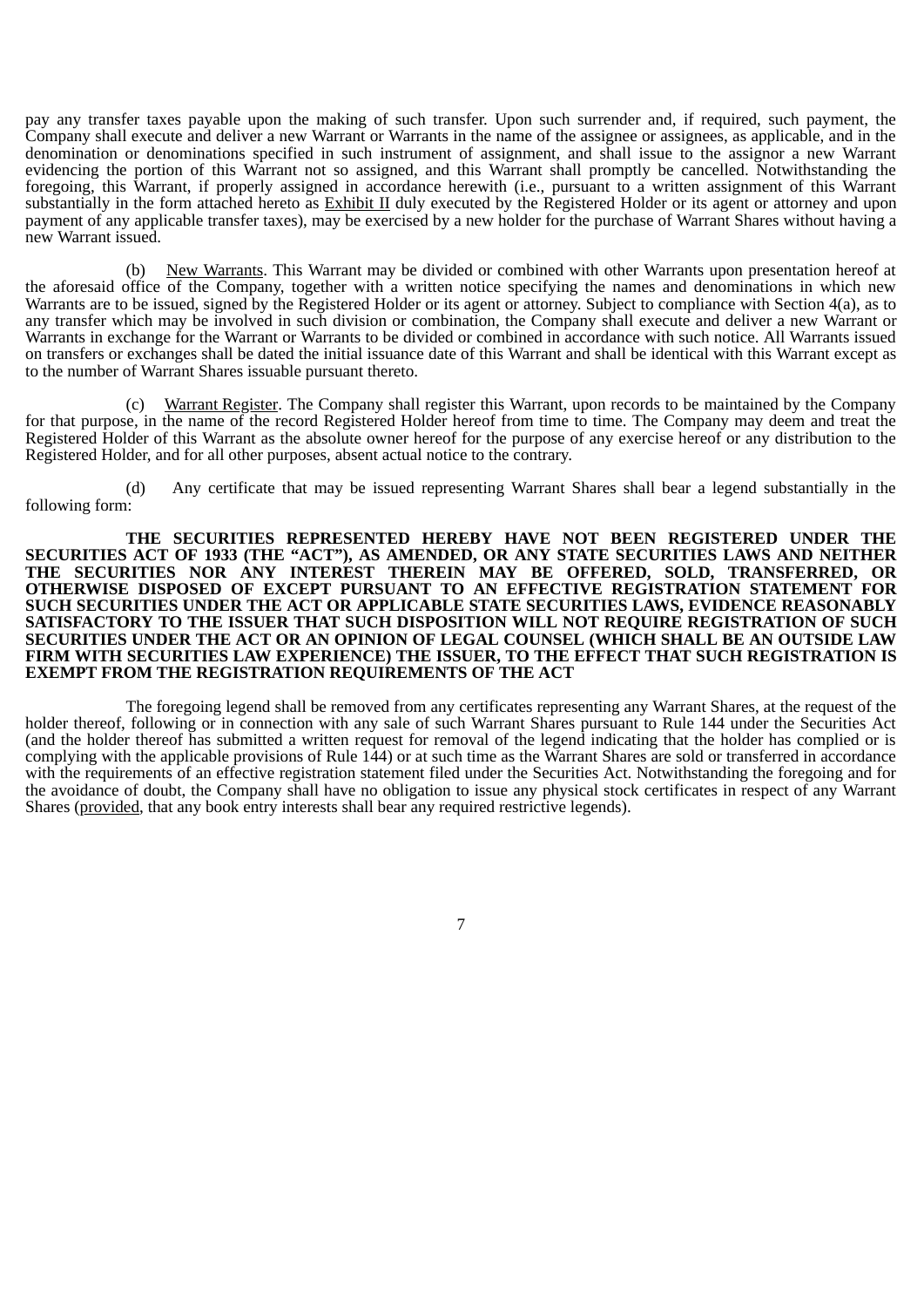pay any transfer taxes payable upon the making of such transfer. Upon such surrender and, if required, such payment, the Company shall execute and deliver a new Warrant or Warrants in the name of the assignee or assignees, as applicable, and in the denomination or denominations specified in such instrument of assignment, and shall issue to the assignor a new Warrant evidencing the portion of this Warrant not so assigned, and this Warrant shall promptly be cancelled. Notwithstanding the foregoing, this Warrant, if properly assigned in accordance herewith (i.e., pursuant to a written assignment of this Warrant substantially in the form attached hereto as Exhibit II duly executed by the Registered Holder or its agent or attorney and upon payment of any applicable transfer taxes), may be exercised by a new holder for the purchase of Warrant Shares without having a new Warrant issued.

(b) New Warrants. This Warrant may be divided or combined with other Warrants upon presentation hereof at the aforesaid office of the Company, together with a written notice specifying the names and denominations in which new Warrants are to be issued, signed by the Registered Holder or its agent or attorney. Subject to compliance with Section 4(a), as to any transfer which may be involved in such division or combination, the Company shall execute and deliver a new Warrant or Warrants in exchange for the Warrant or Warrants to be divided or combined in accordance with such notice. All Warrants issued on transfers or exchanges shall be dated the initial issuance date of this Warrant and shall be identical with this Warrant except as to the number of Warrant Shares issuable pursuant thereto.

(c) Warrant Register. The Company shall register this Warrant, upon records to be maintained by the Company for that purpose, in the name of the record Registered Holder hereof from time to time. The Company may deem and treat the Registered Holder of this Warrant as the absolute owner hereof for the purpose of any exercise hereof or any distribution to the Registered Holder, and for all other purposes, absent actual notice to the contrary.

(d) Any certificate that may be issued representing Warrant Shares shall bear a legend substantially in the following form:

**THE SECURITIES REPRESENTED HEREBY HAVE NOT BEEN REGISTERED UNDER THE SECURITIES ACT OF 1933 (THE "ACT"), AS AMENDED, OR ANY STATE SECURITIES LAWS AND NEITHER THE SECURITIES NOR ANY INTEREST THEREIN MAY BE OFFERED, SOLD, TRANSFERRED, OR OTHERWISE DISPOSED OF EXCEPT PURSUANT TO AN EFFECTIVE REGISTRATION STATEMENT FOR SUCH SECURITIES UNDER THE ACT OR APPLICABLE STATE SECURITIES LAWS, EVIDENCE REASONABLY SATISFACTORY TO THE ISSUER THAT SUCH DISPOSITION WILL NOT REQUIRE REGISTRATION OF SUCH SECURITIES UNDER THE ACT OR AN OPINION OF LEGAL COUNSEL (WHICH SHALL BE AN OUTSIDE LAW FIRM WITH SECURITIES LAW EXPERIENCE) THE ISSUER, TO THE EFFECT THAT SUCH REGISTRATION IS EXEMPT FROM THE REGISTRATION REQUIREMENTS OF THE ACT**

The foregoing legend shall be removed from any certificates representing any Warrant Shares, at the request of the holder thereof, following or in connection with any sale of such Warrant Shares pursuant to Rule 144 under the Securities Act (and the holder thereof has submitted a written request for removal of the legend indicating that the holder has complied or is complying with the applicable provisions of Rule 144) or at such time as the Warrant Shares are sold or transferred in accordance with the requirements of an effective registration statement filed under the Securities Act. Notwithstanding the foregoing and for the avoidance of doubt, the Company shall have no obligation to issue any physical stock certificates in respect of any Warrant Shares (provided, that any book entry interests shall bear any required restrictive legends).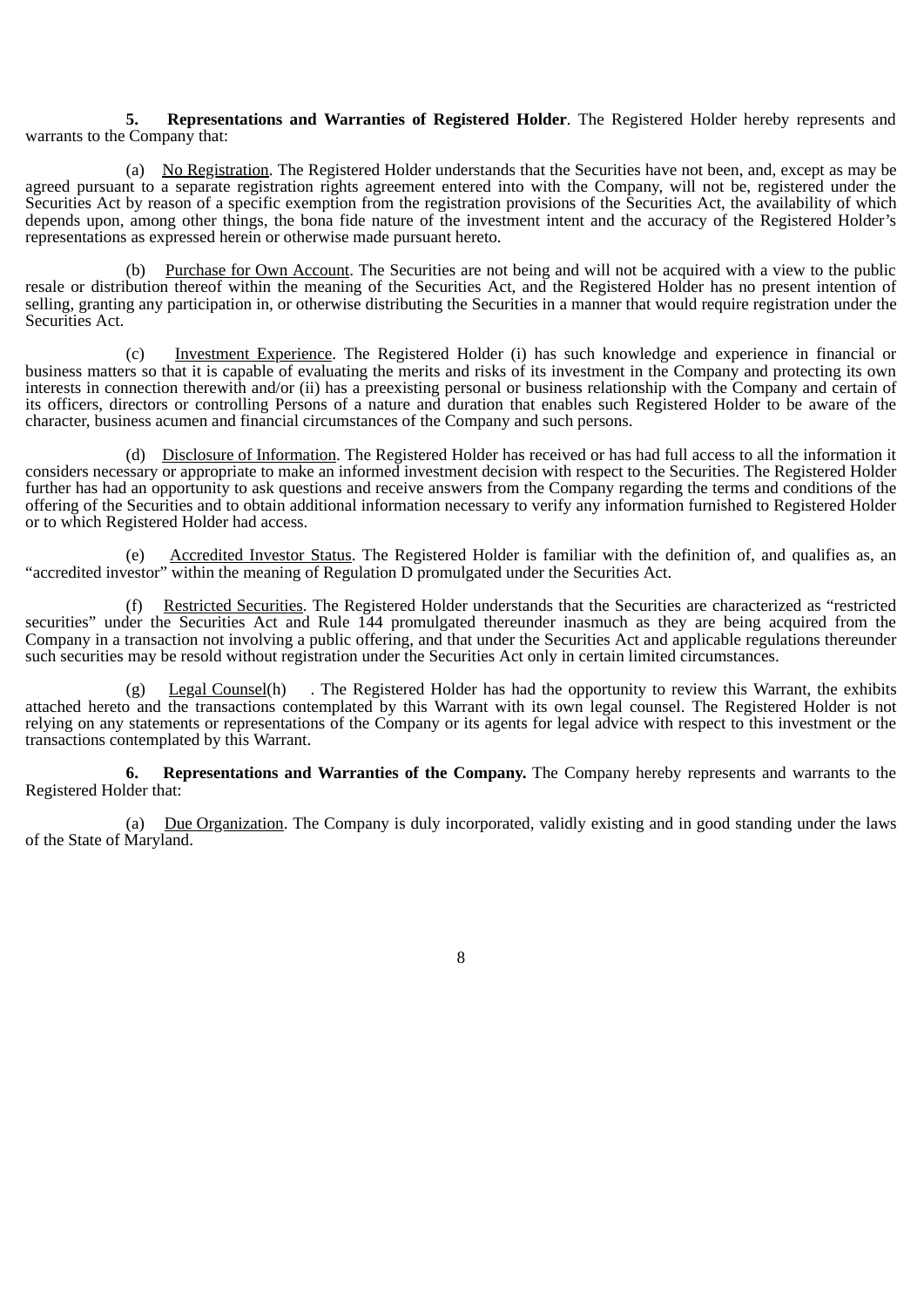**5. Representations and Warranties of Registered Holder**. The Registered Holder hereby represents and warrants to the Company that:

(a) No Registration. The Registered Holder understands that the Securities have not been, and, except as may be agreed pursuant to a separate registration rights agreement entered into with the Company, will not be, registered under the Securities Act by reason of a specific exemption from the registration provisions of the Securities Act, the availability of which depends upon, among other things, the bona fide nature of the investment intent and the accuracy of the Registered Holder's representations as expressed herein or otherwise made pursuant hereto.

(b) Purchase for Own Account. The Securities are not being and will not be acquired with a view to the public resale or distribution thereof within the meaning of the Securities Act, and the Registered Holder has no present intention of selling, granting any participation in, or otherwise distributing the Securities in a manner that would require registration under the Securities Act.

(c) Investment Experience. The Registered Holder (i) has such knowledge and experience in financial or business matters so that it is capable of evaluating the merits and risks of its investment in the Company and protecting its own interests in connection therewith and/or (ii) has a preexisting personal or business relationship with the Company and certain of its officers, directors or controlling Persons of a nature and duration that enables such Registered Holder to be aware of the character, business acumen and financial circumstances of the Company and such persons.

(d) Disclosure of Information. The Registered Holder has received or has had full access to all the information it considers necessary or appropriate to make an informed investment decision with respect to the Securities. The Registered Holder further has had an opportunity to ask questions and receive answers from the Company regarding the terms and conditions of the offering of the Securities and to obtain additional information necessary to verify any information furnished to Registered Holder or to which Registered Holder had access.

(e) Accredited Investor Status. The Registered Holder is familiar with the definition of, and qualifies as, an "accredited investor" within the meaning of Regulation D promulgated under the Securities Act.

(f) Restricted Securities. The Registered Holder understands that the Securities are characterized as "restricted securities" under the Securities Act and Rule 144 promulgated thereunder inasmuch as they are being acquired from the Company in a transaction not involving a public offering, and that under the Securities Act and applicable regulations thereunder such securities may be resold without registration under the Securities Act only in certain limited circumstances.

(g) Legal Counsel(h) . The Registered Holder has had the opportunity to review this Warrant, the exhibits attached hereto and the transactions contemplated by this Warrant with its own legal counsel. The Registered Holder is not relying on any statements or representations of the Company or its agents for legal advice with respect to this investment or the transactions contemplated by this Warrant.

**6. Representations and Warranties of the Company.** The Company hereby represents and warrants to the Registered Holder that:

(a) Due Organization. The Company is duly incorporated, validly existing and in good standing under the laws of the State of Maryland.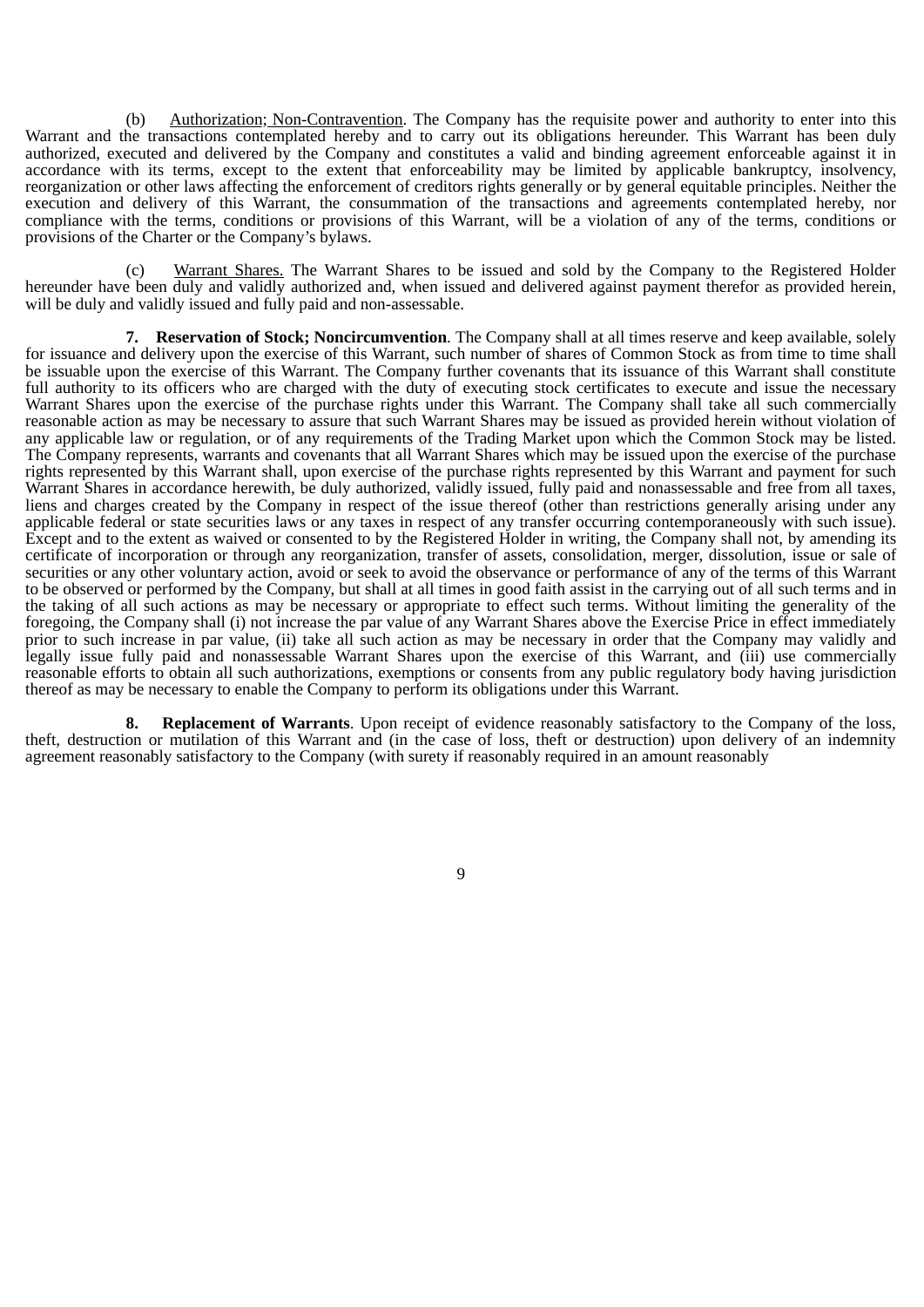(b) Authorization; Non-Contravention. The Company has the requisite power and authority to enter into this Warrant and the transactions contemplated hereby and to carry out its obligations hereunder. This Warrant has been duly authorized, executed and delivered by the Company and constitutes a valid and binding agreement enforceable against it in accordance with its terms, except to the extent that enforceability may be limited by applicable bankruptcy, insolvency, reorganization or other laws affecting the enforcement of creditors rights generally or by general equitable principles. Neither the execution and delivery of this Warrant, the consummation of the transactions and agreements contemplated hereby, nor compliance with the terms, conditions or provisions of this Warrant, will be a violation of any of the terms, conditions or provisions of the Charter or the Company's bylaws.

(c) Warrant Shares. The Warrant Shares to be issued and sold by the Company to the Registered Holder hereunder have been duly and validly authorized and, when issued and delivered against payment therefor as provided herein, will be duly and validly issued and fully paid and non-assessable.

**7. Reservation of Stock; Noncircumvention**. The Company shall at all times reserve and keep available, solely for issuance and delivery upon the exercise of this Warrant, such number of shares of Common Stock as from time to time shall be issuable upon the exercise of this Warrant. The Company further covenants that its issuance of this Warrant shall constitute full authority to its officers who are charged with the duty of executing stock certificates to execute and issue the necessary Warrant Shares upon the exercise of the purchase rights under this Warrant. The Company shall take all such commercially reasonable action as may be necessary to assure that such Warrant Shares may be issued as provided herein without violation of any applicable law or regulation, or of any requirements of the Trading Market upon which the Common Stock may be listed. The Company represents, warrants and covenants that all Warrant Shares which may be issued upon the exercise of the purchase rights represented by this Warrant shall, upon exercise of the purchase rights represented by this Warrant and payment for such Warrant Shares in accordance herewith, be duly authorized, validly issued, fully paid and nonassessable and free from all taxes, liens and charges created by the Company in respect of the issue thereof (other than restrictions generally arising under any applicable federal or state securities laws or any taxes in respect of any transfer occurring contemporaneously with such issue). Except and to the extent as waived or consented to by the Registered Holder in writing, the Company shall not, by amending its certificate of incorporation or through any reorganization, transfer of assets, consolidation, merger, dissolution, issue or sale of securities or any other voluntary action, avoid or seek to avoid the observance or performance of any of the terms of this Warrant to be observed or performed by the Company, but shall at all times in good faith assist in the carrying out of all such terms and in the taking of all such actions as may be necessary or appropriate to effect such terms. Without limiting the generality of the foregoing, the Company shall (i) not increase the par value of any Warrant Shares above the Exercise Price in effect immediately prior to such increase in par value, (ii) take all such action as may be necessary in order that the Company may validly and legally issue fully paid and nonassessable Warrant Shares upon the exercise of this Warrant, and (iii) use commercially reasonable efforts to obtain all such authorizations, exemptions or consents from any public regulatory body having jurisdiction thereof as may be necessary to enable the Company to perform its obligations under this Warrant.

**8. Replacement of Warrants**. Upon receipt of evidence reasonably satisfactory to the Company of the loss, theft, destruction or mutilation of this Warrant and (in the case of loss, theft or destruction) upon delivery of an indemnity agreement reasonably satisfactory to the Company (with surety if reasonably required in an amount reasonably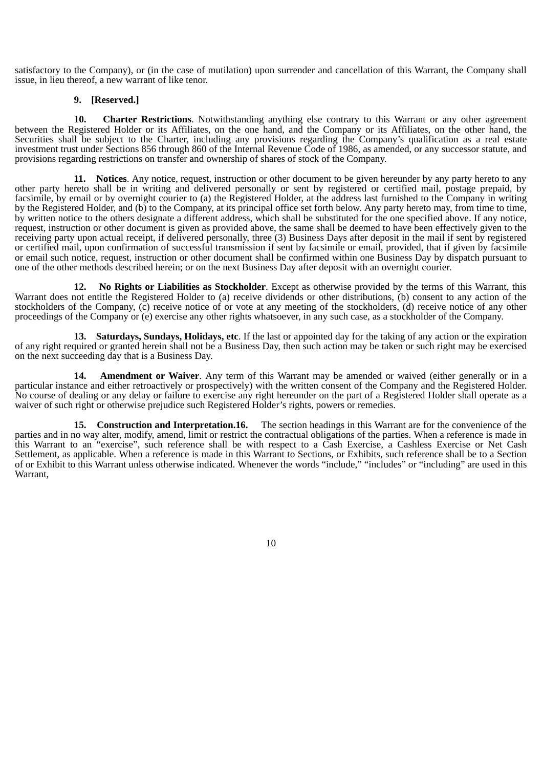satisfactory to the Company), or (in the case of mutilation) upon surrender and cancellation of this Warrant, the Company shall issue, in lieu thereof, a new warrant of like tenor.

**9. [Reserved.]**

**10. Charter Restrictions**. Notwithstanding anything else contrary to this Warrant or any other agreement between the Registered Holder or its Affiliates, on the one hand, and the Company or its Affiliates, on the other hand, the Securities shall be subject to the Charter, including any provisions regarding the Company's qualification as a real estate investment trust under Sections 856 through 860 of the Internal Revenue Code of 1986, as amended, or any successor statute, and provisions regarding restrictions on transfer and ownership of shares of stock of the Company.

**11. Notices**. Any notice, request, instruction or other document to be given hereunder by any party hereto to any other party hereto shall be in writing and delivered personally or sent by registered or certified mail, postage prepaid, by facsimile, by email or by overnight courier to (a) the Registered Holder, at the address last furnished to the Company in writing by the Registered Holder, and (b) to the Company, at its principal office set forth below. Any party hereto may, from time to time, by written notice to the others designate a different address, which shall be substituted for the one specified above. If any notice, request, instruction or other document is given as provided above, the same shall be deemed to have been effectively given to the receiving party upon actual receipt, if delivered personally, three (3) Business Days after deposit in the mail if sent by registered or certified mail, upon confirmation of successful transmission if sent by facsimile or email, provided, that if given by facsimile or email such notice, request, instruction or other document shall be confirmed within one Business Day by dispatch pursuant to one of the other methods described herein; or on the next Business Day after deposit with an overnight courier.

**12. No Rights or Liabilities as Stockholder**. Except as otherwise provided by the terms of this Warrant, this Warrant does not entitle the Registered Holder to (a) receive dividends or other distributions, (b) consent to any action of the stockholders of the Company, (c) receive notice of or vote at any meeting of the stockholders, (d) receive notice of any other proceedings of the Company or (e) exercise any other rights whatsoever, in any such case, as a stockholder of the Company.

**13. Saturdays, Sundays, Holidays, etc**. If the last or appointed day for the taking of any action or the expiration of any right required or granted herein shall not be a Business Day, then such action may be taken or such right may be exercised on the next succeeding day that is a Business Day.

**14. Amendment or Waiver**. Any term of this Warrant may be amended or waived (either generally or in a particular instance and either retroactively or prospectively) with the written consent of the Company and the Registered Holder. No course of dealing or any delay or failure to exercise any right hereunder on the part of a Registered Holder shall operate as a waiver of such right or otherwise prejudice such Registered Holder's rights, powers or remedies.

**15. Construction and Interpretation.16.** The section headings in this Warrant are for the convenience of the parties and in no way alter, modify, amend, limit or restrict the contractual obligations of the parties. When a reference is made in this Warrant to an "exercise", such reference shall be with respect to a Cash Exercise, a Cashless Exercise or Net Cash Settlement, as applicable. When a reference is made in this Warrant to Sections, or Exhibits, such reference shall be to a Section of or Exhibit to this Warrant unless otherwise indicated. Whenever the words "include," "includes" or "including" are used in this Warrant,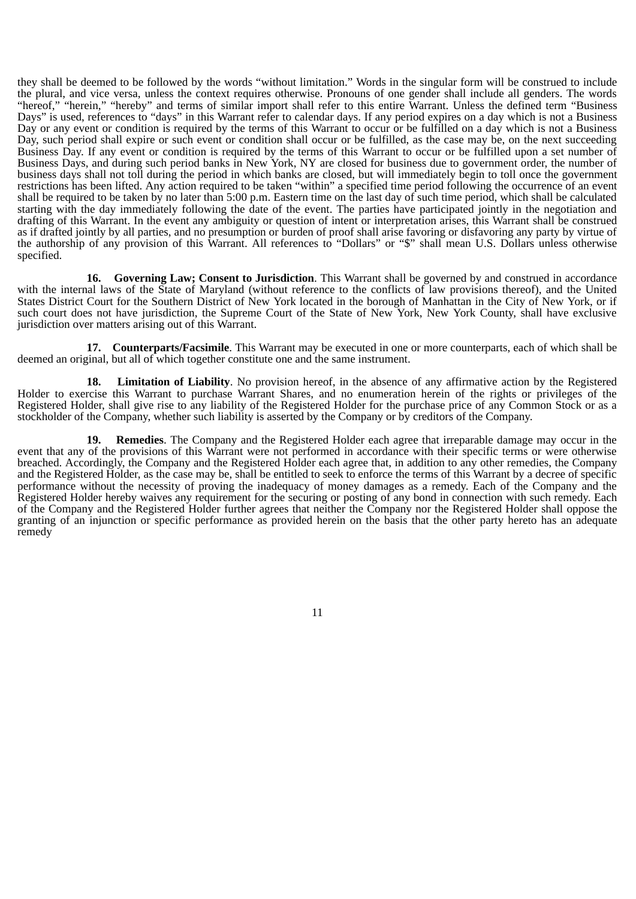they shall be deemed to be followed by the words "without limitation." Words in the singular form will be construed to include the plural, and vice versa, unless the context requires otherwise. Pronouns of one gender shall include all genders. The words "hereof," "herein," "hereby" and terms of similar import shall refer to this entire Warrant. Unless the defined term "Business Days" is used, references to "days" in this Warrant refer to calendar days. If any period expires on a day which is not a Business Day or any event or condition is required by the terms of this Warrant to occur or be fulfilled on a day which is not a Business Day, such period shall expire or such event or condition shall occur or be fulfilled, as the case may be, on the next succeeding Business Day. If any event or condition is required by the terms of this Warrant to occur or be fulfilled upon a set number of Business Days, and during such period banks in New York, NY are closed for business due to government order, the number of business days shall not toll during the period in which banks are closed, but will immediately begin to toll once the government restrictions has been lifted. Any action required to be taken "within" a specified time period following the occurrence of an event shall be required to be taken by no later than 5:00 p.m. Eastern time on the last day of such time period, which shall be calculated starting with the day immediately following the date of the event. The parties have participated jointly in the negotiation and drafting of this Warrant. In the event any ambiguity or question of intent or interpretation arises, this Warrant shall be construed as if drafted jointly by all parties, and no presumption or burden of proof shall arise favoring or disfavoring any party by virtue of the authorship of any provision of this Warrant. All references to "Dollars" or "$" shall mean U.S. Dollars unless otherwise specified.

**16. Governing Law; Consent to Jurisdiction**. This Warrant shall be governed by and construed in accordance with the internal laws of the State of Maryland (without reference to the conflicts of law provisions thereof), and the United States District Court for the Southern District of New York located in the borough of Manhattan in the City of New York, or if such court does not have jurisdiction, the Supreme Court of the State of New York, New York County, shall have exclusive jurisdiction over matters arising out of this Warrant.

**17. Counterparts/Facsimile**. This Warrant may be executed in one or more counterparts, each of which shall be deemed an original, but all of which together constitute one and the same instrument.

**18. Limitation of Liability**. No provision hereof, in the absence of any affirmative action by the Registered Holder to exercise this Warrant to purchase Warrant Shares, and no enumeration herein of the rights or privileges of the Registered Holder, shall give rise to any liability of the Registered Holder for the purchase price of any Common Stock or as a stockholder of the Company, whether such liability is asserted by the Company or by creditors of the Company.

**19. Remedies**. The Company and the Registered Holder each agree that irreparable damage may occur in the event that any of the provisions of this Warrant were not performed in accordance with their specific terms or were otherwise breached. Accordingly, the Company and the Registered Holder each agree that, in addition to any other remedies, the Company and the Registered Holder, as the case may be, shall be entitled to seek to enforce the terms of this Warrant by a decree of specific performance without the necessity of proving the inadequacy of money damages as a remedy. Each of the Company and the Registered Holder hereby waives any requirement for the securing or posting of any bond in connection with such remedy. Each of the Company and the Registered Holder further agrees that neither the Company nor the Registered Holder shall oppose the granting of an injunction or specific performance as provided herein on the basis that the other party hereto has an adequate remedy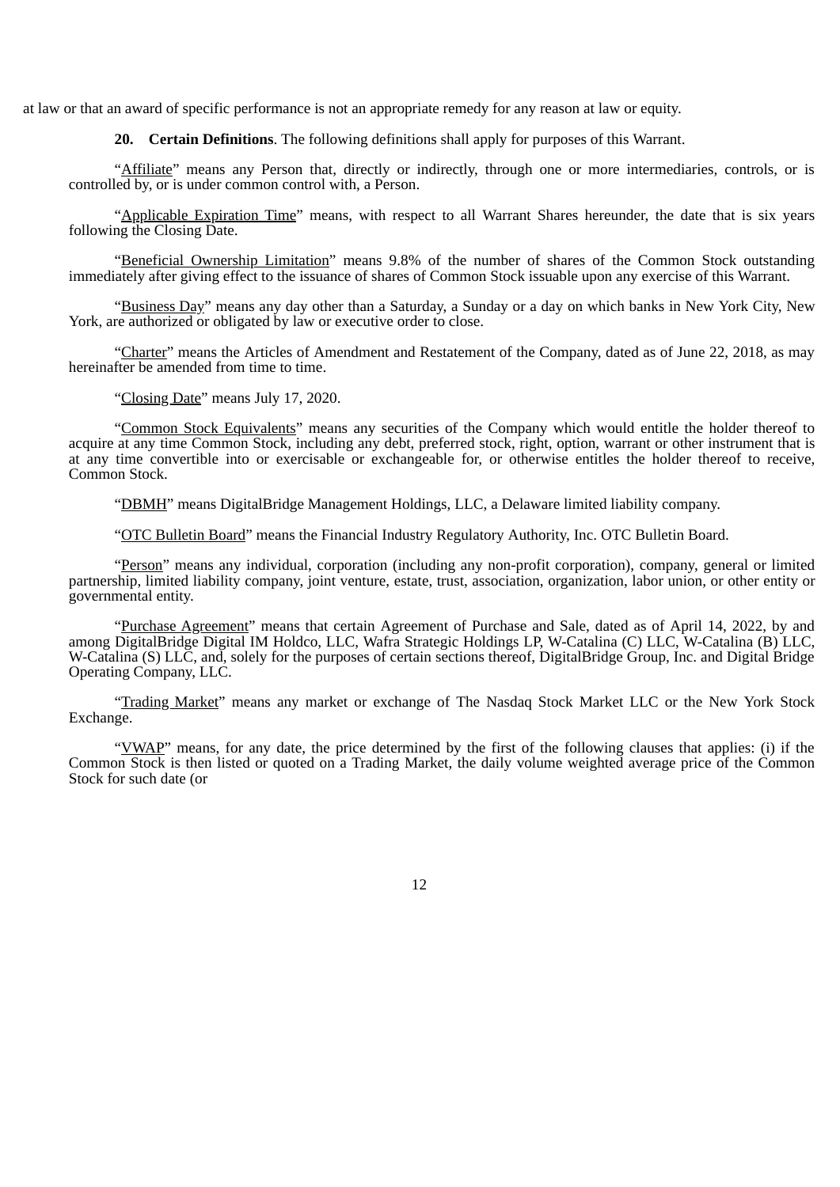at law or that an award of specific performance is not an appropriate remedy for any reason at law or equity.

**20. Certain Definitions**. The following definitions shall apply for purposes of this Warrant.

"Affiliate" means any Person that, directly or indirectly, through one or more intermediaries, controls, or is controlled by, or is under common control with, a Person.

"Applicable Expiration Time" means, with respect to all Warrant Shares hereunder, the date that is six years following the Closing Date.

"Beneficial Ownership Limitation" means 9.8% of the number of shares of the Common Stock outstanding immediately after giving effect to the issuance of shares of Common Stock issuable upon any exercise of this Warrant.

"Business Day" means any day other than a Saturday, a Sunday or a day on which banks in New York City, New York, are authorized or obligated by law or executive order to close.

"Charter" means the Articles of Amendment and Restatement of the Company, dated as of June 22, 2018, as may hereinafter be amended from time to time.

"Closing Date" means July 17, 2020.

"Common Stock Equivalents" means any securities of the Company which would entitle the holder thereof to acquire at any time Common Stock, including any debt, preferred stock, right, option, warrant or other instrument that is at any time convertible into or exercisable or exchangeable for, or otherwise entitles the holder thereof to receive, Common Stock.

"DBMH" means DigitalBridge Management Holdings, LLC, a Delaware limited liability company.

"OTC Bulletin Board" means the Financial Industry Regulatory Authority, Inc. OTC Bulletin Board.

"Person" means any individual, corporation (including any non-profit corporation), company, general or limited partnership, limited liability company, joint venture, estate, trust, association, organization, labor union, or other entity or governmental entity.

"Purchase Agreement" means that certain Agreement of Purchase and Sale, dated as of April 14, 2022, by and among DigitalBridge Digital IM Holdco, LLC, Wafra Strategic Holdings LP, W-Catalina (C) LLC, W-Catalina (B) LLC, W-Catalina (S) LLC, and, solely for the purposes of certain sections thereof, DigitalBridge Group, Inc. and Digital Bridge Operating Company, LLC.

"Trading Market" means any market or exchange of The Nasdaq Stock Market LLC or the New York Stock Exchange.

"VWAP" means, for any date, the price determined by the first of the following clauses that applies: (i) if the Common Stock is then listed or quoted on a Trading Market, the daily volume weighted average price of the Common Stock for such date (or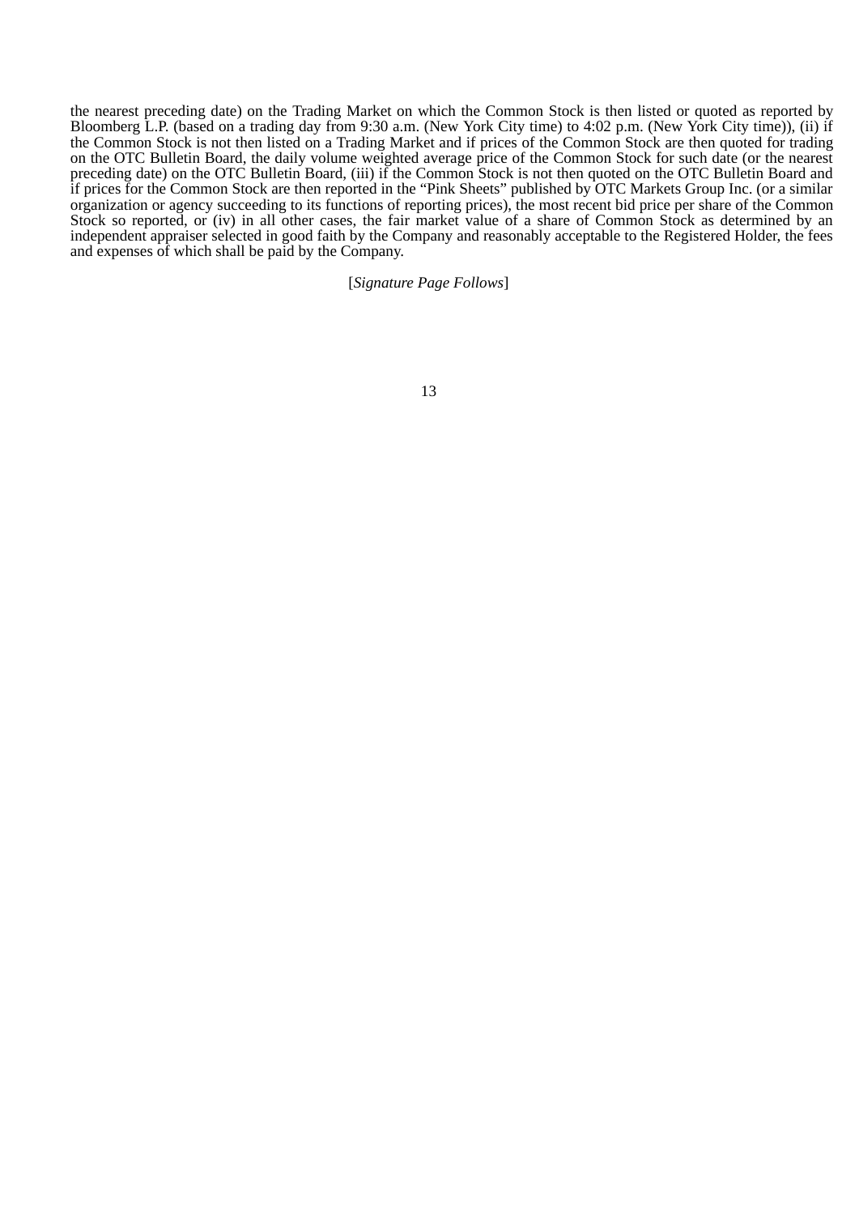the nearest preceding date) on the Trading Market on which the Common Stock is then listed or quoted as reported by Bloomberg L.P. (based on a trading day from 9:30 a.m. (New York City time) to 4:02 p.m. (New York City time)), (ii) if the Common Stock is not then listed on a Trading Market and if prices of the Common Stock are then quoted for trading on the OTC Bulletin Board, the daily volume weighted average price of the Common Stock for such date (or the nearest preceding date) on the OTC Bulletin Board, (iii) if the Common Stock is not then quoted on the OTC Bulletin Board and if prices for the Common Stock are then reported in the "Pink Sheets" published by OTC Markets Group Inc. (or a similar organization or agency succeeding to its functions of reporting prices), the most recent bid price per share of the Common Stock so reported, or (iv) in all other cases, the fair market value of a share of Common Stock as determined by an independent appraiser selected in good faith by the Company and reasonably acceptable to the Registered Holder, the fees and expenses of which shall be paid by the Company.

[*Signature Page Follows*]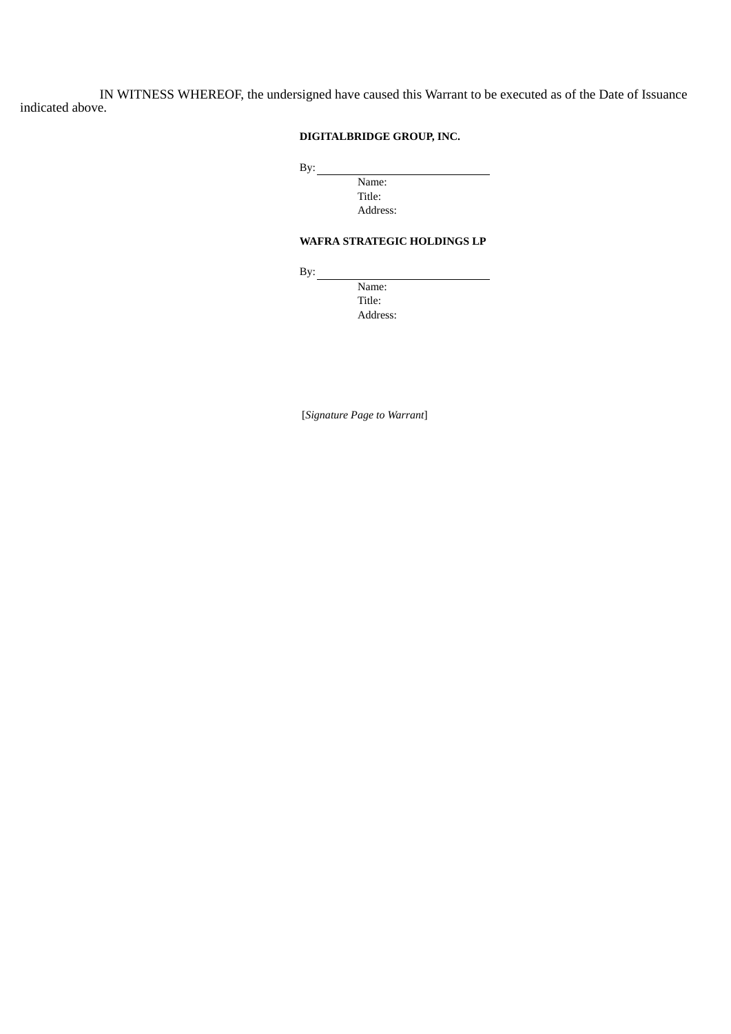IN WITNESS WHEREOF, the undersigned have caused this Warrant to be executed as of the Date of Issuance indicated above.

**DIGITALBRIDGE GROUP, INC.**

By: \_\_\_\_\_\_\_\_\_\_\_\_\_\_\_\_\_\_\_\_\_\_\_\_\_\_\_\_\_\_

Name:

Title:

Address:

**WAFRA STRATEGIC HOLDINGS LP**

By: \_\_\_\_\_\_\_\_\_\_\_\_\_\_\_\_\_\_\_\_\_\_\_\_\_\_\_\_\_\_

Name:

Title:

Address:

[*Signature Page to Warrant*]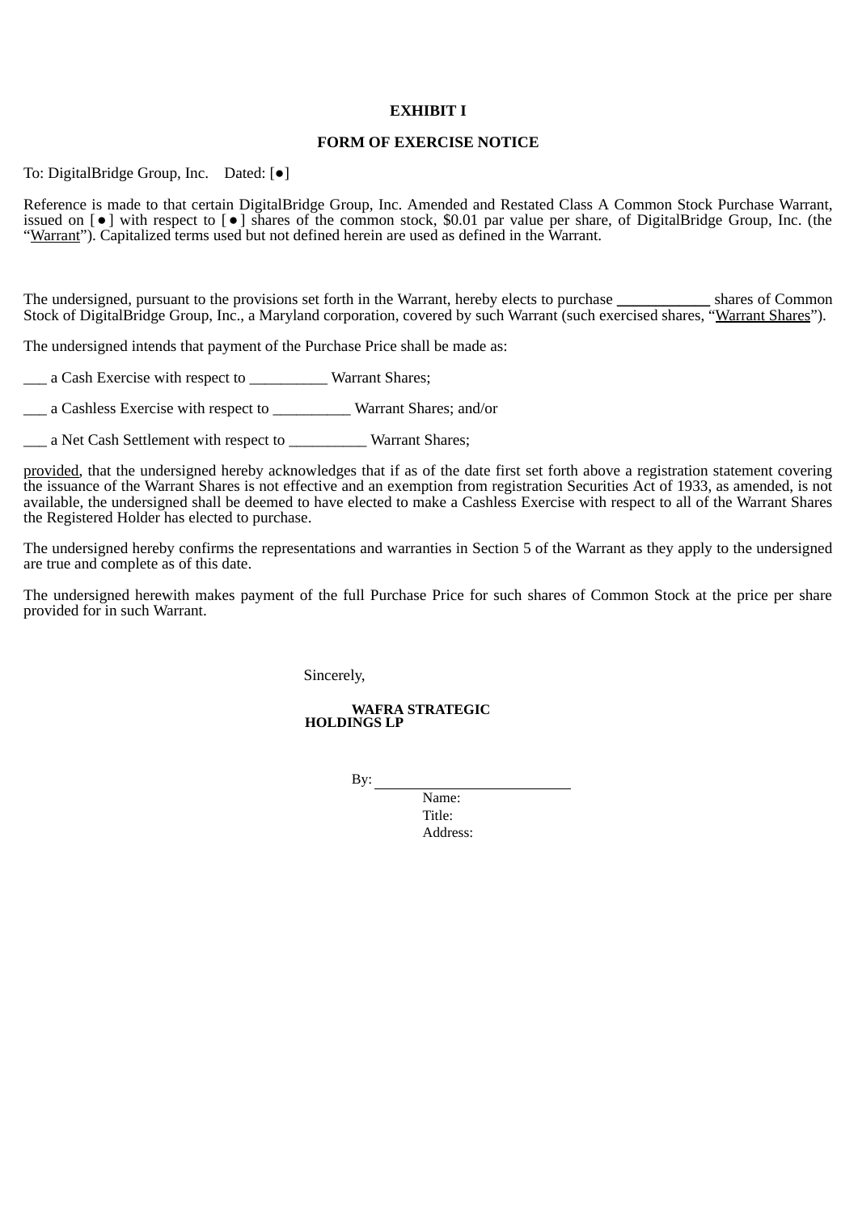**EXHIBIT I**

**FORM OF EXERCISE NOTICE**

To: DigitalBridge Group, Inc.    Dated: [●]

Reference is made to that certain DigitalBridge Group, Inc. Amended and Restated Class A Common Stock Purchase Warrant, issued on [ ● ] with respect to [ ● ] shares of the common stock, $0.01 par value per share, of DigitalBridge Group, Inc. (the "Warrant"). Capitalized terms used but not defined herein are used as defined in the Warrant.

The undersigned, pursuant to the provisions set forth in the Warrant, hereby elects to purchase ____________ shares of Common Stock of DigitalBridge Group, Inc., a Maryland corporation, covered by such Warrant (such exercised shares, "Warrant Shares").

The undersigned intends that payment of the Purchase Price shall be made as:

___ a Cash Exercise with respect to __________ Warrant Shares;

___ a Cashless Exercise with respect to __________ Warrant Shares; and/or

___ a Net Cash Settlement with respect to __________ Warrant Shares;

provided, that the undersigned hereby acknowledges that if as of the date first set forth above a registration statement covering the issuance of the Warrant Shares is not effective and an exemption from registration Securities Act of 1933, as amended, is not available, the undersigned shall be deemed to have elected to make a Cashless Exercise with respect to all of the Warrant Shares the Registered Holder has elected to purchase.

The undersigned hereby confirms the representations and warranties in Section 5 of the Warrant as they apply to the undersigned are true and complete as of this date.

The undersigned herewith makes payment of the full Purchase Price for such shares of Common Stock at the price per share provided for in such Warrant.

Sincerely,

**WAFRA STRATEGIC HOLDINGS LP**

By: ___________________________

Name:

Title:

Address: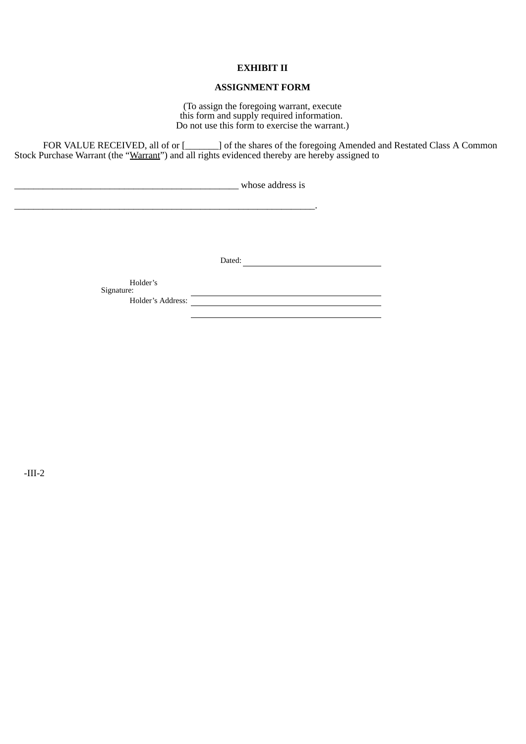**EXHIBIT II**

**ASSIGNMENT FORM**

(To assign the foregoing warrant, execute
this form and supply required information.
Do not use this form to exercise the warrant.)

FOR VALUE RECEIVED, all of or [_______] of the shares of the foregoing Amended and Restated Class A Common Stock Purchase Warrant (the "Warrant") and all rights evidenced thereby are hereby assigned to

_______________________________________________ whose address is

_______________________________________________________________.

Dated: ______________________________

Holder's Signature: ______________________________

Holder's Address: ______________________________

______________________________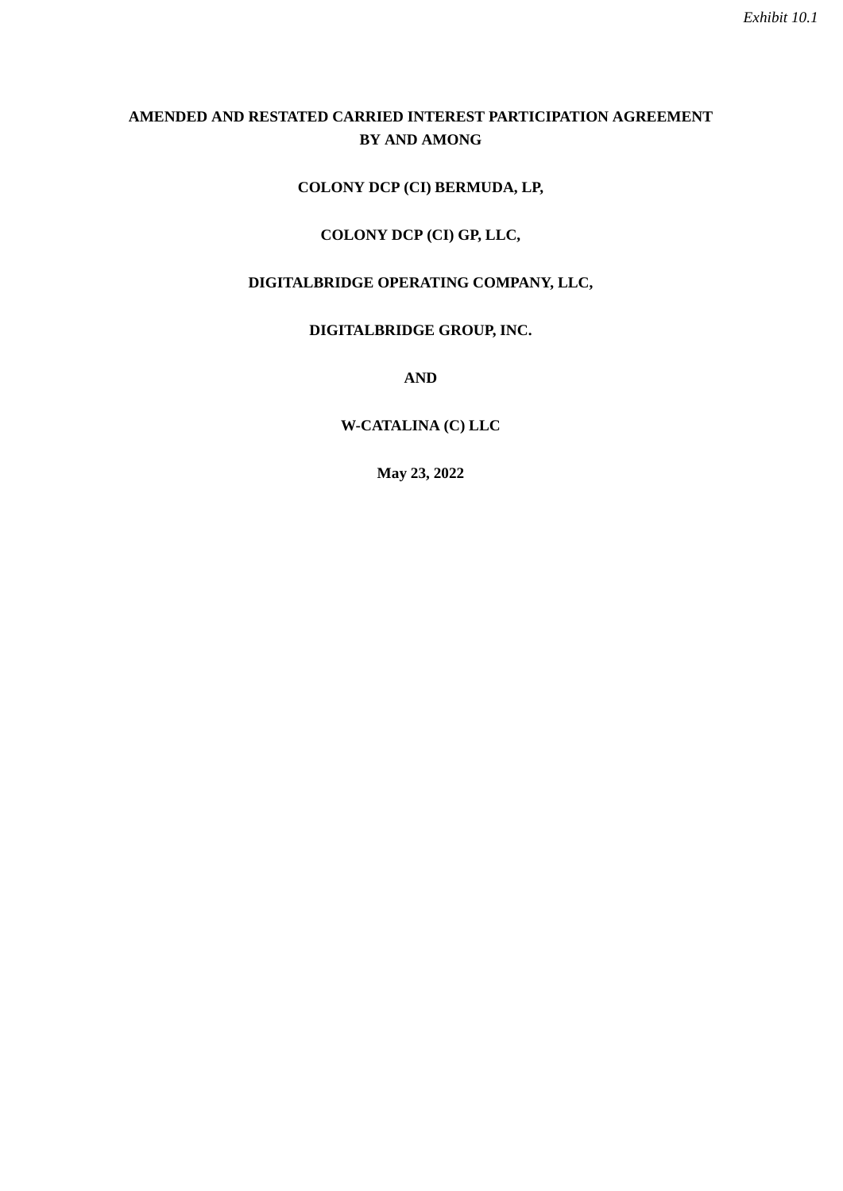*Exhibit 10.1*

**AMENDED AND RESTATED CARRIED INTEREST PARTICIPATION AGREEMENT BY AND AMONG**

**COLONY DCP (CI) BERMUDA, LP,**

**COLONY DCP (CI) GP, LLC,**

**DIGITALBRIDGE OPERATING COMPANY, LLC,**

**DIGITALBRIDGE GROUP, INC.**

**AND**

**W-CATALINA (C) LLC**

**May 23, 2022**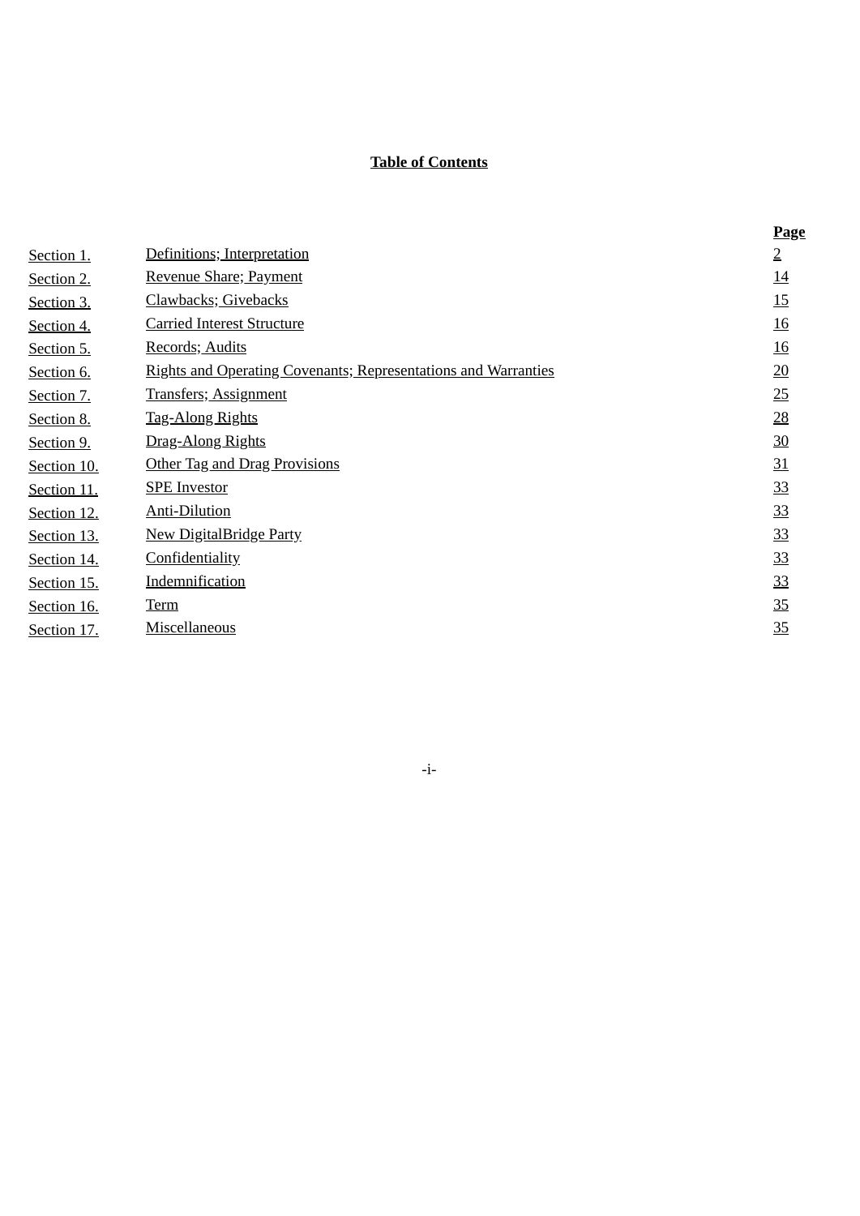**Table of Contents**

| | | **Page** |
|---|---|---|
| Section 1. | Definitions; Interpretation | 2 |
| Section 2. | Revenue Share; Payment | 14 |
| Section 3. | Clawbacks; Givebacks | 15 |
| Section 4. | Carried Interest Structure | 16 |
| Section 5. | Records; Audits | 16 |
| Section 6. | Rights and Operating Covenants; Representations and Warranties | 20 |
| Section 7. | Transfers; Assignment | 25 |
| Section 8. | Tag-Along Rights | 28 |
| Section 9. | Drag-Along Rights | 30 |
| Section 10. | Other Tag and Drag Provisions | 31 |
| Section 11. | SPE Investor | 33 |
| Section 12. | Anti-Dilution | 33 |
| Section 13. | New DigitalBridge Party | 33 |
| Section 14. | Confidentiality | 33 |
| Section 15. | Indemnification | 33 |
| Section 16. | Term | 35 |
| Section 17. | Miscellaneous | 35 |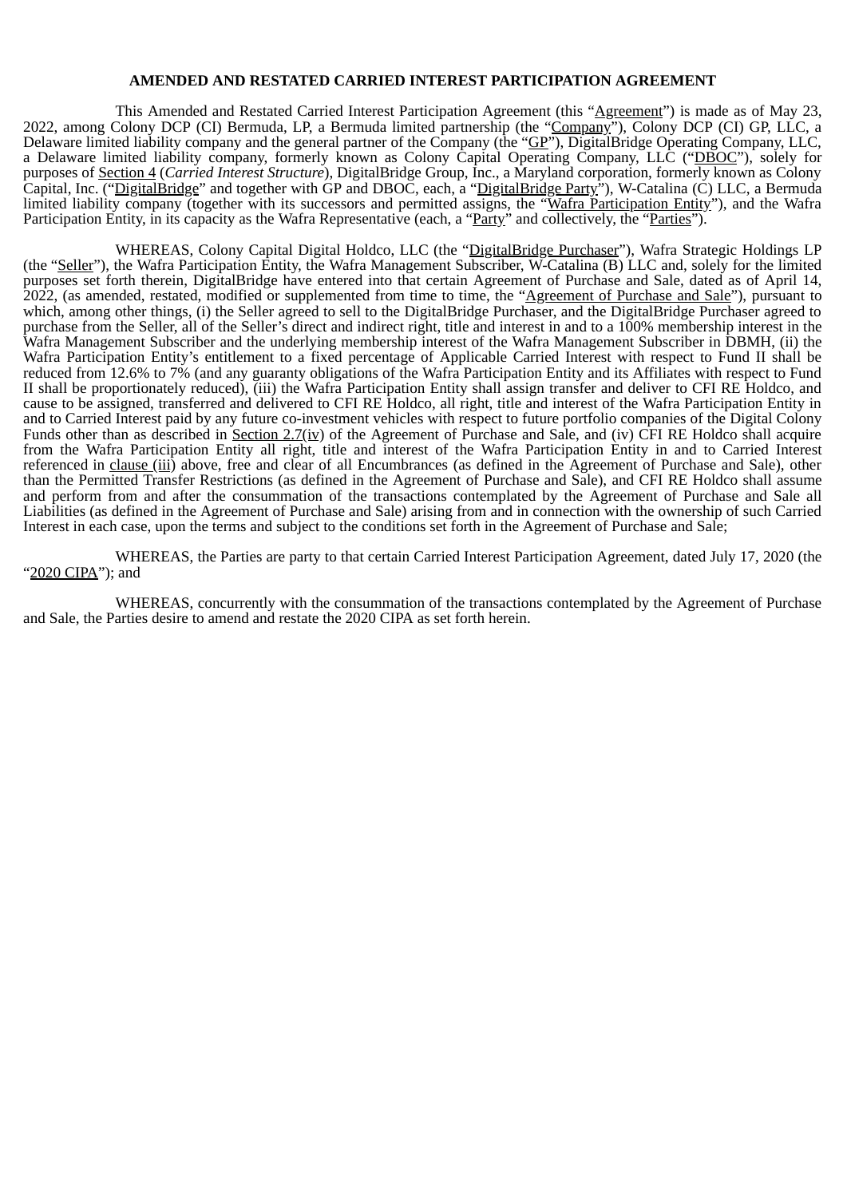**AMENDED AND RESTATED CARRIED INTEREST PARTICIPATION AGREEMENT**

This Amended and Restated Carried Interest Participation Agreement (this "Agreement") is made as of May 23, 2022, among Colony DCP (CI) Bermuda, LP, a Bermuda limited partnership (the "Company"), Colony DCP (CI) GP, LLC, a Delaware limited liability company and the general partner of the Company (the "GP"), DigitalBridge Operating Company, LLC, a Delaware limited liability company, formerly known as Colony Capital Operating Company, LLC ("DBOC"), solely for purposes of Section 4 (*Carried Interest Structure*), DigitalBridge Group, Inc., a Maryland corporation, formerly known as Colony Capital, Inc. ("DigitalBridge" and together with GP and DBOC, each, a "DigitalBridge Party"), W-Catalina (C) LLC, a Bermuda limited liability company (together with its successors and permitted assigns, the "Wafra Participation Entity"), and the Wafra Participation Entity, in its capacity as the Wafra Representative (each, a "Party" and collectively, the "Parties").

WHEREAS, Colony Capital Digital Holdco, LLC (the "DigitalBridge Purchaser"), Wafra Strategic Holdings LP (the "Seller"), the Wafra Participation Entity, the Wafra Management Subscriber, W-Catalina (B) LLC and, solely for the limited purposes set forth therein, DigitalBridge have entered into that certain Agreement of Purchase and Sale, dated as of April 14, 2022, (as amended, restated, modified or supplemented from time to time, the "Agreement of Purchase and Sale"), pursuant to which, among other things, (i) the Seller agreed to sell to the DigitalBridge Purchaser, and the DigitalBridge Purchaser agreed to purchase from the Seller, all of the Seller's direct and indirect right, title and interest in and to a 100% membership interest in the Wafra Management Subscriber and the underlying membership interest of the Wafra Management Subscriber in DBMH, (ii) the Wafra Participation Entity's entitlement to a fixed percentage of Applicable Carried Interest with respect to Fund II shall be reduced from 12.6% to 7% (and any guaranty obligations of the Wafra Participation Entity and its Affiliates with respect to Fund II shall be proportionately reduced), (iii) the Wafra Participation Entity shall assign transfer and deliver to CFI RE Holdco, and cause to be assigned, transferred and delivered to CFI RE Holdco, all right, title and interest of the Wafra Participation Entity in and to Carried Interest paid by any future co-investment vehicles with respect to future portfolio companies of the Digital Colony Funds other than as described in Section 2.7(iv) of the Agreement of Purchase and Sale, and (iv) CFI RE Holdco shall acquire from the Wafra Participation Entity all right, title and interest of the Wafra Participation Entity in and to Carried Interest referenced in clause (iii) above, free and clear of all Encumbrances (as defined in the Agreement of Purchase and Sale), other than the Permitted Transfer Restrictions (as defined in the Agreement of Purchase and Sale), and CFI RE Holdco shall assume and perform from and after the consummation of the transactions contemplated by the Agreement of Purchase and Sale all Liabilities (as defined in the Agreement of Purchase and Sale) arising from and in connection with the ownership of such Carried Interest in each case, upon the terms and subject to the conditions set forth in the Agreement of Purchase and Sale;

WHEREAS, the Parties are party to that certain Carried Interest Participation Agreement, dated July 17, 2020 (the "2020 CIPA"); and

WHEREAS, concurrently with the consummation of the transactions contemplated by the Agreement of Purchase and Sale, the Parties desire to amend and restate the 2020 CIPA as set forth herein.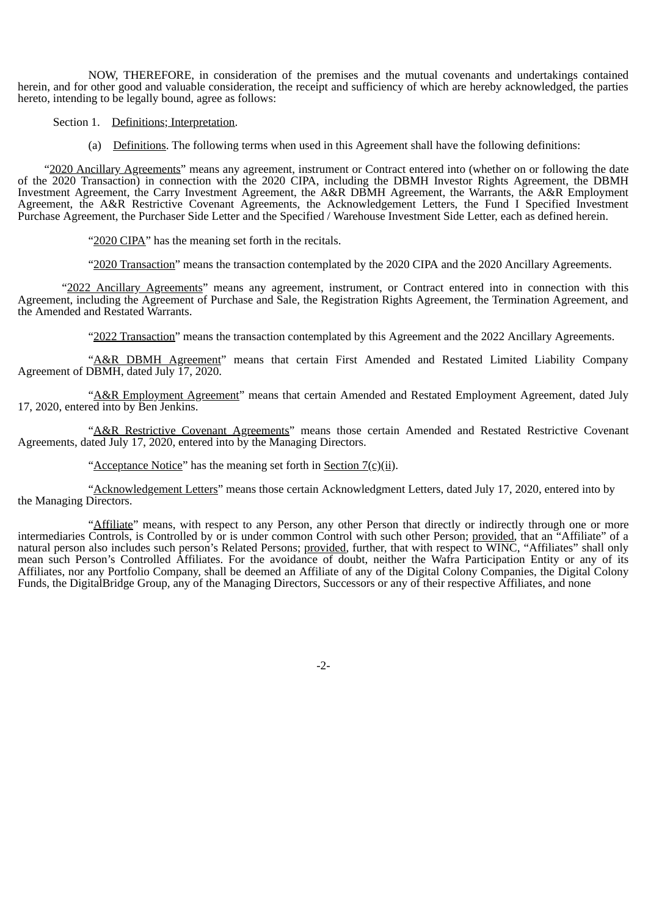NOW, THEREFORE, in consideration of the premises and the mutual covenants and undertakings contained herein, and for other good and valuable consideration, the receipt and sufficiency of which are hereby acknowledged, the parties hereto, intending to be legally bound, agree as follows:

Section 1. Definitions; Interpretation.

(a) Definitions. The following terms when used in this Agreement shall have the following definitions:

"2020 Ancillary Agreements" means any agreement, instrument or Contract entered into (whether on or following the date of the 2020 Transaction) in connection with the 2020 CIPA, including the DBMH Investor Rights Agreement, the DBMH Investment Agreement, the Carry Investment Agreement, the A&R DBMH Agreement, the Warrants, the A&R Employment Agreement, the A&R Restrictive Covenant Agreements, the Acknowledgement Letters, the Fund I Specified Investment Purchase Agreement, the Purchaser Side Letter and the Specified / Warehouse Investment Side Letter, each as defined herein.

"2020 CIPA" has the meaning set forth in the recitals.

"2020 Transaction" means the transaction contemplated by the 2020 CIPA and the 2020 Ancillary Agreements.

"2022 Ancillary Agreements" means any agreement, instrument, or Contract entered into in connection with this Agreement, including the Agreement of Purchase and Sale, the Registration Rights Agreement, the Termination Agreement, and the Amended and Restated Warrants.

"2022 Transaction" means the transaction contemplated by this Agreement and the 2022 Ancillary Agreements.

"A&R DBMH Agreement" means that certain First Amended and Restated Limited Liability Company Agreement of DBMH, dated July 17, 2020.

"A&R Employment Agreement" means that certain Amended and Restated Employment Agreement, dated July 17, 2020, entered into by Ben Jenkins.

"A&R Restrictive Covenant Agreements" means those certain Amended and Restated Restrictive Covenant Agreements, dated July 17, 2020, entered into by the Managing Directors.

"Acceptance Notice" has the meaning set forth in Section 7(c)(ii).

"Acknowledgement Letters" means those certain Acknowledgment Letters, dated July 17, 2020, entered into by the Managing Directors.

"Affiliate" means, with respect to any Person, any other Person that directly or indirectly through one or more intermediaries Controls, is Controlled by or is under common Control with such other Person; provided, that an "Affiliate" of a natural person also includes such person's Related Persons; provided, further, that with respect to WINC, "Affiliates" shall only mean such Person's Controlled Affiliates. For the avoidance of doubt, neither the Wafra Participation Entity or any of its Affiliates, nor any Portfolio Company, shall be deemed an Affiliate of any of the Digital Colony Companies, the Digital Colony Funds, the DigitalBridge Group, any of the Managing Directors, Successors or any of their respective Affiliates, and none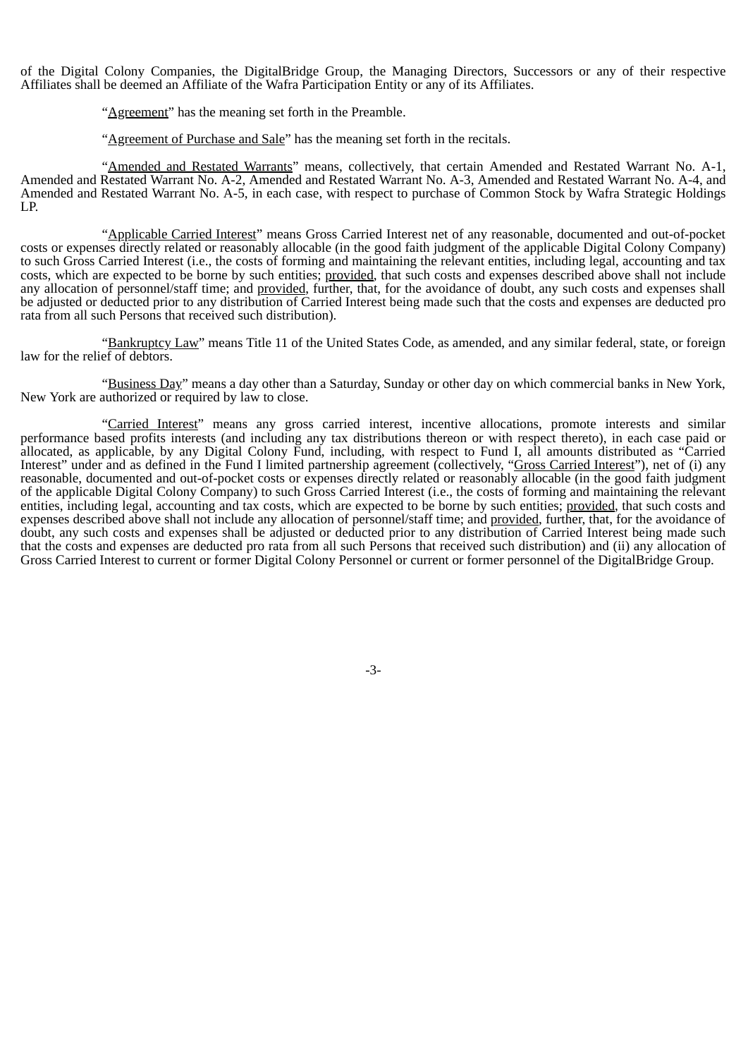of the Digital Colony Companies, the DigitalBridge Group, the Managing Directors, Successors or any of their respective Affiliates shall be deemed an Affiliate of the Wafra Participation Entity or any of its Affiliates.

"Agreement" has the meaning set forth in the Preamble.

"Agreement of Purchase and Sale" has the meaning set forth in the recitals.

"Amended and Restated Warrants" means, collectively, that certain Amended and Restated Warrant No. A-1, Amended and Restated Warrant No. A-2, Amended and Restated Warrant No. A-3, Amended and Restated Warrant No. A-4, and Amended and Restated Warrant No. A-5, in each case, with respect to purchase of Common Stock by Wafra Strategic Holdings LP.

"Applicable Carried Interest" means Gross Carried Interest net of any reasonable, documented and out-of-pocket costs or expenses directly related or reasonably allocable (in the good faith judgment of the applicable Digital Colony Company) to such Gross Carried Interest (i.e., the costs of forming and maintaining the relevant entities, including legal, accounting and tax costs, which are expected to be borne by such entities; provided, that such costs and expenses described above shall not include any allocation of personnel/staff time; and provided, further, that, for the avoidance of doubt, any such costs and expenses shall be adjusted or deducted prior to any distribution of Carried Interest being made such that the costs and expenses are deducted pro rata from all such Persons that received such distribution).

"Bankruptcy Law" means Title 11 of the United States Code, as amended, and any similar federal, state, or foreign law for the relief of debtors.

"Business Day" means a day other than a Saturday, Sunday or other day on which commercial banks in New York, New York are authorized or required by law to close.

"Carried Interest" means any gross carried interest, incentive allocations, promote interests and similar performance based profits interests (and including any tax distributions thereon or with respect thereto), in each case paid or allocated, as applicable, by any Digital Colony Fund, including, with respect to Fund I, all amounts distributed as "Carried Interest" under and as defined in the Fund I limited partnership agreement (collectively, "Gross Carried Interest"), net of (i) any reasonable, documented and out-of-pocket costs or expenses directly related or reasonably allocable (in the good faith judgment of the applicable Digital Colony Company) to such Gross Carried Interest (i.e., the costs of forming and maintaining the relevant entities, including legal, accounting and tax costs, which are expected to be borne by such entities; provided, that such costs and expenses described above shall not include any allocation of personnel/staff time; and provided, further, that, for the avoidance of doubt, any such costs and expenses shall be adjusted or deducted prior to any distribution of Carried Interest being made such that the costs and expenses are deducted pro rata from all such Persons that received such distribution) and (ii) any allocation of Gross Carried Interest to current or former Digital Colony Personnel or current or former personnel of the DigitalBridge Group.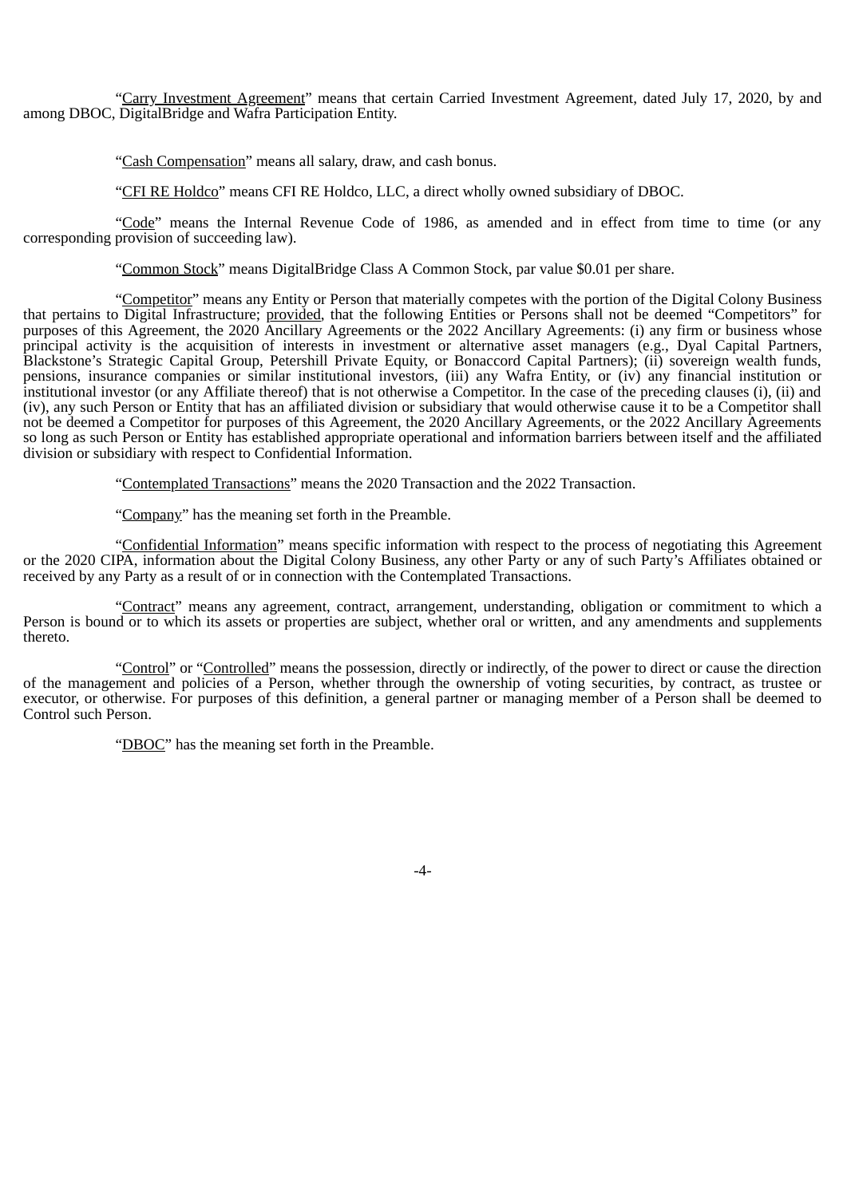"Carry Investment Agreement" means that certain Carried Investment Agreement, dated July 17, 2020, by and among DBOC, DigitalBridge and Wafra Participation Entity.

"Cash Compensation" means all salary, draw, and cash bonus.

"CFI RE Holdco" means CFI RE Holdco, LLC, a direct wholly owned subsidiary of DBOC.

"Code" means the Internal Revenue Code of 1986, as amended and in effect from time to time (or any corresponding provision of succeeding law).

"Common Stock" means DigitalBridge Class A Common Stock, par value $0.01 per share.

"Competitor" means any Entity or Person that materially competes with the portion of the Digital Colony Business that pertains to Digital Infrastructure; provided, that the following Entities or Persons shall not be deemed "Competitors" for purposes of this Agreement, the 2020 Ancillary Agreements or the 2022 Ancillary Agreements: (i) any firm or business whose principal activity is the acquisition of interests in investment or alternative asset managers (e.g., Dyal Capital Partners, Blackstone's Strategic Capital Group, Petershill Private Equity, or Bonaccord Capital Partners); (ii) sovereign wealth funds, pensions, insurance companies or similar institutional investors, (iii) any Wafra Entity, or (iv) any financial institution or institutional investor (or any Affiliate thereof) that is not otherwise a Competitor. In the case of the preceding clauses (i), (ii) and (iv), any such Person or Entity that has an affiliated division or subsidiary that would otherwise cause it to be a Competitor shall not be deemed a Competitor for purposes of this Agreement, the 2020 Ancillary Agreements, or the 2022 Ancillary Agreements so long as such Person or Entity has established appropriate operational and information barriers between itself and the affiliated division or subsidiary with respect to Confidential Information.

"Contemplated Transactions" means the 2020 Transaction and the 2022 Transaction.

"Company" has the meaning set forth in the Preamble.

"Confidential Information" means specific information with respect to the process of negotiating this Agreement or the 2020 CIPA, information about the Digital Colony Business, any other Party or any of such Party's Affiliates obtained or received by any Party as a result of or in connection with the Contemplated Transactions.

"Contract" means any agreement, contract, arrangement, understanding, obligation or commitment to which a Person is bound or to which its assets or properties are subject, whether oral or written, and any amendments and supplements thereto.

"Control" or "Controlled" means the possession, directly or indirectly, of the power to direct or cause the direction of the management and policies of a Person, whether through the ownership of voting securities, by contract, as trustee or executor, or otherwise. For purposes of this definition, a general partner or managing member of a Person shall be deemed to Control such Person.

"DBOC" has the meaning set forth in the Preamble.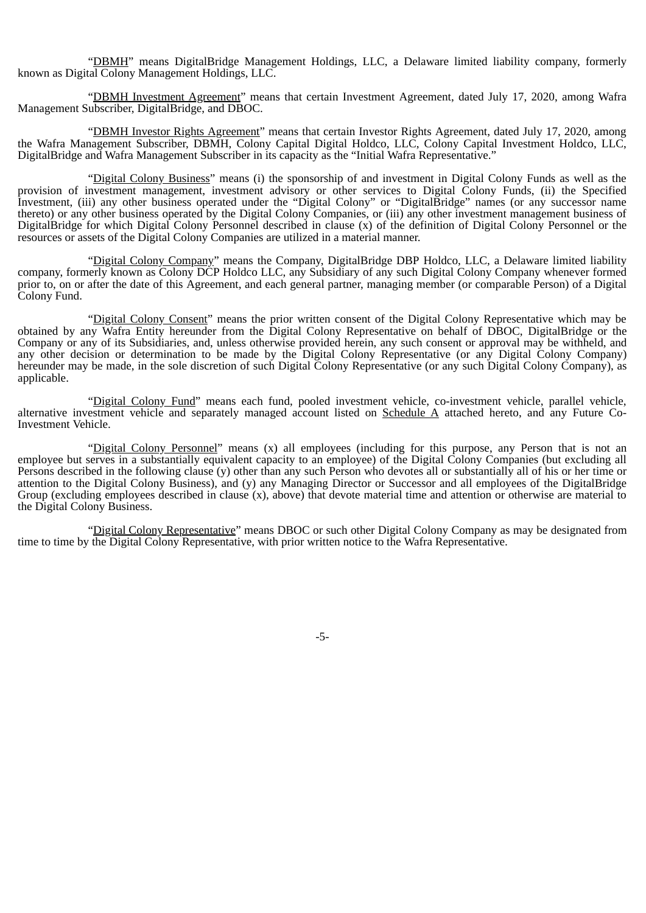"DBMH" means DigitalBridge Management Holdings, LLC, a Delaware limited liability company, formerly known as Digital Colony Management Holdings, LLC.

"DBMH Investment Agreement" means that certain Investment Agreement, dated July 17, 2020, among Wafra Management Subscriber, DigitalBridge, and DBOC.

"DBMH Investor Rights Agreement" means that certain Investor Rights Agreement, dated July 17, 2020, among the Wafra Management Subscriber, DBMH, Colony Capital Digital Holdco, LLC, Colony Capital Investment Holdco, LLC, DigitalBridge and Wafra Management Subscriber in its capacity as the "Initial Wafra Representative."

"Digital Colony Business" means (i) the sponsorship of and investment in Digital Colony Funds as well as the provision of investment management, investment advisory or other services to Digital Colony Funds, (ii) the Specified Investment, (iii) any other business operated under the "Digital Colony" or "DigitalBridge" names (or any successor name thereto) or any other business operated by the Digital Colony Companies, or (iii) any other investment management business of DigitalBridge for which Digital Colony Personnel described in clause (x) of the definition of Digital Colony Personnel or the resources or assets of the Digital Colony Companies are utilized in a material manner.

"Digital Colony Company" means the Company, DigitalBridge DBP Holdco, LLC, a Delaware limited liability company, formerly known as Colony DCP Holdco LLC, any Subsidiary of any such Digital Colony Company whenever formed prior to, on or after the date of this Agreement, and each general partner, managing member (or comparable Person) of a Digital Colony Fund.

"Digital Colony Consent" means the prior written consent of the Digital Colony Representative which may be obtained by any Wafra Entity hereunder from the Digital Colony Representative on behalf of DBOC, DigitalBridge or the Company or any of its Subsidiaries, and, unless otherwise provided herein, any such consent or approval may be withheld, and any other decision or determination to be made by the Digital Colony Representative (or any Digital Colony Company) hereunder may be made, in the sole discretion of such Digital Colony Representative (or any such Digital Colony Company), as applicable.

"Digital Colony Fund" means each fund, pooled investment vehicle, co-investment vehicle, parallel vehicle, alternative investment vehicle and separately managed account listed on Schedule A attached hereto, and any Future Co-Investment Vehicle.

"Digital Colony Personnel" means (x) all employees (including for this purpose, any Person that is not an employee but serves in a substantially equivalent capacity to an employee) of the Digital Colony Companies (but excluding all Persons described in the following clause (y) other than any such Person who devotes all or substantially all of his or her time or attention to the Digital Colony Business), and (y) any Managing Director or Successor and all employees of the DigitalBridge Group (excluding employees described in clause (x), above) that devote material time and attention or otherwise are material to the Digital Colony Business.

"Digital Colony Representative" means DBOC or such other Digital Colony Company as may be designated from time to time by the Digital Colony Representative, with prior written notice to the Wafra Representative.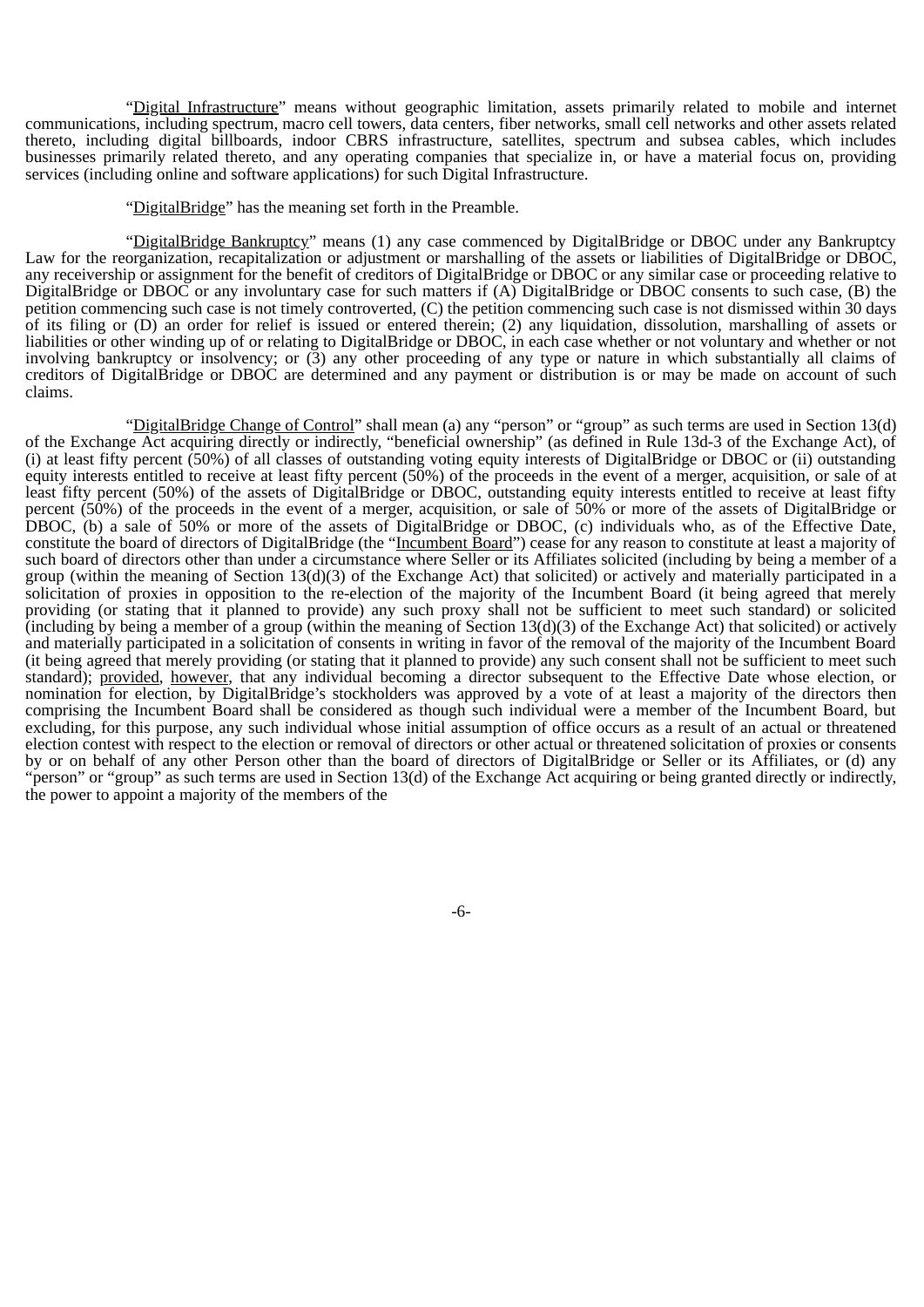"Digital Infrastructure" means without geographic limitation, assets primarily related to mobile and internet communications, including spectrum, macro cell towers, data centers, fiber networks, small cell networks and other assets related thereto, including digital billboards, indoor CBRS infrastructure, satellites, spectrum and subsea cables, which includes businesses primarily related thereto, and any operating companies that specialize in, or have a material focus on, providing services (including online and software applications) for such Digital Infrastructure.

"DigitalBridge" has the meaning set forth in the Preamble.

"DigitalBridge Bankruptcy" means (1) any case commenced by DigitalBridge or DBOC under any Bankruptcy Law for the reorganization, recapitalization or adjustment or marshalling of the assets or liabilities of DigitalBridge or DBOC, any receivership or assignment for the benefit of creditors of DigitalBridge or DBOC or any similar case or proceeding relative to DigitalBridge or DBOC or any involuntary case for such matters if (A) DigitalBridge or DBOC consents to such case, (B) the petition commencing such case is not timely controverted, (C) the petition commencing such case is not dismissed within 30 days of its filing or (D) an order for relief is issued or entered therein; (2) any liquidation, dissolution, marshalling of assets or liabilities or other winding up of or relating to DigitalBridge or DBOC, in each case whether or not voluntary and whether or not involving bankruptcy or insolvency; or (3) any other proceeding of any type or nature in which substantially all claims of creditors of DigitalBridge or DBOC are determined and any payment or distribution is or may be made on account of such claims.

"DigitalBridge Change of Control" shall mean (a) any "person" or "group" as such terms are used in Section 13(d) of the Exchange Act acquiring directly or indirectly, "beneficial ownership" (as defined in Rule 13d-3 of the Exchange Act), of (i) at least fifty percent (50%) of all classes of outstanding voting equity interests of DigitalBridge or DBOC or (ii) outstanding equity interests entitled to receive at least fifty percent (50%) of the proceeds in the event of a merger, acquisition, or sale of at least fifty percent (50%) of the assets of DigitalBridge or DBOC, outstanding equity interests entitled to receive at least fifty percent (50%) of the proceeds in the event of a merger, acquisition, or sale of 50% or more of the assets of DigitalBridge or DBOC, (b) a sale of 50% or more of the assets of DigitalBridge or DBOC, (c) individuals who, as of the Effective Date, constitute the board of directors of DigitalBridge (the "Incumbent Board") cease for any reason to constitute at least a majority of such board of directors other than under a circumstance where Seller or its Affiliates solicited (including by being a member of a group (within the meaning of Section 13(d)(3) of the Exchange Act) that solicited) or actively and materially participated in a solicitation of proxies in opposition to the re-election of the majority of the Incumbent Board (it being agreed that merely providing (or stating that it planned to provide) any such proxy shall not be sufficient to meet such standard) or solicited (including by being a member of a group (within the meaning of Section 13(d)(3) of the Exchange Act) that solicited) or actively and materially participated in a solicitation of consents in writing in favor of the removal of the majority of the Incumbent Board (it being agreed that merely providing (or stating that it planned to provide) any such consent shall not be sufficient to meet such standard); provided, however, that any individual becoming a director subsequent to the Effective Date whose election, or nomination for election, by DigitalBridge's stockholders was approved by a vote of at least a majority of the directors then comprising the Incumbent Board shall be considered as though such individual were a member of the Incumbent Board, but excluding, for this purpose, any such individual whose initial assumption of office occurs as a result of an actual or threatened election contest with respect to the election or removal of directors or other actual or threatened solicitation of proxies or consents by or on behalf of any other Person other than the board of directors of DigitalBridge or Seller or its Affiliates, or (d) any "person" or "group" as such terms are used in Section 13(d) of the Exchange Act acquiring or being granted directly or indirectly, the power to appoint a majority of the members of the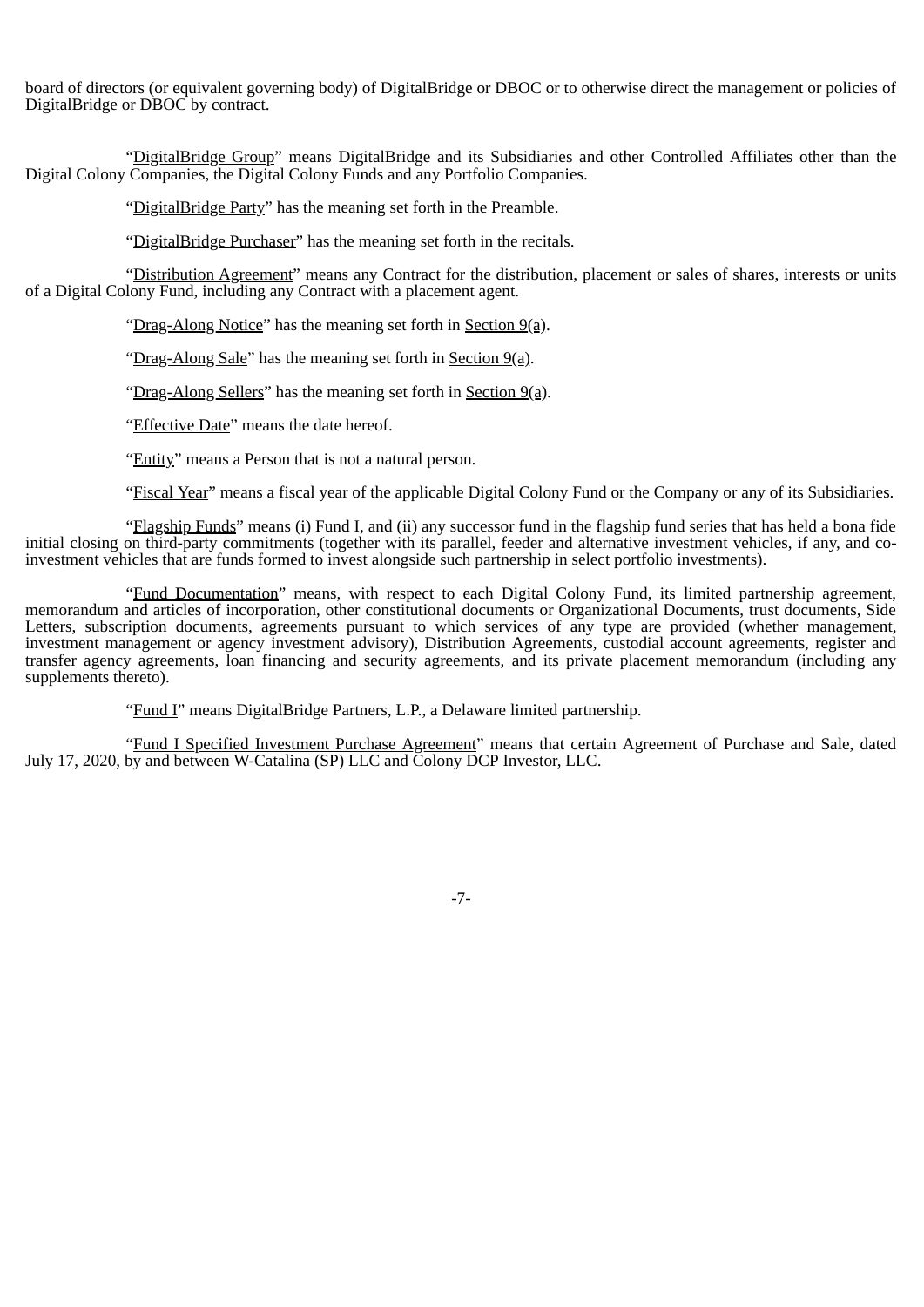board of directors (or equivalent governing body) of DigitalBridge or DBOC or to otherwise direct the management or policies of DigitalBridge or DBOC by contract.

"DigitalBridge Group" means DigitalBridge and its Subsidiaries and other Controlled Affiliates other than the Digital Colony Companies, the Digital Colony Funds and any Portfolio Companies.

"DigitalBridge Party" has the meaning set forth in the Preamble.

"DigitalBridge Purchaser" has the meaning set forth in the recitals.

"Distribution Agreement" means any Contract for the distribution, placement or sales of shares, interests or units of a Digital Colony Fund, including any Contract with a placement agent.

"Drag-Along Notice" has the meaning set forth in Section 9(a).

"Drag-Along Sale" has the meaning set forth in Section 9(a).

"Drag-Along Sellers" has the meaning set forth in Section 9(a).

"Effective Date" means the date hereof.

"Entity" means a Person that is not a natural person.

"Fiscal Year" means a fiscal year of the applicable Digital Colony Fund or the Company or any of its Subsidiaries.

"Flagship Funds" means (i) Fund I, and (ii) any successor fund in the flagship fund series that has held a bona fide initial closing on third-party commitments (together with its parallel, feeder and alternative investment vehicles, if any, and co-investment vehicles that are funds formed to invest alongside such partnership in select portfolio investments).

"Fund Documentation" means, with respect to each Digital Colony Fund, its limited partnership agreement, memorandum and articles of incorporation, other constitutional documents or Organizational Documents, trust documents, Side Letters, subscription documents, agreements pursuant to which services of any type are provided (whether management, investment management or agency investment advisory), Distribution Agreements, custodial account agreements, register and transfer agency agreements, loan financing and security agreements, and its private placement memorandum (including any supplements thereto).

"Fund I" means DigitalBridge Partners, L.P., a Delaware limited partnership.

"Fund I Specified Investment Purchase Agreement" means that certain Agreement of Purchase and Sale, dated July 17, 2020, by and between W-Catalina (SP) LLC and Colony DCP Investor, LLC.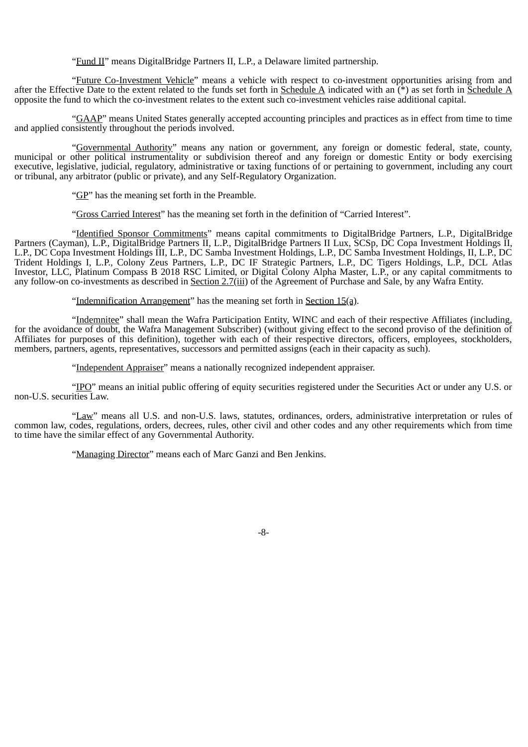"Fund II" means DigitalBridge Partners II, L.P., a Delaware limited partnership.

"Future Co-Investment Vehicle" means a vehicle with respect to co-investment opportunities arising from and after the Effective Date to the extent related to the funds set forth in Schedule A indicated with an (*) as set forth in Schedule A opposite the fund to which the co-investment relates to the extent such co-investment vehicles raise additional capital.

"GAAP" means United States generally accepted accounting principles and practices as in effect from time to time and applied consistently throughout the periods involved.

"Governmental Authority" means any nation or government, any foreign or domestic federal, state, county, municipal or other political instrumentality or subdivision thereof and any foreign or domestic Entity or body exercising executive, legislative, judicial, regulatory, administrative or taxing functions of or pertaining to government, including any court or tribunal, any arbitrator (public or private), and any Self-Regulatory Organization.

"GP" has the meaning set forth in the Preamble.

"Gross Carried Interest" has the meaning set forth in the definition of "Carried Interest".

"Identified Sponsor Commitments" means capital commitments to DigitalBridge Partners, L.P., DigitalBridge Partners (Cayman), L.P., DigitalBridge Partners II, L.P., DigitalBridge Partners II Lux, SCSp, DC Copa Investment Holdings II, L.P., DC Copa Investment Holdings III, L.P., DC Samba Investment Holdings, L.P., DC Samba Investment Holdings, II, L.P., DC Trident Holdings I, L.P., Colony Zeus Partners, L.P., DC IF Strategic Partners, L.P., DC Tigers Holdings, L.P., DCL Atlas Investor, LLC, Platinum Compass B 2018 RSC Limited, or Digital Colony Alpha Master, L.P., or any capital commitments to any follow-on co-investments as described in Section 2.7(iii) of the Agreement of Purchase and Sale, by any Wafra Entity.

"Indemnification Arrangement" has the meaning set forth in Section 15(a).

"Indemnitee" shall mean the Wafra Participation Entity, WINC and each of their respective Affiliates (including, for the avoidance of doubt, the Wafra Management Subscriber) (without giving effect to the second proviso of the definition of Affiliates for purposes of this definition), together with each of their respective directors, officers, employees, stockholders, members, partners, agents, representatives, successors and permitted assigns (each in their capacity as such).

"Independent Appraiser" means a nationally recognized independent appraiser.

"IPO" means an initial public offering of equity securities registered under the Securities Act or under any U.S. or non-U.S. securities Law.

"Law" means all U.S. and non-U.S. laws, statutes, ordinances, orders, administrative interpretation or rules of common law, codes, regulations, orders, decrees, rules, other civil and other codes and any other requirements which from time to time have the similar effect of any Governmental Authority.

"Managing Director" means each of Marc Ganzi and Ben Jenkins.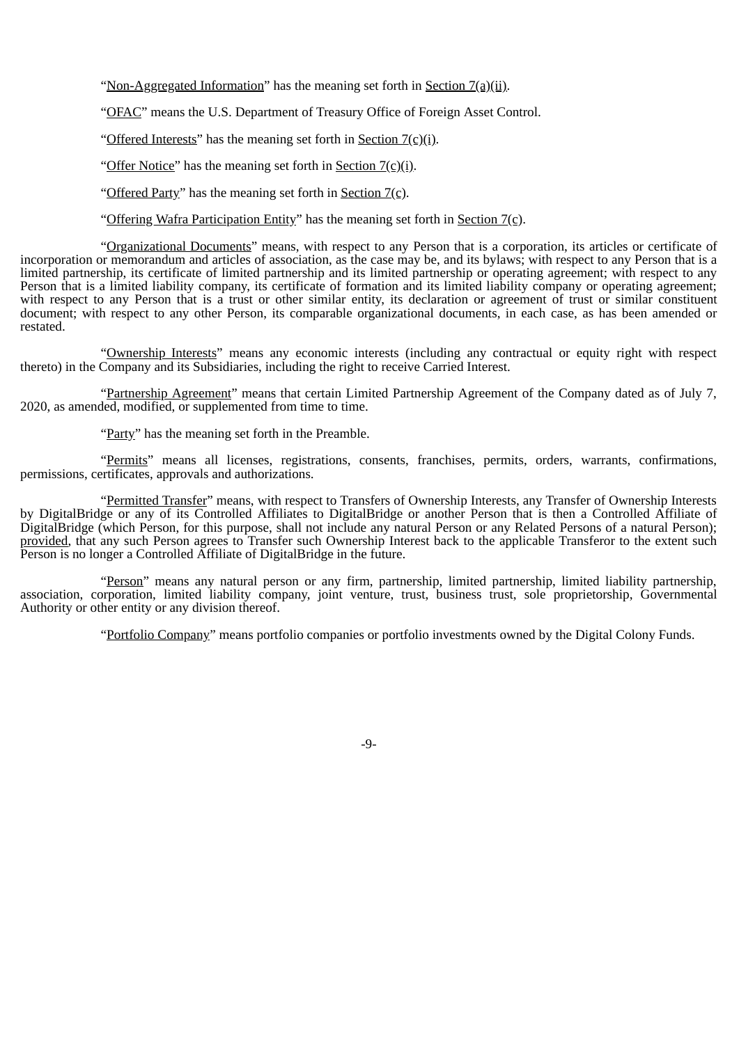"Non-Aggregated Information" has the meaning set forth in Section 7(a)(ii).

"OFAC" means the U.S. Department of Treasury Office of Foreign Asset Control.

"Offered Interests" has the meaning set forth in Section 7(c)(i).

"Offer Notice" has the meaning set forth in Section 7(c)(i).

"Offered Party" has the meaning set forth in Section 7(c).

"Offering Wafra Participation Entity" has the meaning set forth in Section 7(c).

"Organizational Documents" means, with respect to any Person that is a corporation, its articles or certificate of incorporation or memorandum and articles of association, as the case may be, and its bylaws; with respect to any Person that is a limited partnership, its certificate of limited partnership and its limited partnership or operating agreement; with respect to any Person that is a limited liability company, its certificate of formation and its limited liability company or operating agreement; with respect to any Person that is a trust or other similar entity, its declaration or agreement of trust or similar constituent document; with respect to any other Person, its comparable organizational documents, in each case, as has been amended or restated.

"Ownership Interests" means any economic interests (including any contractual or equity right with respect thereto) in the Company and its Subsidiaries, including the right to receive Carried Interest.

"Partnership Agreement" means that certain Limited Partnership Agreement of the Company dated as of July 7, 2020, as amended, modified, or supplemented from time to time.

"Party" has the meaning set forth in the Preamble.

"Permits" means all licenses, registrations, consents, franchises, permits, orders, warrants, confirmations, permissions, certificates, approvals and authorizations.

"Permitted Transfer" means, with respect to Transfers of Ownership Interests, any Transfer of Ownership Interests by DigitalBridge or any of its Controlled Affiliates to DigitalBridge or another Person that is then a Controlled Affiliate of DigitalBridge (which Person, for this purpose, shall not include any natural Person or any Related Persons of a natural Person); provided, that any such Person agrees to Transfer such Ownership Interest back to the applicable Transferor to the extent such Person is no longer a Controlled Affiliate of DigitalBridge in the future.

"Person" means any natural person or any firm, partnership, limited partnership, limited liability partnership, association, corporation, limited liability company, joint venture, trust, business trust, sole proprietorship, Governmental Authority or other entity or any division thereof.

"Portfolio Company" means portfolio companies or portfolio investments owned by the Digital Colony Funds.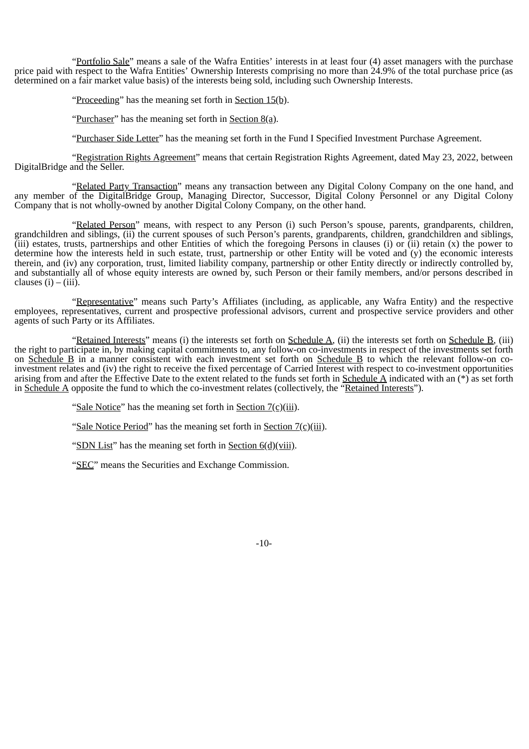"Portfolio Sale" means a sale of the Wafra Entities' interests in at least four (4) asset managers with the purchase price paid with respect to the Wafra Entities' Ownership Interests comprising no more than 24.9% of the total purchase price (as determined on a fair market value basis) of the interests being sold, including such Ownership Interests.

"Proceeding" has the meaning set forth in Section 15(b).

"Purchaser" has the meaning set forth in Section 8(a).

"Purchaser Side Letter" has the meaning set forth in the Fund I Specified Investment Purchase Agreement.

"Registration Rights Agreement" means that certain Registration Rights Agreement, dated May 23, 2022, between DigitalBridge and the Seller.

"Related Party Transaction" means any transaction between any Digital Colony Company on the one hand, and any member of the DigitalBridge Group, Managing Director, Successor, Digital Colony Personnel or any Digital Colony Company that is not wholly-owned by another Digital Colony Company, on the other hand.

"Related Person" means, with respect to any Person (i) such Person's spouse, parents, grandparents, children, grandchildren and siblings, (ii) the current spouses of such Person's parents, grandparents, children, grandchildren and siblings, (iii) estates, trusts, partnerships and other Entities of which the foregoing Persons in clauses (i) or (ii) retain (x) the power to determine how the interests held in such estate, trust, partnership or other Entity will be voted and (y) the economic interests therein, and (iv) any corporation, trust, limited liability company, partnership or other Entity directly or indirectly controlled by, and substantially all of whose equity interests are owned by, such Person or their family members, and/or persons described in clauses (i) – (iii).

"Representative" means such Party's Affiliates (including, as applicable, any Wafra Entity) and the respective employees, representatives, current and prospective professional advisors, current and prospective service providers and other agents of such Party or its Affiliates.

"Retained Interests" means (i) the interests set forth on Schedule A, (ii) the interests set forth on Schedule B, (iii) the right to participate in, by making capital commitments to, any follow-on co-investments in respect of the investments set forth on Schedule B in a manner consistent with each investment set forth on Schedule B to which the relevant follow-on co-investment relates and (iv) the right to receive the fixed percentage of Carried Interest with respect to co-investment opportunities arising from and after the Effective Date to the extent related to the funds set forth in Schedule A indicated with an (*) as set forth in Schedule A opposite the fund to which the co-investment relates (collectively, the "Retained Interests").

"Sale Notice" has the meaning set forth in Section 7(c)(iii).

"Sale Notice Period" has the meaning set forth in Section 7(c)(iii).

"SDN List" has the meaning set forth in Section 6(d)(viii).

"SEC" means the Securities and Exchange Commission.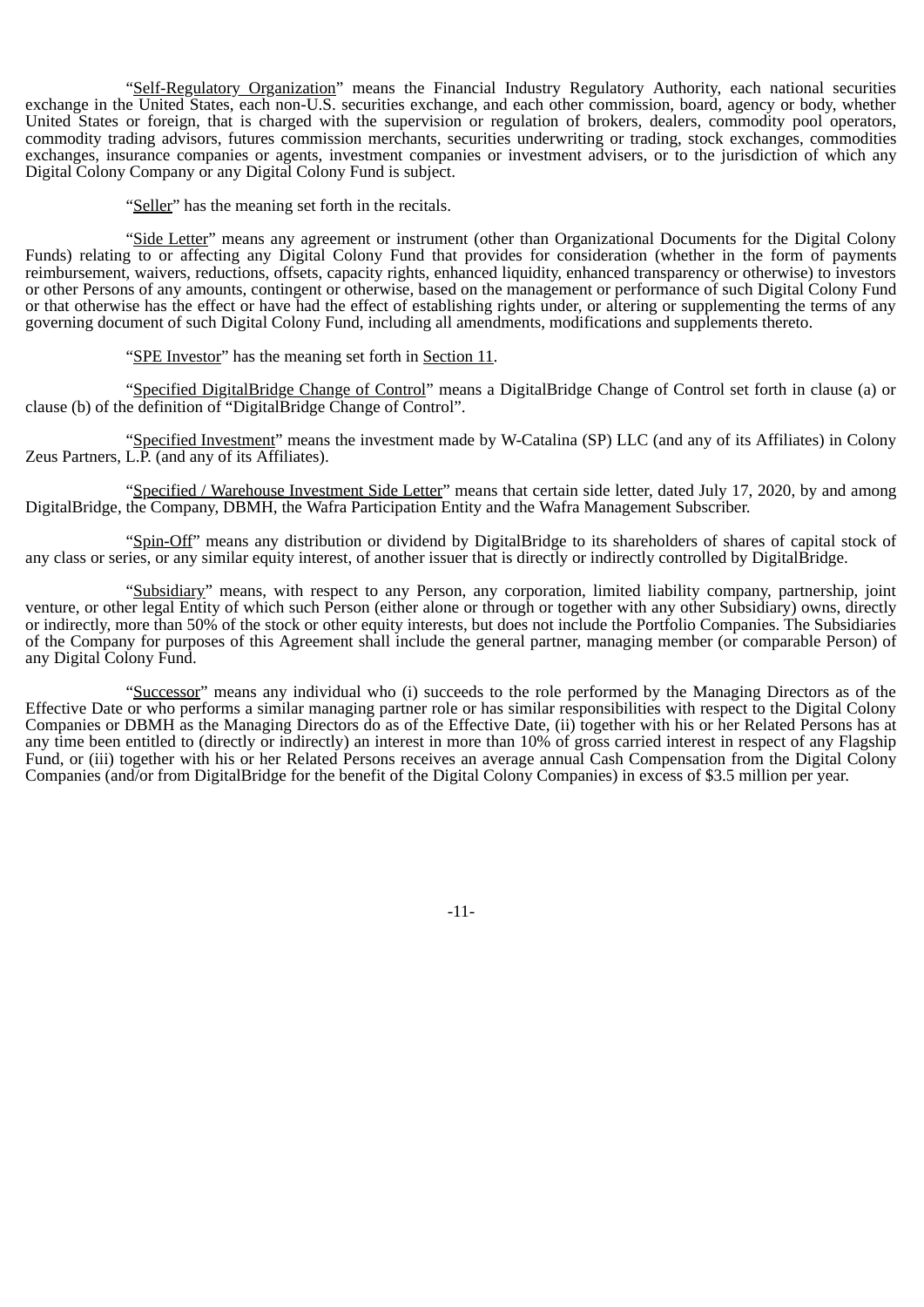"Self-Regulatory Organization" means the Financial Industry Regulatory Authority, each national securities exchange in the United States, each non-U.S. securities exchange, and each other commission, board, agency or body, whether United States or foreign, that is charged with the supervision or regulation of brokers, dealers, commodity pool operators, commodity trading advisors, futures commission merchants, securities underwriting or trading, stock exchanges, commodities exchanges, insurance companies or agents, investment companies or investment advisers, or to the jurisdiction of which any Digital Colony Company or any Digital Colony Fund is subject.

"Seller" has the meaning set forth in the recitals.

"Side Letter" means any agreement or instrument (other than Organizational Documents for the Digital Colony Funds) relating to or affecting any Digital Colony Fund that provides for consideration (whether in the form of payments reimbursement, waivers, reductions, offsets, capacity rights, enhanced liquidity, enhanced transparency or otherwise) to investors or other Persons of any amounts, contingent or otherwise, based on the management or performance of such Digital Colony Fund or that otherwise has the effect or have had the effect of establishing rights under, or altering or supplementing the terms of any governing document of such Digital Colony Fund, including all amendments, modifications and supplements thereto.

"SPE Investor" has the meaning set forth in Section 11.

"Specified DigitalBridge Change of Control" means a DigitalBridge Change of Control set forth in clause (a) or clause (b) of the definition of "DigitalBridge Change of Control".

"Specified Investment" means the investment made by W-Catalina (SP) LLC (and any of its Affiliates) in Colony Zeus Partners, L.P. (and any of its Affiliates).

"Specified / Warehouse Investment Side Letter" means that certain side letter, dated July 17, 2020, by and among DigitalBridge, the Company, DBMH, the Wafra Participation Entity and the Wafra Management Subscriber.

"Spin-Off" means any distribution or dividend by DigitalBridge to its shareholders of shares of capital stock of any class or series, or any similar equity interest, of another issuer that is directly or indirectly controlled by DigitalBridge.

"Subsidiary" means, with respect to any Person, any corporation, limited liability company, partnership, joint venture, or other legal Entity of which such Person (either alone or through or together with any other Subsidiary) owns, directly or indirectly, more than 50% of the stock or other equity interests, but does not include the Portfolio Companies. The Subsidiaries of the Company for purposes of this Agreement shall include the general partner, managing member (or comparable Person) of any Digital Colony Fund.

"Successor" means any individual who (i) succeeds to the role performed by the Managing Directors as of the Effective Date or who performs a similar managing partner role or has similar responsibilities with respect to the Digital Colony Companies or DBMH as the Managing Directors do as of the Effective Date, (ii) together with his or her Related Persons has at any time been entitled to (directly or indirectly) an interest in more than 10% of gross carried interest in respect of any Flagship Fund, or (iii) together with his or her Related Persons receives an average annual Cash Compensation from the Digital Colony Companies (and/or from DigitalBridge for the benefit of the Digital Colony Companies) in excess of $3.5 million per year.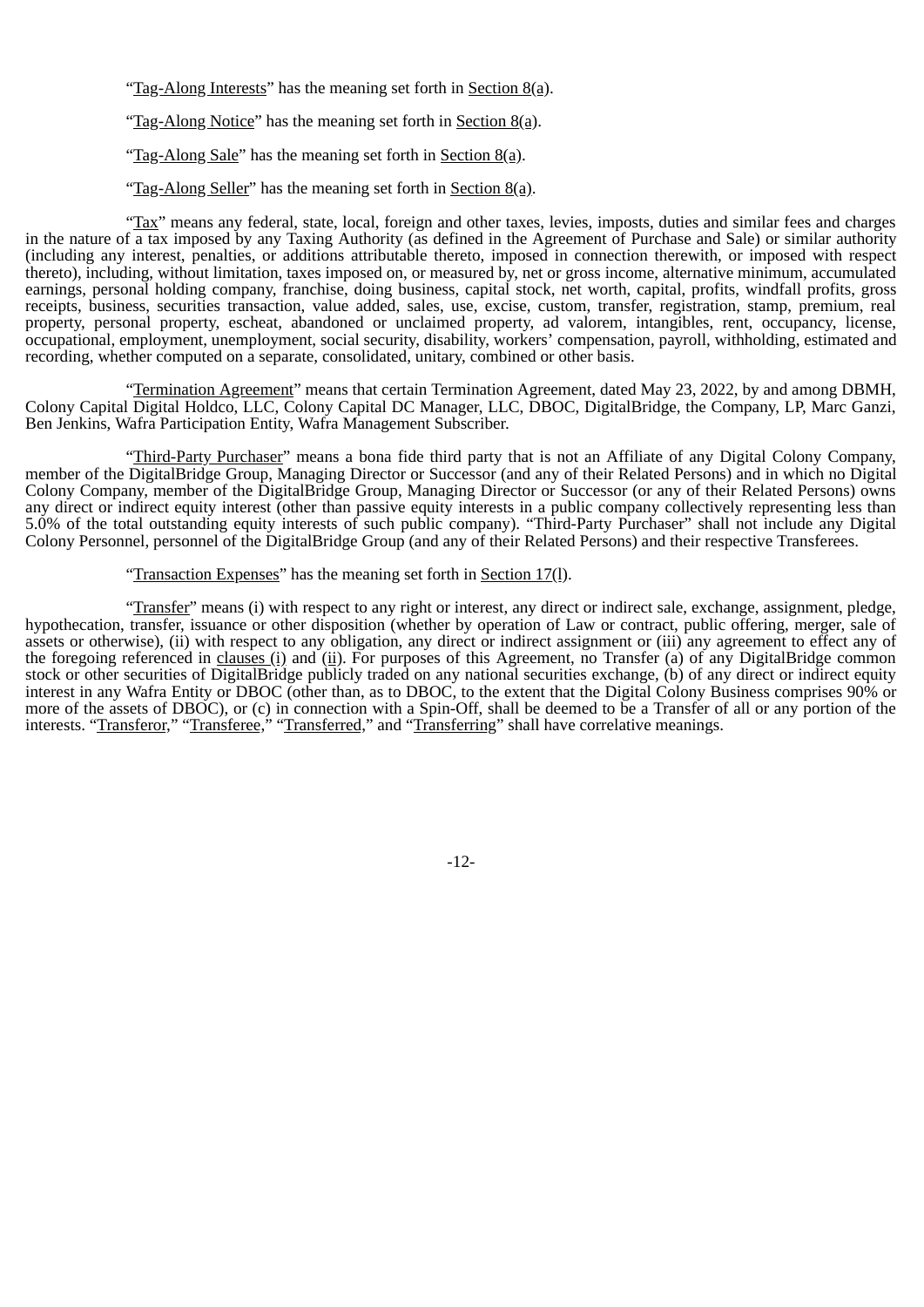"Tag-Along Interests" has the meaning set forth in Section 8(a).

"Tag-Along Notice" has the meaning set forth in Section 8(a).

"Tag-Along Sale" has the meaning set forth in Section 8(a).

"Tag-Along Seller" has the meaning set forth in Section 8(a).

"Tax" means any federal, state, local, foreign and other taxes, levies, imposts, duties and similar fees and charges in the nature of a tax imposed by any Taxing Authority (as defined in the Agreement of Purchase and Sale) or similar authority (including any interest, penalties, or additions attributable thereto, imposed in connection therewith, or imposed with respect thereto), including, without limitation, taxes imposed on, or measured by, net or gross income, alternative minimum, accumulated earnings, personal holding company, franchise, doing business, capital stock, net worth, capital, profits, windfall profits, gross receipts, business, securities transaction, value added, sales, use, excise, custom, transfer, registration, stamp, premium, real property, personal property, escheat, abandoned or unclaimed property, ad valorem, intangibles, rent, occupancy, license, occupational, employment, unemployment, social security, disability, workers' compensation, payroll, withholding, estimated and recording, whether computed on a separate, consolidated, unitary, combined or other basis.

"Termination Agreement" means that certain Termination Agreement, dated May 23, 2022, by and among DBMH, Colony Capital Digital Holdco, LLC, Colony Capital DC Manager, LLC, DBOC, DigitalBridge, the Company, LP, Marc Ganzi, Ben Jenkins, Wafra Participation Entity, Wafra Management Subscriber.

"Third-Party Purchaser" means a bona fide third party that is not an Affiliate of any Digital Colony Company, member of the DigitalBridge Group, Managing Director or Successor (and any of their Related Persons) and in which no Digital Colony Company, member of the DigitalBridge Group, Managing Director or Successor (or any of their Related Persons) owns any direct or indirect equity interest (other than passive equity interests in a public company collectively representing less than 5.0% of the total outstanding equity interests of such public company). "Third-Party Purchaser" shall not include any Digital Colony Personnel, personnel of the DigitalBridge Group (and any of their Related Persons) and their respective Transferees.

"Transaction Expenses" has the meaning set forth in Section 17(l).

"Transfer" means (i) with respect to any right or interest, any direct or indirect sale, exchange, assignment, pledge, hypothecation, transfer, issuance or other disposition (whether by operation of Law or contract, public offering, merger, sale of assets or otherwise), (ii) with respect to any obligation, any direct or indirect assignment or (iii) any agreement to effect any of the foregoing referenced in clauses (i) and (ii). For purposes of this Agreement, no Transfer (a) of any DigitalBridge common stock or other securities of DigitalBridge publicly traded on any national securities exchange, (b) of any direct or indirect equity interest in any Wafra Entity or DBOC (other than, as to DBOC, to the extent that the Digital Colony Business comprises 90% or more of the assets of DBOC), or (c) in connection with a Spin-Off, shall be deemed to be a Transfer of all or any portion of the interests. "Transferor," "Transferee," "Transferred," and "Transferring" shall have correlative meanings.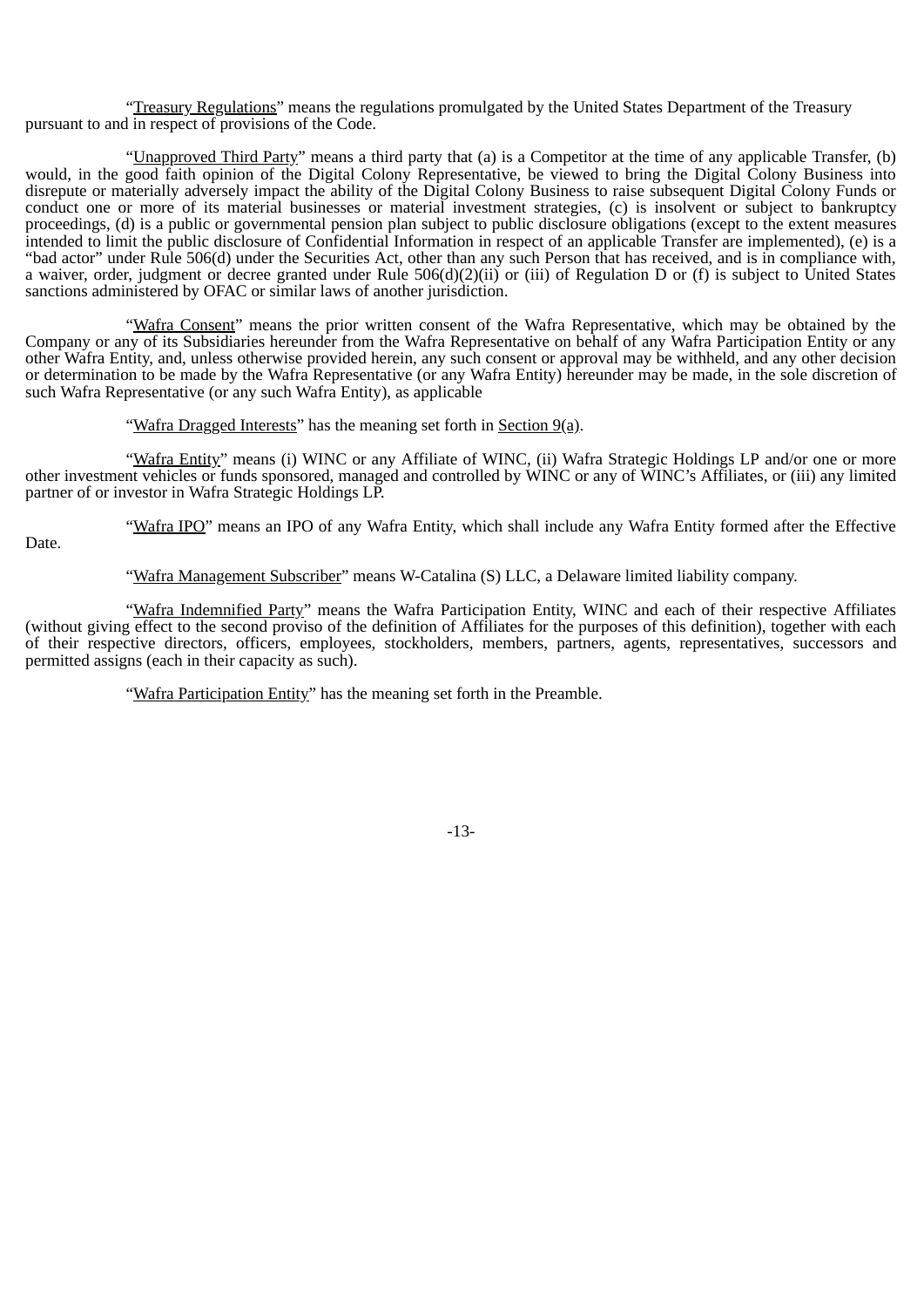"Treasury Regulations" means the regulations promulgated by the United States Department of the Treasury pursuant to and in respect of provisions of the Code.

"Unapproved Third Party" means a third party that (a) is a Competitor at the time of any applicable Transfer, (b) would, in the good faith opinion of the Digital Colony Representative, be viewed to bring the Digital Colony Business into disrepute or materially adversely impact the ability of the Digital Colony Business to raise subsequent Digital Colony Funds or conduct one or more of its material businesses or material investment strategies, (c) is insolvent or subject to bankruptcy proceedings, (d) is a public or governmental pension plan subject to public disclosure obligations (except to the extent measures intended to limit the public disclosure of Confidential Information in respect of an applicable Transfer are implemented), (e) is a "bad actor" under Rule 506(d) under the Securities Act, other than any such Person that has received, and is in compliance with, a waiver, order, judgment or decree granted under Rule 506(d)(2)(ii) or (iii) of Regulation D or (f) is subject to United States sanctions administered by OFAC or similar laws of another jurisdiction.

"Wafra Consent" means the prior written consent of the Wafra Representative, which may be obtained by the Company or any of its Subsidiaries hereunder from the Wafra Representative on behalf of any Wafra Participation Entity or any other Wafra Entity, and, unless otherwise provided herein, any such consent or approval may be withheld, and any other decision or determination to be made by the Wafra Representative (or any Wafra Entity) hereunder may be made, in the sole discretion of such Wafra Representative (or any such Wafra Entity), as applicable

"Wafra Dragged Interests" has the meaning set forth in Section 9(a).

"Wafra Entity" means (i) WINC or any Affiliate of WINC, (ii) Wafra Strategic Holdings LP and/or one or more other investment vehicles or funds sponsored, managed and controlled by WINC or any of WINC's Affiliates, or (iii) any limited partner of or investor in Wafra Strategic Holdings LP.

"Wafra IPO" means an IPO of any Wafra Entity, which shall include any Wafra Entity formed after the Effective Date.

"Wafra Management Subscriber" means W-Catalina (S) LLC, a Delaware limited liability company.

"Wafra Indemnified Party" means the Wafra Participation Entity, WINC and each of their respective Affiliates (without giving effect to the second proviso of the definition of Affiliates for the purposes of this definition), together with each of their respective directors, officers, employees, stockholders, members, partners, agents, representatives, successors and permitted assigns (each in their capacity as such).

"Wafra Participation Entity" has the meaning set forth in the Preamble.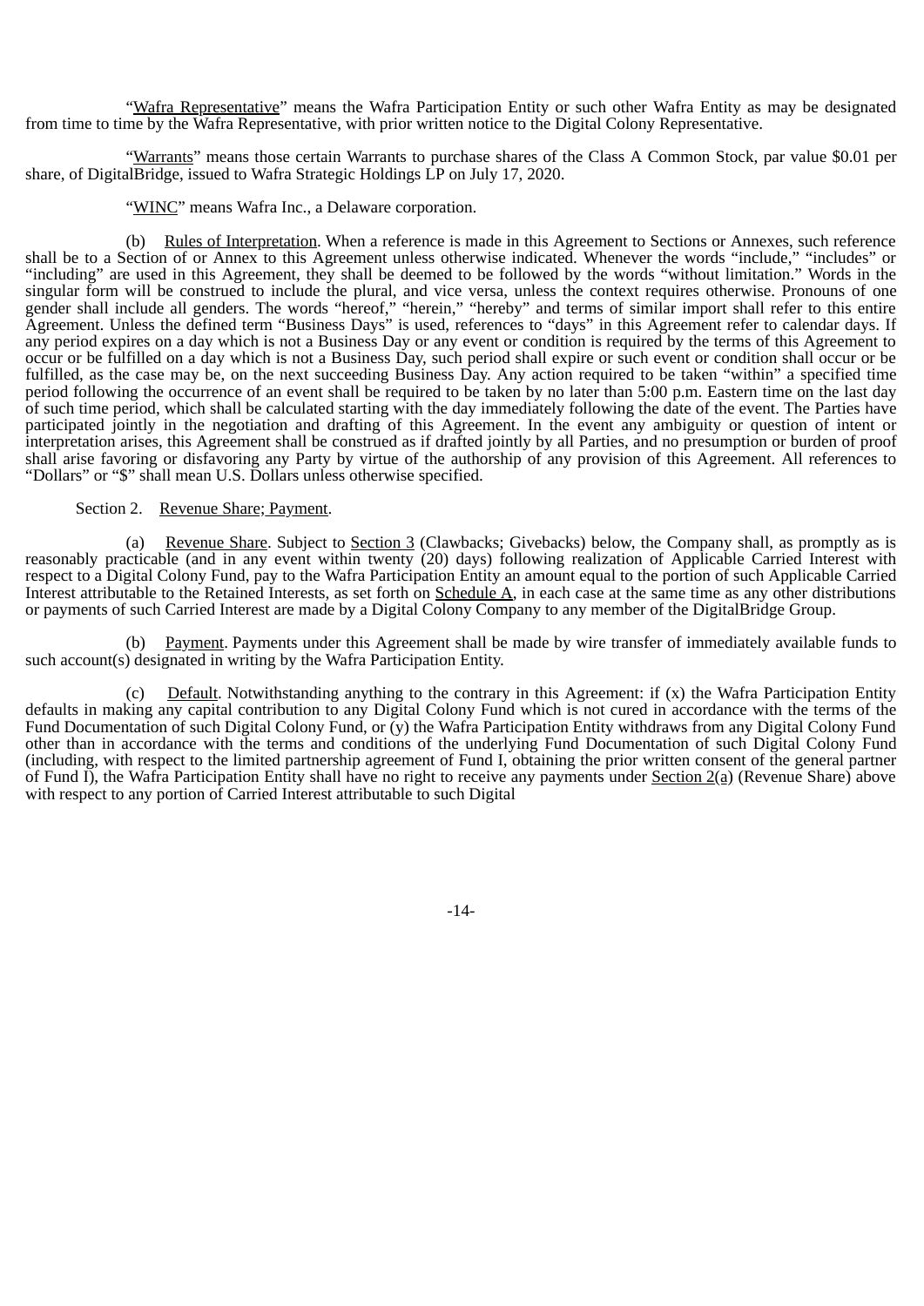"Wafra Representative" means the Wafra Participation Entity or such other Wafra Entity as may be designated from time to time by the Wafra Representative, with prior written notice to the Digital Colony Representative.

"Warrants" means those certain Warrants to purchase shares of the Class A Common Stock, par value $0.01 per share, of DigitalBridge, issued to Wafra Strategic Holdings LP on July 17, 2020.

"WINC" means Wafra Inc., a Delaware corporation.

(b) Rules of Interpretation. When a reference is made in this Agreement to Sections or Annexes, such reference shall be to a Section of or Annex to this Agreement unless otherwise indicated. Whenever the words "include," "includes" or "including" are used in this Agreement, they shall be deemed to be followed by the words "without limitation." Words in the singular form will be construed to include the plural, and vice versa, unless the context requires otherwise. Pronouns of one gender shall include all genders. The words "hereof," "herein," "hereby" and terms of similar import shall refer to this entire Agreement. Unless the defined term "Business Days" is used, references to "days" in this Agreement refer to calendar days. If any period expires on a day which is not a Business Day or any event or condition is required by the terms of this Agreement to occur or be fulfilled on a day which is not a Business Day, such period shall expire or such event or condition shall occur or be fulfilled, as the case may be, on the next succeeding Business Day. Any action required to be taken "within" a specified time period following the occurrence of an event shall be required to be taken by no later than 5:00 p.m. Eastern time on the last day of such time period, which shall be calculated starting with the day immediately following the date of the event. The Parties have participated jointly in the negotiation and drafting of this Agreement. In the event any ambiguity or question of intent or interpretation arises, this Agreement shall be construed as if drafted jointly by all Parties, and no presumption or burden of proof shall arise favoring or disfavoring any Party by virtue of the authorship of any provision of this Agreement. All references to "Dollars" or "$" shall mean U.S. Dollars unless otherwise specified.

Section 2. Revenue Share; Payment.

(a) Revenue Share. Subject to Section 3 (Clawbacks; Givebacks) below, the Company shall, as promptly as is reasonably practicable (and in any event within twenty (20) days) following realization of Applicable Carried Interest with respect to a Digital Colony Fund, pay to the Wafra Participation Entity an amount equal to the portion of such Applicable Carried Interest attributable to the Retained Interests, as set forth on Schedule A, in each case at the same time as any other distributions or payments of such Carried Interest are made by a Digital Colony Company to any member of the DigitalBridge Group.

(b) Payment. Payments under this Agreement shall be made by wire transfer of immediately available funds to such account(s) designated in writing by the Wafra Participation Entity.

(c) Default. Notwithstanding anything to the contrary in this Agreement: if (x) the Wafra Participation Entity defaults in making any capital contribution to any Digital Colony Fund which is not cured in accordance with the terms of the Fund Documentation of such Digital Colony Fund, or (y) the Wafra Participation Entity withdraws from any Digital Colony Fund other than in accordance with the terms and conditions of the underlying Fund Documentation of such Digital Colony Fund (including, with respect to the limited partnership agreement of Fund I, obtaining the prior written consent of the general partner of Fund I), the Wafra Participation Entity shall have no right to receive any payments under Section 2(a) (Revenue Share) above with respect to any portion of Carried Interest attributable to such Digital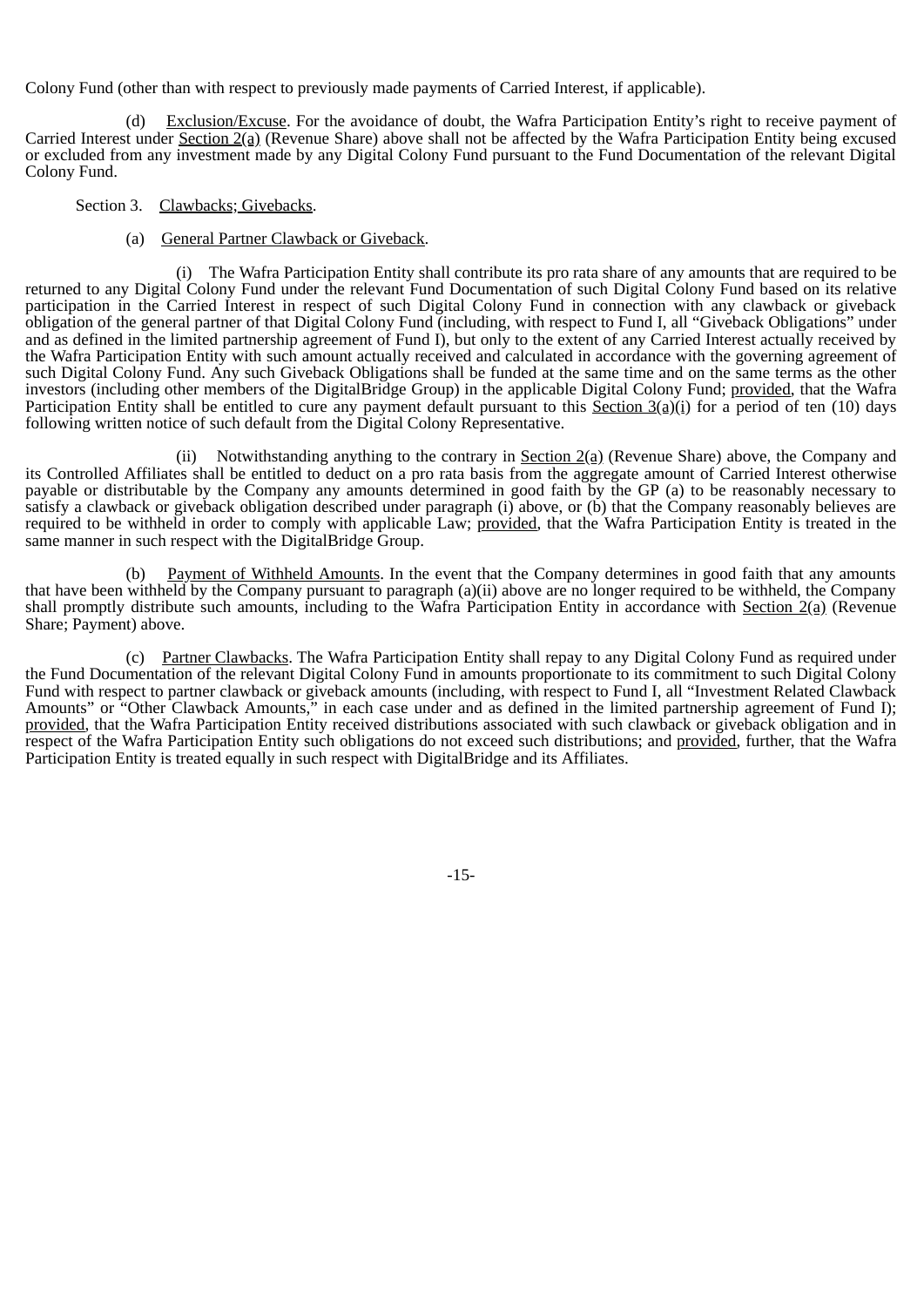Colony Fund (other than with respect to previously made payments of Carried Interest, if applicable).

(d) Exclusion/Excuse. For the avoidance of doubt, the Wafra Participation Entity's right to receive payment of Carried Interest under Section 2(a) (Revenue Share) above shall not be affected by the Wafra Participation Entity being excused or excluded from any investment made by any Digital Colony Fund pursuant to the Fund Documentation of the relevant Digital Colony Fund.

Section 3. Clawbacks; Givebacks.

(a) General Partner Clawback or Giveback.

(i) The Wafra Participation Entity shall contribute its pro rata share of any amounts that are required to be returned to any Digital Colony Fund under the relevant Fund Documentation of such Digital Colony Fund based on its relative participation in the Carried Interest in respect of such Digital Colony Fund in connection with any clawback or giveback obligation of the general partner of that Digital Colony Fund (including, with respect to Fund I, all "Giveback Obligations" under and as defined in the limited partnership agreement of Fund I), but only to the extent of any Carried Interest actually received by the Wafra Participation Entity with such amount actually received and calculated in accordance with the governing agreement of such Digital Colony Fund. Any such Giveback Obligations shall be funded at the same time and on the same terms as the other investors (including other members of the DigitalBridge Group) in the applicable Digital Colony Fund; provided, that the Wafra Participation Entity shall be entitled to cure any payment default pursuant to this Section 3(a)(i) for a period of ten (10) days following written notice of such default from the Digital Colony Representative.

(ii) Notwithstanding anything to the contrary in Section 2(a) (Revenue Share) above, the Company and its Controlled Affiliates shall be entitled to deduct on a pro rata basis from the aggregate amount of Carried Interest otherwise payable or distributable by the Company any amounts determined in good faith by the GP (a) to be reasonably necessary to satisfy a clawback or giveback obligation described under paragraph (i) above, or (b) that the Company reasonably believes are required to be withheld in order to comply with applicable Law; provided, that the Wafra Participation Entity is treated in the same manner in such respect with the DigitalBridge Group.

(b) Payment of Withheld Amounts. In the event that the Company determines in good faith that any amounts that have been withheld by the Company pursuant to paragraph (a)(ii) above are no longer required to be withheld, the Company shall promptly distribute such amounts, including to the Wafra Participation Entity in accordance with Section 2(a) (Revenue Share; Payment) above.

(c) Partner Clawbacks. The Wafra Participation Entity shall repay to any Digital Colony Fund as required under the Fund Documentation of the relevant Digital Colony Fund in amounts proportionate to its commitment to such Digital Colony Fund with respect to partner clawback or giveback amounts (including, with respect to Fund I, all "Investment Related Clawback Amounts" or "Other Clawback Amounts," in each case under and as defined in the limited partnership agreement of Fund I); provided, that the Wafra Participation Entity received distributions associated with such clawback or giveback obligation and in respect of the Wafra Participation Entity such obligations do not exceed such distributions; and provided, further, that the Wafra Participation Entity is treated equally in such respect with DigitalBridge and its Affiliates.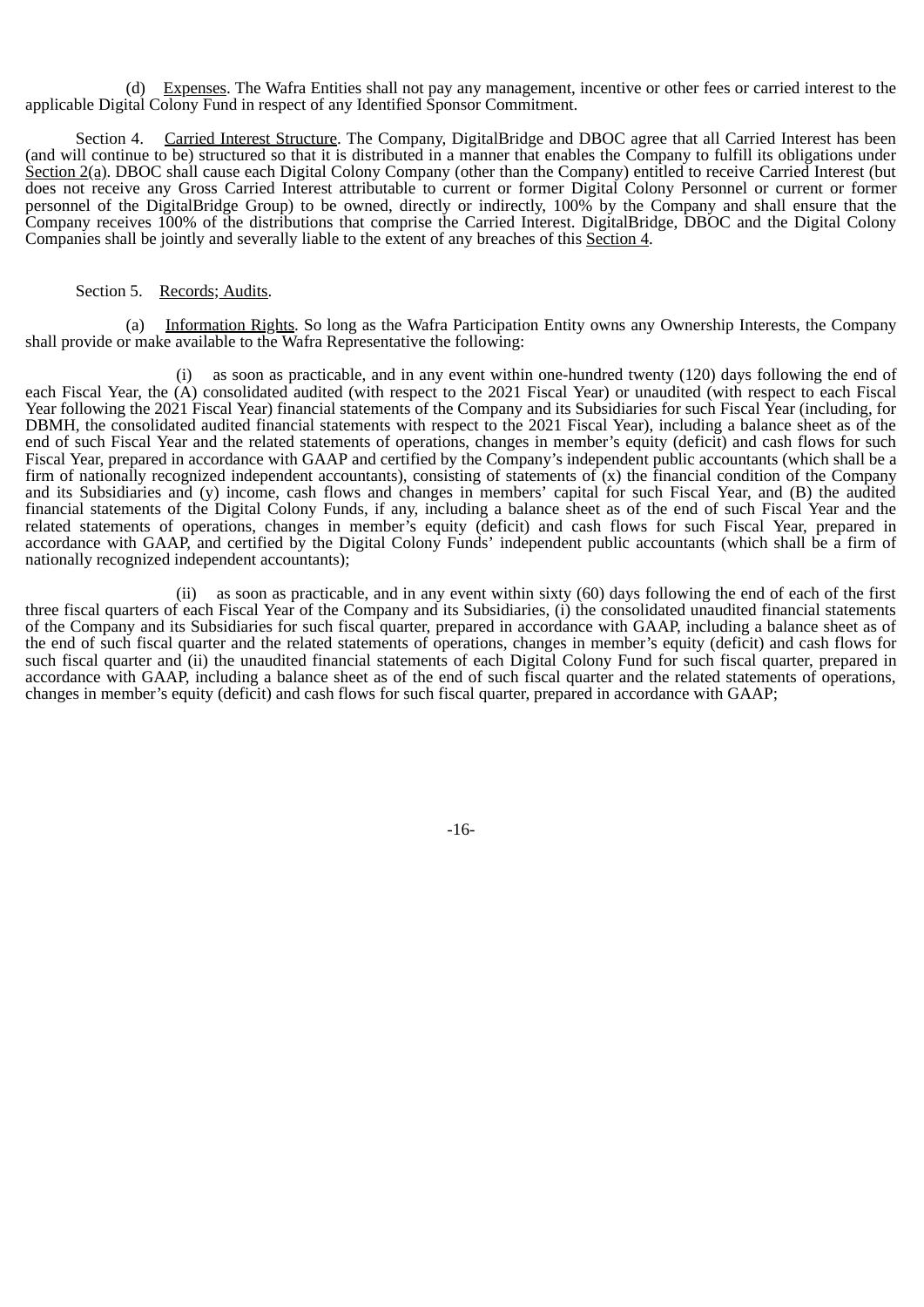(d) Expenses. The Wafra Entities shall not pay any management, incentive or other fees or carried interest to the applicable Digital Colony Fund in respect of any Identified Sponsor Commitment.

Section 4. Carried Interest Structure. The Company, DigitalBridge and DBOC agree that all Carried Interest has been (and will continue to be) structured so that it is distributed in a manner that enables the Company to fulfill its obligations under Section 2(a). DBOC shall cause each Digital Colony Company (other than the Company) entitled to receive Carried Interest (but does not receive any Gross Carried Interest attributable to current or former Digital Colony Personnel or current or former personnel of the DigitalBridge Group) to be owned, directly or indirectly, 100% by the Company and shall ensure that the Company receives 100% of the distributions that comprise the Carried Interest. DigitalBridge, DBOC and the Digital Colony Companies shall be jointly and severally liable to the extent of any breaches of this Section 4.

Section 5. Records; Audits.

(a) Information Rights. So long as the Wafra Participation Entity owns any Ownership Interests, the Company shall provide or make available to the Wafra Representative the following:

(i) as soon as practicable, and in any event within one-hundred twenty (120) days following the end of each Fiscal Year, the (A) consolidated audited (with respect to the 2021 Fiscal Year) or unaudited (with respect to each Fiscal Year following the 2021 Fiscal Year) financial statements of the Company and its Subsidiaries for such Fiscal Year (including, for DBMH, the consolidated audited financial statements with respect to the 2021 Fiscal Year), including a balance sheet as of the end of such Fiscal Year and the related statements of operations, changes in member's equity (deficit) and cash flows for such Fiscal Year, prepared in accordance with GAAP and certified by the Company's independent public accountants (which shall be a firm of nationally recognized independent accountants), consisting of statements of (x) the financial condition of the Company and its Subsidiaries and (y) income, cash flows and changes in members' capital for such Fiscal Year, and (B) the audited financial statements of the Digital Colony Funds, if any, including a balance sheet as of the end of such Fiscal Year and the related statements of operations, changes in member's equity (deficit) and cash flows for such Fiscal Year, prepared in accordance with GAAP, and certified by the Digital Colony Funds' independent public accountants (which shall be a firm of nationally recognized independent accountants);

(ii) as soon as practicable, and in any event within sixty (60) days following the end of each of the first three fiscal quarters of each Fiscal Year of the Company and its Subsidiaries, (i) the consolidated unaudited financial statements of the Company and its Subsidiaries for such fiscal quarter, prepared in accordance with GAAP, including a balance sheet as of the end of such fiscal quarter and the related statements of operations, changes in member's equity (deficit) and cash flows for such fiscal quarter and (ii) the unaudited financial statements of each Digital Colony Fund for such fiscal quarter, prepared in accordance with GAAP, including a balance sheet as of the end of such fiscal quarter and the related statements of operations, changes in member's equity (deficit) and cash flows for such fiscal quarter, prepared in accordance with GAAP;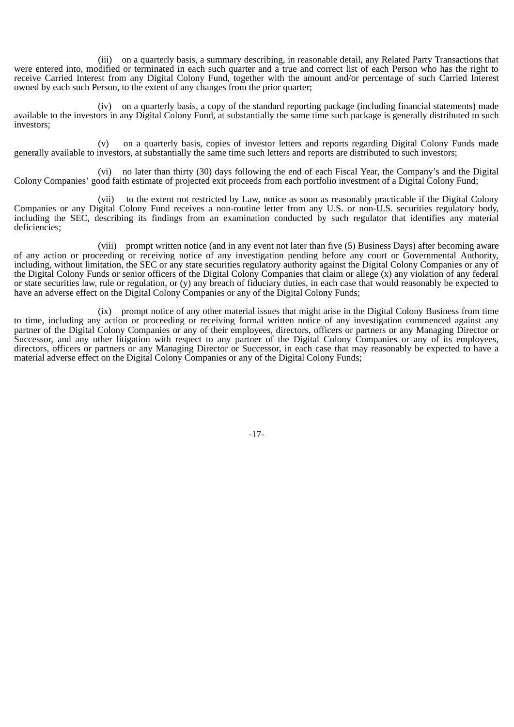(iii) on a quarterly basis, a summary describing, in reasonable detail, any Related Party Transactions that were entered into, modified or terminated in each such quarter and a true and correct list of each Person who has the right to receive Carried Interest from any Digital Colony Fund, together with the amount and/or percentage of such Carried Interest owned by each such Person, to the extent of any changes from the prior quarter;

(iv) on a quarterly basis, a copy of the standard reporting package (including financial statements) made available to the investors in any Digital Colony Fund, at substantially the same time such package is generally distributed to such investors;

(v) on a quarterly basis, copies of investor letters and reports regarding Digital Colony Funds made generally available to investors, at substantially the same time such letters and reports are distributed to such investors;

(vi) no later than thirty (30) days following the end of each Fiscal Year, the Company's and the Digital Colony Companies' good faith estimate of projected exit proceeds from each portfolio investment of a Digital Colony Fund;

(vii) to the extent not restricted by Law, notice as soon as reasonably practicable if the Digital Colony Companies or any Digital Colony Fund receives a non-routine letter from any U.S. or non-U.S. securities regulatory body, including the SEC, describing its findings from an examination conducted by such regulator that identifies any material deficiencies;

(viii) prompt written notice (and in any event not later than five (5) Business Days) after becoming aware of any action or proceeding or receiving notice of any investigation pending before any court or Governmental Authority, including, without limitation, the SEC or any state securities regulatory authority against the Digital Colony Companies or any of the Digital Colony Funds or senior officers of the Digital Colony Companies that claim or allege (x) any violation of any federal or state securities law, rule or regulation, or (y) any breach of fiduciary duties, in each case that would reasonably be expected to have an adverse effect on the Digital Colony Companies or any of the Digital Colony Funds;

(ix) prompt notice of any other material issues that might arise in the Digital Colony Business from time to time, including any action or proceeding or receiving formal written notice of any investigation commenced against any partner of the Digital Colony Companies or any of their employees, directors, officers or partners or any Managing Director or Successor, and any other litigation with respect to any partner of the Digital Colony Companies or any of its employees, directors, officers or partners or any Managing Director or Successor, in each case that may reasonably be expected to have a material adverse effect on the Digital Colony Companies or any of the Digital Colony Funds;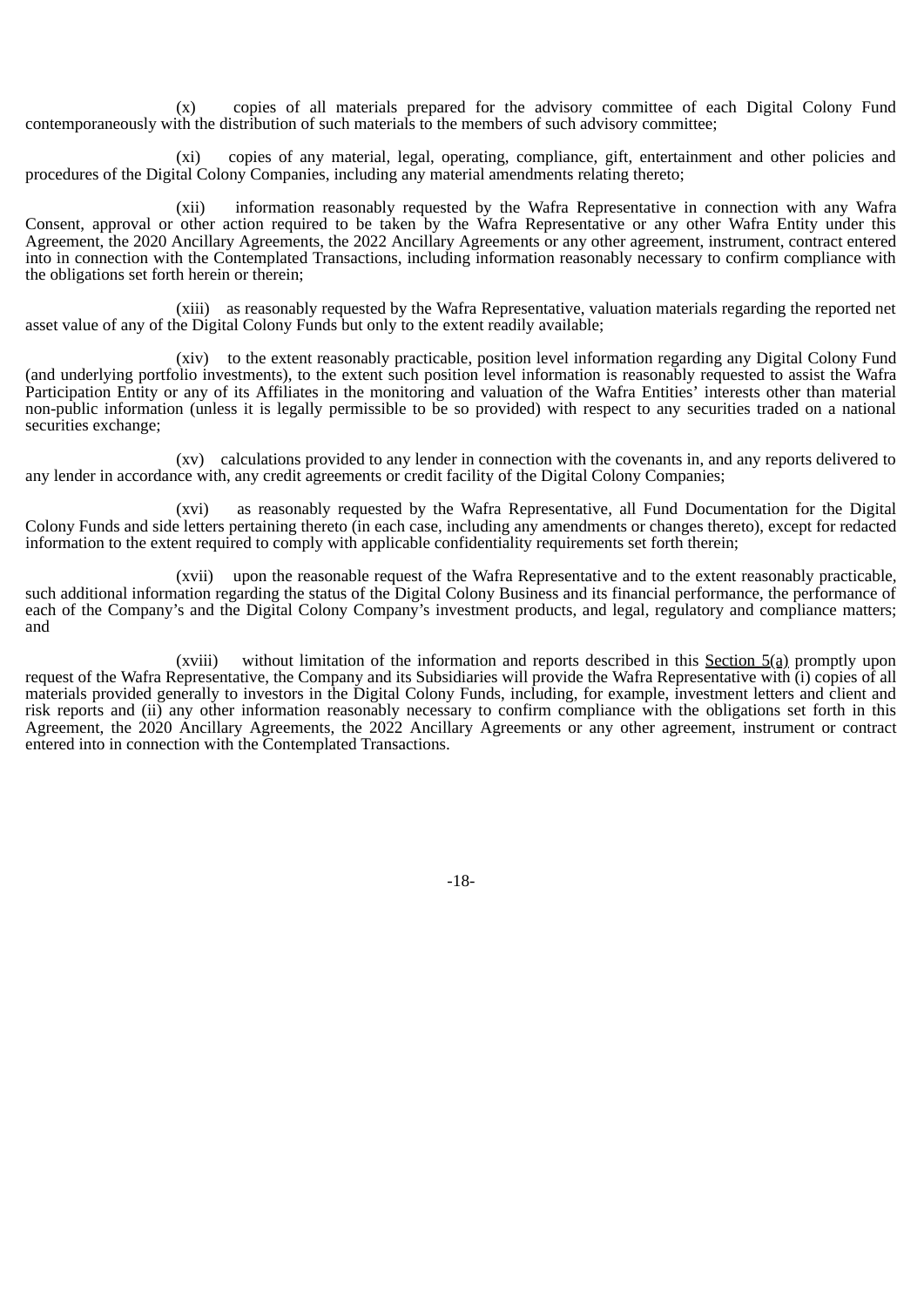(x) copies of all materials prepared for the advisory committee of each Digital Colony Fund contemporaneously with the distribution of such materials to the members of such advisory committee;

(xi) copies of any material, legal, operating, compliance, gift, entertainment and other policies and procedures of the Digital Colony Companies, including any material amendments relating thereto;

(xii) information reasonably requested by the Wafra Representative in connection with any Wafra Consent, approval or other action required to be taken by the Wafra Representative or any other Wafra Entity under this Agreement, the 2020 Ancillary Agreements, the 2022 Ancillary Agreements or any other agreement, instrument, contract entered into in connection with the Contemplated Transactions, including information reasonably necessary to confirm compliance with the obligations set forth herein or therein;

(xiii) as reasonably requested by the Wafra Representative, valuation materials regarding the reported net asset value of any of the Digital Colony Funds but only to the extent readily available;

(xiv) to the extent reasonably practicable, position level information regarding any Digital Colony Fund (and underlying portfolio investments), to the extent such position level information is reasonably requested to assist the Wafra Participation Entity or any of its Affiliates in the monitoring and valuation of the Wafra Entities' interests other than material non-public information (unless it is legally permissible to be so provided) with respect to any securities traded on a national securities exchange;

(xv) calculations provided to any lender in connection with the covenants in, and any reports delivered to any lender in accordance with, any credit agreements or credit facility of the Digital Colony Companies;

(xvi) as reasonably requested by the Wafra Representative, all Fund Documentation for the Digital Colony Funds and side letters pertaining thereto (in each case, including any amendments or changes thereto), except for redacted information to the extent required to comply with applicable confidentiality requirements set forth therein;

(xvii) upon the reasonable request of the Wafra Representative and to the extent reasonably practicable, such additional information regarding the status of the Digital Colony Business and its financial performance, the performance of each of the Company's and the Digital Colony Company's investment products, and legal, regulatory and compliance matters; and

(xviii) without limitation of the information and reports described in this Section 5(a) promptly upon request of the Wafra Representative, the Company and its Subsidiaries will provide the Wafra Representative with (i) copies of all materials provided generally to investors in the Digital Colony Funds, including, for example, investment letters and client and risk reports and (ii) any other information reasonably necessary to confirm compliance with the obligations set forth in this Agreement, the 2020 Ancillary Agreements, the 2022 Ancillary Agreements or any other agreement, instrument or contract entered into in connection with the Contemplated Transactions.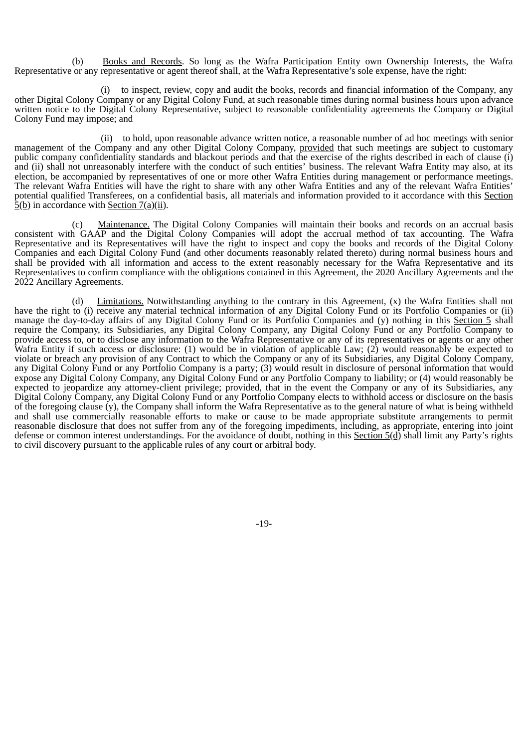(b) Books and Records. So long as the Wafra Participation Entity own Ownership Interests, the Wafra Representative or any representative or agent thereof shall, at the Wafra Representative's sole expense, have the right:

(i) to inspect, review, copy and audit the books, records and financial information of the Company, any other Digital Colony Company or any Digital Colony Fund, at such reasonable times during normal business hours upon advance written notice to the Digital Colony Representative, subject to reasonable confidentiality agreements the Company or Digital Colony Fund may impose; and

(ii) to hold, upon reasonable advance written notice, a reasonable number of ad hoc meetings with senior management of the Company and any other Digital Colony Company, provided that such meetings are subject to customary public company confidentiality standards and blackout periods and that the exercise of the rights described in each of clause (i) and (ii) shall not unreasonably interfere with the conduct of such entities' business. The relevant Wafra Entity may also, at its election, be accompanied by representatives of one or more other Wafra Entities during management or performance meetings. The relevant Wafra Entities will have the right to share with any other Wafra Entities and any of the relevant Wafra Entities' potential qualified Transferees, on a confidential basis, all materials and information provided to it accordance with this Section 5(b) in accordance with Section 7(a)(ii).

(c) Maintenance. The Digital Colony Companies will maintain their books and records on an accrual basis consistent with GAAP and the Digital Colony Companies will adopt the accrual method of tax accounting. The Wafra Representative and its Representatives will have the right to inspect and copy the books and records of the Digital Colony Companies and each Digital Colony Fund (and other documents reasonably related thereto) during normal business hours and shall be provided with all information and access to the extent reasonably necessary for the Wafra Representative and its Representatives to confirm compliance with the obligations contained in this Agreement, the 2020 Ancillary Agreements and the 2022 Ancillary Agreements.

(d) Limitations. Notwithstanding anything to the contrary in this Agreement, (x) the Wafra Entities shall not have the right to (i) receive any material technical information of any Digital Colony Fund or its Portfolio Companies or (ii) manage the day-to-day affairs of any Digital Colony Fund or its Portfolio Companies and (y) nothing in this Section 5 shall require the Company, its Subsidiaries, any Digital Colony Company, any Digital Colony Fund or any Portfolio Company to provide access to, or to disclose any information to the Wafra Representative or any of its representatives or agents or any other Wafra Entity if such access or disclosure: (1) would be in violation of applicable Law; (2) would reasonably be expected to violate or breach any provision of any Contract to which the Company or any of its Subsidiaries, any Digital Colony Company, any Digital Colony Fund or any Portfolio Company is a party; (3) would result in disclosure of personal information that would expose any Digital Colony Company, any Digital Colony Fund or any Portfolio Company to liability; or (4) would reasonably be expected to jeopardize any attorney-client privilege; provided, that in the event the Company or any of its Subsidiaries, any Digital Colony Company, any Digital Colony Fund or any Portfolio Company elects to withhold access or disclosure on the basis of the foregoing clause (y), the Company shall inform the Wafra Representative as to the general nature of what is being withheld and shall use commercially reasonable efforts to make or cause to be made appropriate substitute arrangements to permit reasonable disclosure that does not suffer from any of the foregoing impediments, including, as appropriate, entering into joint defense or common interest understandings. For the avoidance of doubt, nothing in this Section 5(d) shall limit any Party's rights to civil discovery pursuant to the applicable rules of any court or arbitral body.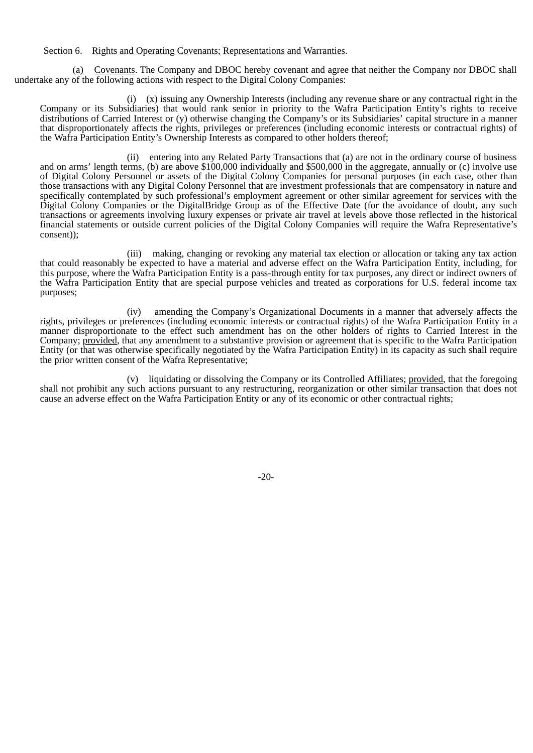Section 6. <u>Rights and Operating Covenants; Representations and Warranties</u>.

(a) <u>Covenants</u>. The Company and DBOC hereby covenant and agree that neither the Company nor DBOC shall undertake any of the following actions with respect to the Digital Colony Companies:

(i) (x) issuing any Ownership Interests (including any revenue share or any contractual right in the Company or its Subsidiaries) that would rank senior in priority to the Wafra Participation Entity's rights to receive distributions of Carried Interest or (y) otherwise changing the Company's or its Subsidiaries' capital structure in a manner that disproportionately affects the rights, privileges or preferences (including economic interests or contractual rights) of the Wafra Participation Entity's Ownership Interests as compared to other holders thereof;

(ii) entering into any Related Party Transactions that (a) are not in the ordinary course of business and on arms' length terms, (b) are above $100,000 individually and $500,000 in the aggregate, annually or (c) involve use of Digital Colony Personnel or assets of the Digital Colony Companies for personal purposes (in each case, other than those transactions with any Digital Colony Personnel that are investment professionals that are compensatory in nature and specifically contemplated by such professional's employment agreement or other similar agreement for services with the Digital Colony Companies or the DigitalBridge Group as of the Effective Date (for the avoidance of doubt, any such transactions or agreements involving luxury expenses or private air travel at levels above those reflected in the historical financial statements or outside current policies of the Digital Colony Companies will require the Wafra Representative's consent));

(iii) making, changing or revoking any material tax election or allocation or taking any tax action that could reasonably be expected to have a material and adverse effect on the Wafra Participation Entity, including, for this purpose, where the Wafra Participation Entity is a pass-through entity for tax purposes, any direct or indirect owners of the Wafra Participation Entity that are special purpose vehicles and treated as corporations for U.S. federal income tax purposes;

(iv) amending the Company's Organizational Documents in a manner that adversely affects the rights, privileges or preferences (including economic interests or contractual rights) of the Wafra Participation Entity in a manner disproportionate to the effect such amendment has on the other holders of rights to Carried Interest in the Company; <u>provided</u>, that any amendment to a substantive provision or agreement that is specific to the Wafra Participation Entity (or that was otherwise specifically negotiated by the Wafra Participation Entity) in its capacity as such shall require the prior written consent of the Wafra Representative;

(v) liquidating or dissolving the Company or its Controlled Affiliates; <u>provided</u>, that the foregoing shall not prohibit any such actions pursuant to any restructuring, reorganization or other similar transaction that does not cause an adverse effect on the Wafra Participation Entity or any of its economic or other contractual rights;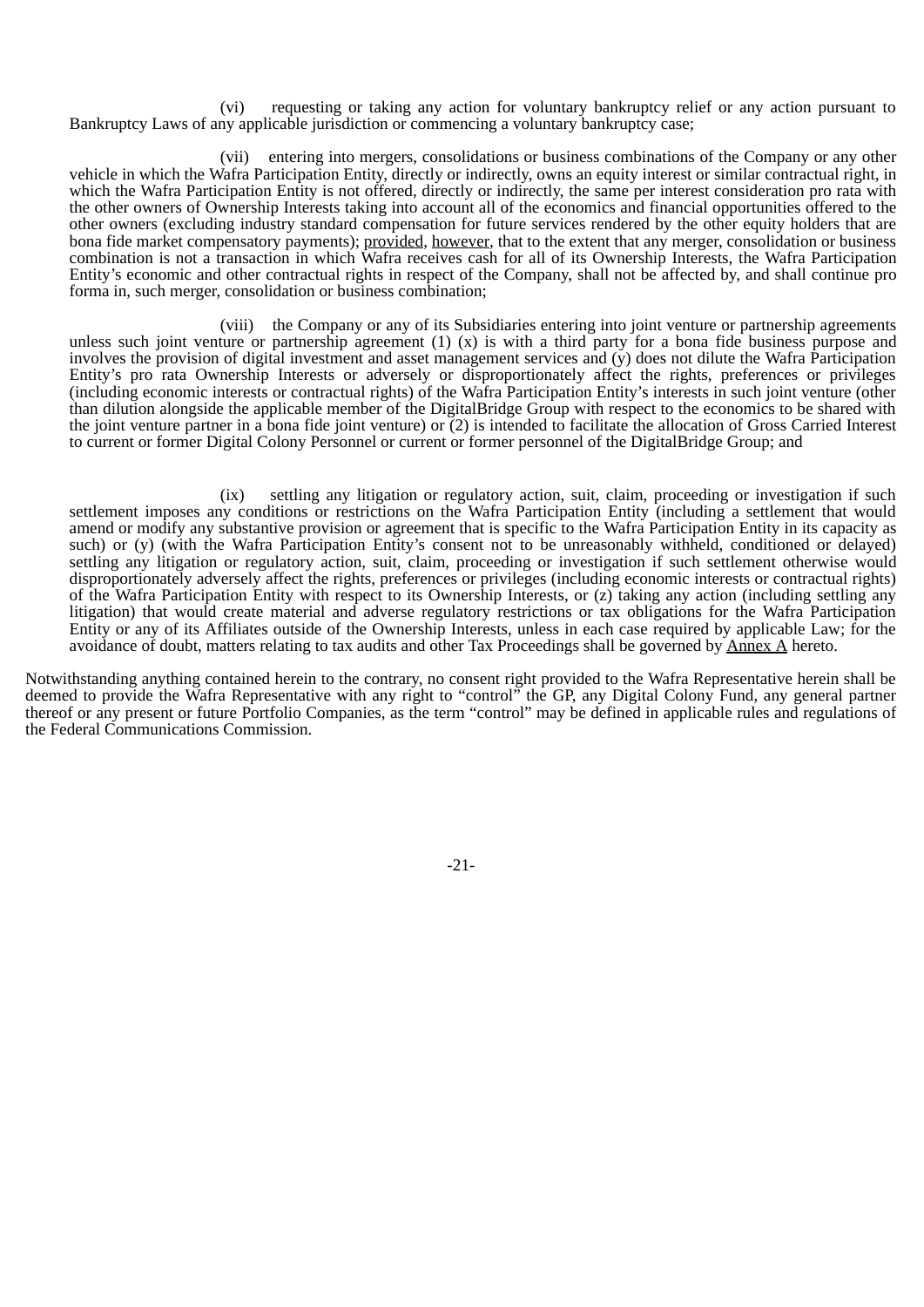(vi) requesting or taking any action for voluntary bankruptcy relief or any action pursuant to Bankruptcy Laws of any applicable jurisdiction or commencing a voluntary bankruptcy case;

(vii) entering into mergers, consolidations or business combinations of the Company or any other vehicle in which the Wafra Participation Entity, directly or indirectly, owns an equity interest or similar contractual right, in which the Wafra Participation Entity is not offered, directly or indirectly, the same per interest consideration pro rata with the other owners of Ownership Interests taking into account all of the economics and financial opportunities offered to the other owners (excluding industry standard compensation for future services rendered by the other equity holders that are bona fide market compensatory payments); provided, however, that to the extent that any merger, consolidation or business combination is not a transaction in which Wafra receives cash for all of its Ownership Interests, the Wafra Participation Entity's economic and other contractual rights in respect of the Company, shall not be affected by, and shall continue pro forma in, such merger, consolidation or business combination;

(viii) the Company or any of its Subsidiaries entering into joint venture or partnership agreements unless such joint venture or partnership agreement (1) (x) is with a third party for a bona fide business purpose and involves the provision of digital investment and asset management services and (y) does not dilute the Wafra Participation Entity's pro rata Ownership Interests or adversely or disproportionately affect the rights, preferences or privileges (including economic interests or contractual rights) of the Wafra Participation Entity's interests in such joint venture (other than dilution alongside the applicable member of the DigitalBridge Group with respect to the economics to be shared with the joint venture partner in a bona fide joint venture) or (2) is intended to facilitate the allocation of Gross Carried Interest to current or former Digital Colony Personnel or current or former personnel of the DigitalBridge Group; and

(ix) settling any litigation or regulatory action, suit, claim, proceeding or investigation if such settlement imposes any conditions or restrictions on the Wafra Participation Entity (including a settlement that would amend or modify any substantive provision or agreement that is specific to the Wafra Participation Entity in its capacity as such) or (y) (with the Wafra Participation Entity's consent not to be unreasonably withheld, conditioned or delayed) settling any litigation or regulatory action, suit, claim, proceeding or investigation if such settlement otherwise would disproportionately adversely affect the rights, preferences or privileges (including economic interests or contractual rights) of the Wafra Participation Entity with respect to its Ownership Interests, or (z) taking any action (including settling any litigation) that would create material and adverse regulatory restrictions or tax obligations for the Wafra Participation Entity or any of its Affiliates outside of the Ownership Interests, unless in each case required by applicable Law; for the avoidance of doubt, matters relating to tax audits and other Tax Proceedings shall be governed by Annex A hereto.

Notwithstanding anything contained herein to the contrary, no consent right provided to the Wafra Representative herein shall be deemed to provide the Wafra Representative with any right to "control" the GP, any Digital Colony Fund, any general partner thereof or any present or future Portfolio Companies, as the term "control" may be defined in applicable rules and regulations of the Federal Communications Commission.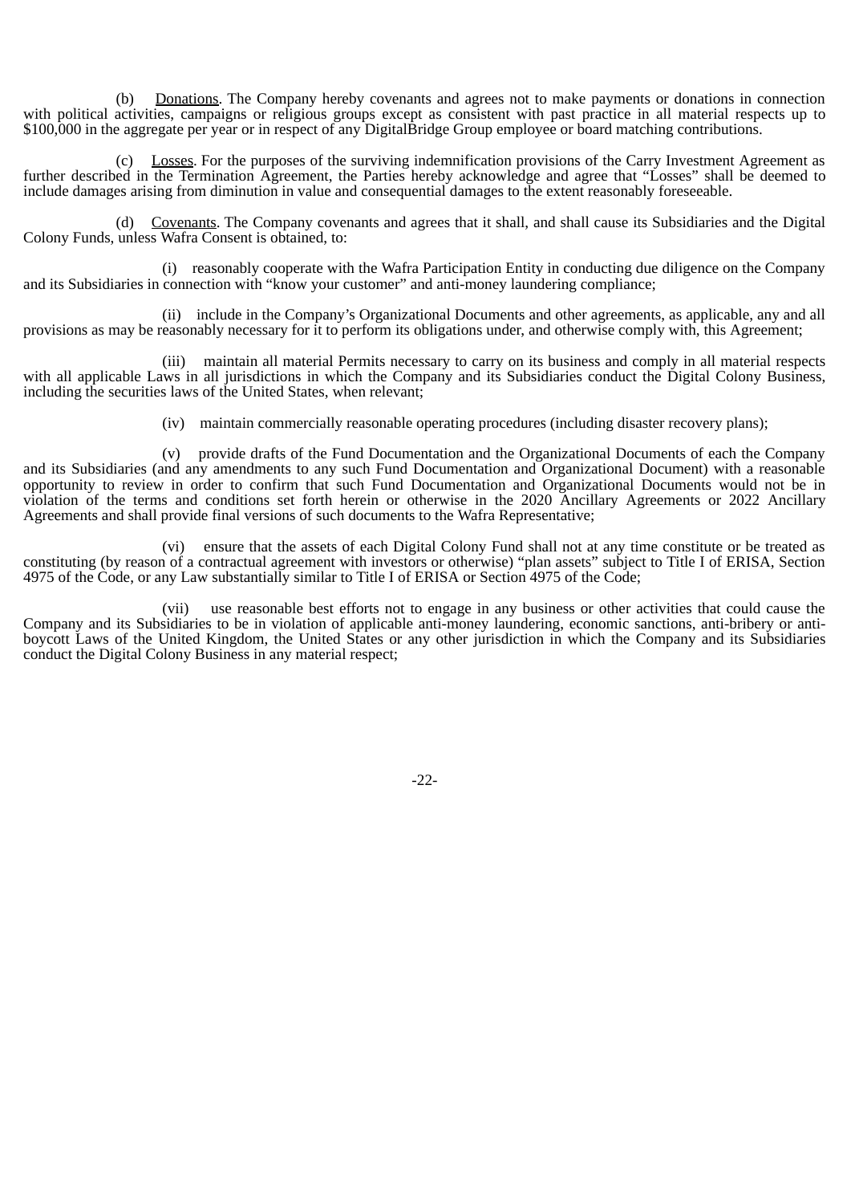(b) Donations. The Company hereby covenants and agrees not to make payments or donations in connection with political activities, campaigns or religious groups except as consistent with past practice in all material respects up to $100,000 in the aggregate per year or in respect of any DigitalBridge Group employee or board matching contributions.

(c) Losses. For the purposes of the surviving indemnification provisions of the Carry Investment Agreement as further described in the Termination Agreement, the Parties hereby acknowledge and agree that "Losses" shall be deemed to include damages arising from diminution in value and consequential damages to the extent reasonably foreseeable.

(d) Covenants. The Company covenants and agrees that it shall, and shall cause its Subsidiaries and the Digital Colony Funds, unless Wafra Consent is obtained, to:

(i) reasonably cooperate with the Wafra Participation Entity in conducting due diligence on the Company and its Subsidiaries in connection with "know your customer" and anti-money laundering compliance;

(ii) include in the Company's Organizational Documents and other agreements, as applicable, any and all provisions as may be reasonably necessary for it to perform its obligations under, and otherwise comply with, this Agreement;

(iii) maintain all material Permits necessary to carry on its business and comply in all material respects with all applicable Laws in all jurisdictions in which the Company and its Subsidiaries conduct the Digital Colony Business, including the securities laws of the United States, when relevant;

(iv) maintain commercially reasonable operating procedures (including disaster recovery plans);

(v) provide drafts of the Fund Documentation and the Organizational Documents of each the Company and its Subsidiaries (and any amendments to any such Fund Documentation and Organizational Document) with a reasonable opportunity to review in order to confirm that such Fund Documentation and Organizational Documents would not be in violation of the terms and conditions set forth herein or otherwise in the 2020 Ancillary Agreements or 2022 Ancillary Agreements and shall provide final versions of such documents to the Wafra Representative;

(vi) ensure that the assets of each Digital Colony Fund shall not at any time constitute or be treated as constituting (by reason of a contractual agreement with investors or otherwise) "plan assets" subject to Title I of ERISA, Section 4975 of the Code, or any Law substantially similar to Title I of ERISA or Section 4975 of the Code;

(vii) use reasonable best efforts not to engage in any business or other activities that could cause the Company and its Subsidiaries to be in violation of applicable anti-money laundering, economic sanctions, anti-bribery or anti-boycott Laws of the United Kingdom, the United States or any other jurisdiction in which the Company and its Subsidiaries conduct the Digital Colony Business in any material respect;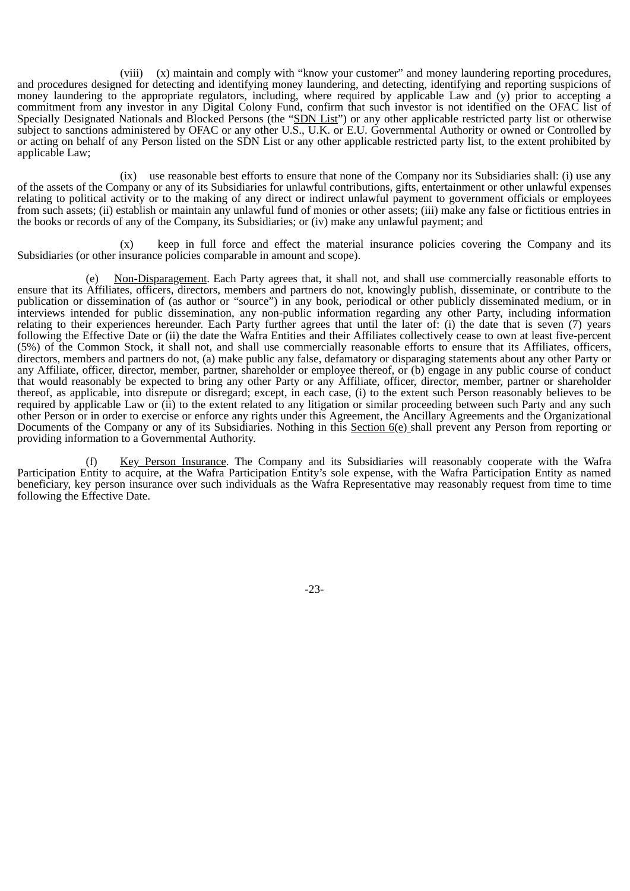(viii) (x) maintain and comply with "know your customer" and money laundering reporting procedures, and procedures designed for detecting and identifying money laundering, and detecting, identifying and reporting suspicions of money laundering to the appropriate regulators, including, where required by applicable Law and (y) prior to accepting a commitment from any investor in any Digital Colony Fund, confirm that such investor is not identified on the OFAC list of Specially Designated Nationals and Blocked Persons (the "SDN List") or any other applicable restricted party list or otherwise subject to sanctions administered by OFAC or any other U.S., U.K. or E.U. Governmental Authority or owned or Controlled by or acting on behalf of any Person listed on the SDN List or any other applicable restricted party list, to the extent prohibited by applicable Law;

(ix) use reasonable best efforts to ensure that none of the Company nor its Subsidiaries shall: (i) use any of the assets of the Company or any of its Subsidiaries for unlawful contributions, gifts, entertainment or other unlawful expenses relating to political activity or to the making of any direct or indirect unlawful payment to government officials or employees from such assets; (ii) establish or maintain any unlawful fund of monies or other assets; (iii) make any false or fictitious entries in the books or records of any of the Company, its Subsidiaries; or (iv) make any unlawful payment; and

(x) keep in full force and effect the material insurance policies covering the Company and its Subsidiaries (or other insurance policies comparable in amount and scope).

(e) Non-Disparagement. Each Party agrees that, it shall not, and shall use commercially reasonable efforts to ensure that its Affiliates, officers, directors, members and partners do not, knowingly publish, disseminate, or contribute to the publication or dissemination of (as author or "source") in any book, periodical or other publicly disseminated medium, or in interviews intended for public dissemination, any non-public information regarding any other Party, including information relating to their experiences hereunder. Each Party further agrees that until the later of: (i) the date that is seven (7) years following the Effective Date or (ii) the date the Wafra Entities and their Affiliates collectively cease to own at least five-percent (5%) of the Common Stock, it shall not, and shall use commercially reasonable efforts to ensure that its Affiliates, officers, directors, members and partners do not, (a) make public any false, defamatory or disparaging statements about any other Party or any Affiliate, officer, director, member, partner, shareholder or employee thereof, or (b) engage in any public course of conduct that would reasonably be expected to bring any other Party or any Affiliate, officer, director, member, partner or shareholder thereof, as applicable, into disrepute or disregard; except, in each case, (i) to the extent such Person reasonably believes to be required by applicable Law or (ii) to the extent related to any litigation or similar proceeding between such Party and any such other Person or in order to exercise or enforce any rights under this Agreement, the Ancillary Agreements and the Organizational Documents of the Company or any of its Subsidiaries. Nothing in this Section 6(e) shall prevent any Person from reporting or providing information to a Governmental Authority.

(f) Key Person Insurance. The Company and its Subsidiaries will reasonably cooperate with the Wafra Participation Entity to acquire, at the Wafra Participation Entity's sole expense, with the Wafra Participation Entity as named beneficiary, key person insurance over such individuals as the Wafra Representative may reasonably request from time to time following the Effective Date.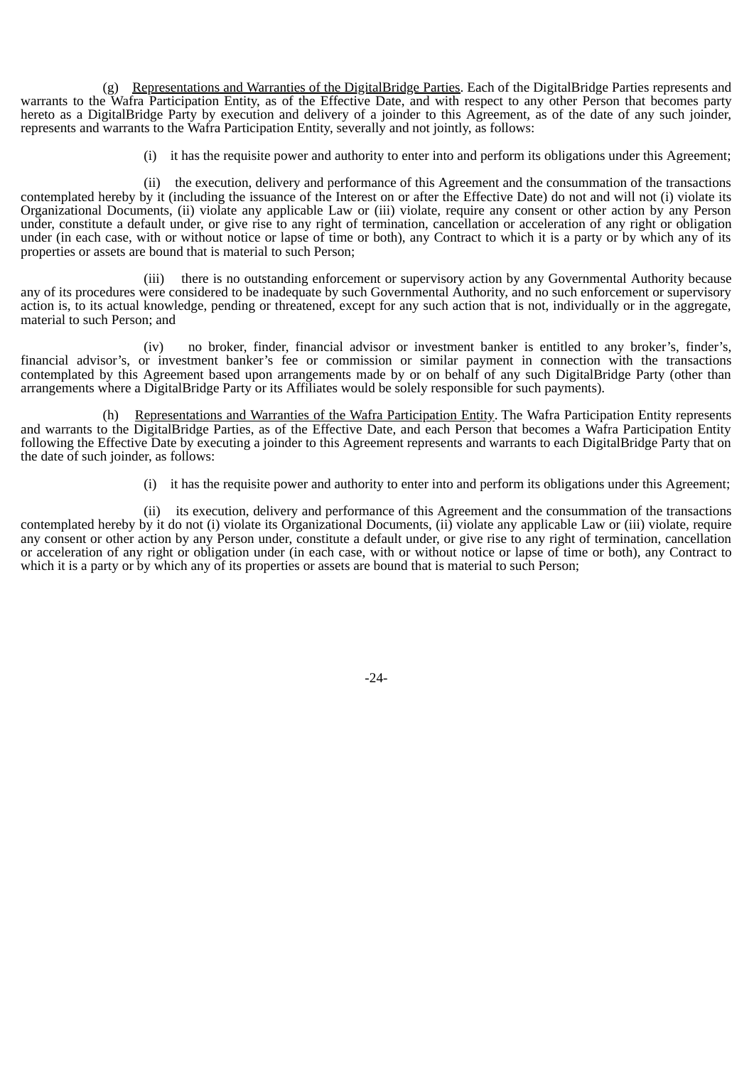(g) Representations and Warranties of the DigitalBridge Parties. Each of the DigitalBridge Parties represents and warrants to the Wafra Participation Entity, as of the Effective Date, and with respect to any other Person that becomes party hereto as a DigitalBridge Party by execution and delivery of a joinder to this Agreement, as of the date of any such joinder, represents and warrants to the Wafra Participation Entity, severally and not jointly, as follows:

(i) it has the requisite power and authority to enter into and perform its obligations under this Agreement;

(ii) the execution, delivery and performance of this Agreement and the consummation of the transactions contemplated hereby by it (including the issuance of the Interest on or after the Effective Date) do not and will not (i) violate its Organizational Documents, (ii) violate any applicable Law or (iii) violate, require any consent or other action by any Person under, constitute a default under, or give rise to any right of termination, cancellation or acceleration of any right or obligation under (in each case, with or without notice or lapse of time or both), any Contract to which it is a party or by which any of its properties or assets are bound that is material to such Person;

(iii) there is no outstanding enforcement or supervisory action by any Governmental Authority because any of its procedures were considered to be inadequate by such Governmental Authority, and no such enforcement or supervisory action is, to its actual knowledge, pending or threatened, except for any such action that is not, individually or in the aggregate, material to such Person; and

(iv) no broker, finder, financial advisor or investment banker is entitled to any broker's, finder's, financial advisor's, or investment banker's fee or commission or similar payment in connection with the transactions contemplated by this Agreement based upon arrangements made by or on behalf of any such DigitalBridge Party (other than arrangements where a DigitalBridge Party or its Affiliates would be solely responsible for such payments).

(h) Representations and Warranties of the Wafra Participation Entity. The Wafra Participation Entity represents and warrants to the DigitalBridge Parties, as of the Effective Date, and each Person that becomes a Wafra Participation Entity following the Effective Date by executing a joinder to this Agreement represents and warrants to each DigitalBridge Party that on the date of such joinder, as follows:

(i) it has the requisite power and authority to enter into and perform its obligations under this Agreement;

(ii) its execution, delivery and performance of this Agreement and the consummation of the transactions contemplated hereby by it do not (i) violate its Organizational Documents, (ii) violate any applicable Law or (iii) violate, require any consent or other action by any Person under, constitute a default under, or give rise to any right of termination, cancellation or acceleration of any right or obligation under (in each case, with or without notice or lapse of time or both), any Contract to which it is a party or by which any of its properties or assets are bound that is material to such Person;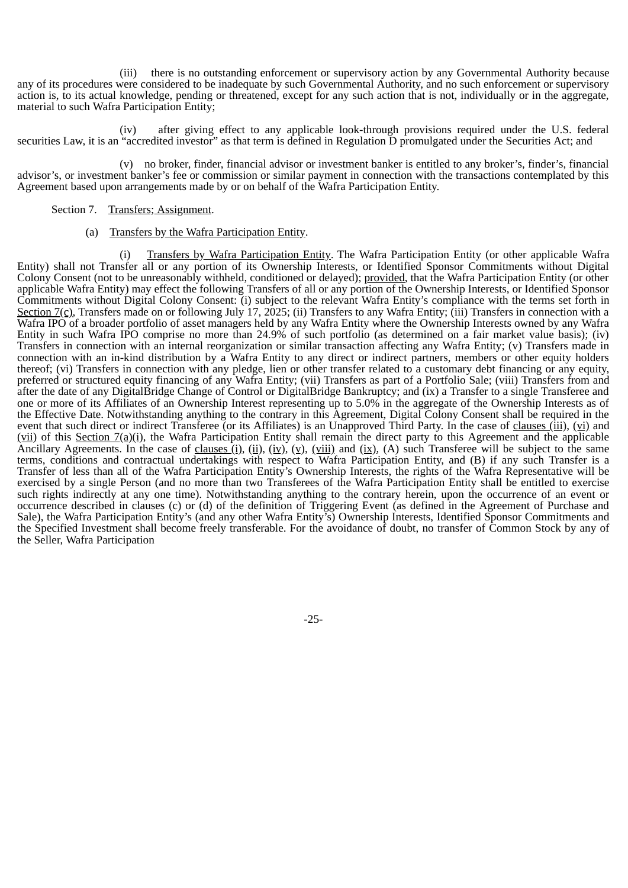(iii) there is no outstanding enforcement or supervisory action by any Governmental Authority because any of its procedures were considered to be inadequate by such Governmental Authority, and no such enforcement or supervisory action is, to its actual knowledge, pending or threatened, except for any such action that is not, individually or in the aggregate, material to such Wafra Participation Entity;

(iv) after giving effect to any applicable look-through provisions required under the U.S. federal securities Law, it is an "accredited investor" as that term is defined in Regulation D promulgated under the Securities Act; and

(v) no broker, finder, financial advisor or investment banker is entitled to any broker's, finder's, financial advisor's, or investment banker's fee or commission or similar payment in connection with the transactions contemplated by this Agreement based upon arrangements made by or on behalf of the Wafra Participation Entity.

Section 7. Transfers; Assignment.

(a) Transfers by the Wafra Participation Entity.

(i) Transfers by Wafra Participation Entity. The Wafra Participation Entity (or other applicable Wafra Entity) shall not Transfer all or any portion of its Ownership Interests, or Identified Sponsor Commitments without Digital Colony Consent (not to be unreasonably withheld, conditioned or delayed); provided, that the Wafra Participation Entity (or other applicable Wafra Entity) may effect the following Transfers of all or any portion of the Ownership Interests, or Identified Sponsor Commitments without Digital Colony Consent: (i) subject to the relevant Wafra Entity's compliance with the terms set forth in Section 7(c), Transfers made on or following July 17, 2025; (ii) Transfers to any Wafra Entity; (iii) Transfers in connection with a Wafra IPO of a broader portfolio of asset managers held by any Wafra Entity where the Ownership Interests owned by any Wafra Entity in such Wafra IPO comprise no more than 24.9% of such portfolio (as determined on a fair market value basis); (iv) Transfers in connection with an internal reorganization or similar transaction affecting any Wafra Entity; (v) Transfers made in connection with an in-kind distribution by a Wafra Entity to any direct or indirect partners, members or other equity holders thereof; (vi) Transfers in connection with any pledge, lien or other transfer related to a customary debt financing or any equity, preferred or structured equity financing of any Wafra Entity; (vii) Transfers as part of a Portfolio Sale; (viii) Transfers from and after the date of any DigitalBridge Change of Control or DigitalBridge Bankruptcy; and (ix) a Transfer to a single Transferee and one or more of its Affiliates of an Ownership Interest representing up to 5.0% in the aggregate of the Ownership Interests as of the Effective Date. Notwithstanding anything to the contrary in this Agreement, Digital Colony Consent shall be required in the event that such direct or indirect Transferee (or its Affiliates) is an Unapproved Third Party. In the case of clauses (iii), (vi) and (vii) of this Section 7(a)(i), the Wafra Participation Entity shall remain the direct party to this Agreement and the applicable Ancillary Agreements. In the case of clauses (i), (ii), (iv), (v), (viii) and (ix), (A) such Transferee will be subject to the same terms, conditions and contractual undertakings with respect to Wafra Participation Entity, and (B) if any such Transfer is a Transfer of less than all of the Wafra Participation Entity's Ownership Interests, the rights of the Wafra Representative will be exercised by a single Person (and no more than two Transferees of the Wafra Participation Entity shall be entitled to exercise such rights indirectly at any one time). Notwithstanding anything to the contrary herein, upon the occurrence of an event or occurrence described in clauses (c) or (d) of the definition of Triggering Event (as defined in the Agreement of Purchase and Sale), the Wafra Participation Entity's (and any other Wafra Entity's) Ownership Interests, Identified Sponsor Commitments and the Specified Investment shall become freely transferable. For the avoidance of doubt, no transfer of Common Stock by any of the Seller, Wafra Participation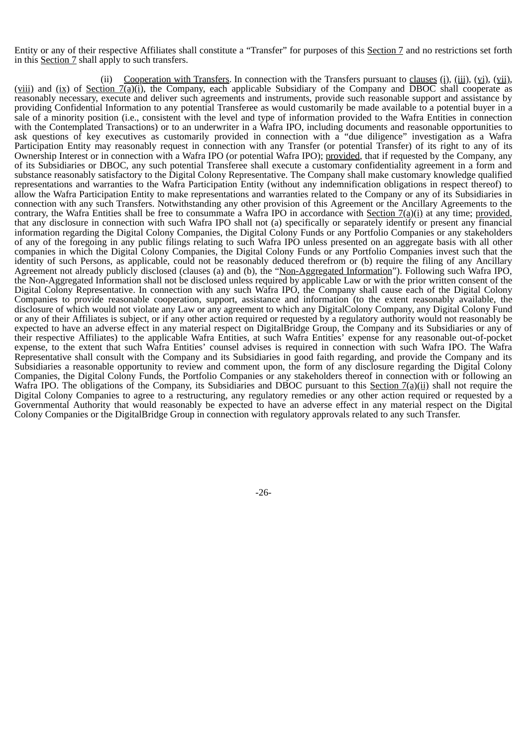Entity or any of their respective Affiliates shall constitute a "Transfer" for purposes of this Section 7 and no restrictions set forth in this Section 7 shall apply to such transfers.

(ii) Cooperation with Transfers. In connection with the Transfers pursuant to clauses (i), (iii), (vi), (vii), (viii) and (ix) of Section 7(a)(i), the Company, each applicable Subsidiary of the Company and DBOC shall cooperate as reasonably necessary, execute and deliver such agreements and instruments, provide such reasonable support and assistance by providing Confidential Information to any potential Transferee as would customarily be made available to a potential buyer in a sale of a minority position (i.e., consistent with the level and type of information provided to the Wafra Entities in connection with the Contemplated Transactions) or to an underwriter in a Wafra IPO, including documents and reasonable opportunities to ask questions of key executives as customarily provided in connection with a "due diligence" investigation as a Wafra Participation Entity may reasonably request in connection with any Transfer (or potential Transfer) of its right to any of its Ownership Interest or in connection with a Wafra IPO (or potential Wafra IPO); provided, that if requested by the Company, any of its Subsidiaries or DBOC, any such potential Transferee shall execute a customary confidentiality agreement in a form and substance reasonably satisfactory to the Digital Colony Representative. The Company shall make customary knowledge qualified representations and warranties to the Wafra Participation Entity (without any indemnification obligations in respect thereof) to allow the Wafra Participation Entity to make representations and warranties related to the Company or any of its Subsidiaries in connection with any such Transfers. Notwithstanding any other provision of this Agreement or the Ancillary Agreements to the contrary, the Wafra Entities shall be free to consummate a Wafra IPO in accordance with Section 7(a)(i) at any time; provided, that any disclosure in connection with such Wafra IPO shall not (a) specifically or separately identify or present any financial information regarding the Digital Colony Companies, the Digital Colony Funds or any Portfolio Companies or any stakeholders of any of the foregoing in any public filings relating to such Wafra IPO unless presented on an aggregate basis with all other companies in which the Digital Colony Companies, the Digital Colony Funds or any Portfolio Companies invest such that the identity of such Persons, as applicable, could not be reasonably deduced therefrom or (b) require the filing of any Ancillary Agreement not already publicly disclosed (clauses (a) and (b), the "Non-Aggregated Information"). Following such Wafra IPO, the Non-Aggregated Information shall not be disclosed unless required by applicable Law or with the prior written consent of the Digital Colony Representative. In connection with any such Wafra IPO, the Company shall cause each of the Digital Colony Companies to provide reasonable cooperation, support, assistance and information (to the extent reasonably available, the disclosure of which would not violate any Law or any agreement to which any DigitalColony Company, any Digital Colony Fund or any of their Affiliates is subject, or if any other action required or requested by a regulatory authority would not reasonably be expected to have an adverse effect in any material respect on DigitalBridge Group, the Company and its Subsidiaries or any of their respective Affiliates) to the applicable Wafra Entities, at such Wafra Entities' expense for any reasonable out-of-pocket expense, to the extent that such Wafra Entities' counsel advises is required in connection with such Wafra IPO. The Wafra Representative shall consult with the Company and its Subsidiaries in good faith regarding, and provide the Company and its Subsidiaries a reasonable opportunity to review and comment upon, the form of any disclosure regarding the Digital Colony Companies, the Digital Colony Funds, the Portfolio Companies or any stakeholders thereof in connection with or following an Wafra IPO. The obligations of the Company, its Subsidiaries and DBOC pursuant to this Section 7(a)(ii) shall not require the Digital Colony Companies to agree to a restructuring, any regulatory remedies or any other action required or requested by a Governmental Authority that would reasonably be expected to have an adverse effect in any material respect on the Digital Colony Companies or the DigitalBridge Group in connection with regulatory approvals related to any such Transfer.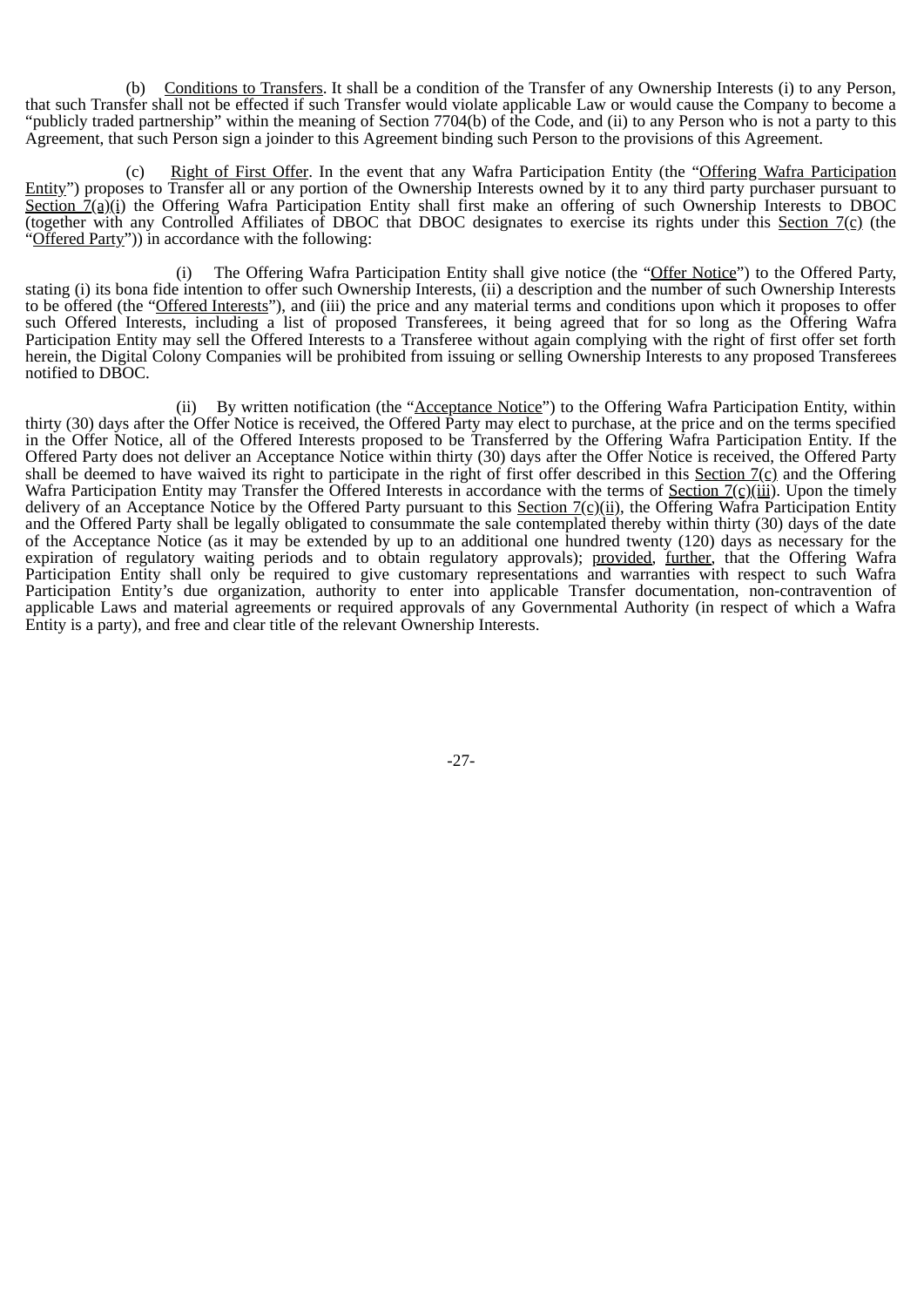(b) Conditions to Transfers. It shall be a condition of the Transfer of any Ownership Interests (i) to any Person, that such Transfer shall not be effected if such Transfer would violate applicable Law or would cause the Company to become a "publicly traded partnership" within the meaning of Section 7704(b) of the Code, and (ii) to any Person who is not a party to this Agreement, that such Person sign a joinder to this Agreement binding such Person to the provisions of this Agreement.

(c) Right of First Offer. In the event that any Wafra Participation Entity (the "Offering Wafra Participation Entity") proposes to Transfer all or any portion of the Ownership Interests owned by it to any third party purchaser pursuant to Section 7(a)(i) the Offering Wafra Participation Entity shall first make an offering of such Ownership Interests to DBOC (together with any Controlled Affiliates of DBOC that DBOC designates to exercise its rights under this Section 7(c) (the "Offered Party")) in accordance with the following:

(i) The Offering Wafra Participation Entity shall give notice (the "Offer Notice") to the Offered Party, stating (i) its bona fide intention to offer such Ownership Interests, (ii) a description and the number of such Ownership Interests to be offered (the "Offered Interests"), and (iii) the price and any material terms and conditions upon which it proposes to offer such Offered Interests, including a list of proposed Transferees, it being agreed that for so long as the Offering Wafra Participation Entity may sell the Offered Interests to a Transferee without again complying with the right of first offer set forth herein, the Digital Colony Companies will be prohibited from issuing or selling Ownership Interests to any proposed Transferees notified to DBOC.

(ii) By written notification (the "Acceptance Notice") to the Offering Wafra Participation Entity, within thirty (30) days after the Offer Notice is received, the Offered Party may elect to purchase, at the price and on the terms specified in the Offer Notice, all of the Offered Interests proposed to be Transferred by the Offering Wafra Participation Entity. If the Offered Party does not deliver an Acceptance Notice within thirty (30) days after the Offer Notice is received, the Offered Party shall be deemed to have waived its right to participate in the right of first offer described in this Section 7(c) and the Offering Wafra Participation Entity may Transfer the Offered Interests in accordance with the terms of Section 7(c)(iii). Upon the timely delivery of an Acceptance Notice by the Offered Party pursuant to this Section 7(c)(ii), the Offering Wafra Participation Entity and the Offered Party shall be legally obligated to consummate the sale contemplated thereby within thirty (30) days of the date of the Acceptance Notice (as it may be extended by up to an additional one hundred twenty (120) days as necessary for the expiration of regulatory waiting periods and to obtain regulatory approvals); provided, further, that the Offering Wafra Participation Entity shall only be required to give customary representations and warranties with respect to such Wafra Participation Entity's due organization, authority to enter into applicable Transfer documentation, non-contravention of applicable Laws and material agreements or required approvals of any Governmental Authority (in respect of which a Wafra Entity is a party), and free and clear title of the relevant Ownership Interests.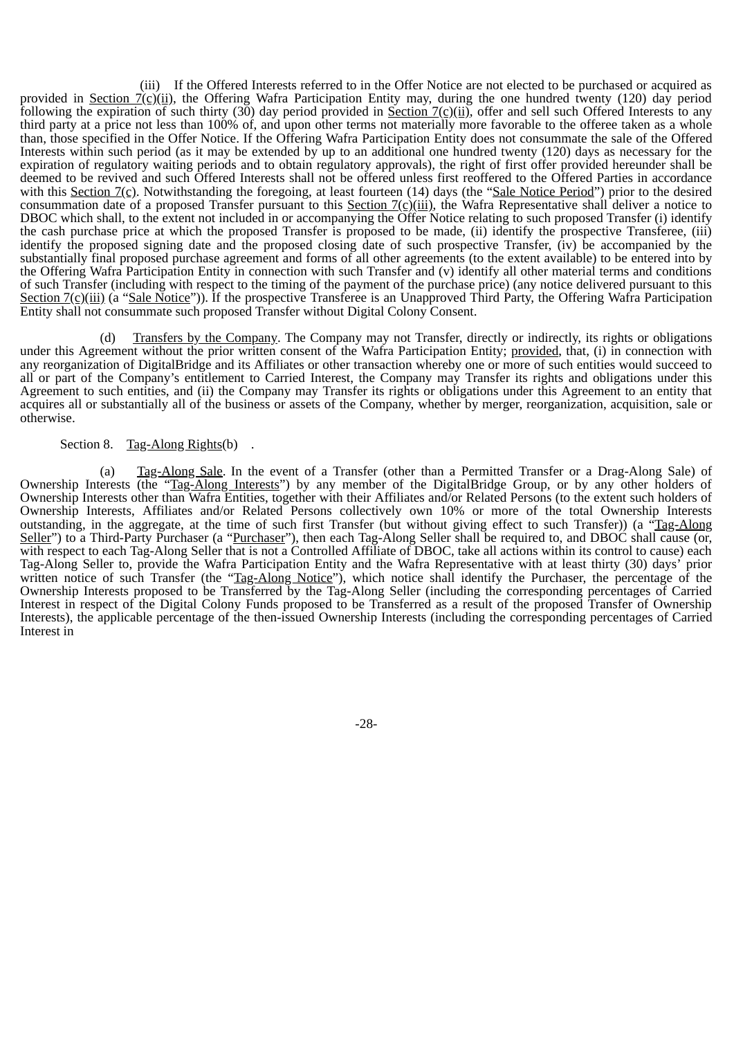(iii) If the Offered Interests referred to in the Offer Notice are not elected to be purchased or acquired as provided in Section 7(c)(ii), the Offering Wafra Participation Entity may, during the one hundred twenty (120) day period following the expiration of such thirty (30) day period provided in Section 7(c)(ii), offer and sell such Offered Interests to any third party at a price not less than 100% of, and upon other terms not materially more favorable to the offeree taken as a whole than, those specified in the Offer Notice. If the Offering Wafra Participation Entity does not consummate the sale of the Offered Interests within such period (as it may be extended by up to an additional one hundred twenty (120) days as necessary for the expiration of regulatory waiting periods and to obtain regulatory approvals), the right of first offer provided hereunder shall be deemed to be revived and such Offered Interests shall not be offered unless first reoffered to the Offered Parties in accordance with this Section 7(c). Notwithstanding the foregoing, at least fourteen (14) days (the "Sale Notice Period") prior to the desired consummation date of a proposed Transfer pursuant to this Section 7(c)(iii), the Wafra Representative shall deliver a notice to DBOC which shall, to the extent not included in or accompanying the Offer Notice relating to such proposed Transfer (i) identify the cash purchase price at which the proposed Transfer is proposed to be made, (ii) identify the prospective Transferee, (iii) identify the proposed signing date and the proposed closing date of such prospective Transfer, (iv) be accompanied by the substantially final proposed purchase agreement and forms of all other agreements (to the extent available) to be entered into by the Offering Wafra Participation Entity in connection with such Transfer and (v) identify all other material terms and conditions of such Transfer (including with respect to the timing of the payment of the purchase price) (any notice delivered pursuant to this Section 7(c)(iii) (a "Sale Notice")). If the prospective Transferee is an Unapproved Third Party, the Offering Wafra Participation Entity shall not consummate such proposed Transfer without Digital Colony Consent.

(d) Transfers by the Company. The Company may not Transfer, directly or indirectly, its rights or obligations under this Agreement without the prior written consent of the Wafra Participation Entity; provided, that, (i) in connection with any reorganization of DigitalBridge and its Affiliates or other transaction whereby one or more of such entities would succeed to all or part of the Company's entitlement to Carried Interest, the Company may Transfer its rights and obligations under this Agreement to such entities, and (ii) the Company may Transfer its rights or obligations under this Agreement to an entity that acquires all or substantially all of the business or assets of the Company, whether by merger, reorganization, acquisition, sale or otherwise.

Section 8. Tag-Along Rights(b) .

(a) Tag-Along Sale. In the event of a Transfer (other than a Permitted Transfer or a Drag-Along Sale) of Ownership Interests (the "Tag-Along Interests") by any member of the DigitalBridge Group, or by any other holders of Ownership Interests other than Wafra Entities, together with their Affiliates and/or Related Persons (to the extent such holders of Ownership Interests, Affiliates and/or Related Persons collectively own 10% or more of the total Ownership Interests outstanding, in the aggregate, at the time of such first Transfer (but without giving effect to such Transfer)) (a "Tag-Along Seller") to a Third-Party Purchaser (a "Purchaser"), then each Tag-Along Seller shall be required to, and DBOC shall cause (or, with respect to each Tag-Along Seller that is not a Controlled Affiliate of DBOC, take all actions within its control to cause) each Tag-Along Seller to, provide the Wafra Participation Entity and the Wafra Representative with at least thirty (30) days' prior written notice of such Transfer (the "Tag-Along Notice"), which notice shall identify the Purchaser, the percentage of the Ownership Interests proposed to be Transferred by the Tag-Along Seller (including the corresponding percentages of Carried Interest in respect of the Digital Colony Funds proposed to be Transferred as a result of the proposed Transfer of Ownership Interests), the applicable percentage of the then-issued Ownership Interests (including the corresponding percentages of Carried Interest in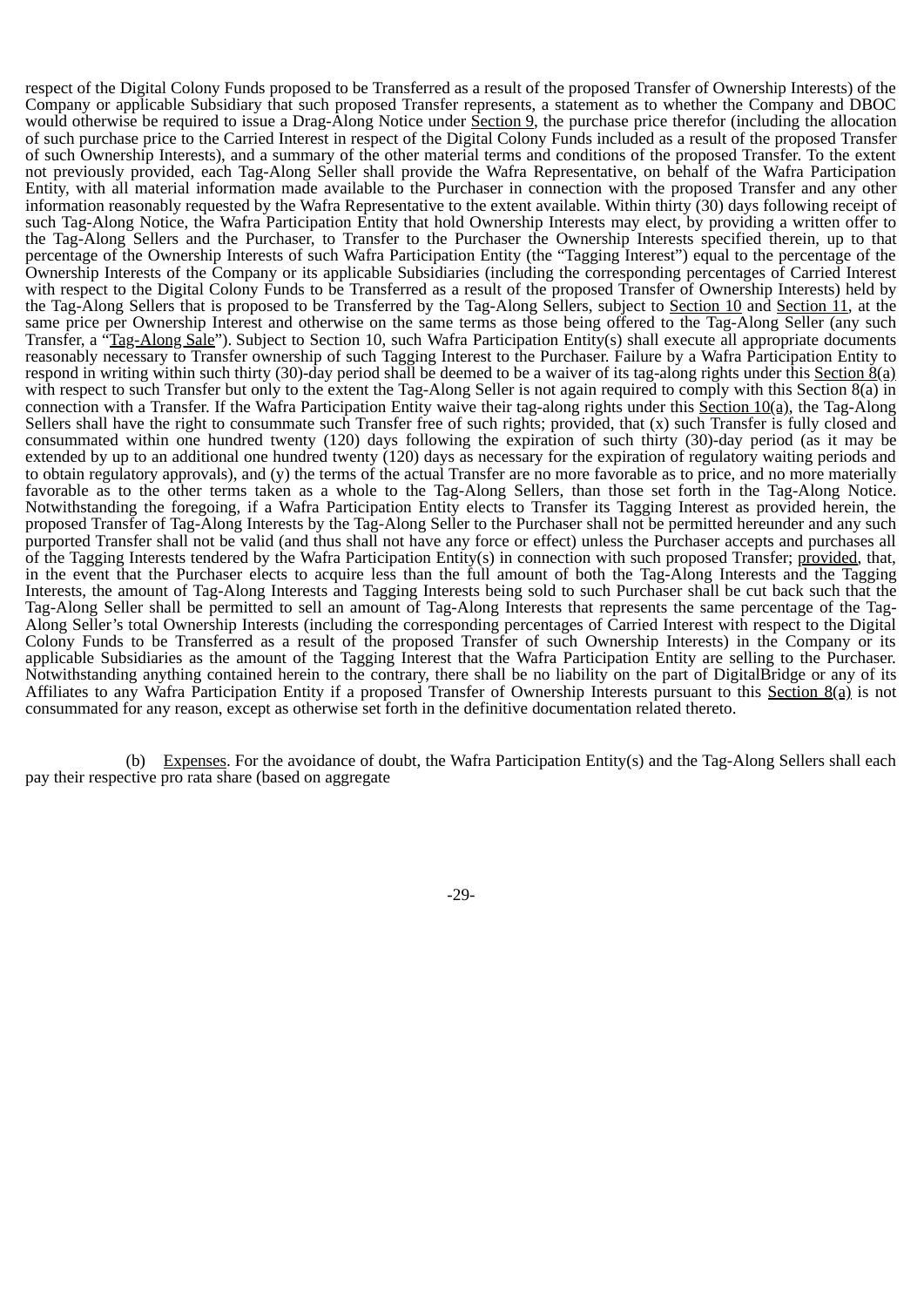respect of the Digital Colony Funds proposed to be Transferred as a result of the proposed Transfer of Ownership Interests) of the Company or applicable Subsidiary that such proposed Transfer represents, a statement as to whether the Company and DBOC would otherwise be required to issue a Drag-Along Notice under Section 9, the purchase price therefor (including the allocation of such purchase price to the Carried Interest in respect of the Digital Colony Funds included as a result of the proposed Transfer of such Ownership Interests), and a summary of the other material terms and conditions of the proposed Transfer. To the extent not previously provided, each Tag-Along Seller shall provide the Wafra Representative, on behalf of the Wafra Participation Entity, with all material information made available to the Purchaser in connection with the proposed Transfer and any other information reasonably requested by the Wafra Representative to the extent available. Within thirty (30) days following receipt of such Tag-Along Notice, the Wafra Participation Entity that hold Ownership Interests may elect, by providing a written offer to the Tag-Along Sellers and the Purchaser, to Transfer to the Purchaser the Ownership Interests specified therein, up to that percentage of the Ownership Interests of such Wafra Participation Entity (the "Tagging Interest") equal to the percentage of the Ownership Interests of the Company or its applicable Subsidiaries (including the corresponding percentages of Carried Interest with respect to the Digital Colony Funds to be Transferred as a result of the proposed Transfer of Ownership Interests) held by the Tag-Along Sellers that is proposed to be Transferred by the Tag-Along Sellers, subject to Section 10 and Section 11, at the same price per Ownership Interest and otherwise on the same terms as those being offered to the Tag-Along Seller (any such Transfer, a "Tag-Along Sale"). Subject to Section 10, such Wafra Participation Entity(s) shall execute all appropriate documents reasonably necessary to Transfer ownership of such Tagging Interest to the Purchaser. Failure by a Wafra Participation Entity to respond in writing within such thirty (30)-day period shall be deemed to be a waiver of its tag-along rights under this Section 8(a) with respect to such Transfer but only to the extent the Tag-Along Seller is not again required to comply with this Section 8(a) in connection with a Transfer. If the Wafra Participation Entity waive their tag-along rights under this Section 10(a), the Tag-Along Sellers shall have the right to consummate such Transfer free of such rights; provided, that (x) such Transfer is fully closed and consummated within one hundred twenty (120) days following the expiration of such thirty (30)-day period (as it may be extended by up to an additional one hundred twenty (120) days as necessary for the expiration of regulatory waiting periods and to obtain regulatory approvals), and (y) the terms of the actual Transfer are no more favorable as to price, and no more materially favorable as to the other terms taken as a whole to the Tag-Along Sellers, than those set forth in the Tag-Along Notice. Notwithstanding the foregoing, if a Wafra Participation Entity elects to Transfer its Tagging Interest as provided herein, the proposed Transfer of Tag-Along Interests by the Tag-Along Seller to the Purchaser shall not be permitted hereunder and any such purported Transfer shall not be valid (and thus shall not have any force or effect) unless the Purchaser accepts and purchases all of the Tagging Interests tendered by the Wafra Participation Entity(s) in connection with such proposed Transfer; provided, that, in the event that the Purchaser elects to acquire less than the full amount of both the Tag-Along Interests and the Tagging Interests, the amount of Tag-Along Interests and Tagging Interests being sold to such Purchaser shall be cut back such that the Tag-Along Seller shall be permitted to sell an amount of Tag-Along Interests that represents the same percentage of the Tag-Along Seller's total Ownership Interests (including the corresponding percentages of Carried Interest with respect to the Digital Colony Funds to be Transferred as a result of the proposed Transfer of such Ownership Interests) in the Company or its applicable Subsidiaries as the amount of the Tagging Interest that the Wafra Participation Entity are selling to the Purchaser. Notwithstanding anything contained herein to the contrary, there shall be no liability on the part of DigitalBridge or any of its Affiliates to any Wafra Participation Entity if a proposed Transfer of Ownership Interests pursuant to this Section 8(a) is not consummated for any reason, except as otherwise set forth in the definitive documentation related thereto.

(b) Expenses. For the avoidance of doubt, the Wafra Participation Entity(s) and the Tag-Along Sellers shall each pay their respective pro rata share (based on aggregate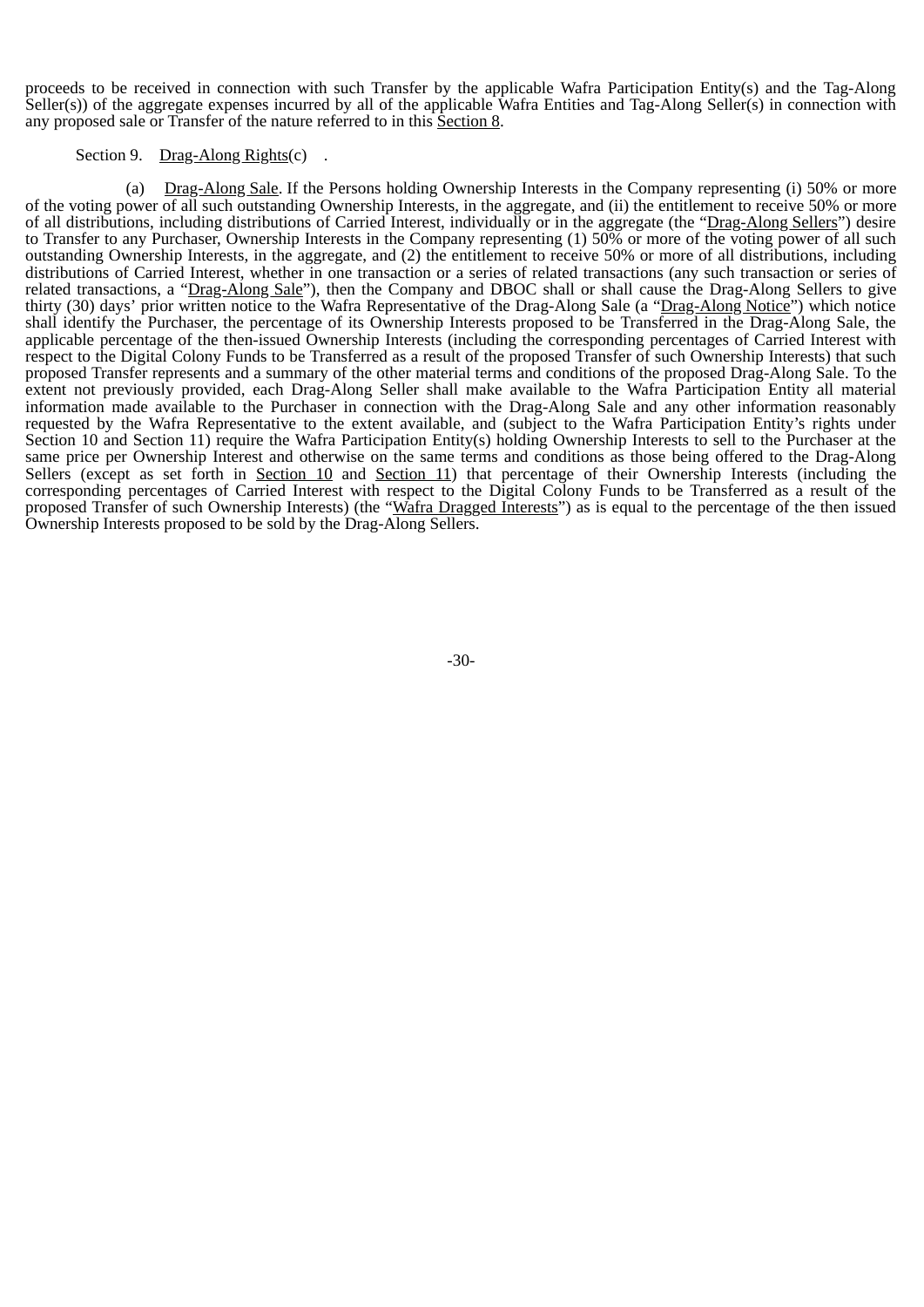proceeds to be received in connection with such Transfer by the applicable Wafra Participation Entity(s) and the Tag-Along Seller(s)) of the aggregate expenses incurred by all of the applicable Wafra Entities and Tag-Along Seller(s) in connection with any proposed sale or Transfer of the nature referred to in this Section 8.

Section 9. Drag-Along Rights(c) .

(a) Drag-Along Sale. If the Persons holding Ownership Interests in the Company representing (i) 50% or more of the voting power of all such outstanding Ownership Interests, in the aggregate, and (ii) the entitlement to receive 50% or more of all distributions, including distributions of Carried Interest, individually or in the aggregate (the "Drag-Along Sellers") desire to Transfer to any Purchaser, Ownership Interests in the Company representing (1) 50% or more of the voting power of all such outstanding Ownership Interests, in the aggregate, and (2) the entitlement to receive 50% or more of all distributions, including distributions of Carried Interest, whether in one transaction or a series of related transactions (any such transaction or series of related transactions, a "Drag-Along Sale"), then the Company and DBOC shall or shall cause the Drag-Along Sellers to give thirty (30) days' prior written notice to the Wafra Representative of the Drag-Along Sale (a "Drag-Along Notice") which notice shall identify the Purchaser, the percentage of its Ownership Interests proposed to be Transferred in the Drag-Along Sale, the applicable percentage of the then-issued Ownership Interests (including the corresponding percentages of Carried Interest with respect to the Digital Colony Funds to be Transferred as a result of the proposed Transfer of such Ownership Interests) that such proposed Transfer represents and a summary of the other material terms and conditions of the proposed Drag-Along Sale. To the extent not previously provided, each Drag-Along Seller shall make available to the Wafra Participation Entity all material information made available to the Purchaser in connection with the Drag-Along Sale and any other information reasonably requested by the Wafra Representative to the extent available, and (subject to the Wafra Participation Entity's rights under Section 10 and Section 11) require the Wafra Participation Entity(s) holding Ownership Interests to sell to the Purchaser at the same price per Ownership Interest and otherwise on the same terms and conditions as those being offered to the Drag-Along Sellers (except as set forth in Section 10 and Section 11) that percentage of their Ownership Interests (including the corresponding percentages of Carried Interest with respect to the Digital Colony Funds to be Transferred as a result of the proposed Transfer of such Ownership Interests) (the "Wafra Dragged Interests") as is equal to the percentage of the then issued Ownership Interests proposed to be sold by the Drag-Along Sellers.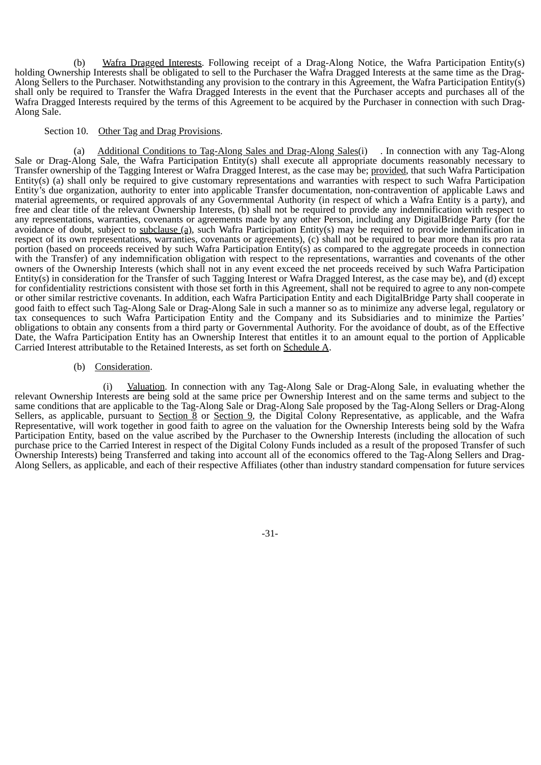(b) Wafra Dragged Interests. Following receipt of a Drag-Along Notice, the Wafra Participation Entity(s) holding Ownership Interests shall be obligated to sell to the Purchaser the Wafra Dragged Interests at the same time as the Drag-Along Sellers to the Purchaser. Notwithstanding any provision to the contrary in this Agreement, the Wafra Participation Entity(s) shall only be required to Transfer the Wafra Dragged Interests in the event that the Purchaser accepts and purchases all of the Wafra Dragged Interests required by the terms of this Agreement to be acquired by the Purchaser in connection with such Drag-Along Sale.

Section 10. Other Tag and Drag Provisions.

(a) Additional Conditions to Tag-Along Sales and Drag-Along Sales(i) . In connection with any Tag-Along Sale or Drag-Along Sale, the Wafra Participation Entity(s) shall execute all appropriate documents reasonably necessary to Transfer ownership of the Tagging Interest or Wafra Dragged Interest, as the case may be; provided, that such Wafra Participation Entity(s) (a) shall only be required to give customary representations and warranties with respect to such Wafra Participation Entity's due organization, authority to enter into applicable Transfer documentation, non-contravention of applicable Laws and material agreements, or required approvals of any Governmental Authority (in respect of which a Wafra Entity is a party), and free and clear title of the relevant Ownership Interests, (b) shall not be required to provide any indemnification with respect to any representations, warranties, covenants or agreements made by any other Person, including any DigitalBridge Party (for the avoidance of doubt, subject to subclause (a), such Wafra Participation Entity(s) may be required to provide indemnification in respect of its own representations, warranties, covenants or agreements), (c) shall not be required to bear more than its pro rata portion (based on proceeds received by such Wafra Participation Entity(s) as compared to the aggregate proceeds in connection with the Transfer) of any indemnification obligation with respect to the representations, warranties and covenants of the other owners of the Ownership Interests (which shall not in any event exceed the net proceeds received by such Wafra Participation Entity(s) in consideration for the Transfer of such Tagging Interest or Wafra Dragged Interest, as the case may be), and (d) except for confidentiality restrictions consistent with those set forth in this Agreement, shall not be required to agree to any non-compete or other similar restrictive covenants. In addition, each Wafra Participation Entity and each DigitalBridge Party shall cooperate in good faith to effect such Tag-Along Sale or Drag-Along Sale in such a manner so as to minimize any adverse legal, regulatory or tax consequences to such Wafra Participation Entity and the Company and its Subsidiaries and to minimize the Parties' obligations to obtain any consents from a third party or Governmental Authority. For the avoidance of doubt, as of the Effective Date, the Wafra Participation Entity has an Ownership Interest that entitles it to an amount equal to the portion of Applicable Carried Interest attributable to the Retained Interests, as set forth on Schedule A.

(b) Consideration.

(i) Valuation. In connection with any Tag-Along Sale or Drag-Along Sale, in evaluating whether the relevant Ownership Interests are being sold at the same price per Ownership Interest and on the same terms and subject to the same conditions that are applicable to the Tag-Along Sale or Drag-Along Sale proposed by the Tag-Along Sellers or Drag-Along Sellers, as applicable, pursuant to Section 8 or Section 9, the Digital Colony Representative, as applicable, and the Wafra Representative, will work together in good faith to agree on the valuation for the Ownership Interests being sold by the Wafra Participation Entity, based on the value ascribed by the Purchaser to the Ownership Interests (including the allocation of such purchase price to the Carried Interest in respect of the Digital Colony Funds included as a result of the proposed Transfer of such Ownership Interests) being Transferred and taking into account all of the economics offered to the Tag-Along Sellers and Drag-Along Sellers, as applicable, and each of their respective Affiliates (other than industry standard compensation for future services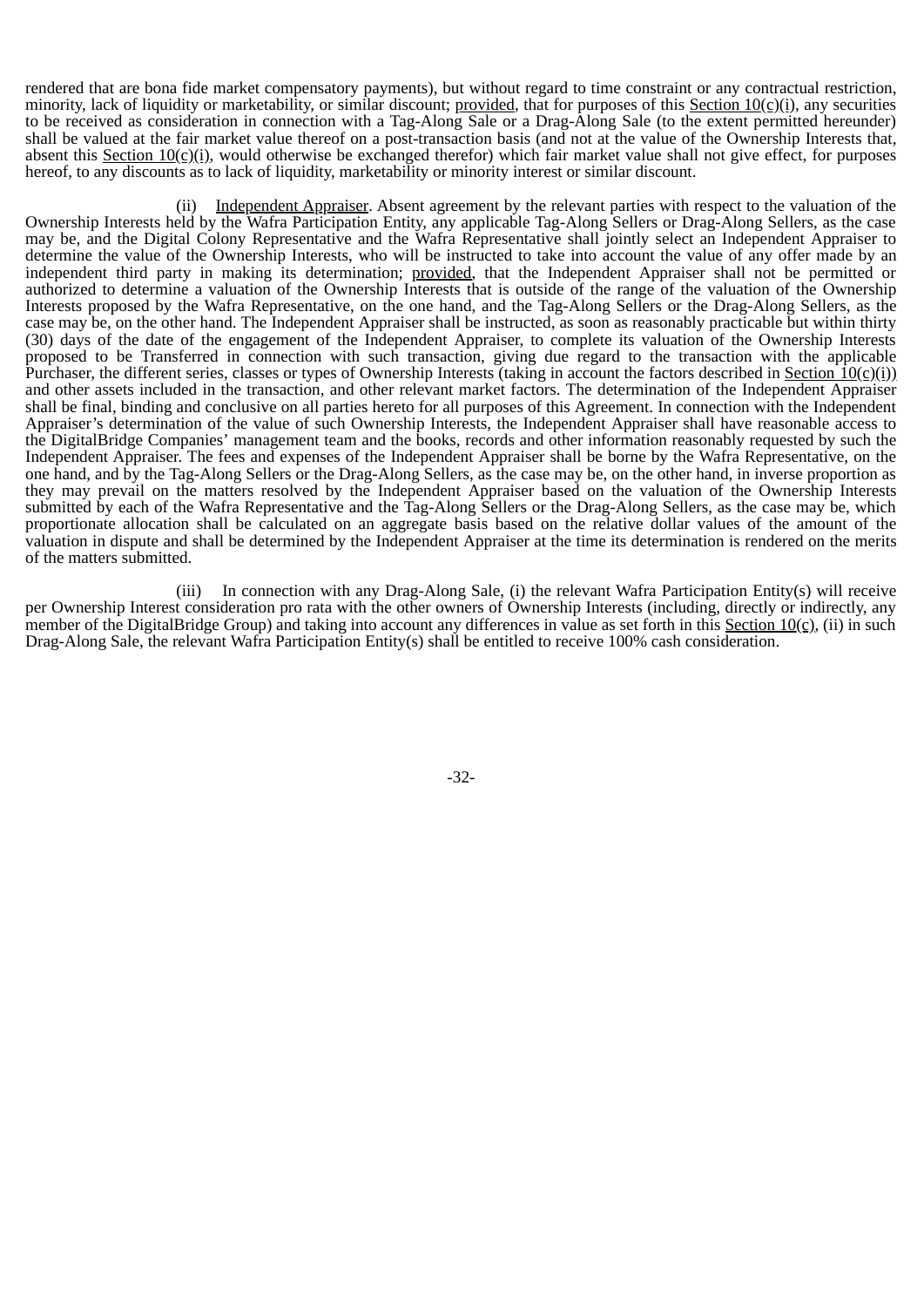rendered that are bona fide market compensatory payments), but without regard to time constraint or any contractual restriction, minority, lack of liquidity or marketability, or similar discount; provided, that for purposes of this Section 10(c)(i), any securities to be received as consideration in connection with a Tag-Along Sale or a Drag-Along Sale (to the extent permitted hereunder) shall be valued at the fair market value thereof on a post-transaction basis (and not at the value of the Ownership Interests that, absent this Section 10(c)(i), would otherwise be exchanged therefor) which fair market value shall not give effect, for purposes hereof, to any discounts as to lack of liquidity, marketability or minority interest or similar discount.

(ii) Independent Appraiser. Absent agreement by the relevant parties with respect to the valuation of the Ownership Interests held by the Wafra Participation Entity, any applicable Tag-Along Sellers or Drag-Along Sellers, as the case may be, and the Digital Colony Representative and the Wafra Representative shall jointly select an Independent Appraiser to determine the value of the Ownership Interests, who will be instructed to take into account the value of any offer made by an independent third party in making its determination; provided, that the Independent Appraiser shall not be permitted or authorized to determine a valuation of the Ownership Interests that is outside of the range of the valuation of the Ownership Interests proposed by the Wafra Representative, on the one hand, and the Tag-Along Sellers or the Drag-Along Sellers, as the case may be, on the other hand. The Independent Appraiser shall be instructed, as soon as reasonably practicable but within thirty (30) days of the date of the engagement of the Independent Appraiser, to complete its valuation of the Ownership Interests proposed to be Transferred in connection with such transaction, giving due regard to the transaction with the applicable Purchaser, the different series, classes or types of Ownership Interests (taking in account the factors described in Section 10(c)(i)) and other assets included in the transaction, and other relevant market factors. The determination of the Independent Appraiser shall be final, binding and conclusive on all parties hereto for all purposes of this Agreement. In connection with the Independent Appraiser's determination of the value of such Ownership Interests, the Independent Appraiser shall have reasonable access to the DigitalBridge Companies' management team and the books, records and other information reasonably requested by such the Independent Appraiser. The fees and expenses of the Independent Appraiser shall be borne by the Wafra Representative, on the one hand, and by the Tag-Along Sellers or the Drag-Along Sellers, as the case may be, on the other hand, in inverse proportion as they may prevail on the matters resolved by the Independent Appraiser based on the valuation of the Ownership Interests submitted by each of the Wafra Representative and the Tag-Along Sellers or the Drag-Along Sellers, as the case may be, which proportionate allocation shall be calculated on an aggregate basis based on the relative dollar values of the amount of the valuation in dispute and shall be determined by the Independent Appraiser at the time its determination is rendered on the merits of the matters submitted.

(iii) In connection with any Drag-Along Sale, (i) the relevant Wafra Participation Entity(s) will receive per Ownership Interest consideration pro rata with the other owners of Ownership Interests (including, directly or indirectly, any member of the DigitalBridge Group) and taking into account any differences in value as set forth in this Section 10(c), (ii) in such Drag-Along Sale, the relevant Wafra Participation Entity(s) shall be entitled to receive 100% cash consideration.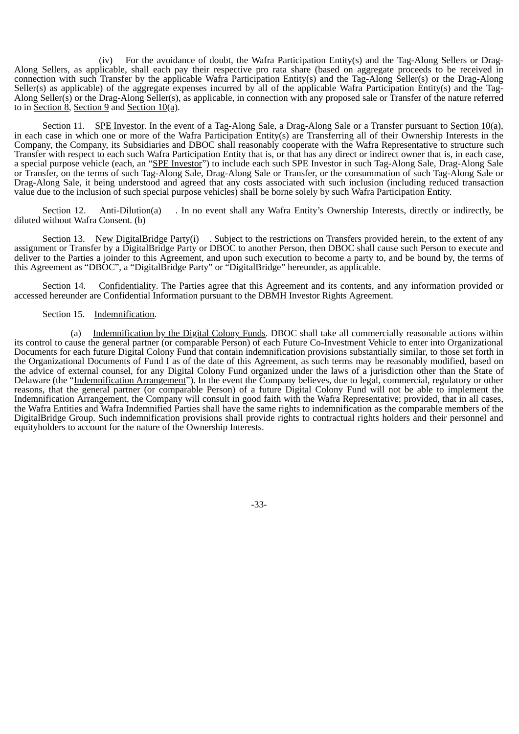(iv) For the avoidance of doubt, the Wafra Participation Entity(s) and the Tag-Along Sellers or Drag-Along Sellers, as applicable, shall each pay their respective pro rata share (based on aggregate proceeds to be received in connection with such Transfer by the applicable Wafra Participation Entity(s) and the Tag-Along Seller(s) or the Drag-Along Seller(s) as applicable) of the aggregate expenses incurred by all of the applicable Wafra Participation Entity(s) and the Tag-Along Seller(s) or the Drag-Along Seller(s), as applicable, in connection with any proposed sale or Transfer of the nature referred to in Section 8, Section 9 and Section 10(a).

Section 11. SPE Investor. In the event of a Tag-Along Sale, a Drag-Along Sale or a Transfer pursuant to Section 10(a), in each case in which one or more of the Wafra Participation Entity(s) are Transferring all of their Ownership Interests in the Company, the Company, its Subsidiaries and DBOC shall reasonably cooperate with the Wafra Representative to structure such Transfer with respect to each such Wafra Participation Entity that is, or that has any direct or indirect owner that is, in each case, a special purpose vehicle (each, an "SPE Investor") to include each such SPE Investor in such Tag-Along Sale, Drag-Along Sale or Transfer, on the terms of such Tag-Along Sale, Drag-Along Sale or Transfer, or the consummation of such Tag-Along Sale or Drag-Along Sale, it being understood and agreed that any costs associated with such inclusion (including reduced transaction value due to the inclusion of such special purpose vehicles) shall be borne solely by such Wafra Participation Entity.

Section 12. Anti-Dilution(a) . In no event shall any Wafra Entity's Ownership Interests, directly or indirectly, be diluted without Wafra Consent. (b)

Section 13. New DigitalBridge Party(i) . Subject to the restrictions on Transfers provided herein, to the extent of any assignment or Transfer by a DigitalBridge Party or DBOC to another Person, then DBOC shall cause such Person to execute and deliver to the Parties a joinder to this Agreement, and upon such execution to become a party to, and be bound by, the terms of this Agreement as "DBOC", a "DigitalBridge Party" or "DigitalBridge" hereunder, as applicable.

Section 14. Confidentiality. The Parties agree that this Agreement and its contents, and any information provided or accessed hereunder are Confidential Information pursuant to the DBMH Investor Rights Agreement.

Section 15. Indemnification.

(a) Indemnification by the Digital Colony Funds. DBOC shall take all commercially reasonable actions within its control to cause the general partner (or comparable Person) of each Future Co-Investment Vehicle to enter into Organizational Documents for each future Digital Colony Fund that contain indemnification provisions substantially similar, to those set forth in the Organizational Documents of Fund I as of the date of this Agreement, as such terms may be reasonably modified, based on the advice of external counsel, for any Digital Colony Fund organized under the laws of a jurisdiction other than the State of Delaware (the "Indemnification Arrangement"). In the event the Company believes, due to legal, commercial, regulatory or other reasons, that the general partner (or comparable Person) of a future Digital Colony Fund will not be able to implement the Indemnification Arrangement, the Company will consult in good faith with the Wafra Representative; provided, that in all cases, the Wafra Entities and Wafra Indemnified Parties shall have the same rights to indemnification as the comparable members of the DigitalBridge Group. Such indemnification provisions shall provide rights to contractual rights holders and their personnel and equityholders to account for the nature of the Ownership Interests.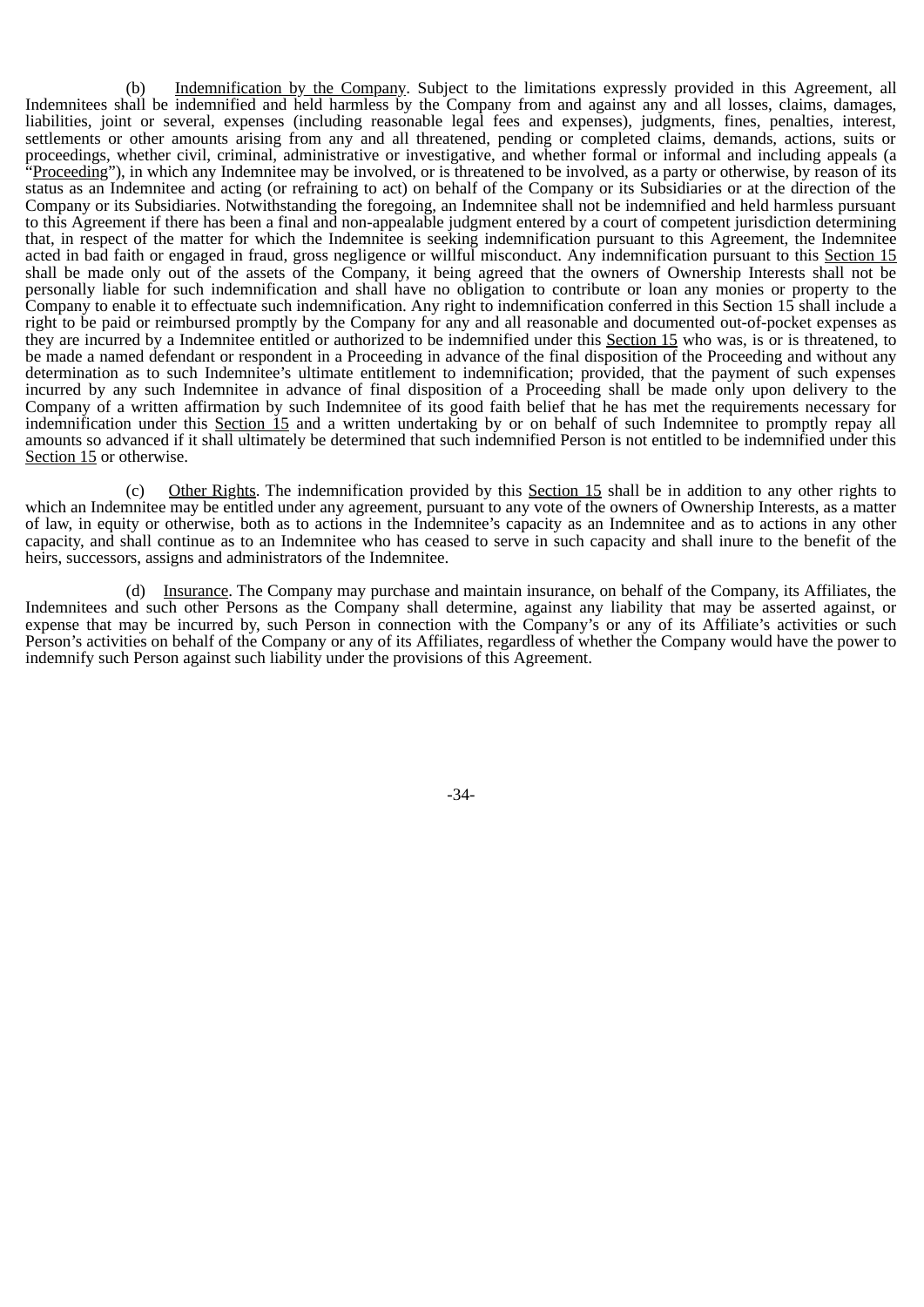(b) Indemnification by the Company. Subject to the limitations expressly provided in this Agreement, all Indemnitees shall be indemnified and held harmless by the Company from and against any and all losses, claims, damages, liabilities, joint or several, expenses (including reasonable legal fees and expenses), judgments, fines, penalties, interest, settlements or other amounts arising from any and all threatened, pending or completed claims, demands, actions, suits or proceedings, whether civil, criminal, administrative or investigative, and whether formal or informal and including appeals (a "Proceeding"), in which any Indemnitee may be involved, or is threatened to be involved, as a party or otherwise, by reason of its status as an Indemnitee and acting (or refraining to act) on behalf of the Company or its Subsidiaries or at the direction of the Company or its Subsidiaries. Notwithstanding the foregoing, an Indemnitee shall not be indemnified and held harmless pursuant to this Agreement if there has been a final and non-appealable judgment entered by a court of competent jurisdiction determining that, in respect of the matter for which the Indemnitee is seeking indemnification pursuant to this Agreement, the Indemnitee acted in bad faith or engaged in fraud, gross negligence or willful misconduct. Any indemnification pursuant to this Section 15 shall be made only out of the assets of the Company, it being agreed that the owners of Ownership Interests shall not be personally liable for such indemnification and shall have no obligation to contribute or loan any monies or property to the Company to enable it to effectuate such indemnification. Any right to indemnification conferred in this Section 15 shall include a right to be paid or reimbursed promptly by the Company for any and all reasonable and documented out-of-pocket expenses as they are incurred by a Indemnitee entitled or authorized to be indemnified under this Section 15 who was, is or is threatened, to be made a named defendant or respondent in a Proceeding in advance of the final disposition of the Proceeding and without any determination as to such Indemnitee's ultimate entitlement to indemnification; provided, that the payment of such expenses incurred by any such Indemnitee in advance of final disposition of a Proceeding shall be made only upon delivery to the Company of a written affirmation by such Indemnitee of its good faith belief that he has met the requirements necessary for indemnification under this Section 15 and a written undertaking by or on behalf of such Indemnitee to promptly repay all amounts so advanced if it shall ultimately be determined that such indemnified Person is not entitled to be indemnified under this Section 15 or otherwise.

(c) Other Rights. The indemnification provided by this Section 15 shall be in addition to any other rights to which an Indemnitee may be entitled under any agreement, pursuant to any vote of the owners of Ownership Interests, as a matter of law, in equity or otherwise, both as to actions in the Indemnitee's capacity as an Indemnitee and as to actions in any other capacity, and shall continue as to an Indemnitee who has ceased to serve in such capacity and shall inure to the benefit of the heirs, successors, assigns and administrators of the Indemnitee.

(d) Insurance. The Company may purchase and maintain insurance, on behalf of the Company, its Affiliates, the Indemnitees and such other Persons as the Company shall determine, against any liability that may be asserted against, or expense that may be incurred by, such Person in connection with the Company's or any of its Affiliate's activities or such Person's activities on behalf of the Company or any of its Affiliates, regardless of whether the Company would have the power to indemnify such Person against such liability under the provisions of this Agreement.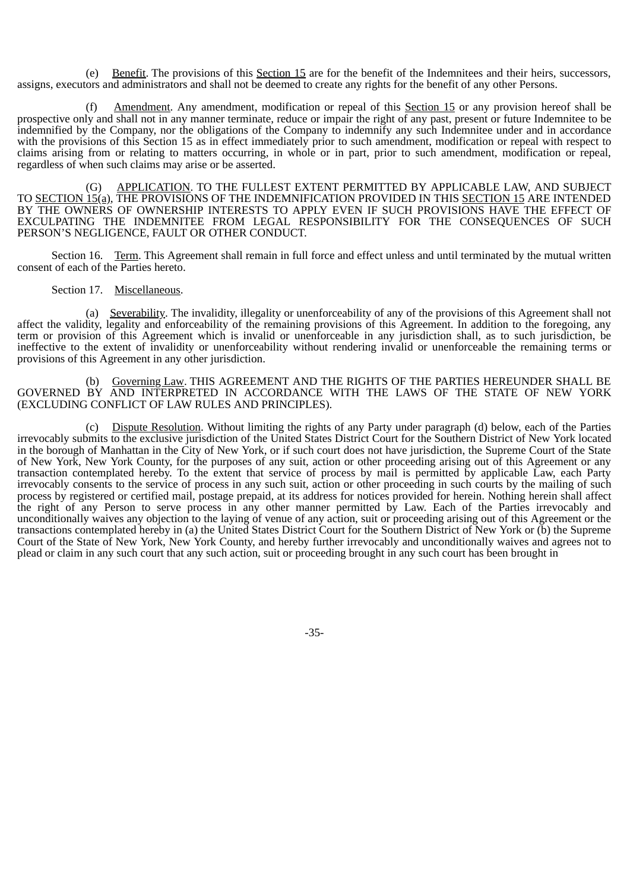(e) Benefit. The provisions of this Section 15 are for the benefit of the Indemnitees and their heirs, successors, assigns, executors and administrators and shall not be deemed to create any rights for the benefit of any other Persons.

(f) Amendment. Any amendment, modification or repeal of this Section 15 or any provision hereof shall be prospective only and shall not in any manner terminate, reduce or impair the right of any past, present or future Indemnitee to be indemnified by the Company, nor the obligations of the Company to indemnify any such Indemnitee under and in accordance with the provisions of this Section 15 as in effect immediately prior to such amendment, modification or repeal with respect to claims arising from or relating to matters occurring, in whole or in part, prior to such amendment, modification or repeal, regardless of when such claims may arise or be asserted.

(G) APPLICATION. TO THE FULLEST EXTENT PERMITTED BY APPLICABLE LAW, AND SUBJECT TO SECTION 15(a), THE PROVISIONS OF THE INDEMNIFICATION PROVIDED IN THIS SECTION 15 ARE INTENDED BY THE OWNERS OF OWNERSHIP INTERESTS TO APPLY EVEN IF SUCH PROVISIONS HAVE THE EFFECT OF EXCULPATING THE INDEMNITEE FROM LEGAL RESPONSIBILITY FOR THE CONSEQUENCES OF SUCH PERSON'S NEGLIGENCE, FAULT OR OTHER CONDUCT.

Section 16. Term. This Agreement shall remain in full force and effect unless and until terminated by the mutual written consent of each of the Parties hereto.

Section 17. Miscellaneous.

(a) Severability. The invalidity, illegality or unenforceability of any of the provisions of this Agreement shall not affect the validity, legality and enforceability of the remaining provisions of this Agreement. In addition to the foregoing, any term or provision of this Agreement which is invalid or unenforceable in any jurisdiction shall, as to such jurisdiction, be ineffective to the extent of invalidity or unenforceability without rendering invalid or unenforceable the remaining terms or provisions of this Agreement in any other jurisdiction.

(b) Governing Law. THIS AGREEMENT AND THE RIGHTS OF THE PARTIES HEREUNDER SHALL BE GOVERNED BY AND INTERPRETED IN ACCORDANCE WITH THE LAWS OF THE STATE OF NEW YORK (EXCLUDING CONFLICT OF LAW RULES AND PRINCIPLES).

(c) Dispute Resolution. Without limiting the rights of any Party under paragraph (d) below, each of the Parties irrevocably submits to the exclusive jurisdiction of the United States District Court for the Southern District of New York located in the borough of Manhattan in the City of New York, or if such court does not have jurisdiction, the Supreme Court of the State of New York, New York County, for the purposes of any suit, action or other proceeding arising out of this Agreement or any transaction contemplated hereby. To the extent that service of process by mail is permitted by applicable Law, each Party irrevocably consents to the service of process in any such suit, action or other proceeding in such courts by the mailing of such process by registered or certified mail, postage prepaid, at its address for notices provided for herein. Nothing herein shall affect the right of any Person to serve process in any other manner permitted by Law. Each of the Parties irrevocably and unconditionally waives any objection to the laying of venue of any action, suit or proceeding arising out of this Agreement or the transactions contemplated hereby in (a) the United States District Court for the Southern District of New York or (b) the Supreme Court of the State of New York, New York County, and hereby further irrevocably and unconditionally waives and agrees not to plead or claim in any such court that any such action, suit or proceeding brought in any such court has been brought in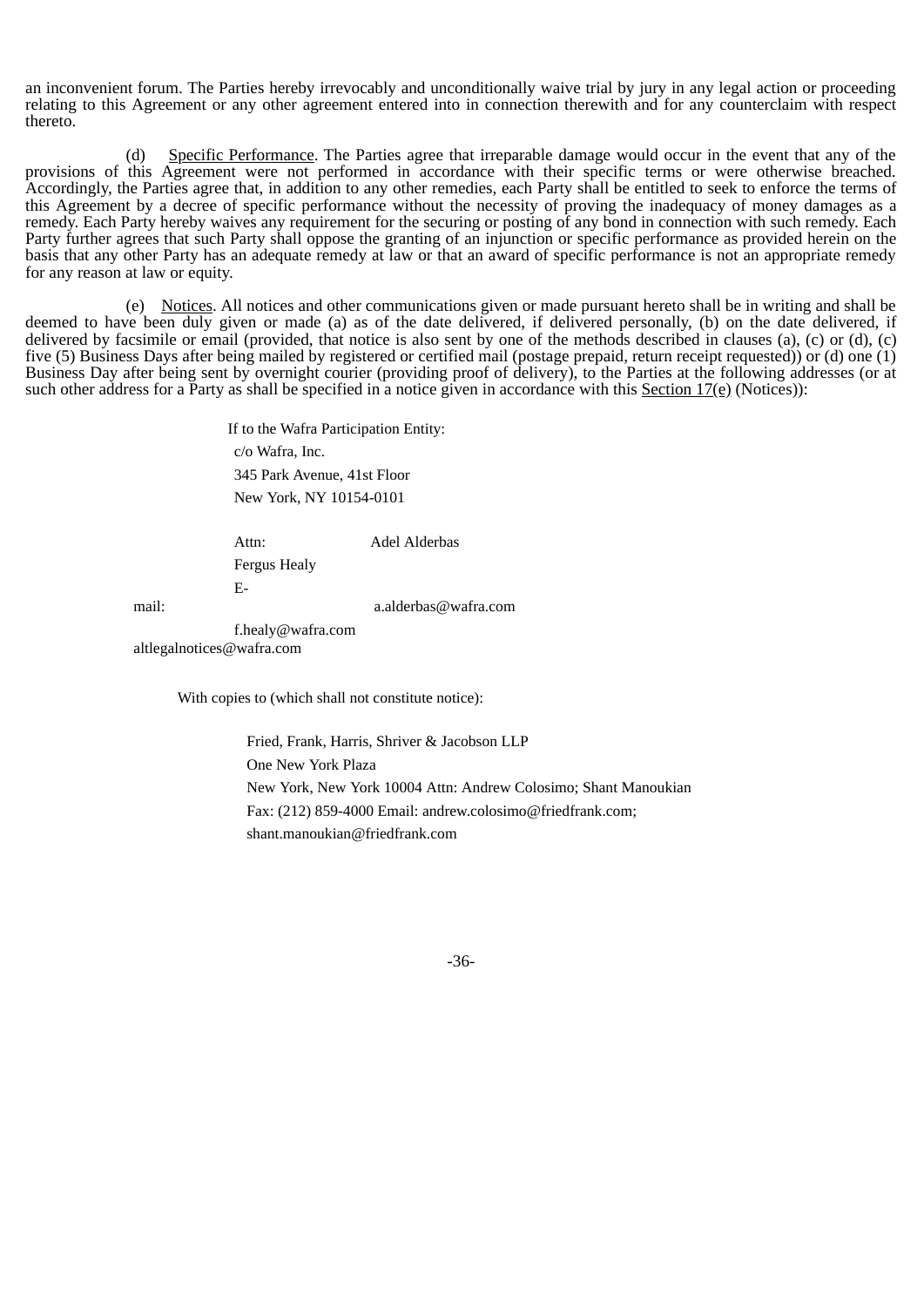an inconvenient forum. The Parties hereby irrevocably and unconditionally waive trial by jury in any legal action or proceeding relating to this Agreement or any other agreement entered into in connection therewith and for any counterclaim with respect thereto.

(d) Specific Performance. The Parties agree that irreparable damage would occur in the event that any of the provisions of this Agreement were not performed in accordance with their specific terms or were otherwise breached. Accordingly, the Parties agree that, in addition to any other remedies, each Party shall be entitled to seek to enforce the terms of this Agreement by a decree of specific performance without the necessity of proving the inadequacy of money damages as a remedy. Each Party hereby waives any requirement for the securing or posting of any bond in connection with such remedy. Each Party further agrees that such Party shall oppose the granting of an injunction or specific performance as provided herein on the basis that any other Party has an adequate remedy at law or that an award of specific performance is not an appropriate remedy for any reason at law or equity.

(e) Notices. All notices and other communications given or made pursuant hereto shall be in writing and shall be deemed to have been duly given or made (a) as of the date delivered, if delivered personally, (b) on the date delivered, if delivered by facsimile or email (provided, that notice is also sent by one of the methods described in clauses (a), (c) or (d), (c) five (5) Business Days after being mailed by registered or certified mail (postage prepaid, return receipt requested)) or (d) one (1) Business Day after being sent by overnight courier (providing proof of delivery), to the Parties at the following addresses (or at such other address for a Party as shall be specified in a notice given in accordance with this Section 17(e) (Notices)):

If to the Wafra Participation Entity:
c/o Wafra, Inc.
345 Park Avenue, 41st Floor
New York, NY 10154-0101

Attn: Adel Alderbas
Fergus Healy
E-mail: a.alderbas@wafra.com
f.healy@wafra.com
altlegalnotices@wafra.com

With copies to (which shall not constitute notice):

Fried, Frank, Harris, Shriver & Jacobson LLP
One New York Plaza
New York, New York 10004 Attn: Andrew Colosimo; Shant Manoukian
Fax: (212) 859-4000 Email: andrew.colosimo@friedfrank.com;
shant.manoukian@friedfrank.com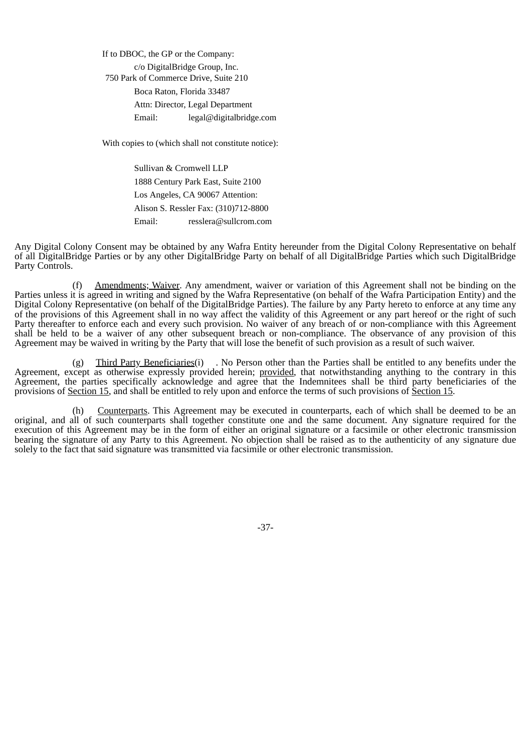If to DBOC, the GP or the Company:

c/o DigitalBridge Group, Inc.
750 Park of Commerce Drive, Suite 210
Boca Raton, Florida 33487
Attn: Director, Legal Department
Email: legal@digitalbridge.com

With copies to (which shall not constitute notice):

Sullivan & Cromwell LLP
1888 Century Park East, Suite 2100
Los Angeles, CA 90067 Attention:
Alison S. Ressler Fax: (310)712-8800
Email: resslera@sullcrom.com

Any Digital Colony Consent may be obtained by any Wafra Entity hereunder from the Digital Colony Representative on behalf of all DigitalBridge Parties or by any other DigitalBridge Party on behalf of all DigitalBridge Parties which such DigitalBridge Party Controls.

(f) Amendments; Waiver. Any amendment, waiver or variation of this Agreement shall not be binding on the Parties unless it is agreed in writing and signed by the Wafra Representative (on behalf of the Wafra Participation Entity) and the Digital Colony Representative (on behalf of the DigitalBridge Parties). The failure by any Party hereto to enforce at any time any of the provisions of this Agreement shall in no way affect the validity of this Agreement or any part hereof or the right of such Party thereafter to enforce each and every such provision. No waiver of any breach of or non-compliance with this Agreement shall be held to be a waiver of any other subsequent breach or non-compliance. The observance of any provision of this Agreement may be waived in writing by the Party that will lose the benefit of such provision as a result of such waiver.

(g) Third Party Beneficiaries(i) . No Person other than the Parties shall be entitled to any benefits under the Agreement, except as otherwise expressly provided herein; provided, that notwithstanding anything to the contrary in this Agreement, the parties specifically acknowledge and agree that the Indemnitees shall be third party beneficiaries of the provisions of Section 15, and shall be entitled to rely upon and enforce the terms of such provisions of Section 15.

(h) Counterparts. This Agreement may be executed in counterparts, each of which shall be deemed to be an original, and all of such counterparts shall together constitute one and the same document. Any signature required for the execution of this Agreement may be in the form of either an original signature or a facsimile or other electronic transmission bearing the signature of any Party to this Agreement. No objection shall be raised as to the authenticity of any signature due solely to the fact that said signature was transmitted via facsimile or other electronic transmission.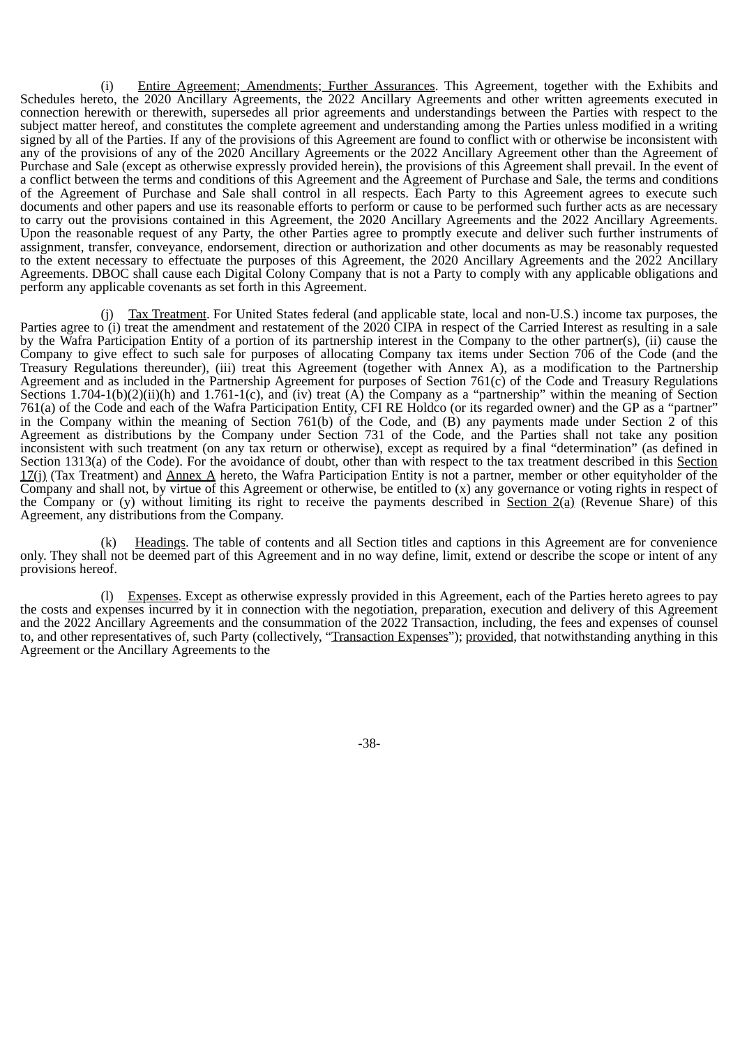(i) Entire Agreement; Amendments; Further Assurances. This Agreement, together with the Exhibits and Schedules hereto, the 2020 Ancillary Agreements, the 2022 Ancillary Agreements and other written agreements executed in connection herewith or therewith, supersedes all prior agreements and understandings between the Parties with respect to the subject matter hereof, and constitutes the complete agreement and understanding among the Parties unless modified in a writing signed by all of the Parties. If any of the provisions of this Agreement are found to conflict with or otherwise be inconsistent with any of the provisions of any of the 2020 Ancillary Agreements or the 2022 Ancillary Agreement other than the Agreement of Purchase and Sale (except as otherwise expressly provided herein), the provisions of this Agreement shall prevail. In the event of a conflict between the terms and conditions of this Agreement and the Agreement of Purchase and Sale, the terms and conditions of the Agreement of Purchase and Sale shall control in all respects. Each Party to this Agreement agrees to execute such documents and other papers and use its reasonable efforts to perform or cause to be performed such further acts as are necessary to carry out the provisions contained in this Agreement, the 2020 Ancillary Agreements and the 2022 Ancillary Agreements. Upon the reasonable request of any Party, the other Parties agree to promptly execute and deliver such further instruments of assignment, transfer, conveyance, endorsement, direction or authorization and other documents as may be reasonably requested to the extent necessary to effectuate the purposes of this Agreement, the 2020 Ancillary Agreements and the 2022 Ancillary Agreements. DBOC shall cause each Digital Colony Company that is not a Party to comply with any applicable obligations and perform any applicable covenants as set forth in this Agreement.

(j) Tax Treatment. For United States federal (and applicable state, local and non-U.S.) income tax purposes, the Parties agree to (i) treat the amendment and restatement of the 2020 CIPA in respect of the Carried Interest as resulting in a sale by the Wafra Participation Entity of a portion of its partnership interest in the Company to the other partner(s), (ii) cause the Company to give effect to such sale for purposes of allocating Company tax items under Section 706 of the Code (and the Treasury Regulations thereunder), (iii) treat this Agreement (together with Annex A), as a modification to the Partnership Agreement and as included in the Partnership Agreement for purposes of Section 761(c) of the Code and Treasury Regulations Sections 1.704-1(b)(2)(ii)(h) and 1.761-1(c), and (iv) treat (A) the Company as a "partnership" within the meaning of Section 761(a) of the Code and each of the Wafra Participation Entity, CFI RE Holdco (or its regarded owner) and the GP as a "partner" in the Company within the meaning of Section 761(b) of the Code, and (B) any payments made under Section 2 of this Agreement as distributions by the Company under Section 731 of the Code, and the Parties shall not take any position inconsistent with such treatment (on any tax return or otherwise), except as required by a final "determination" (as defined in Section 1313(a) of the Code). For the avoidance of doubt, other than with respect to the tax treatment described in this Section 17(j) (Tax Treatment) and Annex A hereto, the Wafra Participation Entity is not a partner, member or other equityholder of the Company and shall not, by virtue of this Agreement or otherwise, be entitled to (x) any governance or voting rights in respect of the Company or (y) without limiting its right to receive the payments described in Section 2(a) (Revenue Share) of this Agreement, any distributions from the Company.

(k) Headings. The table of contents and all Section titles and captions in this Agreement are for convenience only. They shall not be deemed part of this Agreement and in no way define, limit, extend or describe the scope or intent of any provisions hereof.

(l) Expenses. Except as otherwise expressly provided in this Agreement, each of the Parties hereto agrees to pay the costs and expenses incurred by it in connection with the negotiation, preparation, execution and delivery of this Agreement and the 2022 Ancillary Agreements and the consummation of the 2022 Transaction, including, the fees and expenses of counsel to, and other representatives of, such Party (collectively, "Transaction Expenses"); provided, that notwithstanding anything in this Agreement or the Ancillary Agreements to the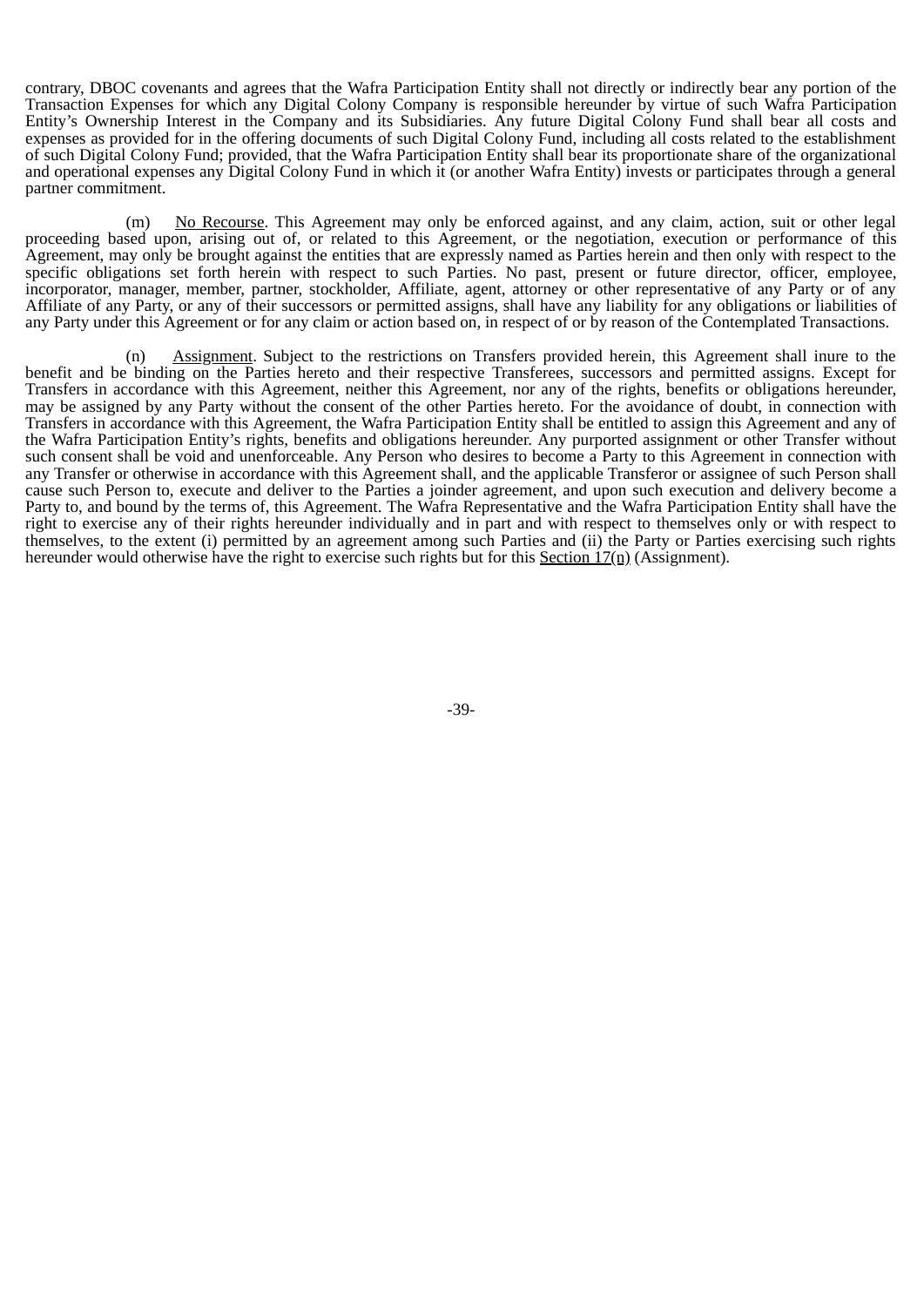contrary, DBOC covenants and agrees that the Wafra Participation Entity shall not directly or indirectly bear any portion of the Transaction Expenses for which any Digital Colony Company is responsible hereunder by virtue of such Wafra Participation Entity's Ownership Interest in the Company and its Subsidiaries. Any future Digital Colony Fund shall bear all costs and expenses as provided for in the offering documents of such Digital Colony Fund, including all costs related to the establishment of such Digital Colony Fund; provided, that the Wafra Participation Entity shall bear its proportionate share of the organizational and operational expenses any Digital Colony Fund in which it (or another Wafra Entity) invests or participates through a general partner commitment.

(m) No Recourse. This Agreement may only be enforced against, and any claim, action, suit or other legal proceeding based upon, arising out of, or related to this Agreement, or the negotiation, execution or performance of this Agreement, may only be brought against the entities that are expressly named as Parties herein and then only with respect to the specific obligations set forth herein with respect to such Parties. No past, present or future director, officer, employee, incorporator, manager, member, partner, stockholder, Affiliate, agent, attorney or other representative of any Party or of any Affiliate of any Party, or any of their successors or permitted assigns, shall have any liability for any obligations or liabilities of any Party under this Agreement or for any claim or action based on, in respect of or by reason of the Contemplated Transactions.

(n) Assignment. Subject to the restrictions on Transfers provided herein, this Agreement shall inure to the benefit and be binding on the Parties hereto and their respective Transferees, successors and permitted assigns. Except for Transfers in accordance with this Agreement, neither this Agreement, nor any of the rights, benefits or obligations hereunder, may be assigned by any Party without the consent of the other Parties hereto. For the avoidance of doubt, in connection with Transfers in accordance with this Agreement, the Wafra Participation Entity shall be entitled to assign this Agreement and any of the Wafra Participation Entity's rights, benefits and obligations hereunder. Any purported assignment or other Transfer without such consent shall be void and unenforceable. Any Person who desires to become a Party to this Agreement in connection with any Transfer or otherwise in accordance with this Agreement shall, and the applicable Transferor or assignee of such Person shall cause such Person to, execute and deliver to the Parties a joinder agreement, and upon such execution and delivery become a Party to, and bound by the terms of, this Agreement. The Wafra Representative and the Wafra Participation Entity shall have the right to exercise any of their rights hereunder individually and in part and with respect to themselves only or with respect to themselves, to the extent (i) permitted by an agreement among such Parties and (ii) the Party or Parties exercising such rights hereunder would otherwise have the right to exercise such rights but for this Section 17(n) (Assignment).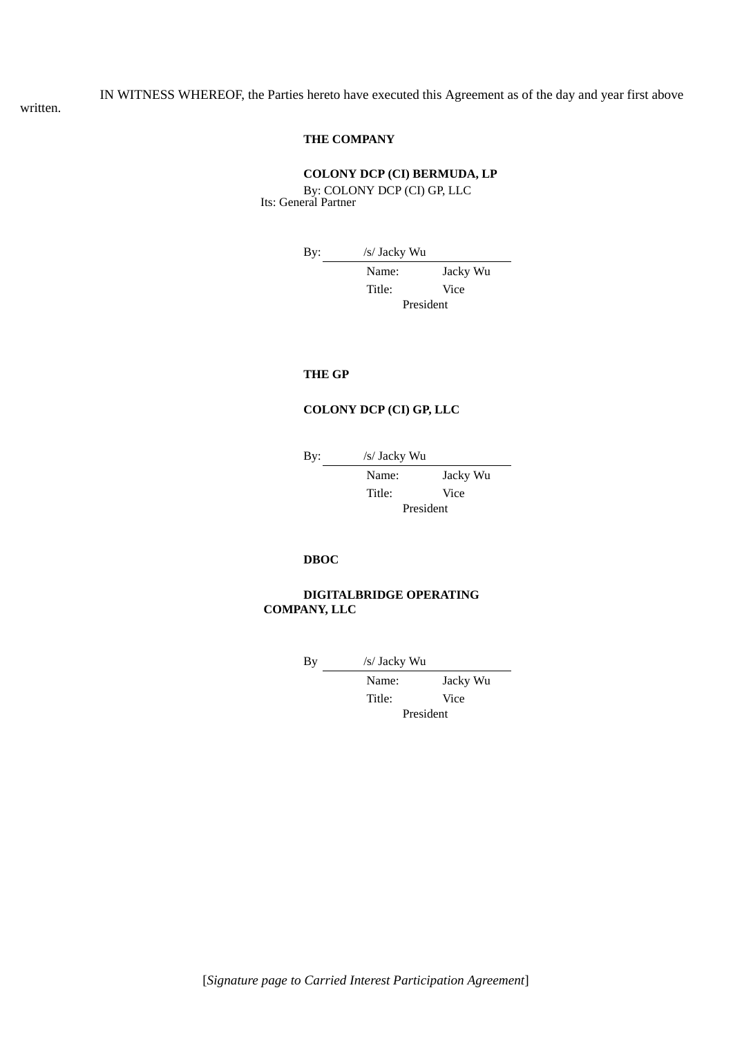IN WITNESS WHEREOF, the Parties hereto have executed this Agreement as of the day and year first above written.

**THE COMPANY**

**COLONY DCP (CI) BERMUDA, LP**

By: COLONY DCP (CI) GP, LLC
Its: General Partner

By: /s/ Jacky Wu
Name: Jacky Wu
Title: Vice President

**THE GP**

**COLONY DCP (CI) GP, LLC**

By: /s/ Jacky Wu
Name: Jacky Wu
Title: Vice President

**DBOC**

**DIGITALBRIDGE OPERATING COMPANY, LLC**

By /s/ Jacky Wu
Name: Jacky Wu
Title: Vice President

[*Signature page to Carried Interest Participation Agreement*]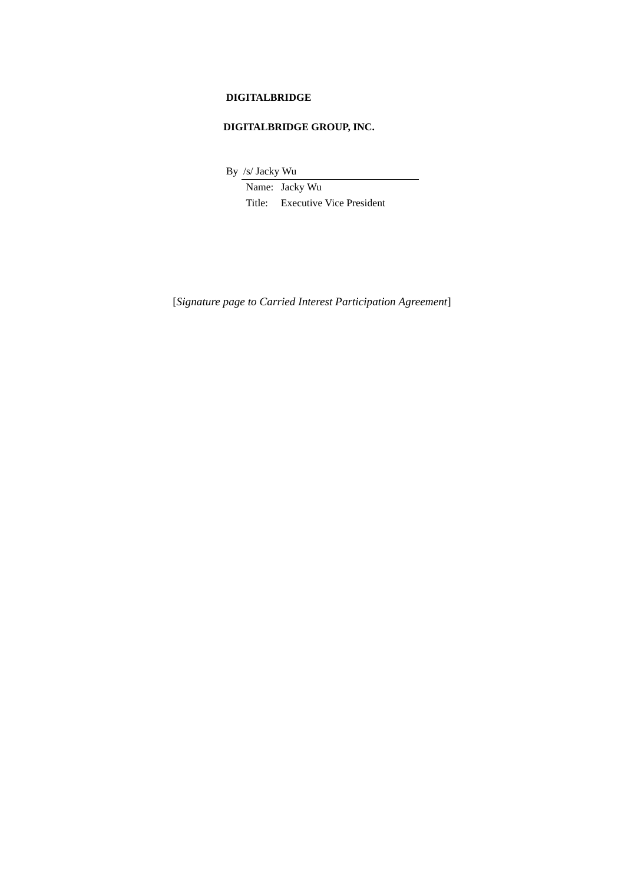**DIGITALBRIDGE**

**DIGITALBRIDGE GROUP, INC.**

By /s/ Jacky Wu

Name: Jacky Wu

Title: Executive Vice President

[*Signature page to Carried Interest Participation Agreement*]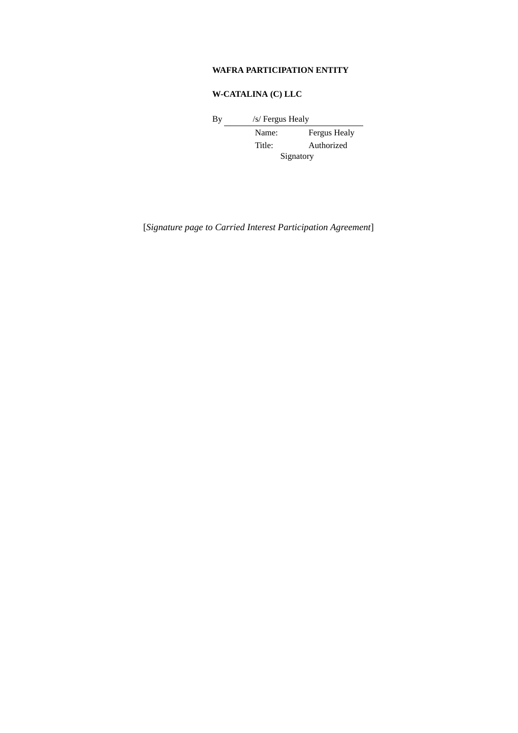**WAFRA PARTICIPATION ENTITY**

**W-CATALINA (C) LLC**

By /s/ Fergus Healy

Name: Fergus Healy

Title: Authorized Signatory

[*Signature page to Carried Interest Participation Agreement*]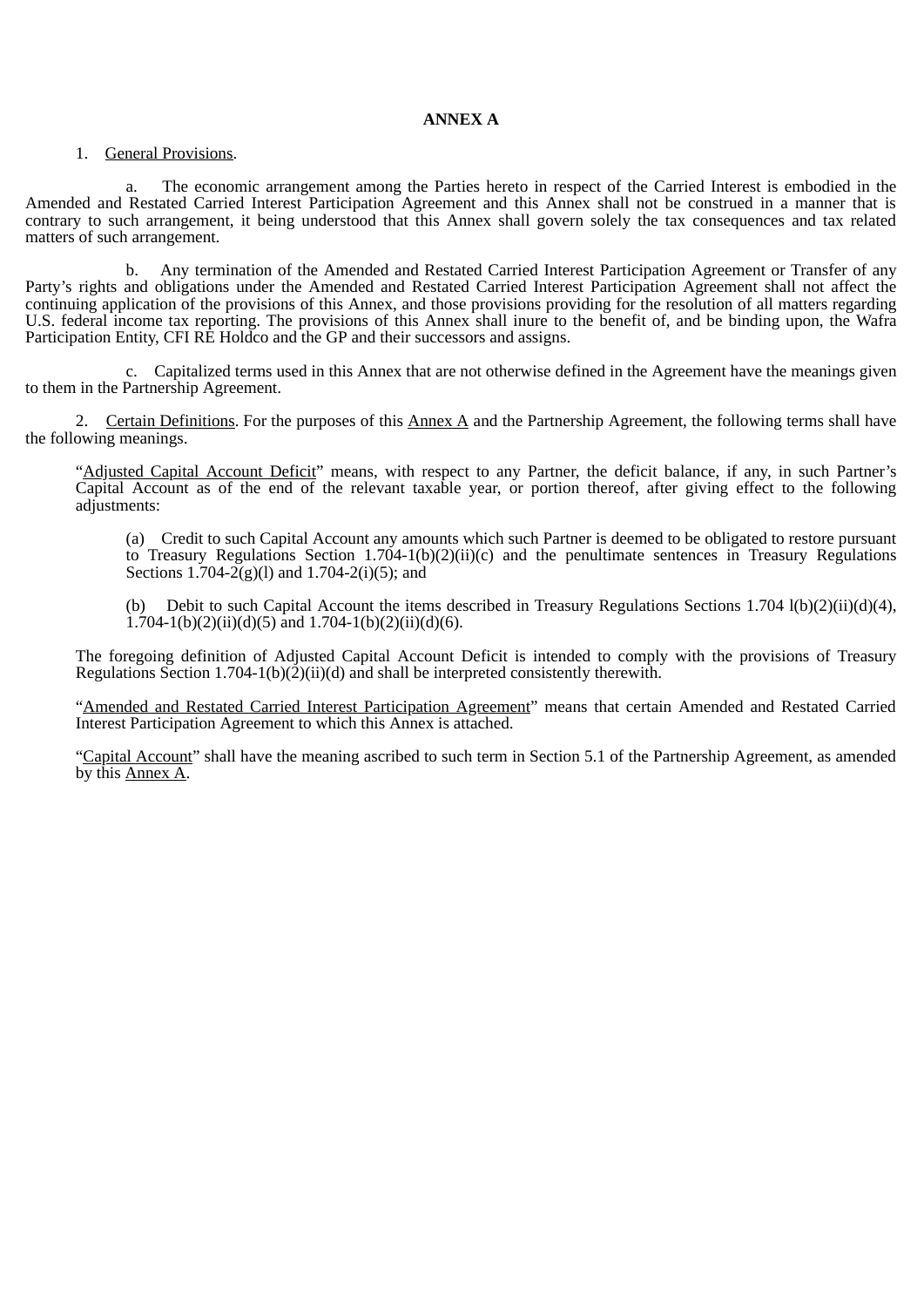**ANNEX A**

1. General Provisions.

a. The economic arrangement among the Parties hereto in respect of the Carried Interest is embodied in the Amended and Restated Carried Interest Participation Agreement and this Annex shall not be construed in a manner that is contrary to such arrangement, it being understood that this Annex shall govern solely the tax consequences and tax related matters of such arrangement.

b. Any termination of the Amended and Restated Carried Interest Participation Agreement or Transfer of any Party's rights and obligations under the Amended and Restated Carried Interest Participation Agreement shall not affect the continuing application of the provisions of this Annex, and those provisions providing for the resolution of all matters regarding U.S. federal income tax reporting. The provisions of this Annex shall inure to the benefit of, and be binding upon, the Wafra Participation Entity, CFI RE Holdco and the GP and their successors and assigns.

c. Capitalized terms used in this Annex that are not otherwise defined in the Agreement have the meanings given to them in the Partnership Agreement.

2. Certain Definitions. For the purposes of this Annex A and the Partnership Agreement, the following terms shall have the following meanings.

"Adjusted Capital Account Deficit" means, with respect to any Partner, the deficit balance, if any, in such Partner's Capital Account as of the end of the relevant taxable year, or portion thereof, after giving effect to the following adjustments:

(a) Credit to such Capital Account any amounts which such Partner is deemed to be obligated to restore pursuant to Treasury Regulations Section 1.704-1(b)(2)(ii)(c) and the penultimate sentences in Treasury Regulations Sections 1.704-2(g)(l) and 1.704-2(i)(5); and

(b) Debit to such Capital Account the items described in Treasury Regulations Sections 1.704 l(b)(2)(ii)(d)(4), 1.704-1(b)(2)(ii)(d)(5) and 1.704-1(b)(2)(ii)(d)(6).

The foregoing definition of Adjusted Capital Account Deficit is intended to comply with the provisions of Treasury Regulations Section 1.704-1(b)(2)(ii)(d) and shall be interpreted consistently therewith.

"Amended and Restated Carried Interest Participation Agreement" means that certain Amended and Restated Carried Interest Participation Agreement to which this Annex is attached.

"Capital Account" shall have the meaning ascribed to such term in Section 5.1 of the Partnership Agreement, as amended by this Annex A.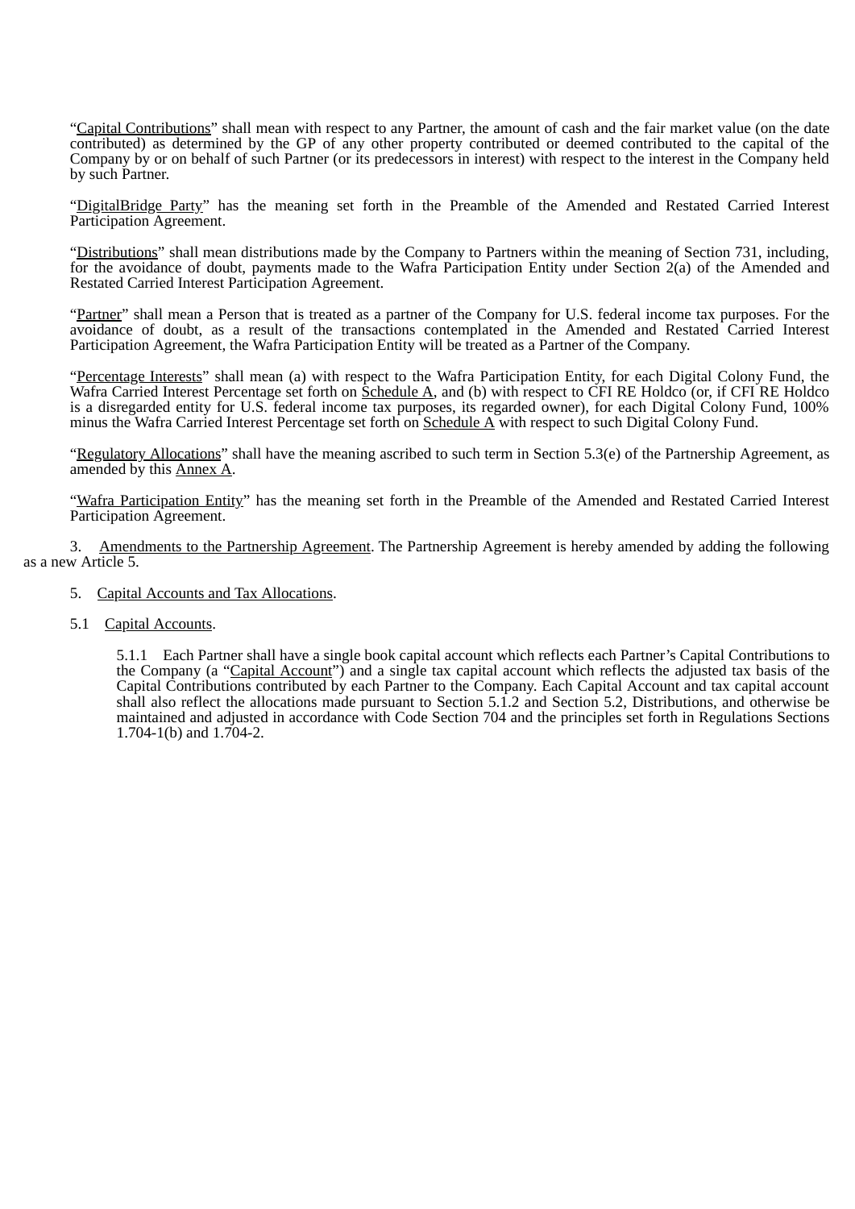"Capital Contributions" shall mean with respect to any Partner, the amount of cash and the fair market value (on the date contributed) as determined by the GP of any other property contributed or deemed contributed to the capital of the Company by or on behalf of such Partner (or its predecessors in interest) with respect to the interest in the Company held by such Partner.

"DigitalBridge Party" has the meaning set forth in the Preamble of the Amended and Restated Carried Interest Participation Agreement.

"Distributions" shall mean distributions made by the Company to Partners within the meaning of Section 731, including, for the avoidance of doubt, payments made to the Wafra Participation Entity under Section 2(a) of the Amended and Restated Carried Interest Participation Agreement.

"Partner" shall mean a Person that is treated as a partner of the Company for U.S. federal income tax purposes. For the avoidance of doubt, as a result of the transactions contemplated in the Amended and Restated Carried Interest Participation Agreement, the Wafra Participation Entity will be treated as a Partner of the Company.

"Percentage Interests" shall mean (a) with respect to the Wafra Participation Entity, for each Digital Colony Fund, the Wafra Carried Interest Percentage set forth on Schedule A, and (b) with respect to CFI RE Holdco (or, if CFI RE Holdco is a disregarded entity for U.S. federal income tax purposes, its regarded owner), for each Digital Colony Fund, 100% minus the Wafra Carried Interest Percentage set forth on Schedule A with respect to such Digital Colony Fund.

"Regulatory Allocations" shall have the meaning ascribed to such term in Section 5.3(e) of the Partnership Agreement, as amended by this Annex A.

"Wafra Participation Entity" has the meaning set forth in the Preamble of the Amended and Restated Carried Interest Participation Agreement.

3. Amendments to the Partnership Agreement. The Partnership Agreement is hereby amended by adding the following as a new Article 5.

5. Capital Accounts and Tax Allocations.

5.1 Capital Accounts.

5.1.1 Each Partner shall have a single book capital account which reflects each Partner's Capital Contributions to the Company (a "Capital Account") and a single tax capital account which reflects the adjusted tax basis of the Capital Contributions contributed by each Partner to the Company. Each Capital Account and tax capital account shall also reflect the allocations made pursuant to Section 5.1.2 and Section 5.2, Distributions, and otherwise be maintained and adjusted in accordance with Code Section 704 and the principles set forth in Regulations Sections 1.704-1(b) and 1.704-2.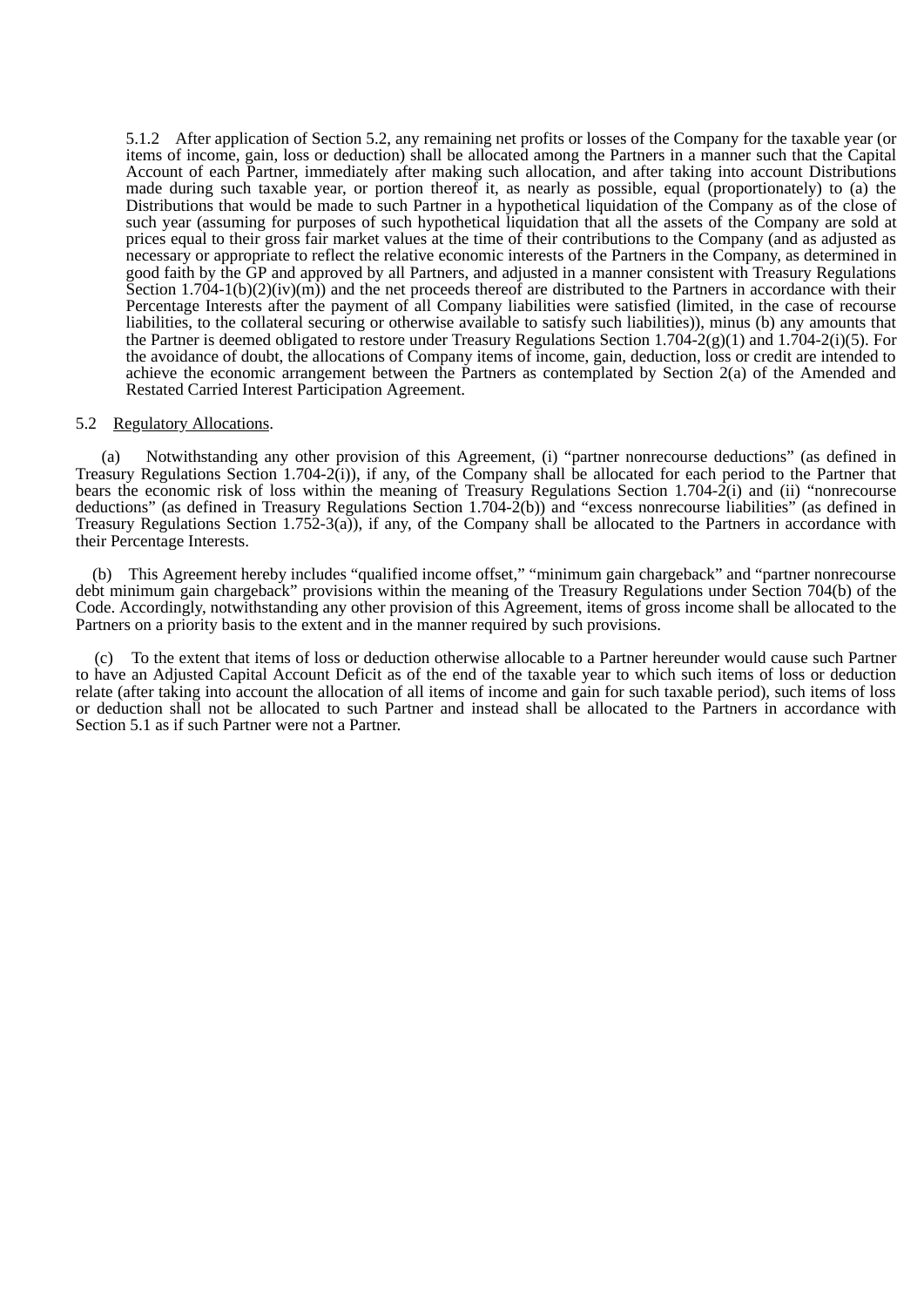5.1.2 After application of Section 5.2, any remaining net profits or losses of the Company for the taxable year (or items of income, gain, loss or deduction) shall be allocated among the Partners in a manner such that the Capital Account of each Partner, immediately after making such allocation, and after taking into account Distributions made during such taxable year, or portion thereof it, as nearly as possible, equal (proportionately) to (a) the Distributions that would be made to such Partner in a hypothetical liquidation of the Company as of the close of such year (assuming for purposes of such hypothetical liquidation that all the assets of the Company are sold at prices equal to their gross fair market values at the time of their contributions to the Company (and as adjusted as necessary or appropriate to reflect the relative economic interests of the Partners in the Company, as determined in good faith by the GP and approved by all Partners, and adjusted in a manner consistent with Treasury Regulations Section 1.704-1(b)(2)(iv)(m)) and the net proceeds thereof are distributed to the Partners in accordance with their Percentage Interests after the payment of all Company liabilities were satisfied (limited, in the case of recourse liabilities, to the collateral securing or otherwise available to satisfy such liabilities)), minus (b) any amounts that the Partner is deemed obligated to restore under Treasury Regulations Section 1.704-2(g)(1) and 1.704-2(i)(5). For the avoidance of doubt, the allocations of Company items of income, gain, deduction, loss or credit are intended to achieve the economic arrangement between the Partners as contemplated by Section 2(a) of the Amended and Restated Carried Interest Participation Agreement.

5.2 Regulatory Allocations.

(a) Notwithstanding any other provision of this Agreement, (i) "partner nonrecourse deductions" (as defined in Treasury Regulations Section 1.704-2(i)), if any, of the Company shall be allocated for each period to the Partner that bears the economic risk of loss within the meaning of Treasury Regulations Section 1.704-2(i) and (ii) "nonrecourse deductions" (as defined in Treasury Regulations Section 1.704-2(b)) and "excess nonrecourse liabilities" (as defined in Treasury Regulations Section 1.752-3(a)), if any, of the Company shall be allocated to the Partners in accordance with their Percentage Interests.

(b) This Agreement hereby includes "qualified income offset," "minimum gain chargeback" and "partner nonrecourse debt minimum gain chargeback" provisions within the meaning of the Treasury Regulations under Section 704(b) of the Code. Accordingly, notwithstanding any other provision of this Agreement, items of gross income shall be allocated to the Partners on a priority basis to the extent and in the manner required by such provisions.

(c) To the extent that items of loss or deduction otherwise allocable to a Partner hereunder would cause such Partner to have an Adjusted Capital Account Deficit as of the end of the taxable year to which such items of loss or deduction relate (after taking into account the allocation of all items of income and gain for such taxable period), such items of loss or deduction shall not be allocated to such Partner and instead shall be allocated to the Partners in accordance with Section 5.1 as if such Partner were not a Partner.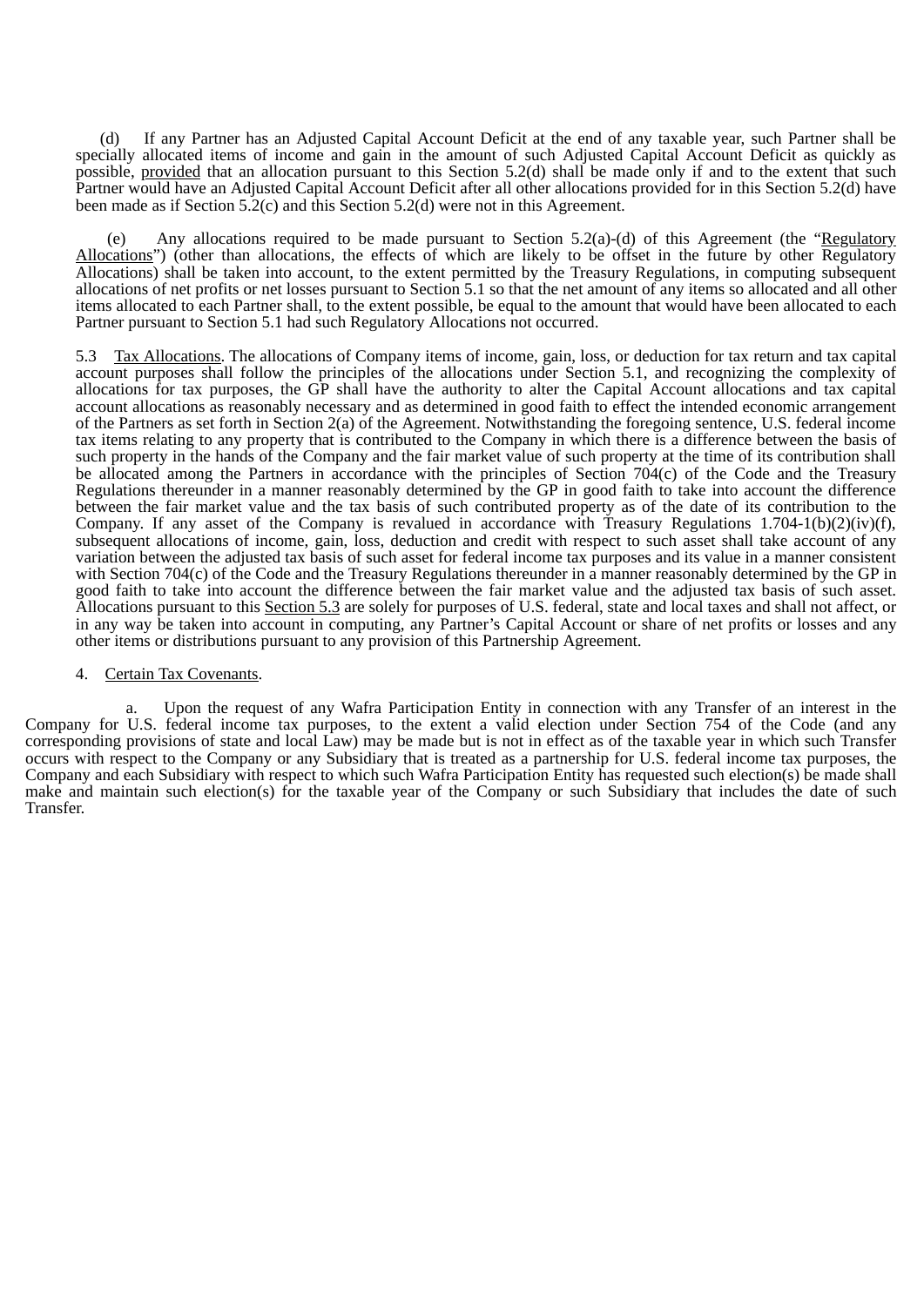(d) If any Partner has an Adjusted Capital Account Deficit at the end of any taxable year, such Partner shall be specially allocated items of income and gain in the amount of such Adjusted Capital Account Deficit as quickly as possible, provided that an allocation pursuant to this Section 5.2(d) shall be made only if and to the extent that such Partner would have an Adjusted Capital Account Deficit after all other allocations provided for in this Section 5.2(d) have been made as if Section 5.2(c) and this Section 5.2(d) were not in this Agreement.

(e) Any allocations required to be made pursuant to Section 5.2(a)-(d) of this Agreement (the "Regulatory Allocations") (other than allocations, the effects of which are likely to be offset in the future by other Regulatory Allocations) shall be taken into account, to the extent permitted by the Treasury Regulations, in computing subsequent allocations of net profits or net losses pursuant to Section 5.1 so that the net amount of any items so allocated and all other items allocated to each Partner shall, to the extent possible, be equal to the amount that would have been allocated to each Partner pursuant to Section 5.1 had such Regulatory Allocations not occurred.

5.3 Tax Allocations. The allocations of Company items of income, gain, loss, or deduction for tax return and tax capital account purposes shall follow the principles of the allocations under Section 5.1, and recognizing the complexity of allocations for tax purposes, the GP shall have the authority to alter the Capital Account allocations and tax capital account allocations as reasonably necessary and as determined in good faith to effect the intended economic arrangement of the Partners as set forth in Section 2(a) of the Agreement. Notwithstanding the foregoing sentence, U.S. federal income tax items relating to any property that is contributed to the Company in which there is a difference between the basis of such property in the hands of the Company and the fair market value of such property at the time of its contribution shall be allocated among the Partners in accordance with the principles of Section 704(c) of the Code and the Treasury Regulations thereunder in a manner reasonably determined by the GP in good faith to take into account the difference between the fair market value and the tax basis of such contributed property as of the date of its contribution to the Company. If any asset of the Company is revalued in accordance with Treasury Regulations 1.704-1(b)(2)(iv)(f), subsequent allocations of income, gain, loss, deduction and credit with respect to such asset shall take account of any variation between the adjusted tax basis of such asset for federal income tax purposes and its value in a manner consistent with Section 704(c) of the Code and the Treasury Regulations thereunder in a manner reasonably determined by the GP in good faith to take into account the difference between the fair market value and the adjusted tax basis of such asset. Allocations pursuant to this Section 5.3 are solely for purposes of U.S. federal, state and local taxes and shall not affect, or in any way be taken into account in computing, any Partner's Capital Account or share of net profits or losses and any other items or distributions pursuant to any provision of this Partnership Agreement.

4. Certain Tax Covenants.

a. Upon the request of any Wafra Participation Entity in connection with any Transfer of an interest in the Company for U.S. federal income tax purposes, to the extent a valid election under Section 754 of the Code (and any corresponding provisions of state and local Law) may be made but is not in effect as of the taxable year in which such Transfer occurs with respect to the Company or any Subsidiary that is treated as a partnership for U.S. federal income tax purposes, the Company and each Subsidiary with respect to which such Wafra Participation Entity has requested such election(s) be made shall make and maintain such election(s) for the taxable year of the Company or such Subsidiary that includes the date of such Transfer.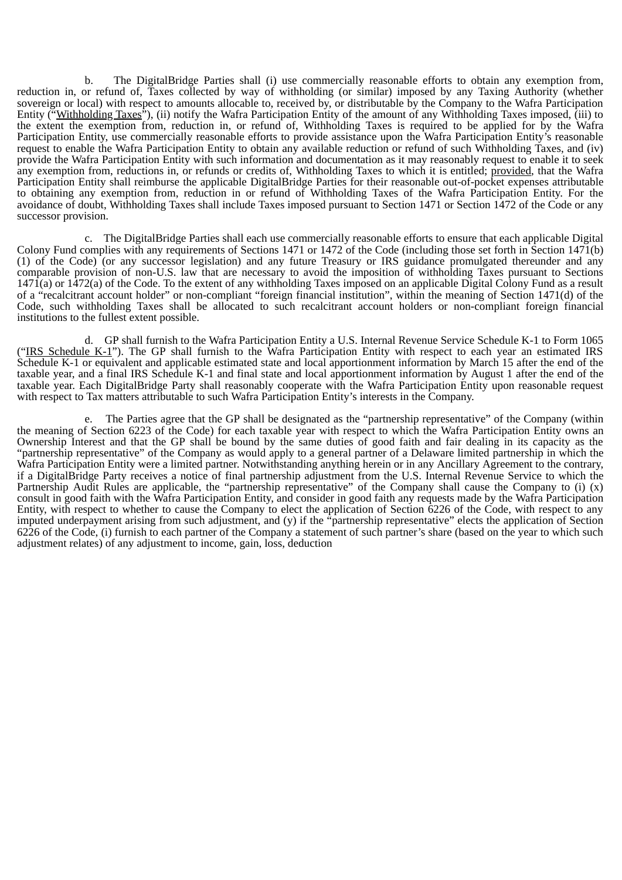b. The DigitalBridge Parties shall (i) use commercially reasonable efforts to obtain any exemption from, reduction in, or refund of, Taxes collected by way of withholding (or similar) imposed by any Taxing Authority (whether sovereign or local) with respect to amounts allocable to, received by, or distributable by the Company to the Wafra Participation Entity ("Withholding Taxes"), (ii) notify the Wafra Participation Entity of the amount of any Withholding Taxes imposed, (iii) to the extent the exemption from, reduction in, or refund of, Withholding Taxes is required to be applied for by the Wafra Participation Entity, use commercially reasonable efforts to provide assistance upon the Wafra Participation Entity's reasonable request to enable the Wafra Participation Entity to obtain any available reduction or refund of such Withholding Taxes, and (iv) provide the Wafra Participation Entity with such information and documentation as it may reasonably request to enable it to seek any exemption from, reductions in, or refunds or credits of, Withholding Taxes to which it is entitled; provided, that the Wafra Participation Entity shall reimburse the applicable DigitalBridge Parties for their reasonable out-of-pocket expenses attributable to obtaining any exemption from, reduction in or refund of Withholding Taxes of the Wafra Participation Entity. For the avoidance of doubt, Withholding Taxes shall include Taxes imposed pursuant to Section 1471 or Section 1472 of the Code or any successor provision.

c. The DigitalBridge Parties shall each use commercially reasonable efforts to ensure that each applicable Digital Colony Fund complies with any requirements of Sections 1471 or 1472 of the Code (including those set forth in Section 1471(b)(1) of the Code) (or any successor legislation) and any future Treasury or IRS guidance promulgated thereunder and any comparable provision of non-U.S. law that are necessary to avoid the imposition of withholding Taxes pursuant to Sections 1471(a) or 1472(a) of the Code. To the extent of any withholding Taxes imposed on an applicable Digital Colony Fund as a result of a "recalcitrant account holder" or non-compliant "foreign financial institution", within the meaning of Section 1471(d) of the Code, such withholding Taxes shall be allocated to such recalcitrant account holders or non-compliant foreign financial institutions to the fullest extent possible.

d. GP shall furnish to the Wafra Participation Entity a U.S. Internal Revenue Service Schedule K-1 to Form 1065 ("IRS Schedule K-1"). The GP shall furnish to the Wafra Participation Entity with respect to each year an estimated IRS Schedule K-1 or equivalent and applicable estimated state and local apportionment information by March 15 after the end of the taxable year, and a final IRS Schedule K-1 and final state and local apportionment information by August 1 after the end of the taxable year. Each DigitalBridge Party shall reasonably cooperate with the Wafra Participation Entity upon reasonable request with respect to Tax matters attributable to such Wafra Participation Entity's interests in the Company.

e. The Parties agree that the GP shall be designated as the "partnership representative" of the Company (within the meaning of Section 6223 of the Code) for each taxable year with respect to which the Wafra Participation Entity owns an Ownership Interest and that the GP shall be bound by the same duties of good faith and fair dealing in its capacity as the "partnership representative" of the Company as would apply to a general partner of a Delaware limited partnership in which the Wafra Participation Entity were a limited partner. Notwithstanding anything herein or in any Ancillary Agreement to the contrary, if a DigitalBridge Party receives a notice of final partnership adjustment from the U.S. Internal Revenue Service to which the Partnership Audit Rules are applicable, the "partnership representative" of the Company shall cause the Company to (i) (x) consult in good faith with the Wafra Participation Entity, and consider in good faith any requests made by the Wafra Participation Entity, with respect to whether to cause the Company to elect the application of Section 6226 of the Code, with respect to any imputed underpayment arising from such adjustment, and (y) if the "partnership representative" elects the application of Section 6226 of the Code, (i) furnish to each partner of the Company a statement of such partner's share (based on the year to which such adjustment relates) of any adjustment to income, gain, loss, deduction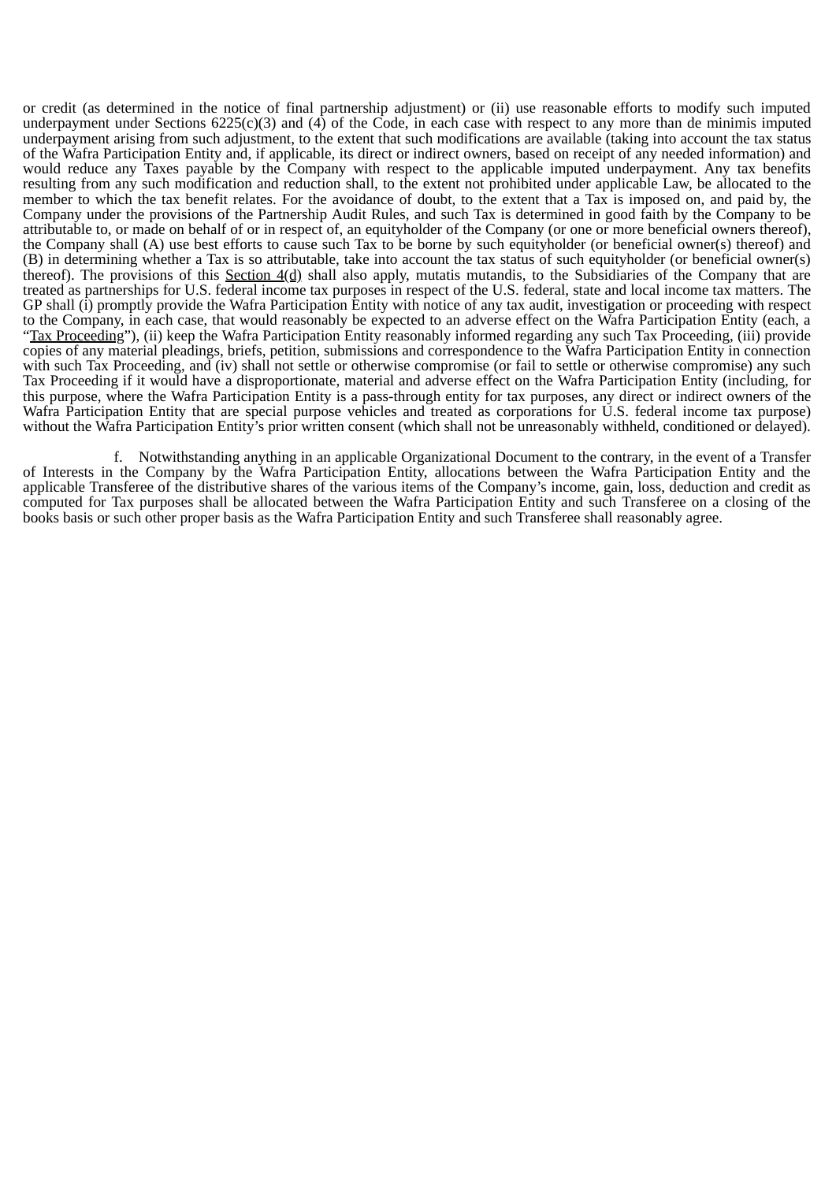or credit (as determined in the notice of final partnership adjustment) or (ii) use reasonable efforts to modify such imputed underpayment under Sections 6225(c)(3) and (4) of the Code, in each case with respect to any more than de minimis imputed underpayment arising from such adjustment, to the extent that such modifications are available (taking into account the tax status of the Wafra Participation Entity and, if applicable, its direct or indirect owners, based on receipt of any needed information) and would reduce any Taxes payable by the Company with respect to the applicable imputed underpayment. Any tax benefits resulting from any such modification and reduction shall, to the extent not prohibited under applicable Law, be allocated to the member to which the tax benefit relates. For the avoidance of doubt, to the extent that a Tax is imposed on, and paid by, the Company under the provisions of the Partnership Audit Rules, and such Tax is determined in good faith by the Company to be attributable to, or made on behalf of or in respect of, an equityholder of the Company (or one or more beneficial owners thereof), the Company shall (A) use best efforts to cause such Tax to be borne by such equityholder (or beneficial owner(s) thereof) and (B) in determining whether a Tax is so attributable, take into account the tax status of such equityholder (or beneficial owner(s) thereof). The provisions of this Section 4(d) shall also apply, mutatis mutandis, to the Subsidiaries of the Company that are treated as partnerships for U.S. federal income tax purposes in respect of the U.S. federal, state and local income tax matters. The GP shall (i) promptly provide the Wafra Participation Entity with notice of any tax audit, investigation or proceeding with respect to the Company, in each case, that would reasonably be expected to an adverse effect on the Wafra Participation Entity (each, a "Tax Proceeding"), (ii) keep the Wafra Participation Entity reasonably informed regarding any such Tax Proceeding, (iii) provide copies of any material pleadings, briefs, petition, submissions and correspondence to the Wafra Participation Entity in connection with such Tax Proceeding, and (iv) shall not settle or otherwise compromise (or fail to settle or otherwise compromise) any such Tax Proceeding if it would have a disproportionate, material and adverse effect on the Wafra Participation Entity (including, for this purpose, where the Wafra Participation Entity is a pass-through entity for tax purposes, any direct or indirect owners of the Wafra Participation Entity that are special purpose vehicles and treated as corporations for U.S. federal income tax purpose) without the Wafra Participation Entity's prior written consent (which shall not be unreasonably withheld, conditioned or delayed).

f. Notwithstanding anything in an applicable Organizational Document to the contrary, in the event of a Transfer of Interests in the Company by the Wafra Participation Entity, allocations between the Wafra Participation Entity and the applicable Transferee of the distributive shares of the various items of the Company's income, gain, loss, deduction and credit as computed for Tax purposes shall be allocated between the Wafra Participation Entity and such Transferee on a closing of the books basis or such other proper basis as the Wafra Participation Entity and such Transferee shall reasonably agree.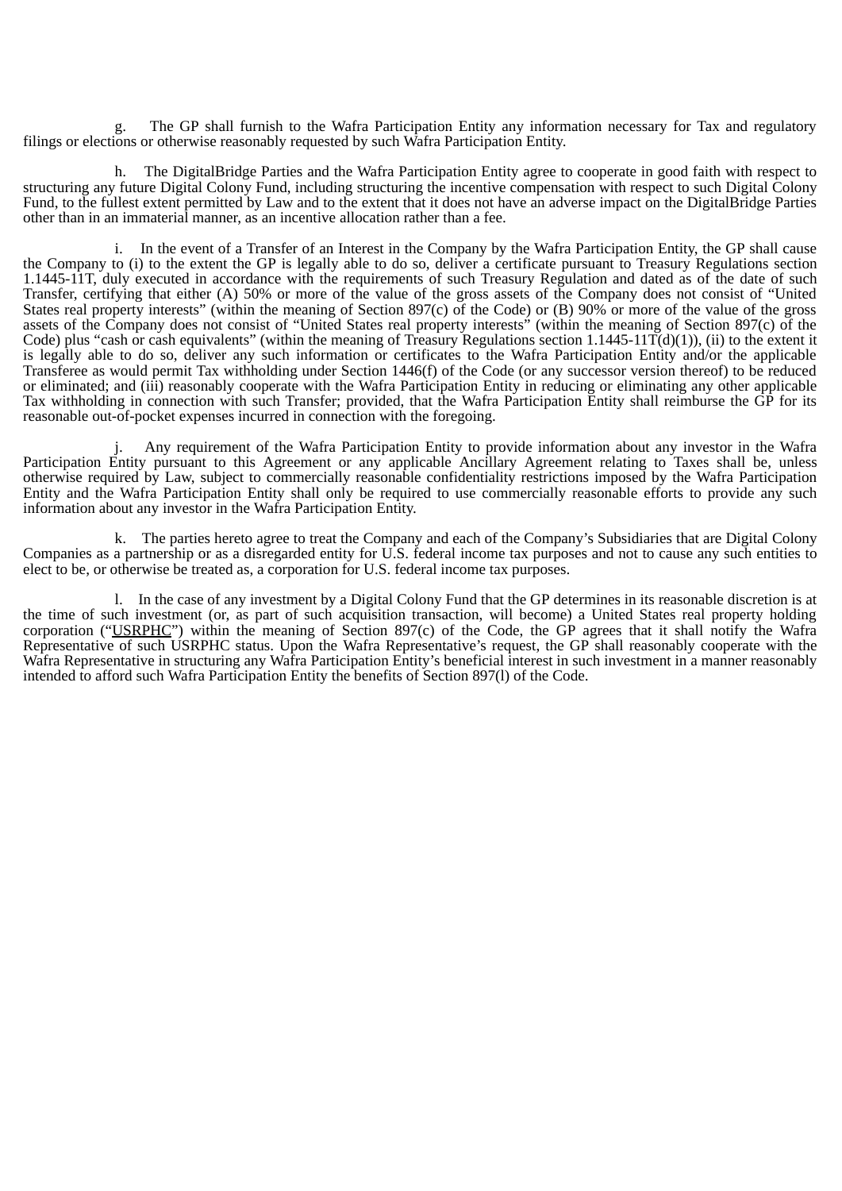g. The GP shall furnish to the Wafra Participation Entity any information necessary for Tax and regulatory filings or elections or otherwise reasonably requested by such Wafra Participation Entity.

h. The DigitalBridge Parties and the Wafra Participation Entity agree to cooperate in good faith with respect to structuring any future Digital Colony Fund, including structuring the incentive compensation with respect to such Digital Colony Fund, to the fullest extent permitted by Law and to the extent that it does not have an adverse impact on the DigitalBridge Parties other than in an immaterial manner, as an incentive allocation rather than a fee.

i. In the event of a Transfer of an Interest in the Company by the Wafra Participation Entity, the GP shall cause the Company to (i) to the extent the GP is legally able to do so, deliver a certificate pursuant to Treasury Regulations section 1.1445-11T, duly executed in accordance with the requirements of such Treasury Regulation and dated as of the date of such Transfer, certifying that either (A) 50% or more of the value of the gross assets of the Company does not consist of "United States real property interests" (within the meaning of Section 897(c) of the Code) or (B) 90% or more of the value of the gross assets of the Company does not consist of "United States real property interests" (within the meaning of Section 897(c) of the Code) plus "cash or cash equivalents" (within the meaning of Treasury Regulations section 1.1445-11T(d)(1)), (ii) to the extent it is legally able to do so, deliver any such information or certificates to the Wafra Participation Entity and/or the applicable Transferee as would permit Tax withholding under Section 1446(f) of the Code (or any successor version thereof) to be reduced or eliminated; and (iii) reasonably cooperate with the Wafra Participation Entity in reducing or eliminating any other applicable Tax withholding in connection with such Transfer; provided, that the Wafra Participation Entity shall reimburse the GP for its reasonable out-of-pocket expenses incurred in connection with the foregoing.

j. Any requirement of the Wafra Participation Entity to provide information about any investor in the Wafra Participation Entity pursuant to this Agreement or any applicable Ancillary Agreement relating to Taxes shall be, unless otherwise required by Law, subject to commercially reasonable confidentiality restrictions imposed by the Wafra Participation Entity and the Wafra Participation Entity shall only be required to use commercially reasonable efforts to provide any such information about any investor in the Wafra Participation Entity.

k. The parties hereto agree to treat the Company and each of the Company's Subsidiaries that are Digital Colony Companies as a partnership or as a disregarded entity for U.S. federal income tax purposes and not to cause any such entities to elect to be, or otherwise be treated as, a corporation for U.S. federal income tax purposes.

l. In the case of any investment by a Digital Colony Fund that the GP determines in its reasonable discretion is at the time of such investment (or, as part of such acquisition transaction, will become) a United States real property holding corporation ("USRPHC") within the meaning of Section 897(c) of the Code, the GP agrees that it shall notify the Wafra Representative of such USRPHC status. Upon the Wafra Representative's request, the GP shall reasonably cooperate with the Wafra Representative in structuring any Wafra Participation Entity's beneficial interest in such investment in a manner reasonably intended to afford such Wafra Participation Entity the benefits of Section 897(l) of the Code.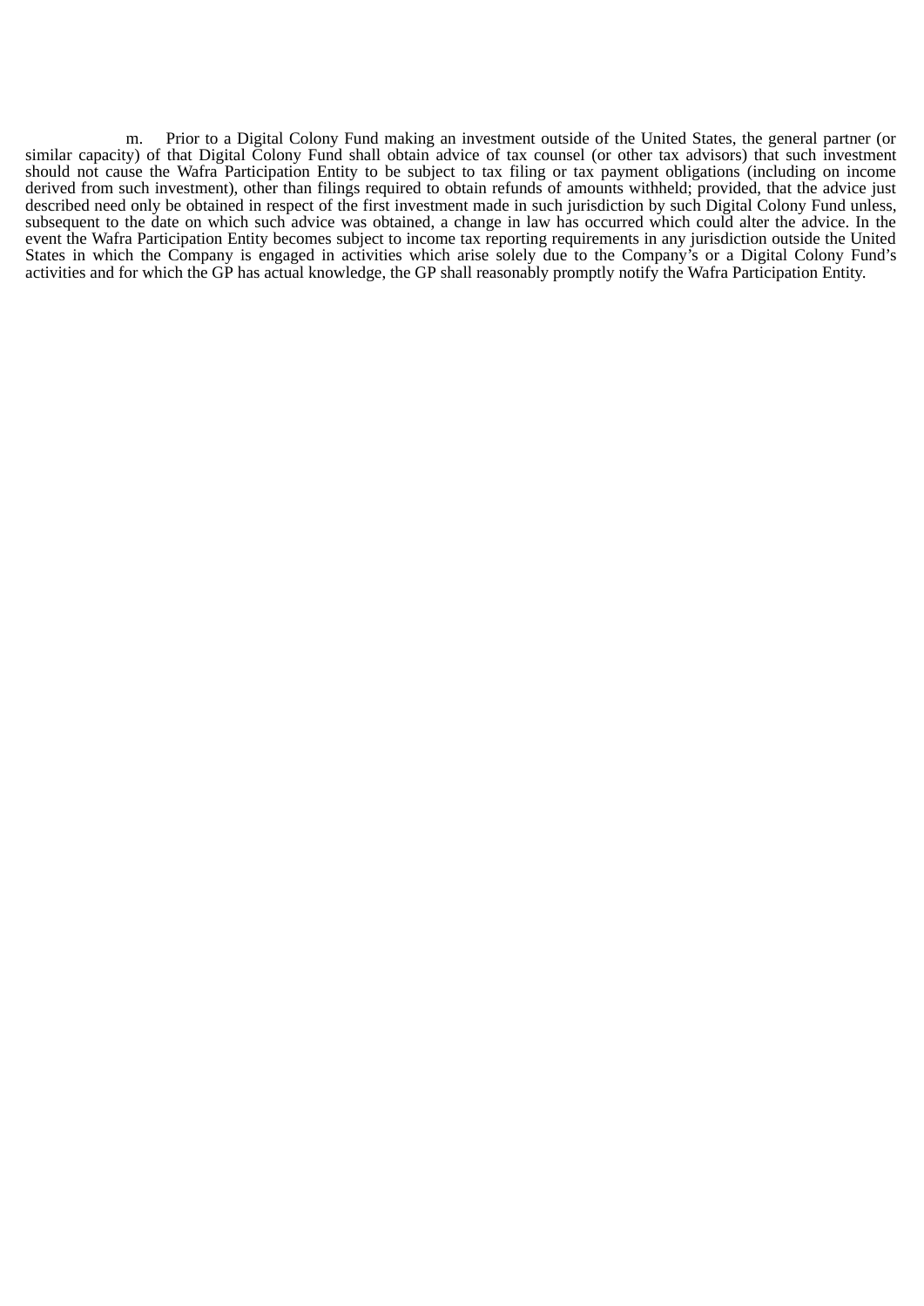m. Prior to a Digital Colony Fund making an investment outside of the United States, the general partner (or similar capacity) of that Digital Colony Fund shall obtain advice of tax counsel (or other tax advisors) that such investment should not cause the Wafra Participation Entity to be subject to tax filing or tax payment obligations (including on income derived from such investment), other than filings required to obtain refunds of amounts withheld; provided, that the advice just described need only be obtained in respect of the first investment made in such jurisdiction by such Digital Colony Fund unless, subsequent to the date on which such advice was obtained, a change in law has occurred which could alter the advice. In the event the Wafra Participation Entity becomes subject to income tax reporting requirements in any jurisdiction outside the United States in which the Company is engaged in activities which arise solely due to the Company's or a Digital Colony Fund's activities and for which the GP has actual knowledge, the GP shall reasonably promptly notify the Wafra Participation Entity.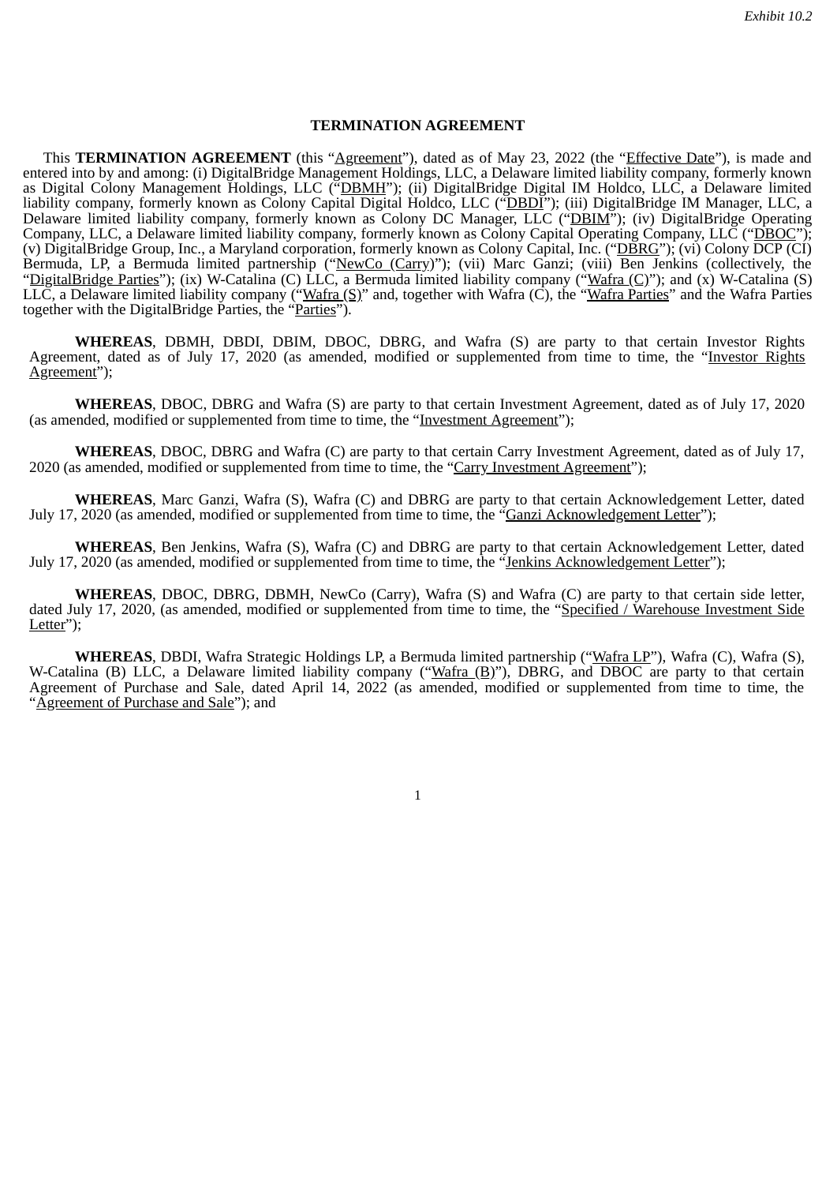*Exhibit 10.2*

**TERMINATION AGREEMENT**

This **TERMINATION AGREEMENT** (this "Agreement"), dated as of May 23, 2022 (the "Effective Date"), is made and entered into by and among: (i) DigitalBridge Management Holdings, LLC, a Delaware limited liability company, formerly known as Digital Colony Management Holdings, LLC ("DBMH"); (ii) DigitalBridge Digital IM Holdco, LLC, a Delaware limited liability company, formerly known as Colony Capital Digital Holdco, LLC ("DBDI"); (iii) DigitalBridge IM Manager, LLC, a Delaware limited liability company, formerly known as Colony DC Manager, LLC ("DBIM"); (iv) DigitalBridge Operating Company, LLC, a Delaware limited liability company, formerly known as Colony Capital Operating Company, LLC ("DBOC"); (v) DigitalBridge Group, Inc., a Maryland corporation, formerly known as Colony Capital, Inc. ("DBRG"); (vi) Colony DCP (CI) Bermuda, LP, a Bermuda limited partnership ("NewCo (Carry)"); (vii) Marc Ganzi; (viii) Ben Jenkins (collectively, the "DigitalBridge Parties"); (ix) W-Catalina (C) LLC, a Bermuda limited liability company ("Wafra (C)"); and (x) W-Catalina (S) LLC, a Delaware limited liability company ("Wafra (S)" and, together with Wafra (C), the "Wafra Parties" and the Wafra Parties together with the DigitalBridge Parties, the "Parties").

**WHEREAS**, DBMH, DBDI, DBIM, DBOC, DBRG, and Wafra (S) are party to that certain Investor Rights Agreement, dated as of July 17, 2020 (as amended, modified or supplemented from time to time, the "Investor Rights Agreement");

**WHEREAS**, DBOC, DBRG and Wafra (S) are party to that certain Investment Agreement, dated as of July 17, 2020 (as amended, modified or supplemented from time to time, the "Investment Agreement");

**WHEREAS**, DBOC, DBRG and Wafra (C) are party to that certain Carry Investment Agreement, dated as of July 17, 2020 (as amended, modified or supplemented from time to time, the "Carry Investment Agreement");

**WHEREAS**, Marc Ganzi, Wafra (S), Wafra (C) and DBRG are party to that certain Acknowledgement Letter, dated July 17, 2020 (as amended, modified or supplemented from time to time, the "Ganzi Acknowledgement Letter");

**WHEREAS**, Ben Jenkins, Wafra (S), Wafra (C) and DBRG are party to that certain Acknowledgement Letter, dated July 17, 2020 (as amended, modified or supplemented from time to time, the "Jenkins Acknowledgement Letter");

**WHEREAS**, DBOC, DBRG, DBMH, NewCo (Carry), Wafra (S) and Wafra (C) are party to that certain side letter, dated July 17, 2020, (as amended, modified or supplemented from time to time, the "Specified / Warehouse Investment Side Letter");

**WHEREAS**, DBDI, Wafra Strategic Holdings LP, a Bermuda limited partnership ("Wafra LP"), Wafra (C), Wafra (S), W-Catalina (B) LLC, a Delaware limited liability company ("Wafra (B)"), DBRG, and DBOC are party to that certain Agreement of Purchase and Sale, dated April 14, 2022 (as amended, modified or supplemented from time to time, the "Agreement of Purchase and Sale"); and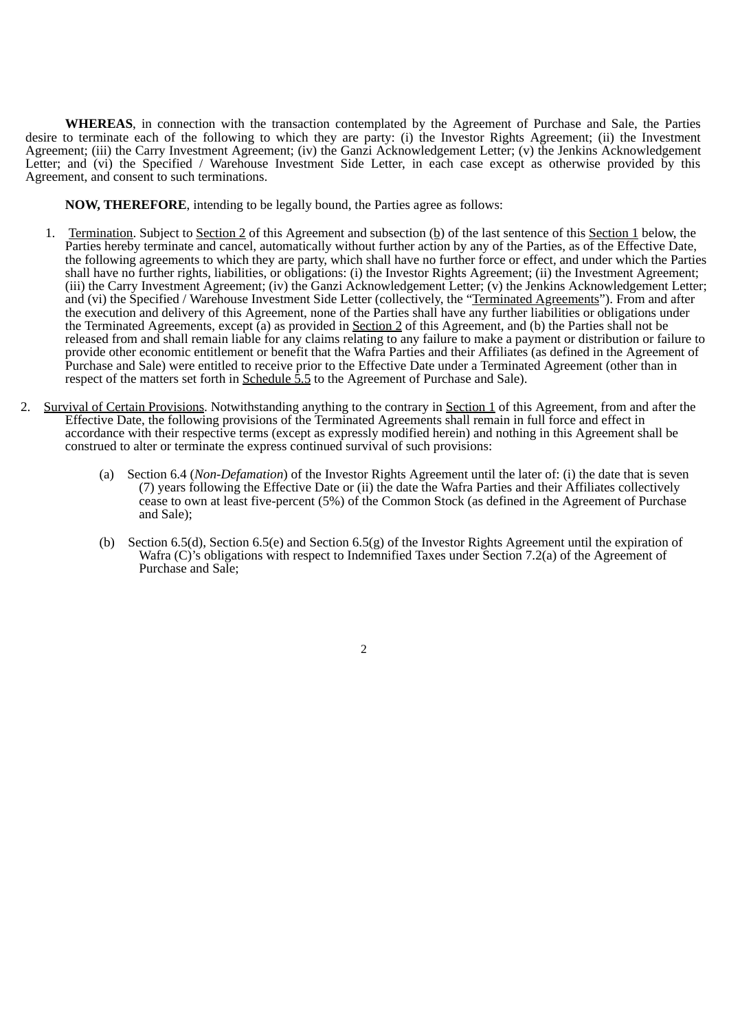**WHEREAS**, in connection with the transaction contemplated by the Agreement of Purchase and Sale, the Parties desire to terminate each of the following to which they are party: (i) the Investor Rights Agreement; (ii) the Investment Agreement; (iii) the Carry Investment Agreement; (iv) the Ganzi Acknowledgement Letter; (v) the Jenkins Acknowledgement Letter; and (vi) the Specified / Warehouse Investment Side Letter, in each case except as otherwise provided by this Agreement, and consent to such terminations.

**NOW, THEREFORE**, intending to be legally bound, the Parties agree as follows:

1. Termination. Subject to Section 2 of this Agreement and subsection (b) of the last sentence of this Section 1 below, the Parties hereby terminate and cancel, automatically without further action by any of the Parties, as of the Effective Date, the following agreements to which they are party, which shall have no further force or effect, and under which the Parties shall have no further rights, liabilities, or obligations: (i) the Investor Rights Agreement; (ii) the Investment Agreement; (iii) the Carry Investment Agreement; (iv) the Ganzi Acknowledgement Letter; (v) the Jenkins Acknowledgement Letter; and (vi) the Specified / Warehouse Investment Side Letter (collectively, the "Terminated Agreements"). From and after the execution and delivery of this Agreement, none of the Parties shall have any further liabilities or obligations under the Terminated Agreements, except (a) as provided in Section 2 of this Agreement, and (b) the Parties shall not be released from and shall remain liable for any claims relating to any failure to make a payment or distribution or failure to provide other economic entitlement or benefit that the Wafra Parties and their Affiliates (as defined in the Agreement of Purchase and Sale) were entitled to receive prior to the Effective Date under a Terminated Agreement (other than in respect of the matters set forth in Schedule 5.5 to the Agreement of Purchase and Sale).

2. Survival of Certain Provisions. Notwithstanding anything to the contrary in Section 1 of this Agreement, from and after the Effective Date, the following provisions of the Terminated Agreements shall remain in full force and effect in accordance with their respective terms (except as expressly modified herein) and nothing in this Agreement shall be construed to alter or terminate the express continued survival of such provisions:

   (a) Section 6.4 (*Non-Defamation*) of the Investor Rights Agreement until the later of: (i) the date that is seven (7) years following the Effective Date or (ii) the date the Wafra Parties and their Affiliates collectively cease to own at least five-percent (5%) of the Common Stock (as defined in the Agreement of Purchase and Sale);

   (b) Section 6.5(d), Section 6.5(e) and Section 6.5(g) of the Investor Rights Agreement until the expiration of Wafra (C)'s obligations with respect to Indemnified Taxes under Section 7.2(a) of the Agreement of Purchase and Sale;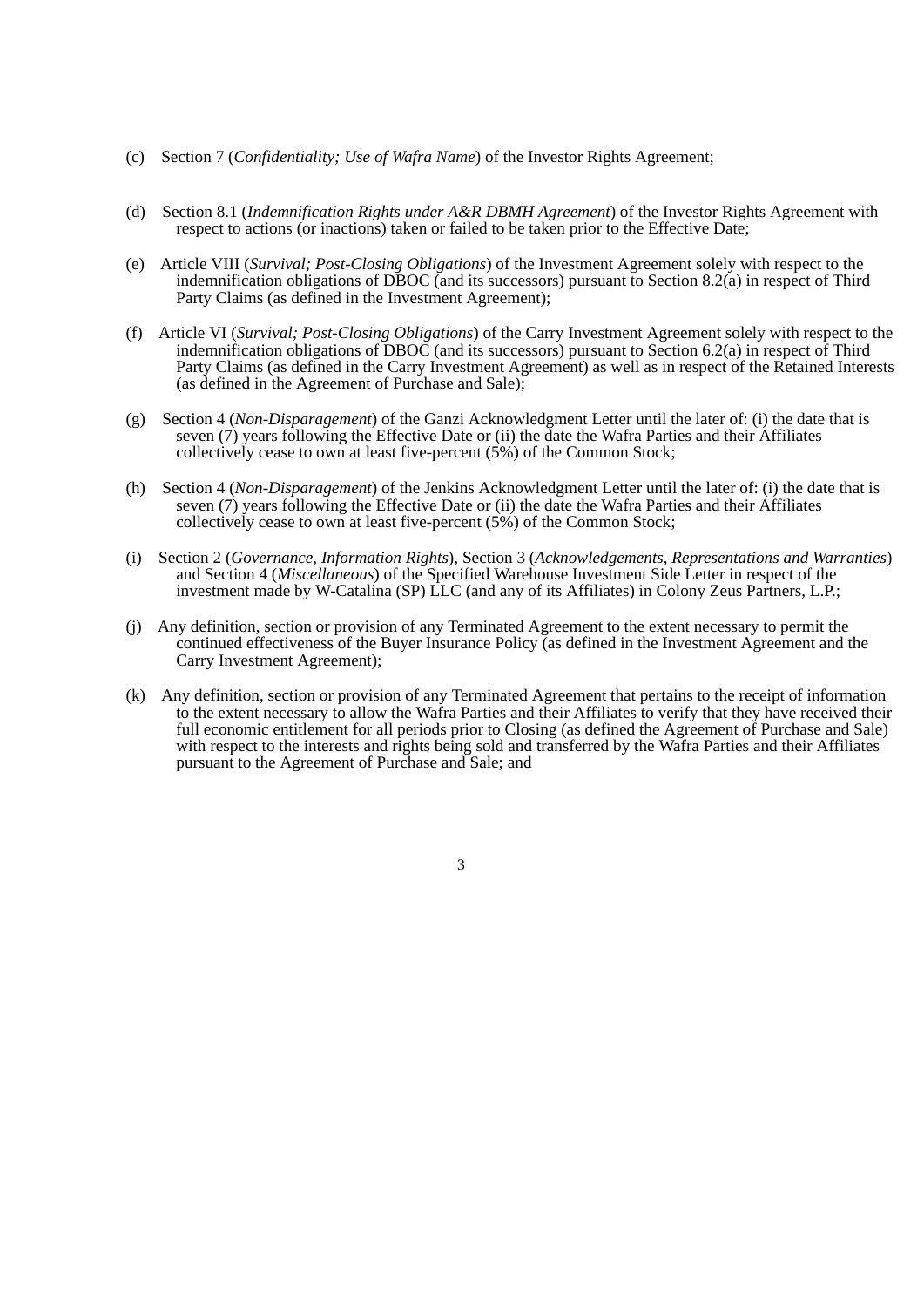(c) Section 7 (*Confidentiality; Use of Wafra Name*) of the Investor Rights Agreement;

(d) Section 8.1 (*Indemnification Rights under A&R DBMH Agreement*) of the Investor Rights Agreement with respect to actions (or inactions) taken or failed to be taken prior to the Effective Date;

(e) Article VIII (*Survival; Post-Closing Obligations*) of the Investment Agreement solely with respect to the indemnification obligations of DBOC (and its successors) pursuant to Section 8.2(a) in respect of Third Party Claims (as defined in the Investment Agreement);

(f) Article VI (*Survival; Post-Closing Obligations*) of the Carry Investment Agreement solely with respect to the indemnification obligations of DBOC (and its successors) pursuant to Section 6.2(a) in respect of Third Party Claims (as defined in the Carry Investment Agreement) as well as in respect of the Retained Interests (as defined in the Agreement of Purchase and Sale);

(g) Section 4 (*Non-Disparagement*) of the Ganzi Acknowledgment Letter until the later of: (i) the date that is seven (7) years following the Effective Date or (ii) the date the Wafra Parties and their Affiliates collectively cease to own at least five-percent (5%) of the Common Stock;

(h) Section 4 (*Non-Disparagement*) of the Jenkins Acknowledgment Letter until the later of: (i) the date that is seven (7) years following the Effective Date or (ii) the date the Wafra Parties and their Affiliates collectively cease to own at least five-percent (5%) of the Common Stock;

(i) Section 2 (*Governance, Information Rights*), Section 3 (*Acknowledgements, Representations and Warranties*) and Section 4 (*Miscellaneous*) of the Specified Warehouse Investment Side Letter in respect of the investment made by W-Catalina (SP) LLC (and any of its Affiliates) in Colony Zeus Partners, L.P.;

(j) Any definition, section or provision of any Terminated Agreement to the extent necessary to permit the continued effectiveness of the Buyer Insurance Policy (as defined in the Investment Agreement and the Carry Investment Agreement);

(k) Any definition, section or provision of any Terminated Agreement that pertains to the receipt of information to the extent necessary to allow the Wafra Parties and their Affiliates to verify that they have received their full economic entitlement for all periods prior to Closing (as defined the Agreement of Purchase and Sale) with respect to the interests and rights being sold and transferred by the Wafra Parties and their Affiliates pursuant to the Agreement of Purchase and Sale; and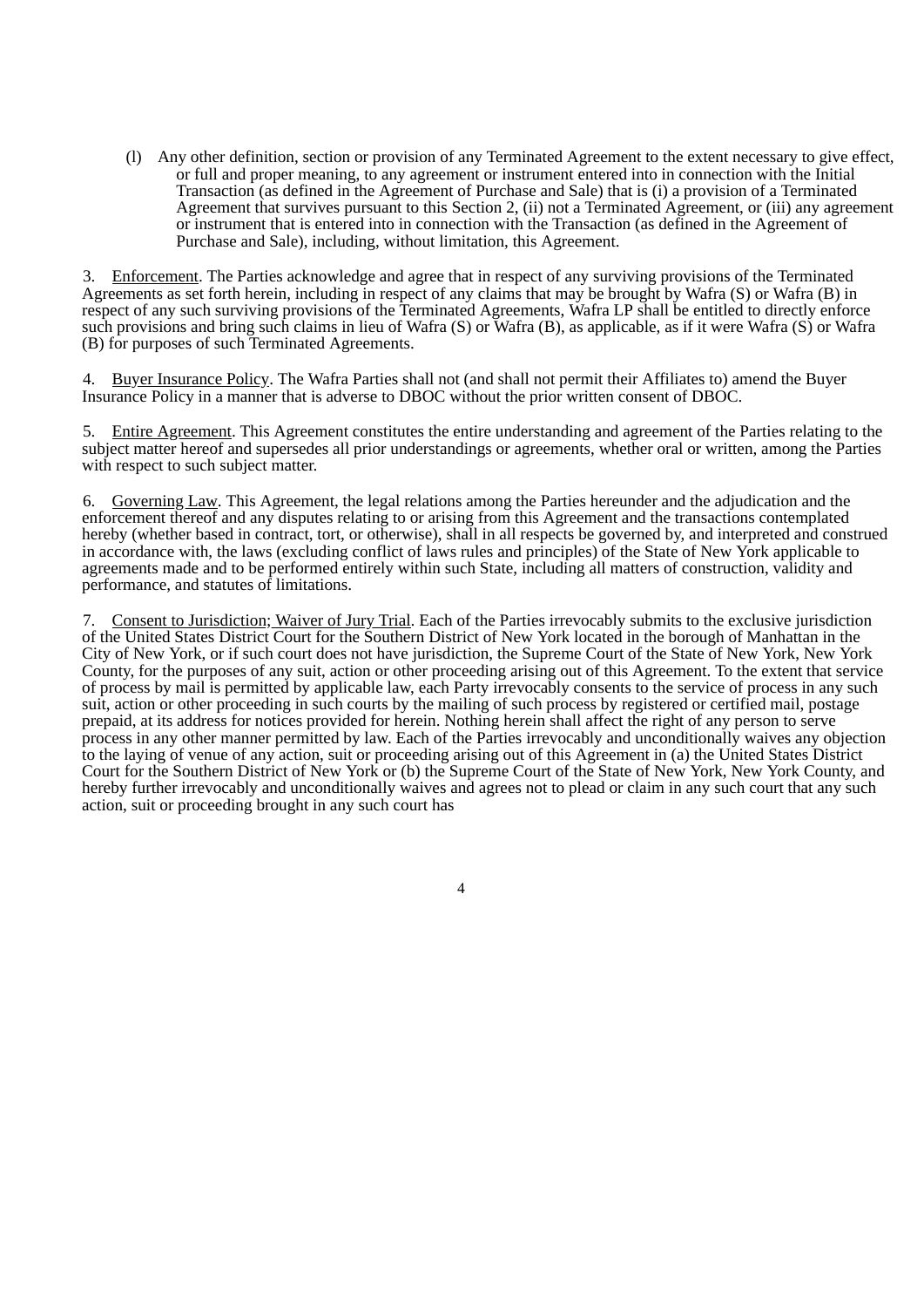(l) Any other definition, section or provision of any Terminated Agreement to the extent necessary to give effect, or full and proper meaning, to any agreement or instrument entered into in connection with the Initial Transaction (as defined in the Agreement of Purchase and Sale) that is (i) a provision of a Terminated Agreement that survives pursuant to this Section 2, (ii) not a Terminated Agreement, or (iii) any agreement or instrument that is entered into in connection with the Transaction (as defined in the Agreement of Purchase and Sale), including, without limitation, this Agreement.

3. Enforcement. The Parties acknowledge and agree that in respect of any surviving provisions of the Terminated Agreements as set forth herein, including in respect of any claims that may be brought by Wafra (S) or Wafra (B) in respect of any such surviving provisions of the Terminated Agreements, Wafra LP shall be entitled to directly enforce such provisions and bring such claims in lieu of Wafra (S) or Wafra (B), as applicable, as if it were Wafra (S) or Wafra (B) for purposes of such Terminated Agreements.

4. Buyer Insurance Policy. The Wafra Parties shall not (and shall not permit their Affiliates to) amend the Buyer Insurance Policy in a manner that is adverse to DBOC without the prior written consent of DBOC.

5. Entire Agreement. This Agreement constitutes the entire understanding and agreement of the Parties relating to the subject matter hereof and supersedes all prior understandings or agreements, whether oral or written, among the Parties with respect to such subject matter.

6. Governing Law. This Agreement, the legal relations among the Parties hereunder and the adjudication and the enforcement thereof and any disputes relating to or arising from this Agreement and the transactions contemplated hereby (whether based in contract, tort, or otherwise), shall in all respects be governed by, and interpreted and construed in accordance with, the laws (excluding conflict of laws rules and principles) of the State of New York applicable to agreements made and to be performed entirely within such State, including all matters of construction, validity and performance, and statutes of limitations.

7. Consent to Jurisdiction; Waiver of Jury Trial. Each of the Parties irrevocably submits to the exclusive jurisdiction of the United States District Court for the Southern District of New York located in the borough of Manhattan in the City of New York, or if such court does not have jurisdiction, the Supreme Court of the State of New York, New York County, for the purposes of any suit, action or other proceeding arising out of this Agreement. To the extent that service of process by mail is permitted by applicable law, each Party irrevocably consents to the service of process in any such suit, action or other proceeding in such courts by the mailing of such process by registered or certified mail, postage prepaid, at its address for notices provided for herein. Nothing herein shall affect the right of any person to serve process in any other manner permitted by law. Each of the Parties irrevocably and unconditionally waives any objection to the laying of venue of any action, suit or proceeding arising out of this Agreement in (a) the United States District Court for the Southern District of New York or (b) the Supreme Court of the State of New York, New York County, and hereby further irrevocably and unconditionally waives and agrees not to plead or claim in any such court that any such action, suit or proceeding brought in any such court has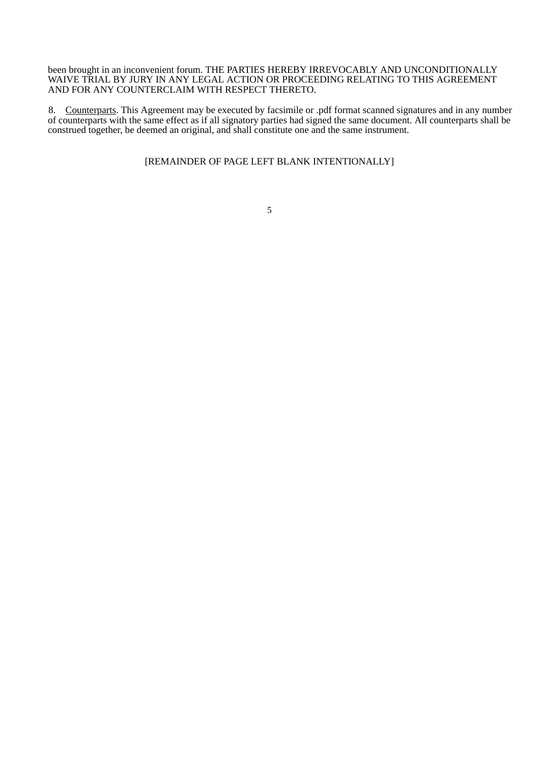been brought in an inconvenient forum. THE PARTIES HEREBY IRREVOCABLY AND UNCONDITIONALLY WAIVE TRIAL BY JURY IN ANY LEGAL ACTION OR PROCEEDING RELATING TO THIS AGREEMENT AND FOR ANY COUNTERCLAIM WITH RESPECT THERETO.

8. Counterparts. This Agreement may be executed by facsimile or .pdf format scanned signatures and in any number of counterparts with the same effect as if all signatory parties had signed the same document. All counterparts shall be construed together, be deemed an original, and shall constitute one and the same instrument.

[REMAINDER OF PAGE LEFT BLANK INTENTIONALLY]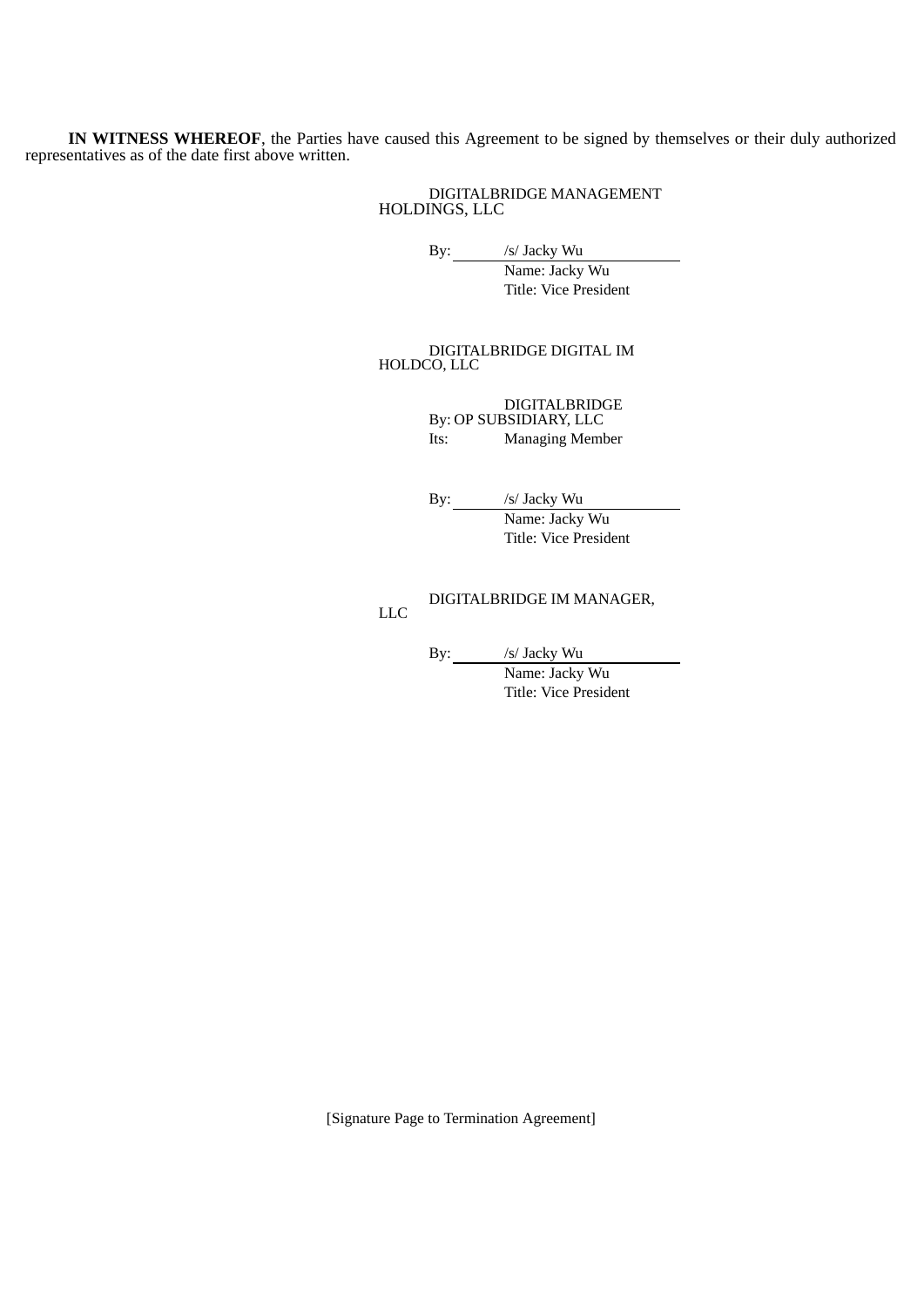**IN WITNESS WHEREOF**, the Parties have caused this Agreement to be signed by themselves or their duly authorized representatives as of the date first above written.

DIGITALBRIDGE MANAGEMENT HOLDINGS, LLC

By: /s/ Jacky Wu
Name: Jacky Wu
Title: Vice President

DIGITALBRIDGE DIGITAL IM HOLDCO, LLC

By: DIGITALBRIDGE OP SUBSIDIARY, LLC
Its: Managing Member

By: /s/ Jacky Wu
Name: Jacky Wu
Title: Vice President

DIGITALBRIDGE IM MANAGER, LLC

By: /s/ Jacky Wu
Name: Jacky Wu
Title: Vice President

[Signature Page to Termination Agreement]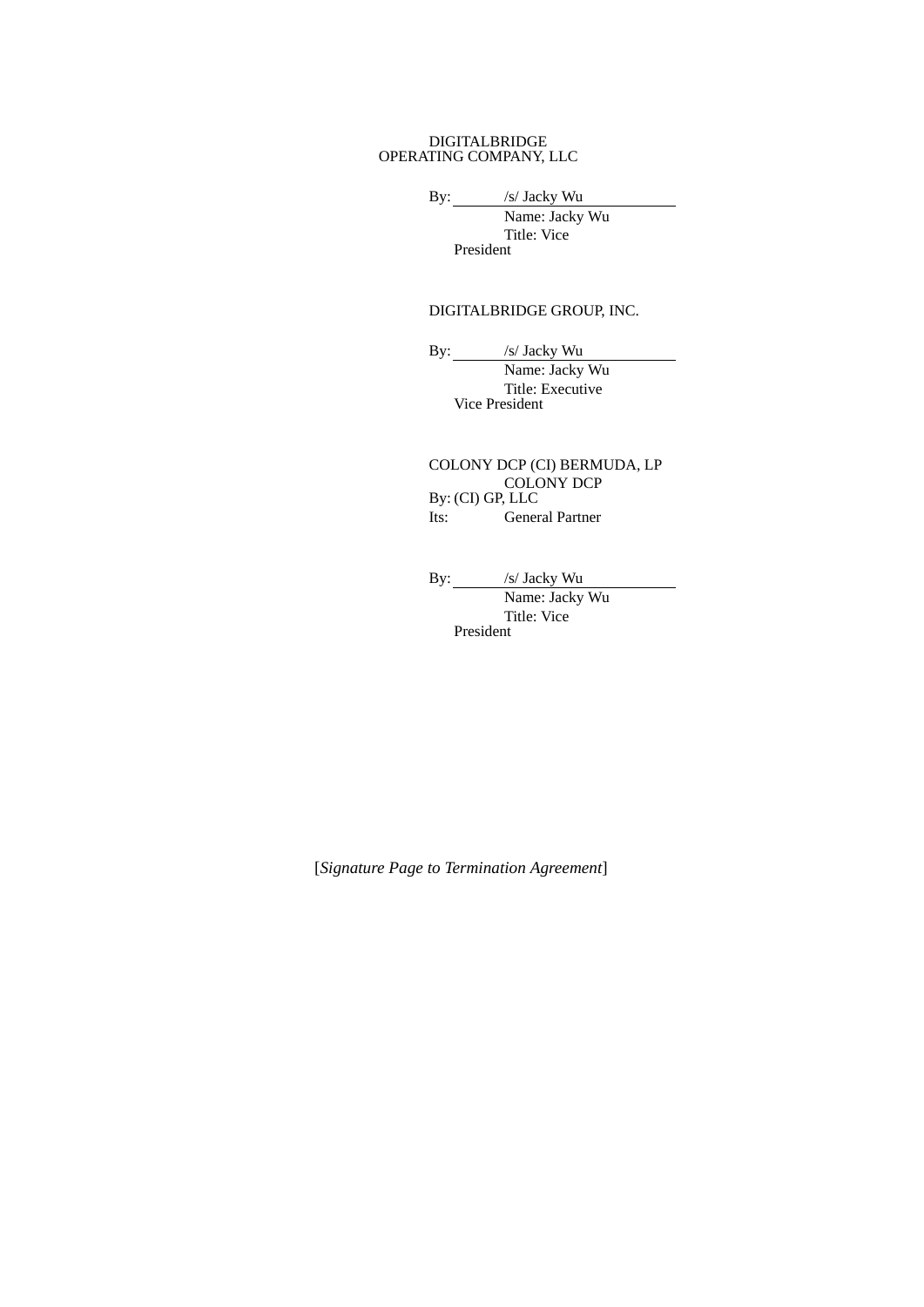DIGITALBRIDGE OPERATING COMPANY, LLC

By: /s/ Jacky Wu
Name: Jacky Wu
Title: Vice President

DIGITALBRIDGE GROUP, INC.

By: /s/ Jacky Wu
Name: Jacky Wu
Title: Executive Vice President

COLONY DCP (CI) BERMUDA, LP

By: COLONY DCP (CI) GP, LLC
Its: General Partner

By: /s/ Jacky Wu
Name: Jacky Wu
Title: Vice President

[*Signature Page to Termination Agreement*]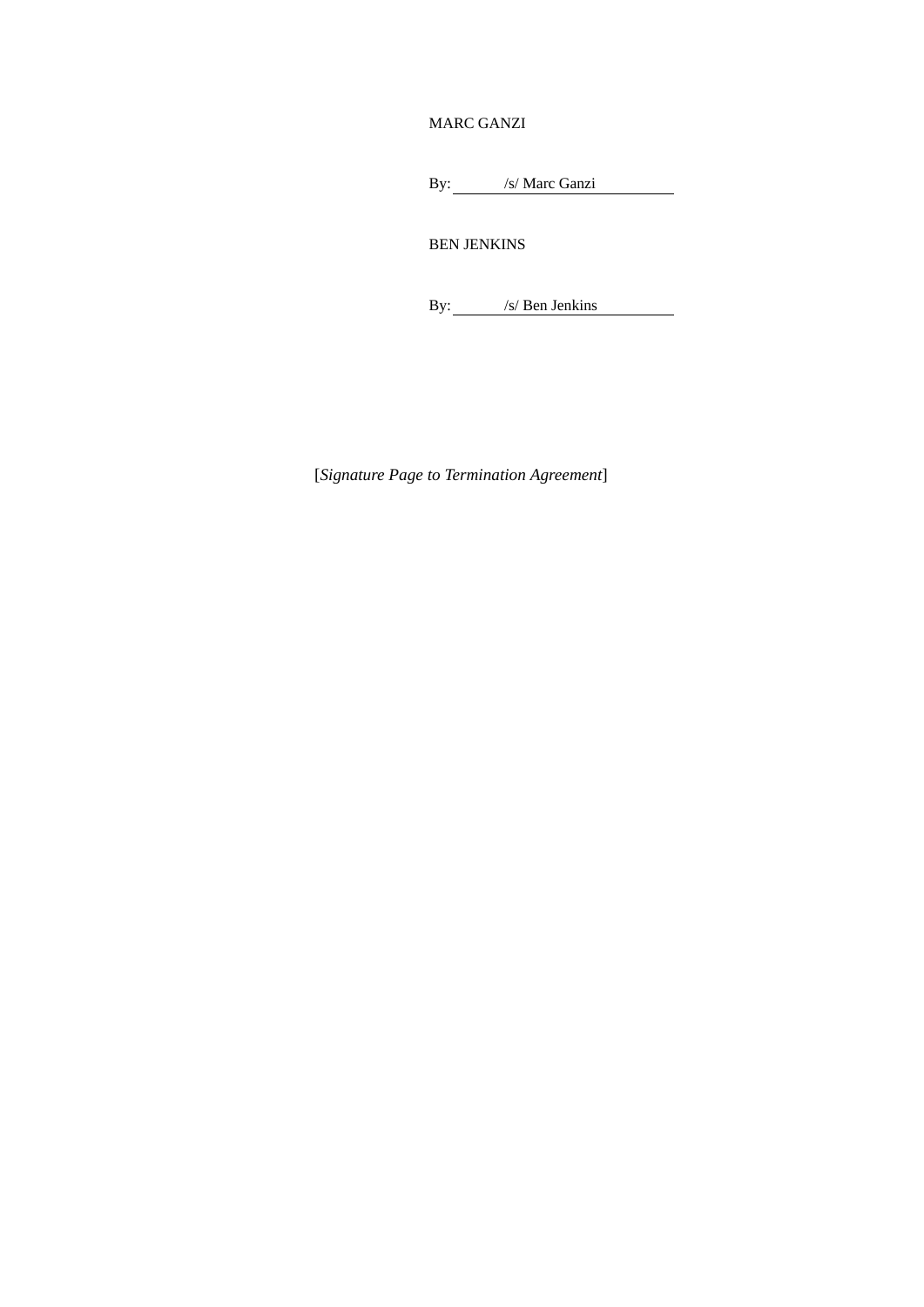MARC GANZI

By: /s/ Marc Ganzi

BEN JENKINS

By: /s/ Ben Jenkins

[*Signature Page to Termination Agreement*]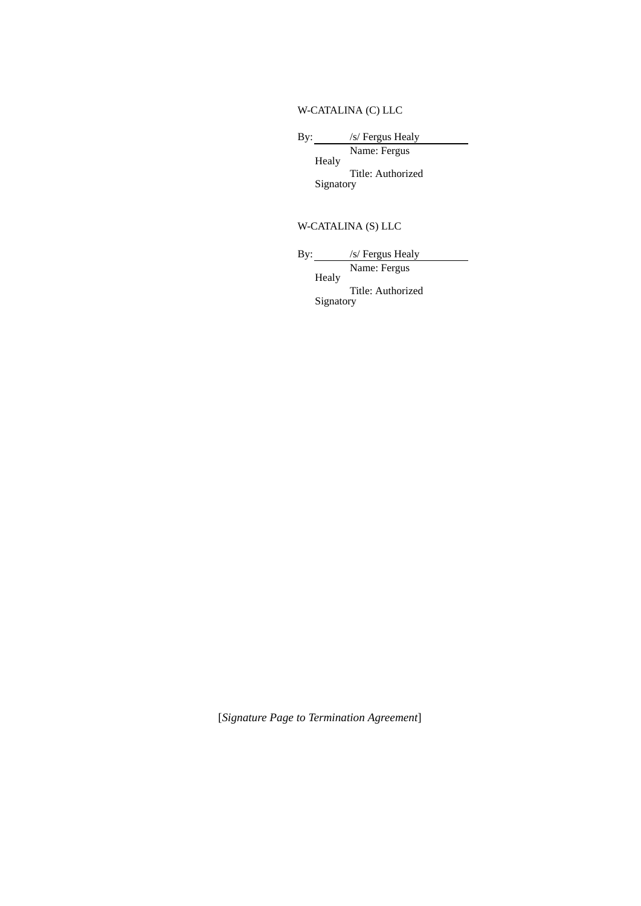W-CATALINA (C) LLC

By: /s/ Fergus Healy
Name: Fergus Healy
Title: Authorized Signatory

W-CATALINA (S) LLC

By: /s/ Fergus Healy
Name: Fergus Healy
Title: Authorized Signatory

[*Signature Page to Termination Agreement*]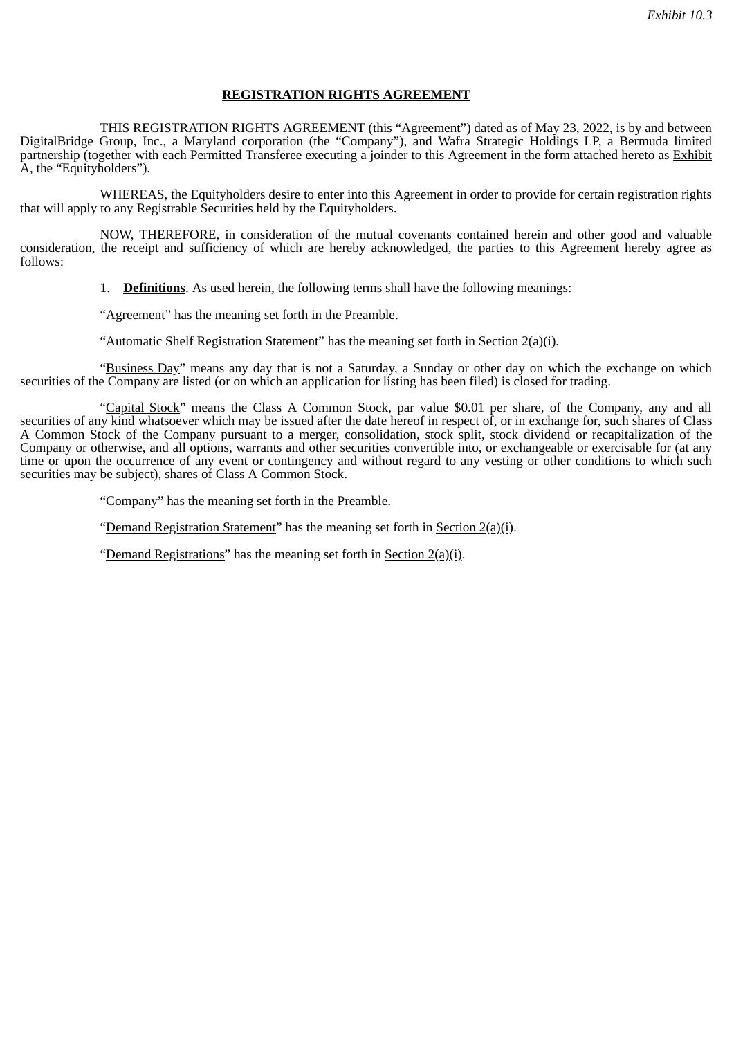*Exhibit 10.3*

# REGISTRATION RIGHTS AGREEMENT

THIS REGISTRATION RIGHTS AGREEMENT (this "Agreement") dated as of May 23, 2022, is by and between DigitalBridge Group, Inc., a Maryland corporation (the "Company"), and Wafra Strategic Holdings LP, a Bermuda limited partnership (together with each Permitted Transferee executing a joinder to this Agreement in the form attached hereto as Exhibit A, the "Equityholders").

WHEREAS, the Equityholders desire to enter into this Agreement in order to provide for certain registration rights that will apply to any Registrable Securities held by the Equityholders.

NOW, THEREFORE, in consideration of the mutual covenants contained herein and other good and valuable consideration, the receipt and sufficiency of which are hereby acknowledged, the parties to this Agreement hereby agree as follows:

1. **Definitions**. As used herein, the following terms shall have the following meanings:

"Agreement" has the meaning set forth in the Preamble.

"Automatic Shelf Registration Statement" has the meaning set forth in Section 2(a)(i).

"Business Day" means any day that is not a Saturday, a Sunday or other day on which the exchange on which securities of the Company are listed (or on which an application for listing has been filed) is closed for trading.

"Capital Stock" means the Class A Common Stock, par value $0.01 per share, of the Company, any and all securities of any kind whatsoever which may be issued after the date hereof in respect of, or in exchange for, such shares of Class A Common Stock of the Company pursuant to a merger, consolidation, stock split, stock dividend or recapitalization of the Company or otherwise, and all options, warrants and other securities convertible into, or exchangeable or exercisable for (at any time or upon the occurrence of any event or contingency and without regard to any vesting or other conditions to which such securities may be subject), shares of Class A Common Stock.

"Company" has the meaning set forth in the Preamble.

"Demand Registration Statement" has the meaning set forth in Section 2(a)(i).

"Demand Registrations" has the meaning set forth in Section 2(a)(i).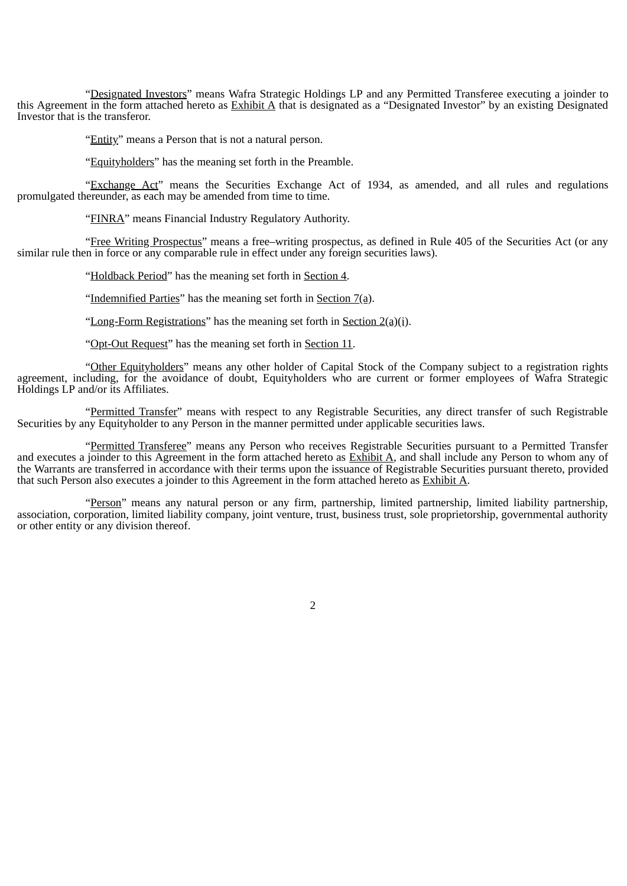"Designated Investors" means Wafra Strategic Holdings LP and any Permitted Transferee executing a joinder to this Agreement in the form attached hereto as Exhibit A that is designated as a "Designated Investor" by an existing Designated Investor that is the transferor.

"Entity" means a Person that is not a natural person.

"Equityholders" has the meaning set forth in the Preamble.

"Exchange Act" means the Securities Exchange Act of 1934, as amended, and all rules and regulations promulgated thereunder, as each may be amended from time to time.

"FINRA" means Financial Industry Regulatory Authority.

"Free Writing Prospectus" means a free–writing prospectus, as defined in Rule 405 of the Securities Act (or any similar rule then in force or any comparable rule in effect under any foreign securities laws).

"Holdback Period" has the meaning set forth in Section 4.

"Indemnified Parties" has the meaning set forth in Section 7(a).

"Long-Form Registrations" has the meaning set forth in Section 2(a)(i).

"Opt-Out Request" has the meaning set forth in Section 11.

"Other Equityholders" means any other holder of Capital Stock of the Company subject to a registration rights agreement, including, for the avoidance of doubt, Equityholders who are current or former employees of Wafra Strategic Holdings LP and/or its Affiliates.

"Permitted Transfer" means with respect to any Registrable Securities, any direct transfer of such Registrable Securities by any Equityholder to any Person in the manner permitted under applicable securities laws.

"Permitted Transferee" means any Person who receives Registrable Securities pursuant to a Permitted Transfer and executes a joinder to this Agreement in the form attached hereto as Exhibit A, and shall include any Person to whom any of the Warrants are transferred in accordance with their terms upon the issuance of Registrable Securities pursuant thereto, provided that such Person also executes a joinder to this Agreement in the form attached hereto as Exhibit A.

"Person" means any natural person or any firm, partnership, limited partnership, limited liability partnership, association, corporation, limited liability company, joint venture, trust, business trust, sole proprietorship, governmental authority or other entity or any division thereof.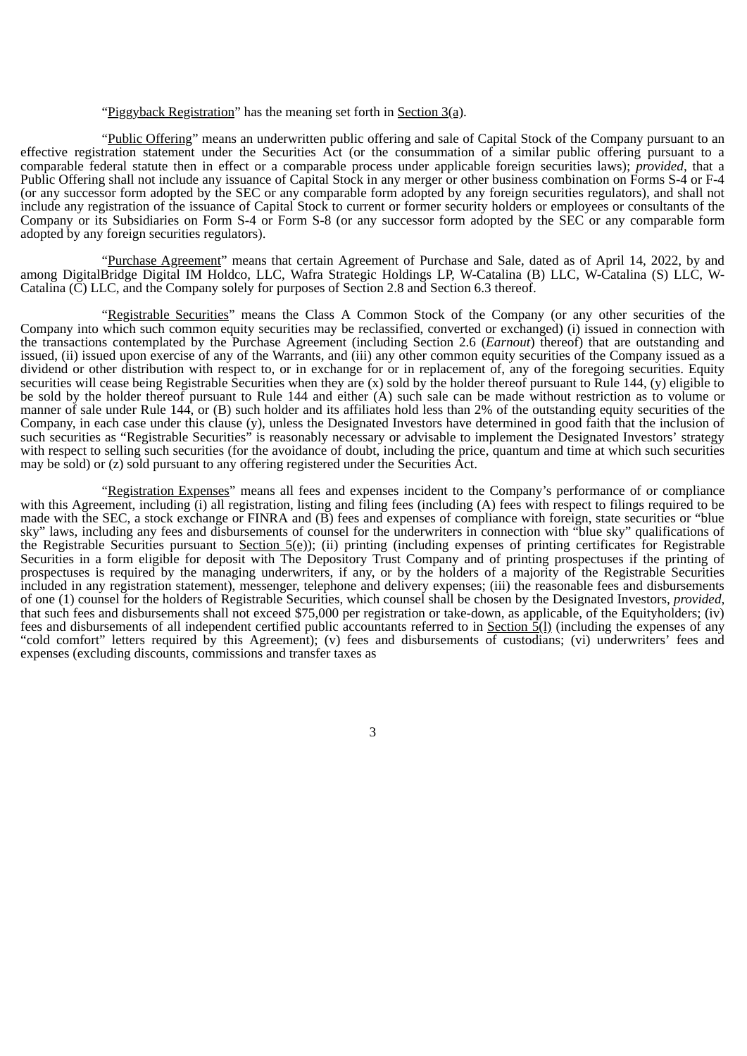"Piggyback Registration" has the meaning set forth in Section 3(a).

"Public Offering" means an underwritten public offering and sale of Capital Stock of the Company pursuant to an effective registration statement under the Securities Act (or the consummation of a similar public offering pursuant to a comparable federal statute then in effect or a comparable process under applicable foreign securities laws); *provided*, that a Public Offering shall not include any issuance of Capital Stock in any merger or other business combination on Forms S-4 or F-4 (or any successor form adopted by the SEC or any comparable form adopted by any foreign securities regulators), and shall not include any registration of the issuance of Capital Stock to current or former security holders or employees or consultants of the Company or its Subsidiaries on Form S-4 or Form S-8 (or any successor form adopted by the SEC or any comparable form adopted by any foreign securities regulators).

"Purchase Agreement" means that certain Agreement of Purchase and Sale, dated as of April 14, 2022, by and among DigitalBridge Digital IM Holdco, LLC, Wafra Strategic Holdings LP, W-Catalina (B) LLC, W-Catalina (S) LLC, W-Catalina (C) LLC, and the Company solely for purposes of Section 2.8 and Section 6.3 thereof.

"Registrable Securities" means the Class A Common Stock of the Company (or any other securities of the Company into which such common equity securities may be reclassified, converted or exchanged) (i) issued in connection with the transactions contemplated by the Purchase Agreement (including Section 2.6 (*Earnout*) thereof) that are outstanding and issued, (ii) issued upon exercise of any of the Warrants, and (iii) any other common equity securities of the Company issued as a dividend or other distribution with respect to, or in exchange for or in replacement of, any of the foregoing securities. Equity securities will cease being Registrable Securities when they are (x) sold by the holder thereof pursuant to Rule 144, (y) eligible to be sold by the holder thereof pursuant to Rule 144 and either (A) such sale can be made without restriction as to volume or manner of sale under Rule 144, or (B) such holder and its affiliates hold less than 2% of the outstanding equity securities of the Company, in each case under this clause (y), unless the Designated Investors have determined in good faith that the inclusion of such securities as "Registrable Securities" is reasonably necessary or advisable to implement the Designated Investors' strategy with respect to selling such securities (for the avoidance of doubt, including the price, quantum and time at which such securities may be sold) or (z) sold pursuant to any offering registered under the Securities Act.

"Registration Expenses" means all fees and expenses incident to the Company's performance of or compliance with this Agreement, including (i) all registration, listing and filing fees (including (A) fees with respect to filings required to be made with the SEC, a stock exchange or FINRA and (B) fees and expenses of compliance with foreign, state securities or "blue sky" laws, including any fees and disbursements of counsel for the underwriters in connection with "blue sky" qualifications of the Registrable Securities pursuant to Section 5(e)); (ii) printing (including expenses of printing certificates for Registrable Securities in a form eligible for deposit with The Depository Trust Company and of printing prospectuses if the printing of prospectuses is required by the managing underwriters, if any, or by the holders of a majority of the Registrable Securities included in any registration statement), messenger, telephone and delivery expenses; (iii) the reasonable fees and disbursements of one (1) counsel for the holders of Registrable Securities, which counsel shall be chosen by the Designated Investors, *provided*, that such fees and disbursements shall not exceed $75,000 per registration or take-down, as applicable, of the Equityholders; (iv) fees and disbursements of all independent certified public accountants referred to in Section 5(l) (including the expenses of any "cold comfort" letters required by this Agreement); (v) fees and disbursements of custodians; (vi) underwriters' fees and expenses (excluding discounts, commissions and transfer taxes as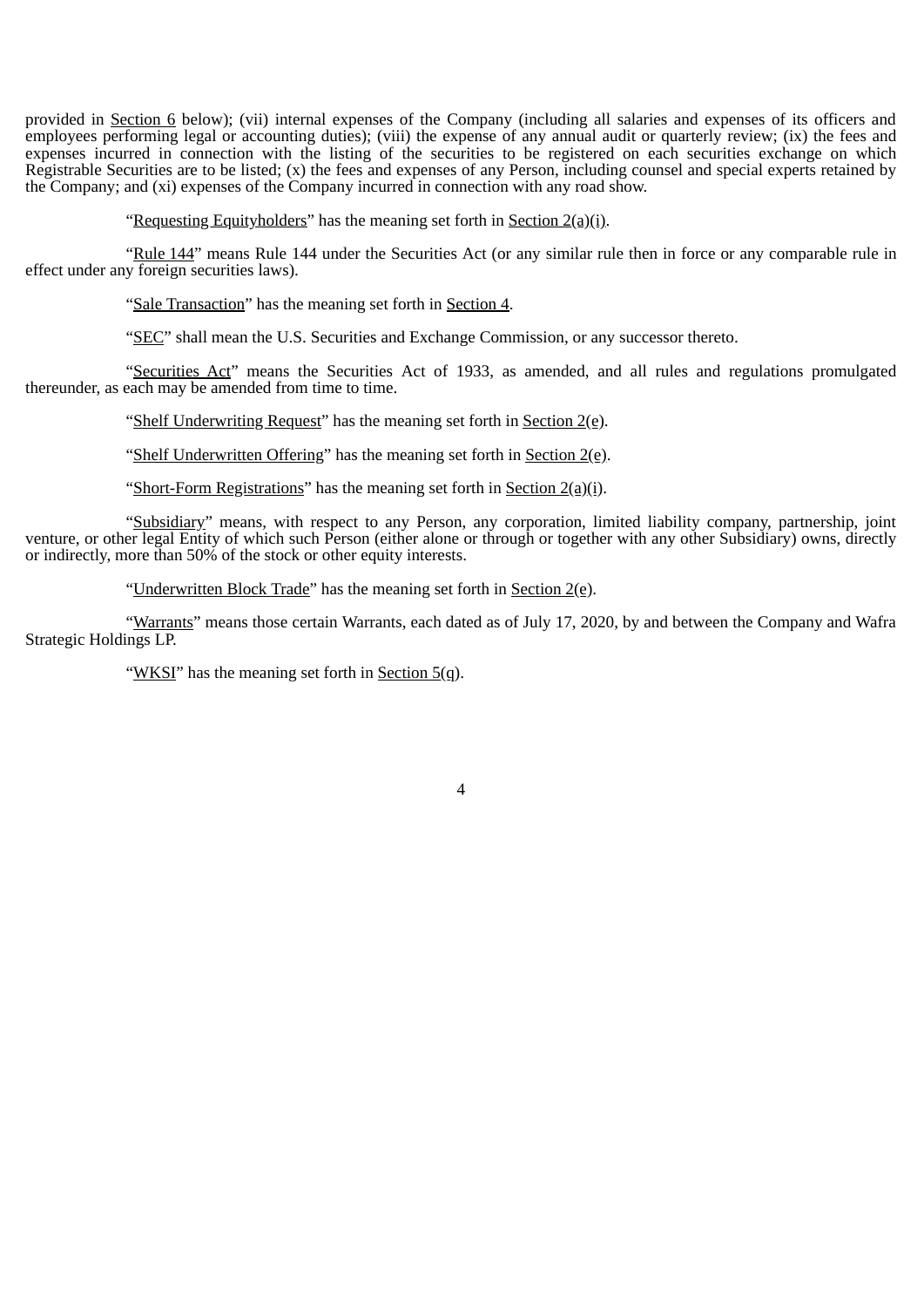provided in Section 6 below); (vii) internal expenses of the Company (including all salaries and expenses of its officers and employees performing legal or accounting duties); (viii) the expense of any annual audit or quarterly review; (ix) the fees and expenses incurred in connection with the listing of the securities to be registered on each securities exchange on which Registrable Securities are to be listed; (x) the fees and expenses of any Person, including counsel and special experts retained by the Company; and (xi) expenses of the Company incurred in connection with any road show.

"Requesting Equityholders" has the meaning set forth in Section 2(a)(i).

"Rule 144" means Rule 144 under the Securities Act (or any similar rule then in force or any comparable rule in effect under any foreign securities laws).

"Sale Transaction" has the meaning set forth in Section 4.

"SEC" shall mean the U.S. Securities and Exchange Commission, or any successor thereto.

"Securities Act" means the Securities Act of 1933, as amended, and all rules and regulations promulgated thereunder, as each may be amended from time to time.

"Shelf Underwriting Request" has the meaning set forth in Section 2(e).

"Shelf Underwritten Offering" has the meaning set forth in Section 2(e).

"Short-Form Registrations" has the meaning set forth in Section 2(a)(i).

"Subsidiary" means, with respect to any Person, any corporation, limited liability company, partnership, joint venture, or other legal Entity of which such Person (either alone or through or together with any other Subsidiary) owns, directly or indirectly, more than 50% of the stock or other equity interests.

"Underwritten Block Trade" has the meaning set forth in Section 2(e).

"Warrants" means those certain Warrants, each dated as of July 17, 2020, by and between the Company and Wafra Strategic Holdings LP.

"WKSI" has the meaning set forth in Section 5(q).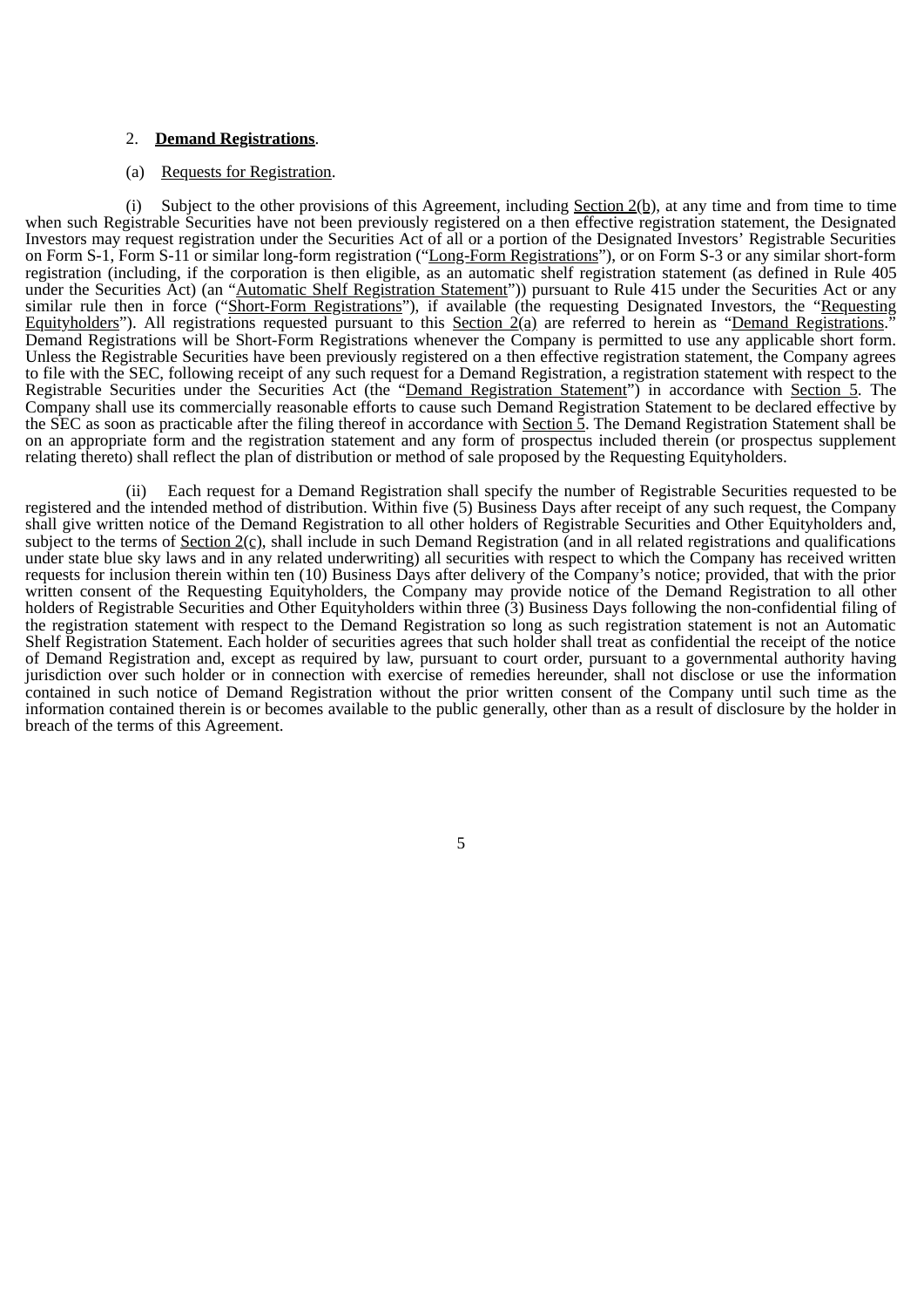2. **Demand Registrations**.

(a) Requests for Registration.

(i) Subject to the other provisions of this Agreement, including Section 2(b), at any time and from time to time when such Registrable Securities have not been previously registered on a then effective registration statement, the Designated Investors may request registration under the Securities Act of all or a portion of the Designated Investors' Registrable Securities on Form S-1, Form S-11 or similar long-form registration ("Long-Form Registrations"), or on Form S-3 or any similar short-form registration (including, if the corporation is then eligible, as an automatic shelf registration statement (as defined in Rule 405 under the Securities Act) (an "Automatic Shelf Registration Statement")) pursuant to Rule 415 under the Securities Act or any similar rule then in force ("Short-Form Registrations"), if available (the requesting Designated Investors, the "Requesting Equityholders"). All registrations requested pursuant to this Section 2(a) are referred to herein as "Demand Registrations." Demand Registrations will be Short-Form Registrations whenever the Company is permitted to use any applicable short form. Unless the Registrable Securities have been previously registered on a then effective registration statement, the Company agrees to file with the SEC, following receipt of any such request for a Demand Registration, a registration statement with respect to the Registrable Securities under the Securities Act (the "Demand Registration Statement") in accordance with Section 5. The Company shall use its commercially reasonable efforts to cause such Demand Registration Statement to be declared effective by the SEC as soon as practicable after the filing thereof in accordance with Section 5. The Demand Registration Statement shall be on an appropriate form and the registration statement and any form of prospectus included therein (or prospectus supplement relating thereto) shall reflect the plan of distribution or method of sale proposed by the Requesting Equityholders.

(ii) Each request for a Demand Registration shall specify the number of Registrable Securities requested to be registered and the intended method of distribution. Within five (5) Business Days after receipt of any such request, the Company shall give written notice of the Demand Registration to all other holders of Registrable Securities and Other Equityholders and, subject to the terms of Section 2(c), shall include in such Demand Registration (and in all related registrations and qualifications under state blue sky laws and in any related underwriting) all securities with respect to which the Company has received written requests for inclusion therein within ten (10) Business Days after delivery of the Company's notice; provided, that with the prior written consent of the Requesting Equityholders, the Company may provide notice of the Demand Registration to all other holders of Registrable Securities and Other Equityholders within three (3) Business Days following the non-confidential filing of the registration statement with respect to the Demand Registration so long as such registration statement is not an Automatic Shelf Registration Statement. Each holder of securities agrees that such holder shall treat as confidential the receipt of the notice of Demand Registration and, except as required by law, pursuant to court order, pursuant to a governmental authority having jurisdiction over such holder or in connection with exercise of remedies hereunder, shall not disclose or use the information contained in such notice of Demand Registration without the prior written consent of the Company until such time as the information contained therein is or becomes available to the public generally, other than as a result of disclosure by the holder in breach of the terms of this Agreement.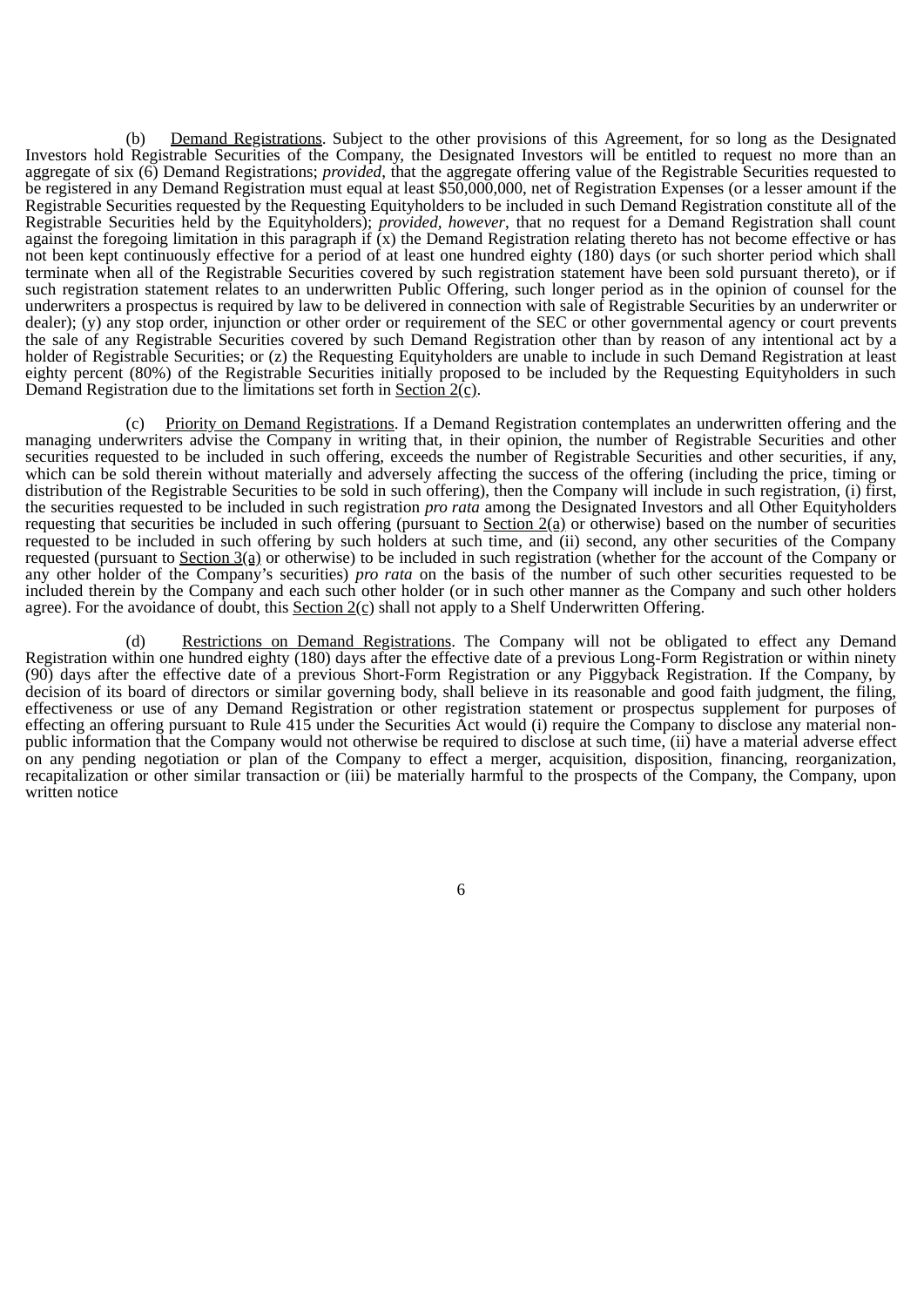(b) Demand Registrations. Subject to the other provisions of this Agreement, for so long as the Designated Investors hold Registrable Securities of the Company, the Designated Investors will be entitled to request no more than an aggregate of six (6) Demand Registrations; *provided*, that the aggregate offering value of the Registrable Securities requested to be registered in any Demand Registration must equal at least $50,000,000, net of Registration Expenses (or a lesser amount if the Registrable Securities requested by the Requesting Equityholders to be included in such Demand Registration constitute all of the Registrable Securities held by the Equityholders); *provided*, *however*, that no request for a Demand Registration shall count against the foregoing limitation in this paragraph if (x) the Demand Registration relating thereto has not become effective or has not been kept continuously effective for a period of at least one hundred eighty (180) days (or such shorter period which shall terminate when all of the Registrable Securities covered by such registration statement have been sold pursuant thereto), or if such registration statement relates to an underwritten Public Offering, such longer period as in the opinion of counsel for the underwriters a prospectus is required by law to be delivered in connection with sale of Registrable Securities by an underwriter or dealer); (y) any stop order, injunction or other order or requirement of the SEC or other governmental agency or court prevents the sale of any Registrable Securities covered by such Demand Registration other than by reason of any intentional act by a holder of Registrable Securities; or (z) the Requesting Equityholders are unable to include in such Demand Registration at least eighty percent (80%) of the Registrable Securities initially proposed to be included by the Requesting Equityholders in such Demand Registration due to the limitations set forth in Section 2(c).

(c) Priority on Demand Registrations. If a Demand Registration contemplates an underwritten offering and the managing underwriters advise the Company in writing that, in their opinion, the number of Registrable Securities and other securities requested to be included in such offering, exceeds the number of Registrable Securities and other securities, if any, which can be sold therein without materially and adversely affecting the success of the offering (including the price, timing or distribution of the Registrable Securities to be sold in such offering), then the Company will include in such registration, (i) first, the securities requested to be included in such registration *pro rata* among the Designated Investors and all Other Equityholders requesting that securities be included in such offering (pursuant to Section 2(a) or otherwise) based on the number of securities requested to be included in such offering by such holders at such time, and (ii) second, any other securities of the Company requested (pursuant to Section 3(a) or otherwise) to be included in such registration (whether for the account of the Company or any other holder of the Company's securities) *pro rata* on the basis of the number of such other securities requested to be included therein by the Company and each such other holder (or in such other manner as the Company and such other holders agree). For the avoidance of doubt, this Section 2(c) shall not apply to a Shelf Underwritten Offering.

(d) Restrictions on Demand Registrations. The Company will not be obligated to effect any Demand Registration within one hundred eighty (180) days after the effective date of a previous Long-Form Registration or within ninety (90) days after the effective date of a previous Short-Form Registration or any Piggyback Registration. If the Company, by decision of its board of directors or similar governing body, shall believe in its reasonable and good faith judgment, the filing, effectiveness or use of any Demand Registration or other registration statement or prospectus supplement for purposes of effecting an offering pursuant to Rule 415 under the Securities Act would (i) require the Company to disclose any material non-public information that the Company would not otherwise be required to disclose at such time, (ii) have a material adverse effect on any pending negotiation or plan of the Company to effect a merger, acquisition, disposition, financing, reorganization, recapitalization or other similar transaction or (iii) be materially harmful to the prospects of the Company, the Company, upon written notice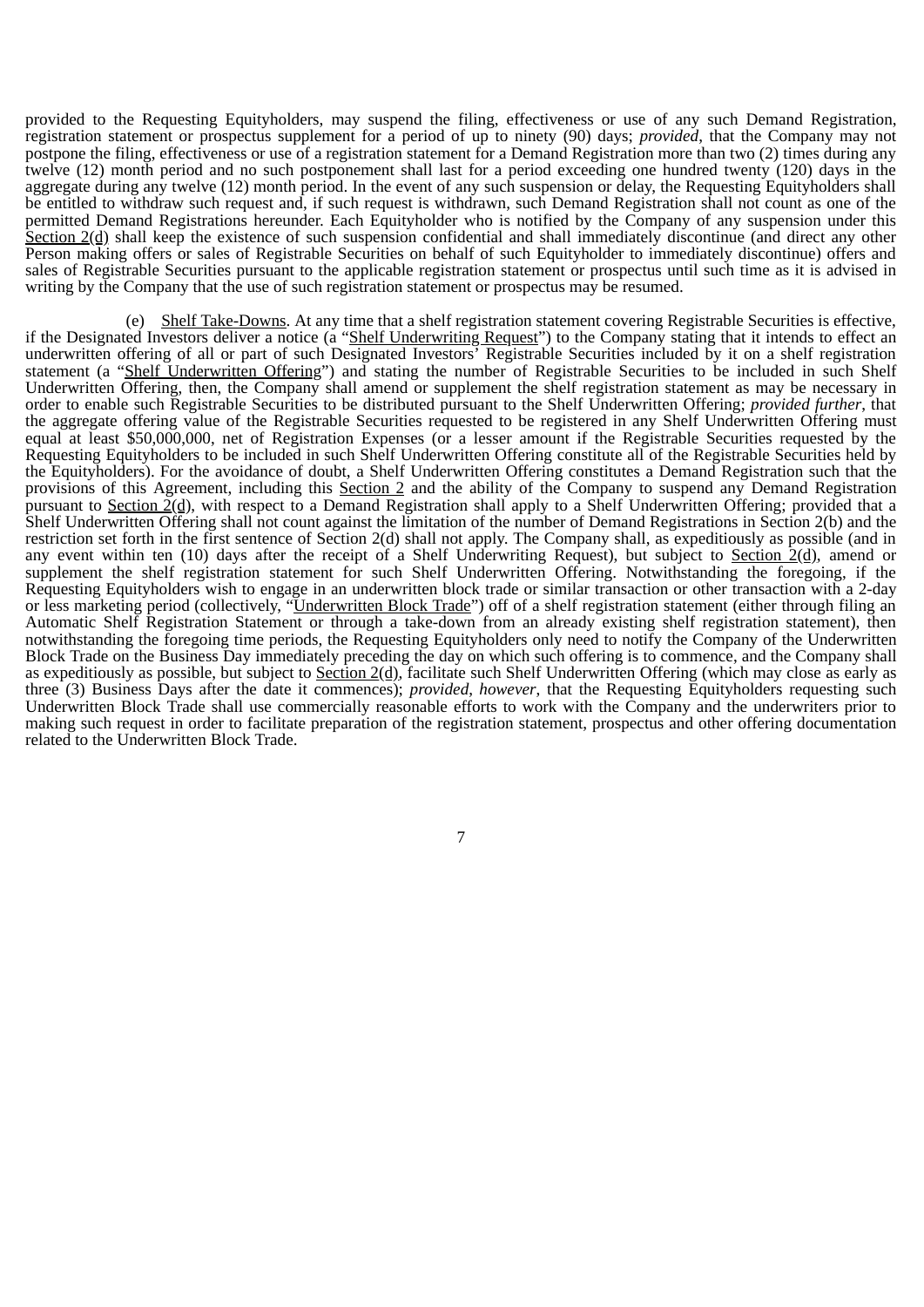provided to the Requesting Equityholders, may suspend the filing, effectiveness or use of any such Demand Registration, registration statement or prospectus supplement for a period of up to ninety (90) days; *provided*, that the Company may not postpone the filing, effectiveness or use of a registration statement for a Demand Registration more than two (2) times during any twelve (12) month period and no such postponement shall last for a period exceeding one hundred twenty (120) days in the aggregate during any twelve (12) month period. In the event of any such suspension or delay, the Requesting Equityholders shall be entitled to withdraw such request and, if such request is withdrawn, such Demand Registration shall not count as one of the permitted Demand Registrations hereunder. Each Equityholder who is notified by the Company of any suspension under this Section 2(d) shall keep the existence of such suspension confidential and shall immediately discontinue (and direct any other Person making offers or sales of Registrable Securities on behalf of such Equityholder to immediately discontinue) offers and sales of Registrable Securities pursuant to the applicable registration statement or prospectus until such time as it is advised in writing by the Company that the use of such registration statement or prospectus may be resumed.

(e) Shelf Take-Downs. At any time that a shelf registration statement covering Registrable Securities is effective, if the Designated Investors deliver a notice (a "Shelf Underwriting Request") to the Company stating that it intends to effect an underwritten offering of all or part of such Designated Investors' Registrable Securities included by it on a shelf registration statement (a "Shelf Underwritten Offering") and stating the number of Registrable Securities to be included in such Shelf Underwritten Offering, then, the Company shall amend or supplement the shelf registration statement as may be necessary in order to enable such Registrable Securities to be distributed pursuant to the Shelf Underwritten Offering; *provided further*, that the aggregate offering value of the Registrable Securities requested to be registered in any Shelf Underwritten Offering must equal at least $50,000,000, net of Registration Expenses (or a lesser amount if the Registrable Securities requested by the Requesting Equityholders to be included in such Shelf Underwritten Offering constitute all of the Registrable Securities held by the Equityholders). For the avoidance of doubt, a Shelf Underwritten Offering constitutes a Demand Registration such that the provisions of this Agreement, including this Section 2 and the ability of the Company to suspend any Demand Registration pursuant to Section 2(d), with respect to a Demand Registration shall apply to a Shelf Underwritten Offering; provided that a Shelf Underwritten Offering shall not count against the limitation of the number of Demand Registrations in Section 2(b) and the restriction set forth in the first sentence of Section 2(d) shall not apply. The Company shall, as expeditiously as possible (and in any event within ten (10) days after the receipt of a Shelf Underwriting Request), but subject to Section 2(d), amend or supplement the shelf registration statement for such Shelf Underwritten Offering. Notwithstanding the foregoing, if the Requesting Equityholders wish to engage in an underwritten block trade or similar transaction or other transaction with a 2-day or less marketing period (collectively, "Underwritten Block Trade") off of a shelf registration statement (either through filing an Automatic Shelf Registration Statement or through a take-down from an already existing shelf registration statement), then notwithstanding the foregoing time periods, the Requesting Equityholders only need to notify the Company of the Underwritten Block Trade on the Business Day immediately preceding the day on which such offering is to commence, and the Company shall as expeditiously as possible, but subject to Section 2(d), facilitate such Shelf Underwritten Offering (which may close as early as three (3) Business Days after the date it commences); *provided, however*, that the Requesting Equityholders requesting such Underwritten Block Trade shall use commercially reasonable efforts to work with the Company and the underwriters prior to making such request in order to facilitate preparation of the registration statement, prospectus and other offering documentation related to the Underwritten Block Trade.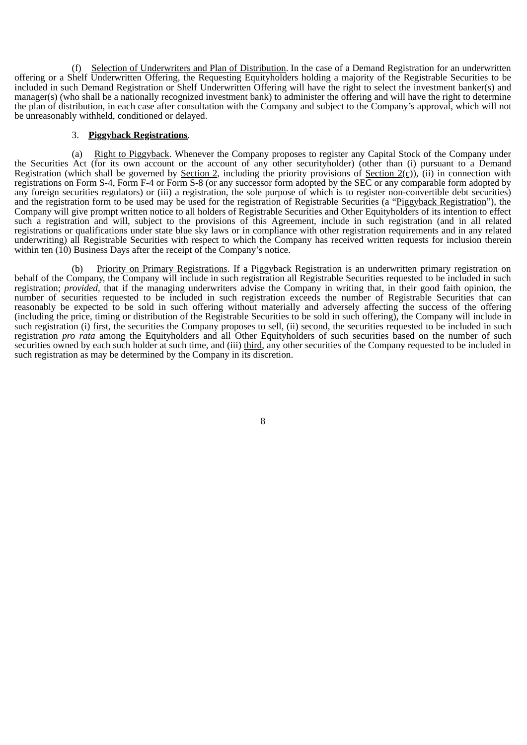(f) Selection of Underwriters and Plan of Distribution. In the case of a Demand Registration for an underwritten offering or a Shelf Underwritten Offering, the Requesting Equityholders holding a majority of the Registrable Securities to be included in such Demand Registration or Shelf Underwritten Offering will have the right to select the investment banker(s) and manager(s) (who shall be a nationally recognized investment bank) to administer the offering and will have the right to determine the plan of distribution, in each case after consultation with the Company and subject to the Company's approval, which will not be unreasonably withheld, conditioned or delayed.

3. **Piggyback Registrations**.

(a) Right to Piggyback. Whenever the Company proposes to register any Capital Stock of the Company under the Securities Act (for its own account or the account of any other securityholder) (other than (i) pursuant to a Demand Registration (which shall be governed by Section 2, including the priority provisions of Section 2(c)), (ii) in connection with registrations on Form S-4, Form F-4 or Form S-8 (or any successor form adopted by the SEC or any comparable form adopted by any foreign securities regulators) or (iii) a registration, the sole purpose of which is to register non-convertible debt securities) and the registration form to be used may be used for the registration of Registrable Securities (a "Piggyback Registration"), the Company will give prompt written notice to all holders of Registrable Securities and Other Equityholders of its intention to effect such a registration and will, subject to the provisions of this Agreement, include in such registration (and in all related registrations or qualifications under state blue sky laws or in compliance with other registration requirements and in any related underwriting) all Registrable Securities with respect to which the Company has received written requests for inclusion therein within ten (10) Business Days after the receipt of the Company's notice.

(b) Priority on Primary Registrations. If a Piggyback Registration is an underwritten primary registration on behalf of the Company, the Company will include in such registration all Registrable Securities requested to be included in such registration; *provided*, that if the managing underwriters advise the Company in writing that, in their good faith opinion, the number of securities requested to be included in such registration exceeds the number of Registrable Securities that can reasonably be expected to be sold in such offering without materially and adversely affecting the success of the offering (including the price, timing or distribution of the Registrable Securities to be sold in such offering), the Company will include in such registration (i) first, the securities the Company proposes to sell, (ii) second, the securities requested to be included in such registration *pro rata* among the Equityholders and all Other Equityholders of such securities based on the number of such securities owned by each such holder at such time, and (iii) third, any other securities of the Company requested to be included in such registration as may be determined by the Company in its discretion.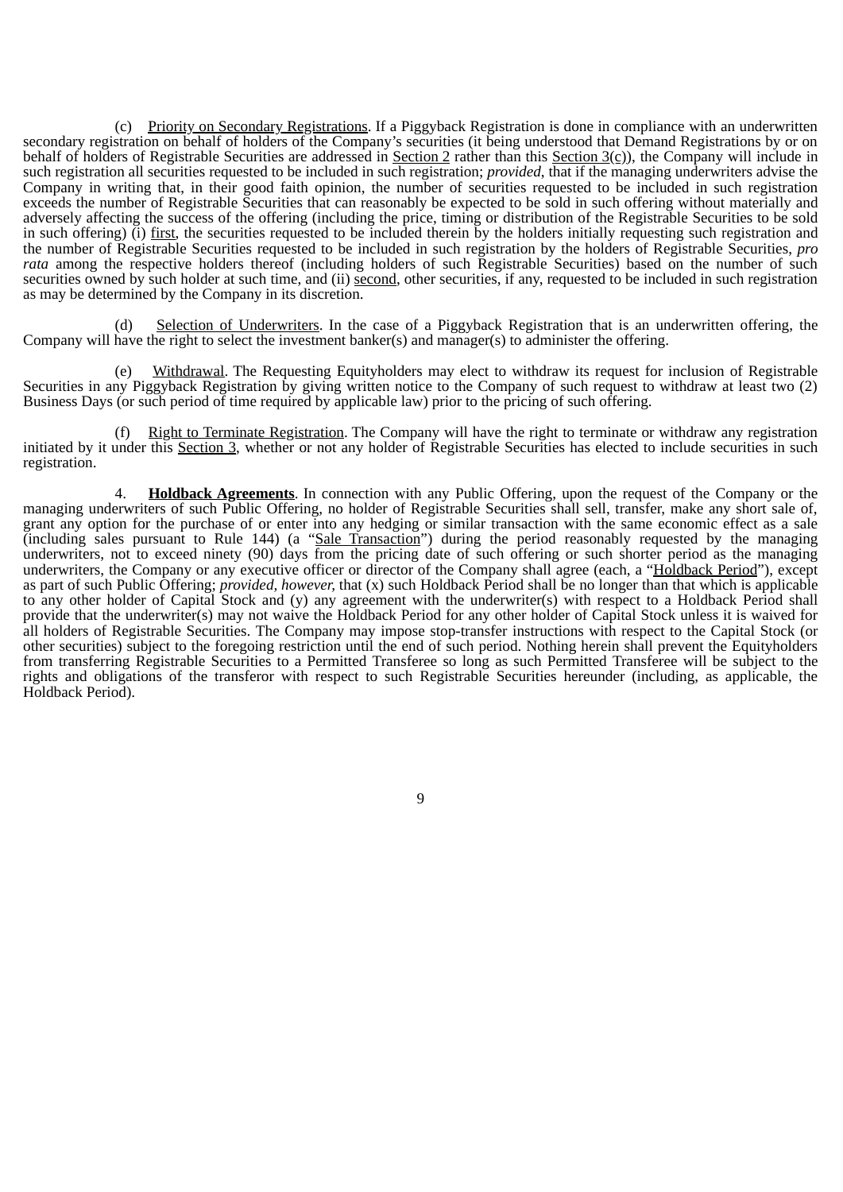(c) Priority on Secondary Registrations. If a Piggyback Registration is done in compliance with an underwritten secondary registration on behalf of holders of the Company's securities (it being understood that Demand Registrations by or on behalf of holders of Registrable Securities are addressed in Section 2 rather than this Section 3(c)), the Company will include in such registration all securities requested to be included in such registration; *provided*, that if the managing underwriters advise the Company in writing that, in their good faith opinion, the number of securities requested to be included in such registration exceeds the number of Registrable Securities that can reasonably be expected to be sold in such offering without materially and adversely affecting the success of the offering (including the price, timing or distribution of the Registrable Securities to be sold in such offering) (i) first, the securities requested to be included therein by the holders initially requesting such registration and the number of Registrable Securities requested to be included in such registration by the holders of Registrable Securities, *pro rata* among the respective holders thereof (including holders of such Registrable Securities) based on the number of such securities owned by such holder at such time, and (ii) second, other securities, if any, requested to be included in such registration as may be determined by the Company in its discretion.

(d) Selection of Underwriters. In the case of a Piggyback Registration that is an underwritten offering, the Company will have the right to select the investment banker(s) and manager(s) to administer the offering.

(e) Withdrawal. The Requesting Equityholders may elect to withdraw its request for inclusion of Registrable Securities in any Piggyback Registration by giving written notice to the Company of such request to withdraw at least two (2) Business Days (or such period of time required by applicable law) prior to the pricing of such offering.

(f) Right to Terminate Registration. The Company will have the right to terminate or withdraw any registration initiated by it under this Section 3, whether or not any holder of Registrable Securities has elected to include securities in such registration.

4. **Holdback Agreements**. In connection with any Public Offering, upon the request of the Company or the managing underwriters of such Public Offering, no holder of Registrable Securities shall sell, transfer, make any short sale of, grant any option for the purchase of or enter into any hedging or similar transaction with the same economic effect as a sale (including sales pursuant to Rule 144) (a "Sale Transaction") during the period reasonably requested by the managing underwriters, not to exceed ninety (90) days from the pricing date of such offering or such shorter period as the managing underwriters, the Company or any executive officer or director of the Company shall agree (each, a "Holdback Period"), except as part of such Public Offering; *provided, however,* that (x) such Holdback Period shall be no longer than that which is applicable to any other holder of Capital Stock and (y) any agreement with the underwriter(s) with respect to a Holdback Period shall provide that the underwriter(s) may not waive the Holdback Period for any other holder of Capital Stock unless it is waived for all holders of Registrable Securities. The Company may impose stop-transfer instructions with respect to the Capital Stock (or other securities) subject to the foregoing restriction until the end of such period. Nothing herein shall prevent the Equityholders from transferring Registrable Securities to a Permitted Transferee so long as such Permitted Transferee will be subject to the rights and obligations of the transferor with respect to such Registrable Securities hereunder (including, as applicable, the Holdback Period).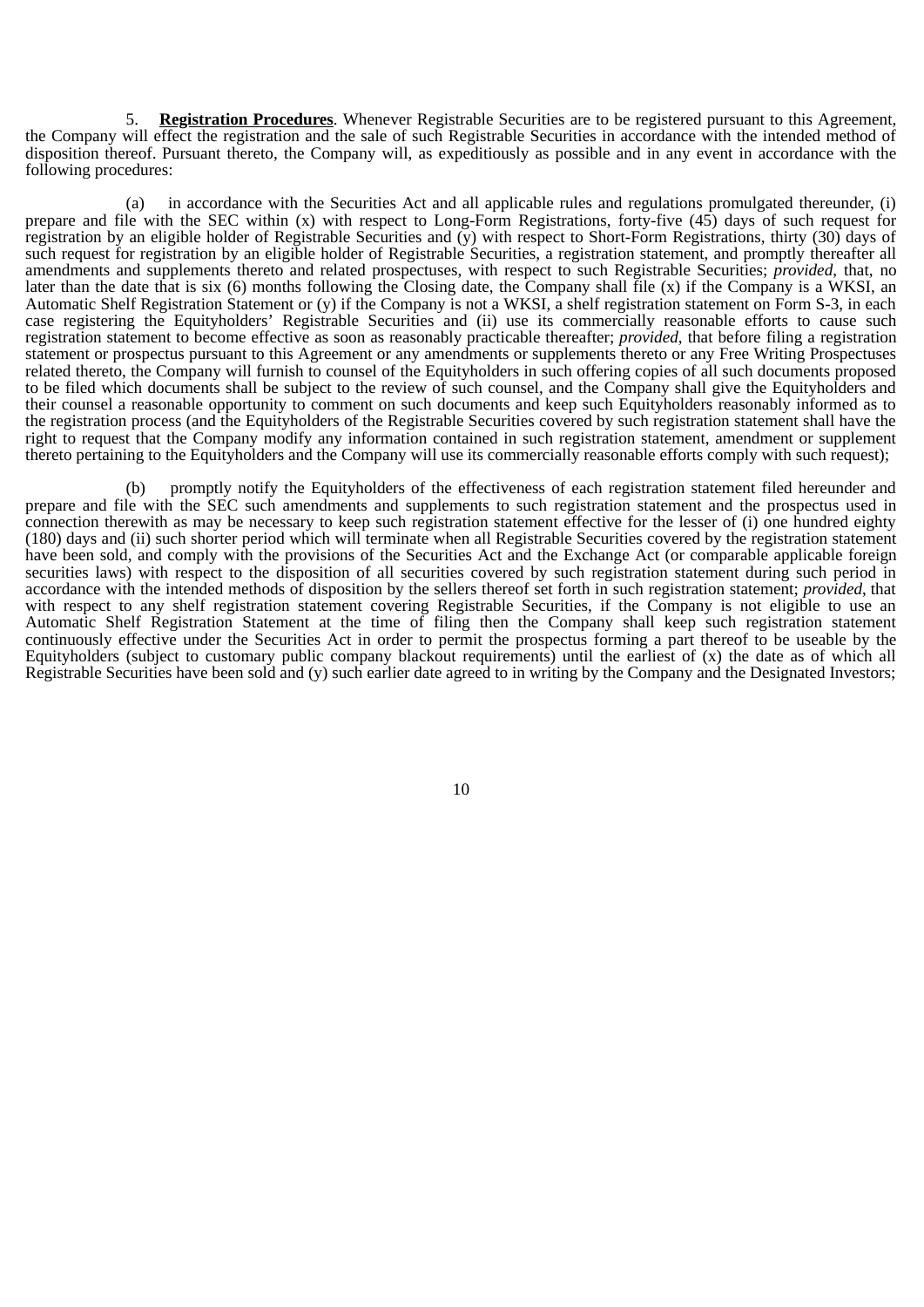5. **Registration Procedures**. Whenever Registrable Securities are to be registered pursuant to this Agreement, the Company will effect the registration and the sale of such Registrable Securities in accordance with the intended method of disposition thereof. Pursuant thereto, the Company will, as expeditiously as possible and in any event in accordance with the following procedures:

(a) in accordance with the Securities Act and all applicable rules and regulations promulgated thereunder, (i) prepare and file with the SEC within (x) with respect to Long-Form Registrations, forty-five (45) days of such request for registration by an eligible holder of Registrable Securities and (y) with respect to Short-Form Registrations, thirty (30) days of such request for registration by an eligible holder of Registrable Securities, a registration statement, and promptly thereafter all amendments and supplements thereto and related prospectuses, with respect to such Registrable Securities; *provided*, that, no later than the date that is six (6) months following the Closing date, the Company shall file (x) if the Company is a WKSI, an Automatic Shelf Registration Statement or (y) if the Company is not a WKSI, a shelf registration statement on Form S-3, in each case registering the Equityholders' Registrable Securities and (ii) use its commercially reasonable efforts to cause such registration statement to become effective as soon as reasonably practicable thereafter; *provided*, that before filing a registration statement or prospectus pursuant to this Agreement or any amendments or supplements thereto or any Free Writing Prospectuses related thereto, the Company will furnish to counsel of the Equityholders in such offering copies of all such documents proposed to be filed which documents shall be subject to the review of such counsel, and the Company shall give the Equityholders and their counsel a reasonable opportunity to comment on such documents and keep such Equityholders reasonably informed as to the registration process (and the Equityholders of the Registrable Securities covered by such registration statement shall have the right to request that the Company modify any information contained in such registration statement, amendment or supplement thereto pertaining to the Equityholders and the Company will use its commercially reasonable efforts comply with such request);

(b) promptly notify the Equityholders of the effectiveness of each registration statement filed hereunder and prepare and file with the SEC such amendments and supplements to such registration statement and the prospectus used in connection therewith as may be necessary to keep such registration statement effective for the lesser of (i) one hundred eighty (180) days and (ii) such shorter period which will terminate when all Registrable Securities covered by the registration statement have been sold, and comply with the provisions of the Securities Act and the Exchange Act (or comparable applicable foreign securities laws) with respect to the disposition of all securities covered by such registration statement during such period in accordance with the intended methods of disposition by the sellers thereof set forth in such registration statement; *provided*, that with respect to any shelf registration statement covering Registrable Securities, if the Company is not eligible to use an Automatic Shelf Registration Statement at the time of filing then the Company shall keep such registration statement continuously effective under the Securities Act in order to permit the prospectus forming a part thereof to be useable by the Equityholders (subject to customary public company blackout requirements) until the earliest of (x) the date as of which all Registrable Securities have been sold and (y) such earlier date agreed to in writing by the Company and the Designated Investors;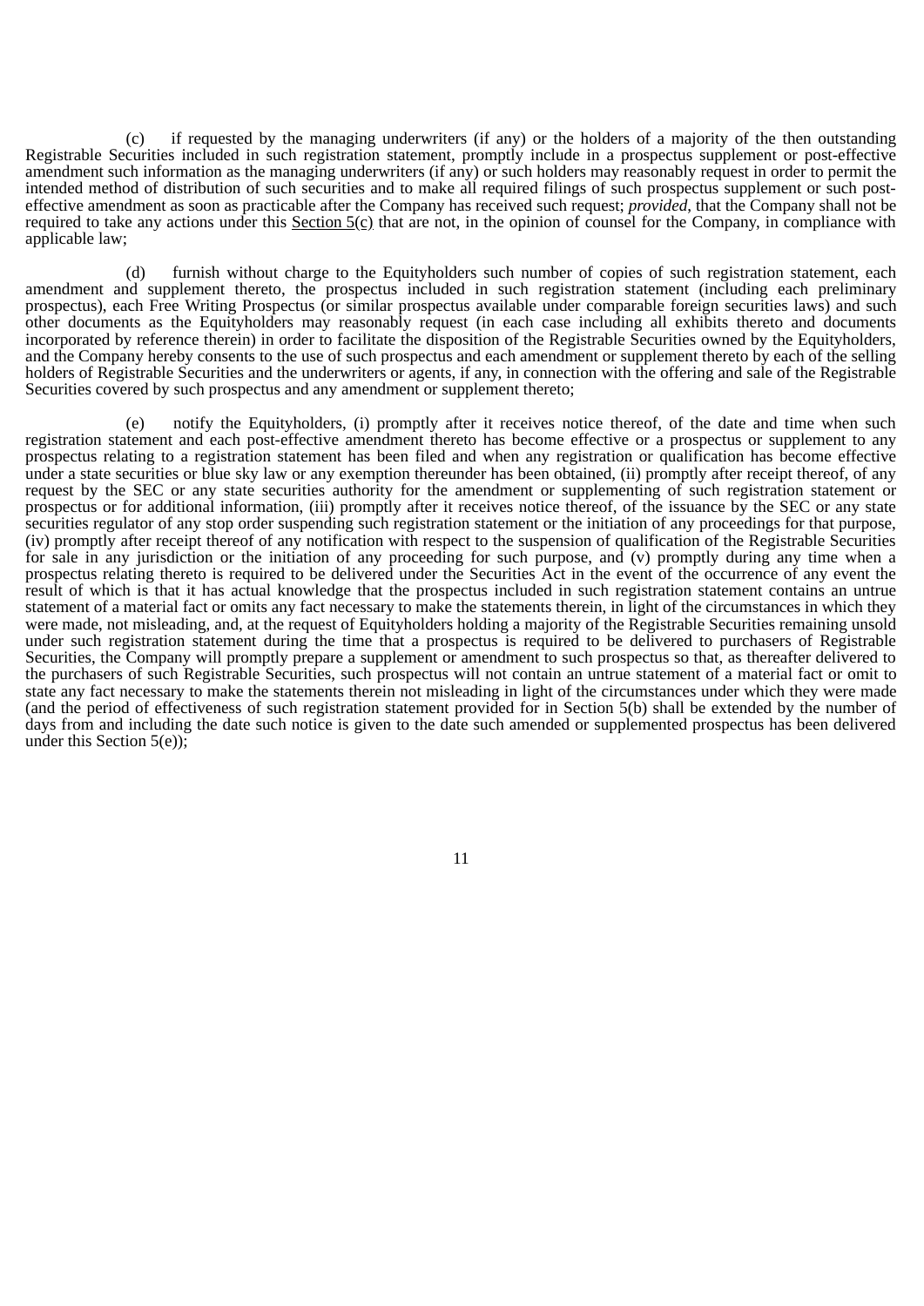(c) if requested by the managing underwriters (if any) or the holders of a majority of the then outstanding Registrable Securities included in such registration statement, promptly include in a prospectus supplement or post-effective amendment such information as the managing underwriters (if any) or such holders may reasonably request in order to permit the intended method of distribution of such securities and to make all required filings of such prospectus supplement or such post-effective amendment as soon as practicable after the Company has received such request; *provided*, that the Company shall not be required to take any actions under this Section 5(c) that are not, in the opinion of counsel for the Company, in compliance with applicable law;

(d) furnish without charge to the Equityholders such number of copies of such registration statement, each amendment and supplement thereto, the prospectus included in such registration statement (including each preliminary prospectus), each Free Writing Prospectus (or similar prospectus available under comparable foreign securities laws) and such other documents as the Equityholders may reasonably request (in each case including all exhibits thereto and documents incorporated by reference therein) in order to facilitate the disposition of the Registrable Securities owned by the Equityholders, and the Company hereby consents to the use of such prospectus and each amendment or supplement thereto by each of the selling holders of Registrable Securities and the underwriters or agents, if any, in connection with the offering and sale of the Registrable Securities covered by such prospectus and any amendment or supplement thereto;

(e) notify the Equityholders, (i) promptly after it receives notice thereof, of the date and time when such registration statement and each post-effective amendment thereto has become effective or a prospectus or supplement to any prospectus relating to a registration statement has been filed and when any registration or qualification has become effective under a state securities or blue sky law or any exemption thereunder has been obtained, (ii) promptly after receipt thereof, of any request by the SEC or any state securities authority for the amendment or supplementing of such registration statement or prospectus or for additional information, (iii) promptly after it receives notice thereof, of the issuance by the SEC or any state securities regulator of any stop order suspending such registration statement or the initiation of any proceedings for that purpose, (iv) promptly after receipt thereof of any notification with respect to the suspension of qualification of the Registrable Securities for sale in any jurisdiction or the initiation of any proceeding for such purpose, and (v) promptly during any time when a prospectus relating thereto is required to be delivered under the Securities Act in the event of the occurrence of any event the result of which is that it has actual knowledge that the prospectus included in such registration statement contains an untrue statement of a material fact or omits any fact necessary to make the statements therein, in light of the circumstances in which they were made, not misleading, and, at the request of Equityholders holding a majority of the Registrable Securities remaining unsold under such registration statement during the time that a prospectus is required to be delivered to purchasers of Registrable Securities, the Company will promptly prepare a supplement or amendment to such prospectus so that, as thereafter delivered to the purchasers of such Registrable Securities, such prospectus will not contain an untrue statement of a material fact or omit to state any fact necessary to make the statements therein not misleading in light of the circumstances under which they were made (and the period of effectiveness of such registration statement provided for in Section 5(b) shall be extended by the number of days from and including the date such notice is given to the date such amended or supplemented prospectus has been delivered under this Section 5(e));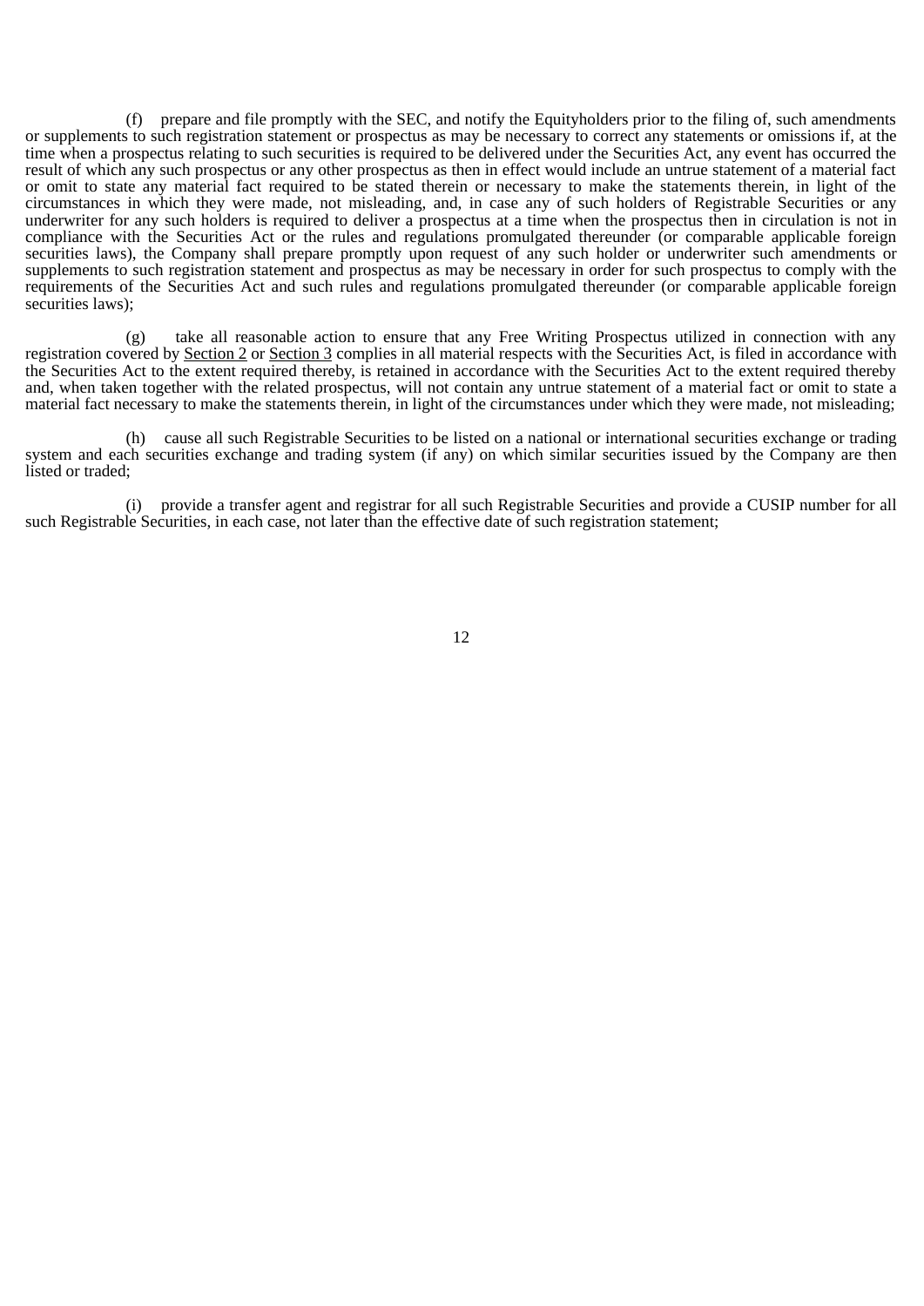(f) prepare and file promptly with the SEC, and notify the Equityholders prior to the filing of, such amendments or supplements to such registration statement or prospectus as may be necessary to correct any statements or omissions if, at the time when a prospectus relating to such securities is required to be delivered under the Securities Act, any event has occurred the result of which any such prospectus or any other prospectus as then in effect would include an untrue statement of a material fact or omit to state any material fact required to be stated therein or necessary to make the statements therein, in light of the circumstances in which they were made, not misleading, and, in case any of such holders of Registrable Securities or any underwriter for any such holders is required to deliver a prospectus at a time when the prospectus then in circulation is not in compliance with the Securities Act or the rules and regulations promulgated thereunder (or comparable applicable foreign securities laws), the Company shall prepare promptly upon request of any such holder or underwriter such amendments or supplements to such registration statement and prospectus as may be necessary in order for such prospectus to comply with the requirements of the Securities Act and such rules and regulations promulgated thereunder (or comparable applicable foreign securities laws);

(g) take all reasonable action to ensure that any Free Writing Prospectus utilized in connection with any registration covered by Section 2 or Section 3 complies in all material respects with the Securities Act, is filed in accordance with the Securities Act to the extent required thereby, is retained in accordance with the Securities Act to the extent required thereby and, when taken together with the related prospectus, will not contain any untrue statement of a material fact or omit to state a material fact necessary to make the statements therein, in light of the circumstances under which they were made, not misleading;

(h) cause all such Registrable Securities to be listed on a national or international securities exchange or trading system and each securities exchange and trading system (if any) on which similar securities issued by the Company are then listed or traded;

(i) provide a transfer agent and registrar for all such Registrable Securities and provide a CUSIP number for all such Registrable Securities, in each case, not later than the effective date of such registration statement;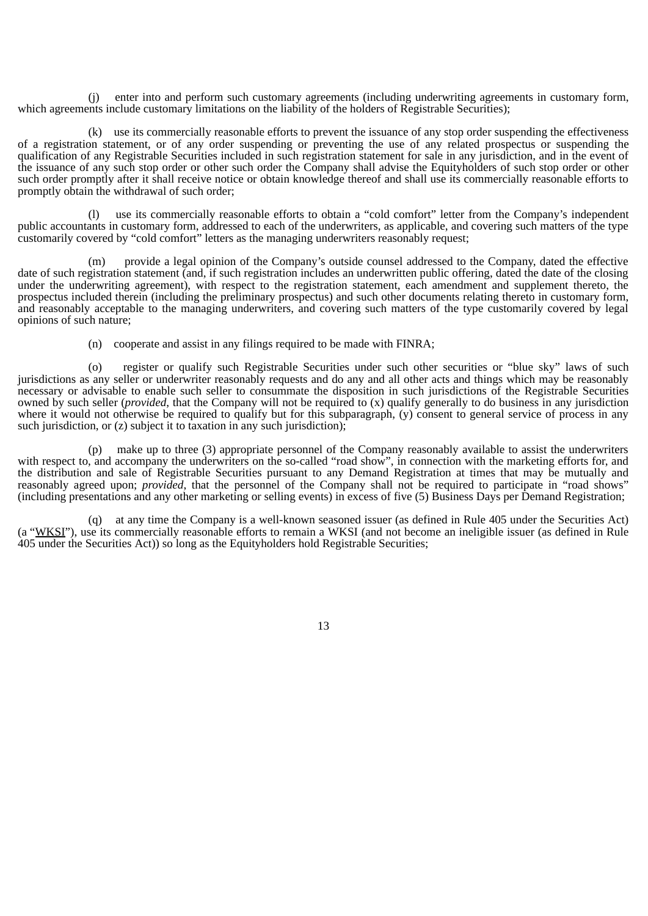(j) enter into and perform such customary agreements (including underwriting agreements in customary form, which agreements include customary limitations on the liability of the holders of Registrable Securities);

(k) use its commercially reasonable efforts to prevent the issuance of any stop order suspending the effectiveness of a registration statement, or of any order suspending or preventing the use of any related prospectus or suspending the qualification of any Registrable Securities included in such registration statement for sale in any jurisdiction, and in the event of the issuance of any such stop order or other such order the Company shall advise the Equityholders of such stop order or other such order promptly after it shall receive notice or obtain knowledge thereof and shall use its commercially reasonable efforts to promptly obtain the withdrawal of such order;

(l) use its commercially reasonable efforts to obtain a "cold comfort" letter from the Company's independent public accountants in customary form, addressed to each of the underwriters, as applicable, and covering such matters of the type customarily covered by "cold comfort" letters as the managing underwriters reasonably request;

(m) provide a legal opinion of the Company's outside counsel addressed to the Company, dated the effective date of such registration statement (and, if such registration includes an underwritten public offering, dated the date of the closing under the underwriting agreement), with respect to the registration statement, each amendment and supplement thereto, the prospectus included therein (including the preliminary prospectus) and such other documents relating thereto in customary form, and reasonably acceptable to the managing underwriters, and covering such matters of the type customarily covered by legal opinions of such nature;

(n) cooperate and assist in any filings required to be made with FINRA;

(o) register or qualify such Registrable Securities under such other securities or "blue sky" laws of such jurisdictions as any seller or underwriter reasonably requests and do any and all other acts and things which may be reasonably necessary or advisable to enable such seller to consummate the disposition in such jurisdictions of the Registrable Securities owned by such seller (*provided*, that the Company will not be required to (x) qualify generally to do business in any jurisdiction where it would not otherwise be required to qualify but for this subparagraph, (y) consent to general service of process in any such jurisdiction, or (z) subject it to taxation in any such jurisdiction);

(p) make up to three (3) appropriate personnel of the Company reasonably available to assist the underwriters with respect to, and accompany the underwriters on the so-called "road show", in connection with the marketing efforts for, and the distribution and sale of Registrable Securities pursuant to any Demand Registration at times that may be mutually and reasonably agreed upon; *provided*, that the personnel of the Company shall not be required to participate in "road shows" (including presentations and any other marketing or selling events) in excess of five (5) Business Days per Demand Registration;

(q) at any time the Company is a well-known seasoned issuer (as defined in Rule 405 under the Securities Act) (a "WKSI"), use its commercially reasonable efforts to remain a WKSI (and not become an ineligible issuer (as defined in Rule 405 under the Securities Act)) so long as the Equityholders hold Registrable Securities;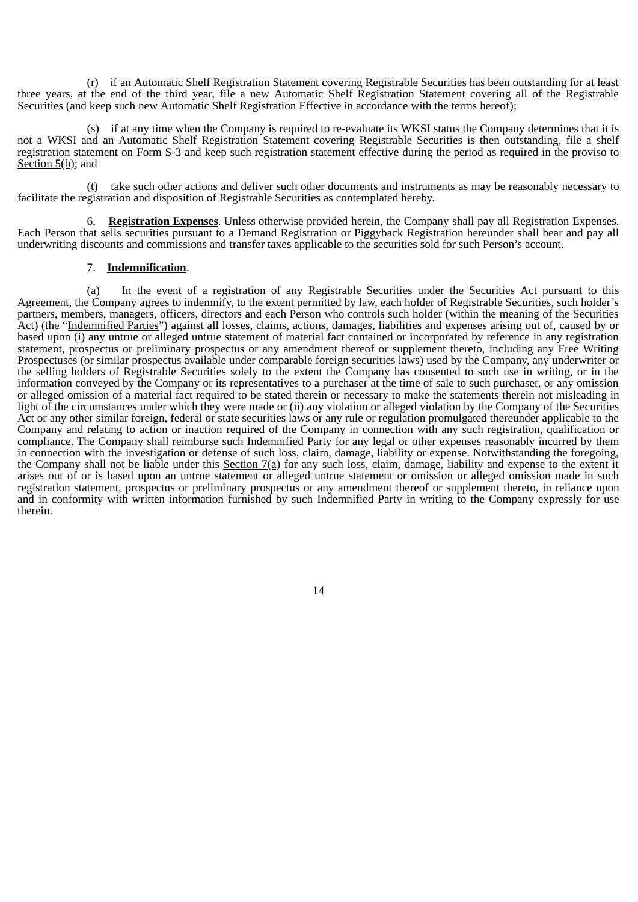(r) if an Automatic Shelf Registration Statement covering Registrable Securities has been outstanding for at least three years, at the end of the third year, file a new Automatic Shelf Registration Statement covering all of the Registrable Securities (and keep such new Automatic Shelf Registration Effective in accordance with the terms hereof);

(s) if at any time when the Company is required to re-evaluate its WKSI status the Company determines that it is not a WKSI and an Automatic Shelf Registration Statement covering Registrable Securities is then outstanding, file a shelf registration statement on Form S-3 and keep such registration statement effective during the period as required in the proviso to Section 5(b); and

(t) take such other actions and deliver such other documents and instruments as may be reasonably necessary to facilitate the registration and disposition of Registrable Securities as contemplated hereby.

6. **Registration Expenses**. Unless otherwise provided herein, the Company shall pay all Registration Expenses. Each Person that sells securities pursuant to a Demand Registration or Piggyback Registration hereunder shall bear and pay all underwriting discounts and commissions and transfer taxes applicable to the securities sold for such Person's account.

7. **Indemnification**.

(a) In the event of a registration of any Registrable Securities under the Securities Act pursuant to this Agreement, the Company agrees to indemnify, to the extent permitted by law, each holder of Registrable Securities, such holder's partners, members, managers, officers, directors and each Person who controls such holder (within the meaning of the Securities Act) (the "Indemnified Parties") against all losses, claims, actions, damages, liabilities and expenses arising out of, caused by or based upon (i) any untrue or alleged untrue statement of material fact contained or incorporated by reference in any registration statement, prospectus or preliminary prospectus or any amendment thereof or supplement thereto, including any Free Writing Prospectuses (or similar prospectus available under comparable foreign securities laws) used by the Company, any underwriter or the selling holders of Registrable Securities solely to the extent the Company has consented to such use in writing, or in the information conveyed by the Company or its representatives to a purchaser at the time of sale to such purchaser, or any omission or alleged omission of a material fact required to be stated therein or necessary to make the statements therein not misleading in light of the circumstances under which they were made or (ii) any violation or alleged violation by the Company of the Securities Act or any other similar foreign, federal or state securities laws or any rule or regulation promulgated thereunder applicable to the Company and relating to action or inaction required of the Company in connection with any such registration, qualification or compliance. The Company shall reimburse such Indemnified Party for any legal or other expenses reasonably incurred by them in connection with the investigation or defense of such loss, claim, damage, liability or expense. Notwithstanding the foregoing, the Company shall not be liable under this Section 7(a) for any such loss, claim, damage, liability and expense to the extent it arises out of or is based upon an untrue statement or alleged untrue statement or omission or alleged omission made in such registration statement, prospectus or preliminary prospectus or any amendment thereof or supplement thereto, in reliance upon and in conformity with written information furnished by such Indemnified Party in writing to the Company expressly for use therein.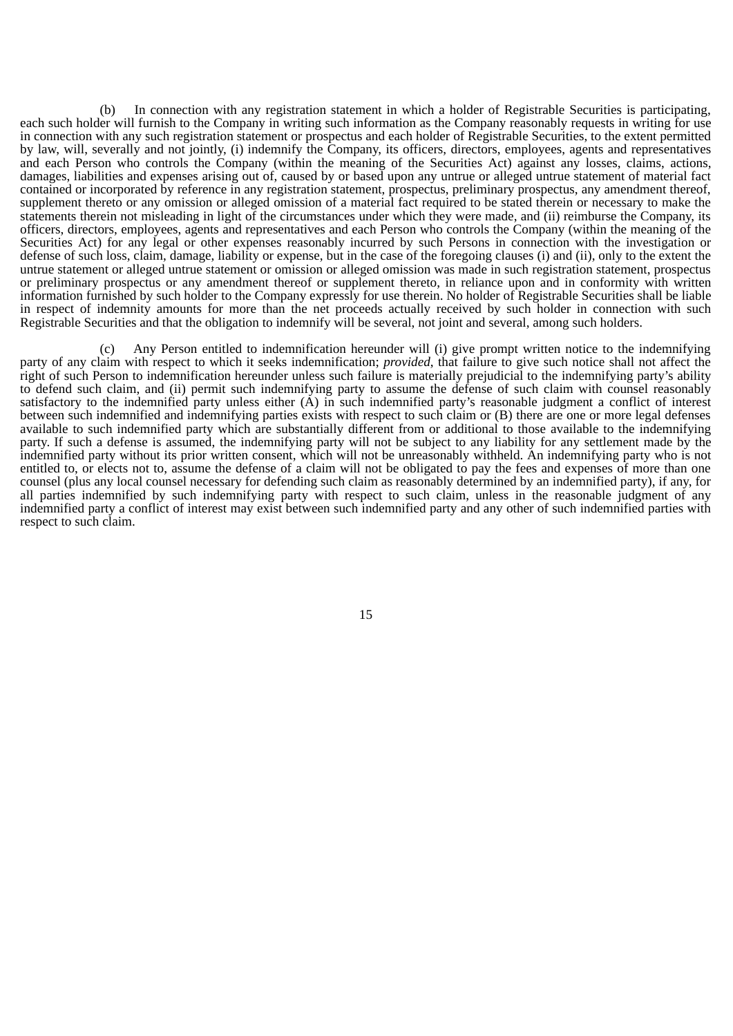(b) In connection with any registration statement in which a holder of Registrable Securities is participating, each such holder will furnish to the Company in writing such information as the Company reasonably requests in writing for use in connection with any such registration statement or prospectus and each holder of Registrable Securities, to the extent permitted by law, will, severally and not jointly, (i) indemnify the Company, its officers, directors, employees, agents and representatives and each Person who controls the Company (within the meaning of the Securities Act) against any losses, claims, actions, damages, liabilities and expenses arising out of, caused by or based upon any untrue or alleged untrue statement of material fact contained or incorporated by reference in any registration statement, prospectus, preliminary prospectus, any amendment thereof, supplement thereto or any omission or alleged omission of a material fact required to be stated therein or necessary to make the statements therein not misleading in light of the circumstances under which they were made, and (ii) reimburse the Company, its officers, directors, employees, agents and representatives and each Person who controls the Company (within the meaning of the Securities Act) for any legal or other expenses reasonably incurred by such Persons in connection with the investigation or defense of such loss, claim, damage, liability or expense, but in the case of the foregoing clauses (i) and (ii), only to the extent the untrue statement or alleged untrue statement or omission or alleged omission was made in such registration statement, prospectus or preliminary prospectus or any amendment thereof or supplement thereto, in reliance upon and in conformity with written information furnished by such holder to the Company expressly for use therein. No holder of Registrable Securities shall be liable in respect of indemnity amounts for more than the net proceeds actually received by such holder in connection with such Registrable Securities and that the obligation to indemnify will be several, not joint and several, among such holders.

(c) Any Person entitled to indemnification hereunder will (i) give prompt written notice to the indemnifying party of any claim with respect to which it seeks indemnification; *provided*, that failure to give such notice shall not affect the right of such Person to indemnification hereunder unless such failure is materially prejudicial to the indemnifying party's ability to defend such claim, and (ii) permit such indemnifying party to assume the defense of such claim with counsel reasonably satisfactory to the indemnified party unless either (A) in such indemnified party's reasonable judgment a conflict of interest between such indemnified and indemnifying parties exists with respect to such claim or (B) there are one or more legal defenses available to such indemnified party which are substantially different from or additional to those available to the indemnifying party. If such a defense is assumed, the indemnifying party will not be subject to any liability for any settlement made by the indemnified party without its prior written consent, which will not be unreasonably withheld. An indemnifying party who is not entitled to, or elects not to, assume the defense of a claim will not be obligated to pay the fees and expenses of more than one counsel (plus any local counsel necessary for defending such claim as reasonably determined by an indemnified party), if any, for all parties indemnified by such indemnifying party with respect to such claim, unless in the reasonable judgment of any indemnified party a conflict of interest may exist between such indemnified party and any other of such indemnified parties with respect to such claim.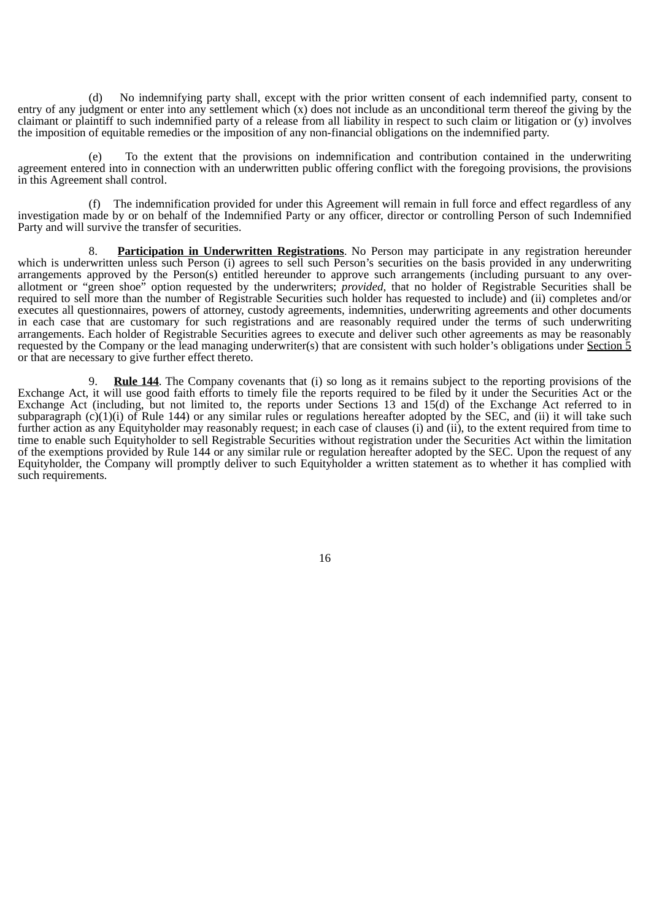(d) No indemnifying party shall, except with the prior written consent of each indemnified party, consent to entry of any judgment or enter into any settlement which (x) does not include as an unconditional term thereof the giving by the claimant or plaintiff to such indemnified party of a release from all liability in respect to such claim or litigation or (y) involves the imposition of equitable remedies or the imposition of any non-financial obligations on the indemnified party.

(e) To the extent that the provisions on indemnification and contribution contained in the underwriting agreement entered into in connection with an underwritten public offering conflict with the foregoing provisions, the provisions in this Agreement shall control.

(f) The indemnification provided for under this Agreement will remain in full force and effect regardless of any investigation made by or on behalf of the Indemnified Party or any officer, director or controlling Person of such Indemnified Party and will survive the transfer of securities.

8. **Participation in Underwritten Registrations**. No Person may participate in any registration hereunder which is underwritten unless such Person (i) agrees to sell such Person's securities on the basis provided in any underwriting arrangements approved by the Person(s) entitled hereunder to approve such arrangements (including pursuant to any over-allotment or "green shoe" option requested by the underwriters; *provided*, that no holder of Registrable Securities shall be required to sell more than the number of Registrable Securities such holder has requested to include) and (ii) completes and/or executes all questionnaires, powers of attorney, custody agreements, indemnities, underwriting agreements and other documents in each case that are customary for such registrations and are reasonably required under the terms of such underwriting arrangements. Each holder of Registrable Securities agrees to execute and deliver such other agreements as may be reasonably requested by the Company or the lead managing underwriter(s) that are consistent with such holder's obligations under Section 5 or that are necessary to give further effect thereto.

9. **Rule 144**. The Company covenants that (i) so long as it remains subject to the reporting provisions of the Exchange Act, it will use good faith efforts to timely file the reports required to be filed by it under the Securities Act or the Exchange Act (including, but not limited to, the reports under Sections 13 and 15(d) of the Exchange Act referred to in subparagraph (c)(1)(i) of Rule 144) or any similar rules or regulations hereafter adopted by the SEC, and (ii) it will take such further action as any Equityholder may reasonably request; in each case of clauses (i) and (ii), to the extent required from time to time to enable such Equityholder to sell Registrable Securities without registration under the Securities Act within the limitation of the exemptions provided by Rule 144 or any similar rule or regulation hereafter adopted by the SEC. Upon the request of any Equityholder, the Company will promptly deliver to such Equityholder a written statement as to whether it has complied with such requirements.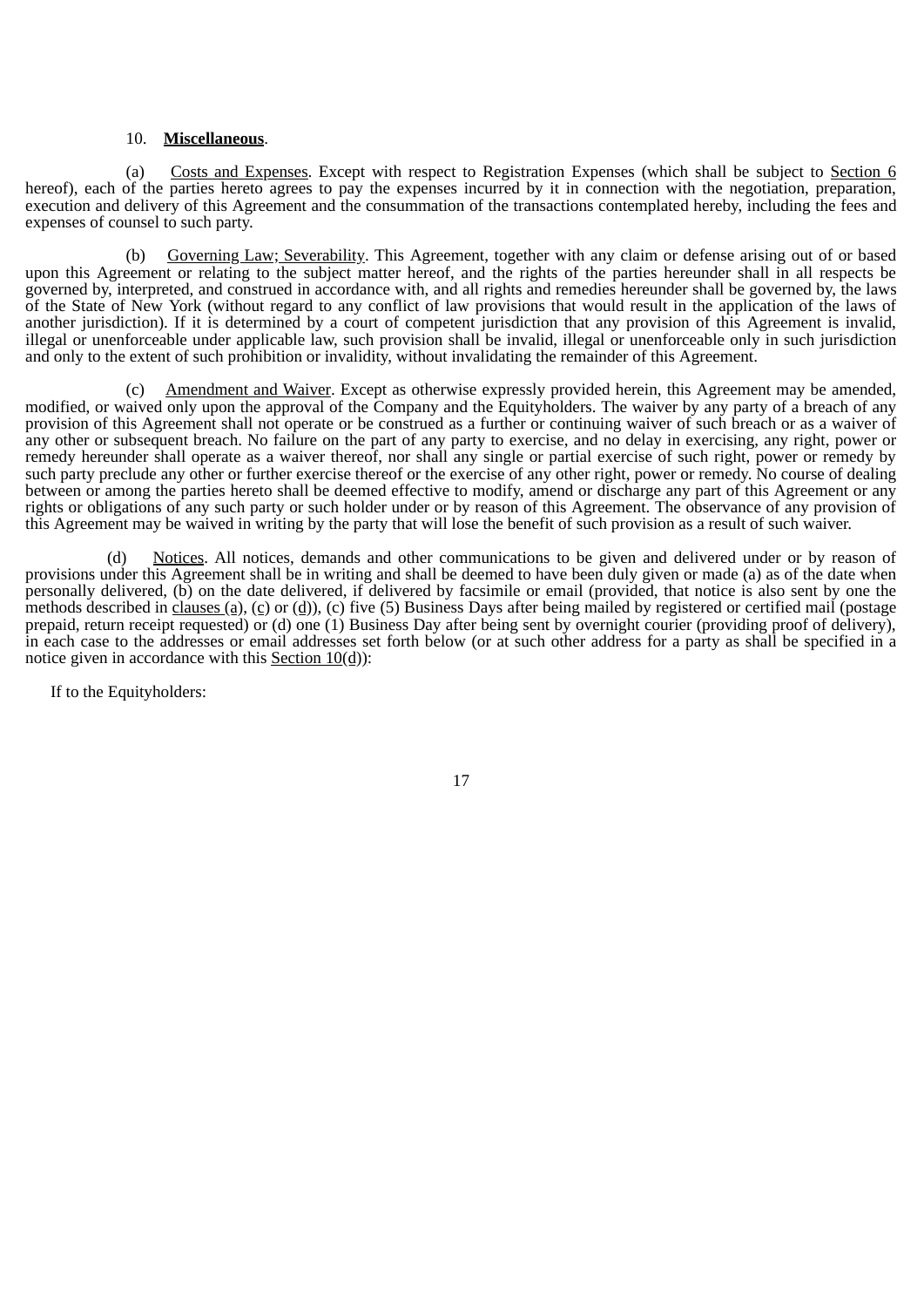10. **Miscellaneous**.

(a) Costs and Expenses. Except with respect to Registration Expenses (which shall be subject to Section 6 hereof), each of the parties hereto agrees to pay the expenses incurred by it in connection with the negotiation, preparation, execution and delivery of this Agreement and the consummation of the transactions contemplated hereby, including the fees and expenses of counsel to such party.

(b) Governing Law; Severability. This Agreement, together with any claim or defense arising out of or based upon this Agreement or relating to the subject matter hereof, and the rights of the parties hereunder shall in all respects be governed by, interpreted, and construed in accordance with, and all rights and remedies hereunder shall be governed by, the laws of the State of New York (without regard to any conflict of law provisions that would result in the application of the laws of another jurisdiction). If it is determined by a court of competent jurisdiction that any provision of this Agreement is invalid, illegal or unenforceable under applicable law, such provision shall be invalid, illegal or unenforceable only in such jurisdiction and only to the extent of such prohibition or invalidity, without invalidating the remainder of this Agreement.

(c) Amendment and Waiver. Except as otherwise expressly provided herein, this Agreement may be amended, modified, or waived only upon the approval of the Company and the Equityholders. The waiver by any party of a breach of any provision of this Agreement shall not operate or be construed as a further or continuing waiver of such breach or as a waiver of any other or subsequent breach. No failure on the part of any party to exercise, and no delay in exercising, any right, power or remedy hereunder shall operate as a waiver thereof, nor shall any single or partial exercise of such right, power or remedy by such party preclude any other or further exercise thereof or the exercise of any other right, power or remedy. No course of dealing between or among the parties hereto shall be deemed effective to modify, amend or discharge any part of this Agreement or any rights or obligations of any such party or such holder under or by reason of this Agreement. The observance of any provision of this Agreement may be waived in writing by the party that will lose the benefit of such provision as a result of such waiver.

(d) Notices. All notices, demands and other communications to be given and delivered under or by reason of provisions under this Agreement shall be in writing and shall be deemed to have been duly given or made (a) as of the date when personally delivered, (b) on the date delivered, if delivered by facsimile or email (provided, that notice is also sent by one the methods described in clauses (a), (c) or (d)), (c) five (5) Business Days after being mailed by registered or certified mail (postage prepaid, return receipt requested) or (d) one (1) Business Day after being sent by overnight courier (providing proof of delivery), in each case to the addresses or email addresses set forth below (or at such other address for a party as shall be specified in a notice given in accordance with this Section 10(d)):

If to the Equityholders: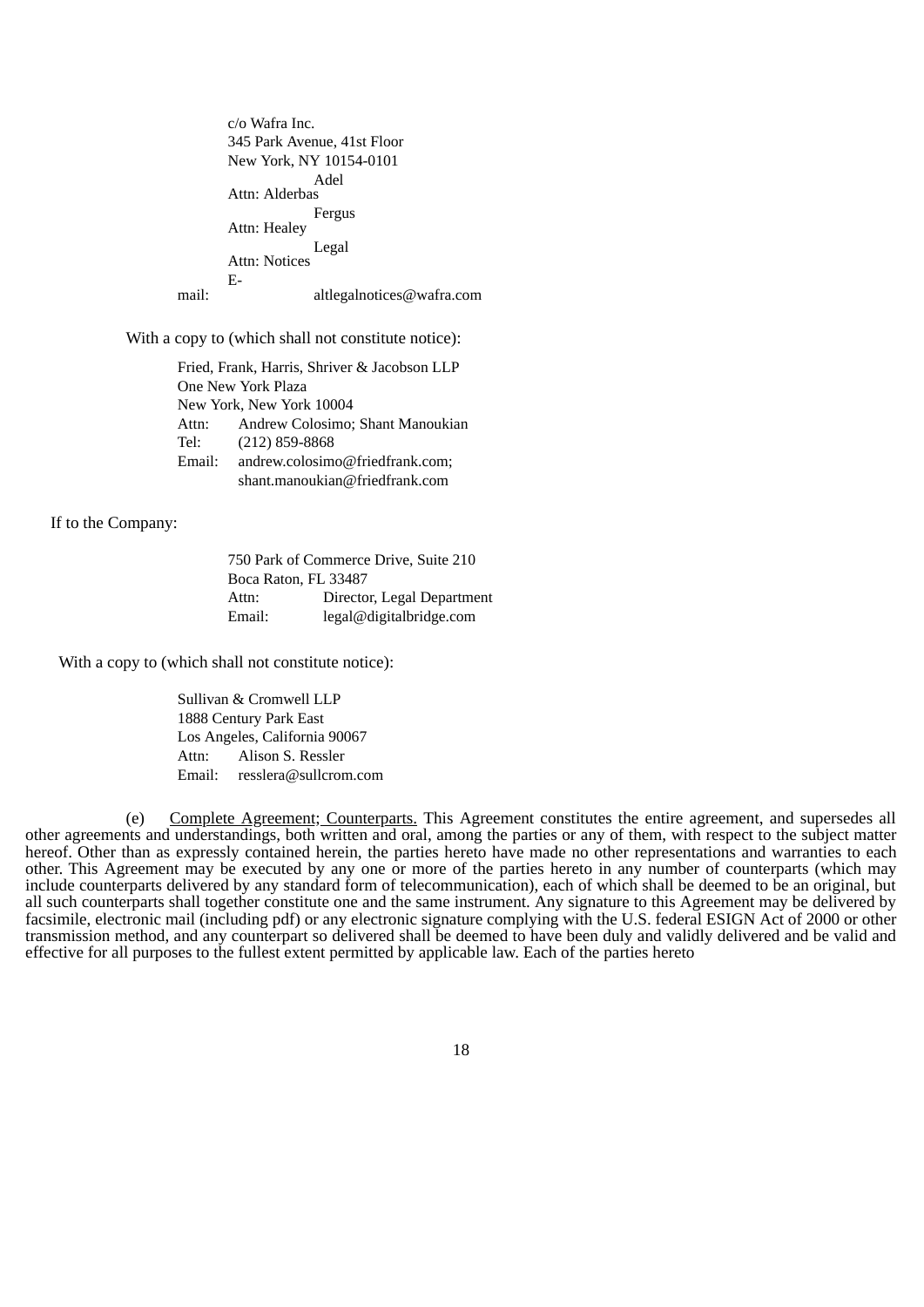c/o Wafra Inc.
345 Park Avenue, 41st Floor
New York, NY 10154-0101
Attn: Adel Alderbas
Attn: Fergus Healey
Attn: Legal Notices
E-mail: altlegalnotices@wafra.com

With a copy to (which shall not constitute notice):

Fried, Frank, Harris, Shriver & Jacobson LLP
One New York Plaza
New York, New York 10004
Attn: Andrew Colosimo; Shant Manoukian
Tel: (212) 859-8868
Email: andrew.colosimo@friedfrank.com; shant.manoukian@friedfrank.com

If to the Company:

750 Park of Commerce Drive, Suite 210
Boca Raton, FL 33487
Attn: Director, Legal Department
Email: legal@digitalbridge.com

With a copy to (which shall not constitute notice):

Sullivan & Cromwell LLP
1888 Century Park East
Los Angeles, California 90067
Attn: Alison S. Ressler
Email: resslera@sullcrom.com

(e) Complete Agreement; Counterparts. This Agreement constitutes the entire agreement, and supersedes all other agreements and understandings, both written and oral, among the parties or any of them, with respect to the subject matter hereof. Other than as expressly contained herein, the parties hereto have made no other representations and warranties to each other. This Agreement may be executed by any one or more of the parties hereto in any number of counterparts (which may include counterparts delivered by any standard form of telecommunication), each of which shall be deemed to be an original, but all such counterparts shall together constitute one and the same instrument. Any signature to this Agreement may be delivered by facsimile, electronic mail (including pdf) or any electronic signature complying with the U.S. federal ESIGN Act of 2000 or other transmission method, and any counterpart so delivered shall be deemed to have been duly and validly delivered and be valid and effective for all purposes to the fullest extent permitted by applicable law. Each of the parties hereto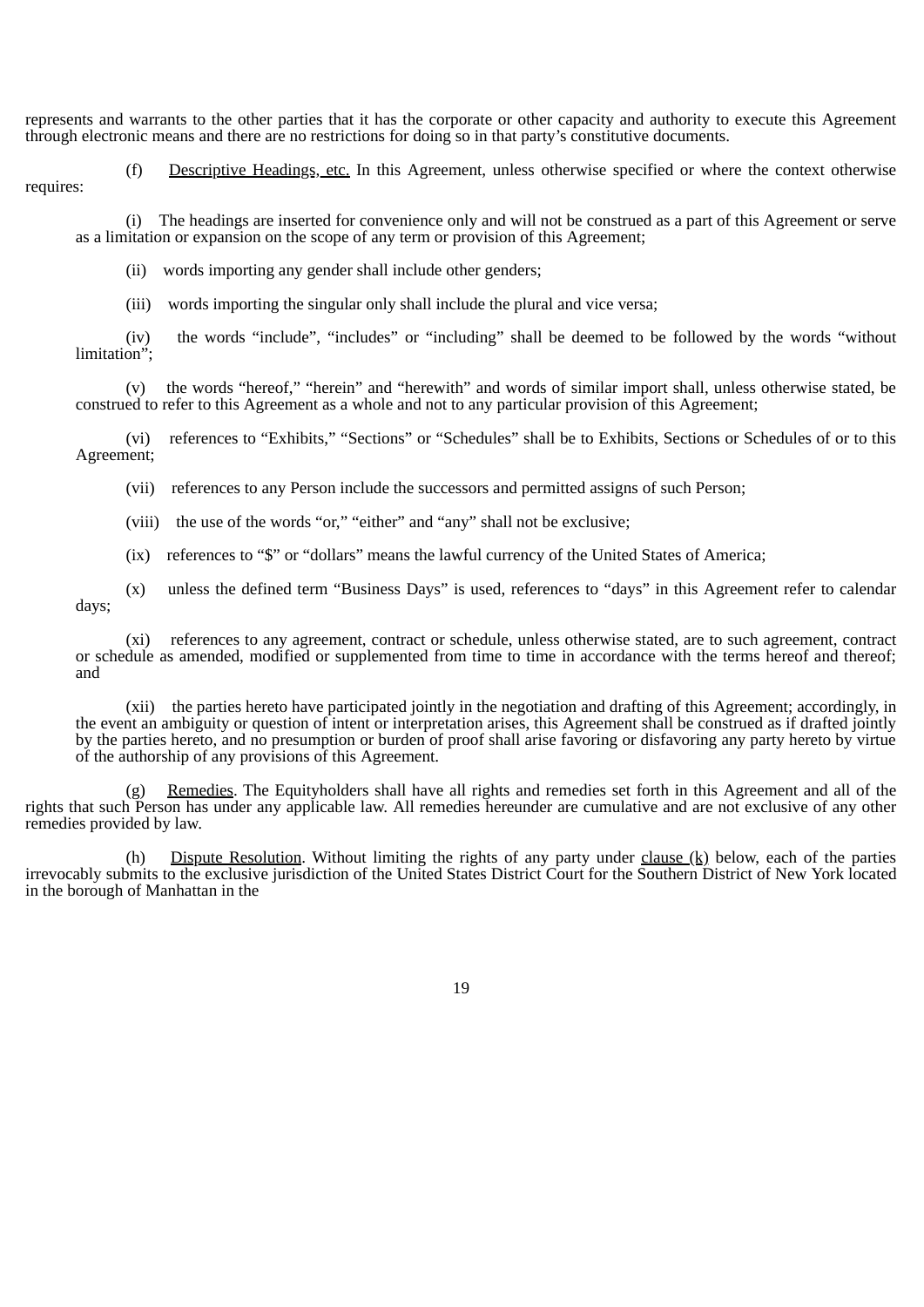represents and warrants to the other parties that it has the corporate or other capacity and authority to execute this Agreement through electronic means and there are no restrictions for doing so in that party's constitutive documents.

(f) Descriptive Headings, etc. In this Agreement, unless otherwise specified or where the context otherwise requires:

(i) The headings are inserted for convenience only and will not be construed as a part of this Agreement or serve as a limitation or expansion on the scope of any term or provision of this Agreement;

(ii) words importing any gender shall include other genders;

(iii) words importing the singular only shall include the plural and vice versa;

(iv) the words "include", "includes" or "including" shall be deemed to be followed by the words "without limitation";

(v) the words "hereof," "herein" and "herewith" and words of similar import shall, unless otherwise stated, be construed to refer to this Agreement as a whole and not to any particular provision of this Agreement;

(vi) references to "Exhibits," "Sections" or "Schedules" shall be to Exhibits, Sections or Schedules of or to this Agreement;

(vii) references to any Person include the successors and permitted assigns of such Person;

(viii) the use of the words "or," "either" and "any" shall not be exclusive;

(ix) references to "$" or "dollars" means the lawful currency of the United States of America;

(x) unless the defined term "Business Days" is used, references to "days" in this Agreement refer to calendar days;

(xi) references to any agreement, contract or schedule, unless otherwise stated, are to such agreement, contract or schedule as amended, modified or supplemented from time to time in accordance with the terms hereof and thereof; and

(xii) the parties hereto have participated jointly in the negotiation and drafting of this Agreement; accordingly, in the event an ambiguity or question of intent or interpretation arises, this Agreement shall be construed as if drafted jointly by the parties hereto, and no presumption or burden of proof shall arise favoring or disfavoring any party hereto by virtue of the authorship of any provisions of this Agreement.

(g) Remedies. The Equityholders shall have all rights and remedies set forth in this Agreement and all of the rights that such Person has under any applicable law. All remedies hereunder are cumulative and are not exclusive of any other remedies provided by law.

(h) Dispute Resolution. Without limiting the rights of any party under clause (k) below, each of the parties irrevocably submits to the exclusive jurisdiction of the United States District Court for the Southern District of New York located in the borough of Manhattan in the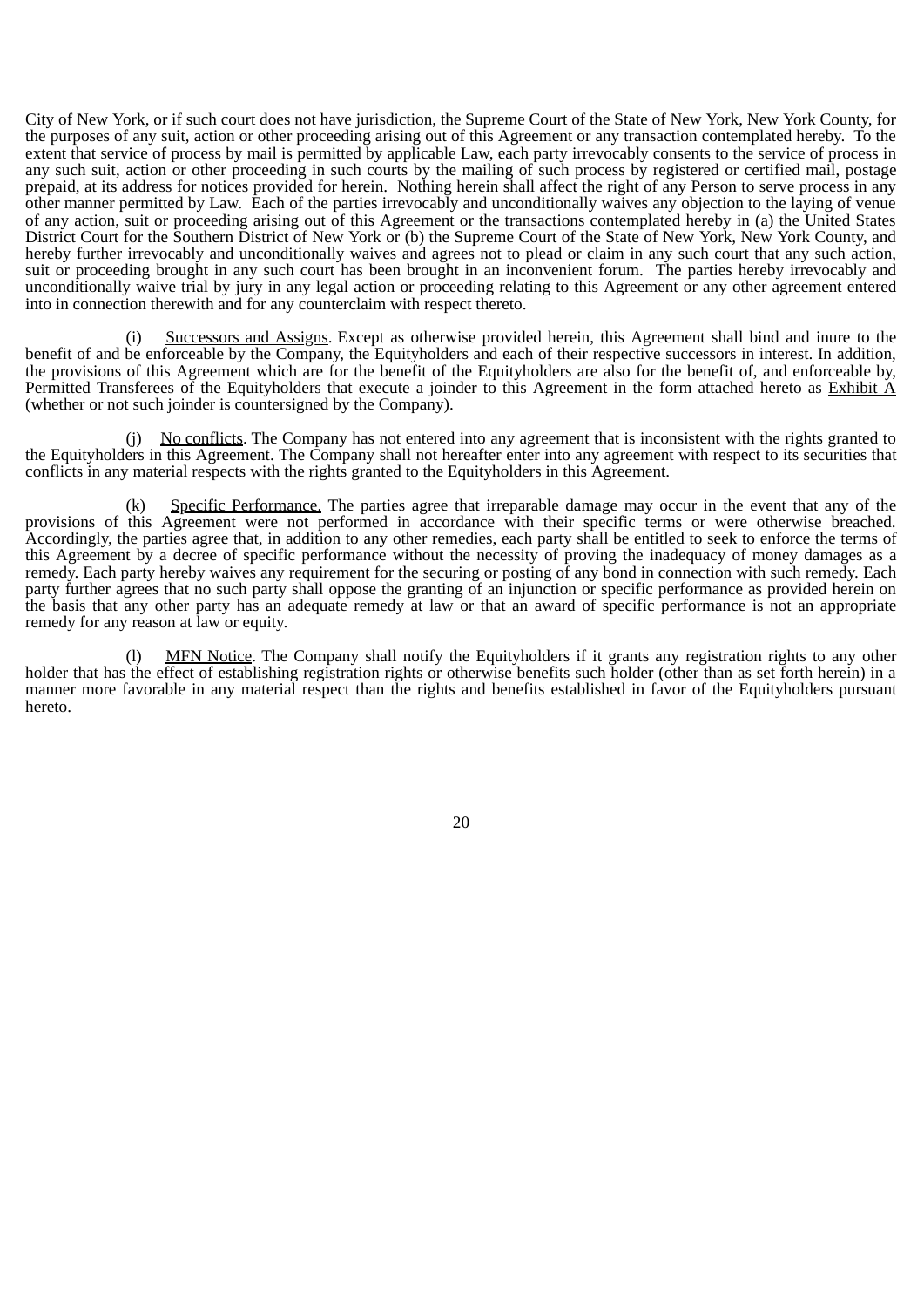City of New York, or if such court does not have jurisdiction, the Supreme Court of the State of New York, New York County, for the purposes of any suit, action or other proceeding arising out of this Agreement or any transaction contemplated hereby. To the extent that service of process by mail is permitted by applicable Law, each party irrevocably consents to the service of process in any such suit, action or other proceeding in such courts by the mailing of such process by registered or certified mail, postage prepaid, at its address for notices provided for herein. Nothing herein shall affect the right of any Person to serve process in any other manner permitted by Law. Each of the parties irrevocably and unconditionally waives any objection to the laying of venue of any action, suit or proceeding arising out of this Agreement or the transactions contemplated hereby in (a) the United States District Court for the Southern District of New York or (b) the Supreme Court of the State of New York, New York County, and hereby further irrevocably and unconditionally waives and agrees not to plead or claim in any such court that any such action, suit or proceeding brought in any such court has been brought in an inconvenient forum. The parties hereby irrevocably and unconditionally waive trial by jury in any legal action or proceeding relating to this Agreement or any other agreement entered into in connection therewith and for any counterclaim with respect thereto.

(i) Successors and Assigns. Except as otherwise provided herein, this Agreement shall bind and inure to the benefit of and be enforceable by the Company, the Equityholders and each of their respective successors in interest. In addition, the provisions of this Agreement which are for the benefit of the Equityholders are also for the benefit of, and enforceable by, Permitted Transferees of the Equityholders that execute a joinder to this Agreement in the form attached hereto as Exhibit A (whether or not such joinder is countersigned by the Company).

(j) No conflicts. The Company has not entered into any agreement that is inconsistent with the rights granted to the Equityholders in this Agreement. The Company shall not hereafter enter into any agreement with respect to its securities that conflicts in any material respects with the rights granted to the Equityholders in this Agreement.

(k) Specific Performance. The parties agree that irreparable damage may occur in the event that any of the provisions of this Agreement were not performed in accordance with their specific terms or were otherwise breached. Accordingly, the parties agree that, in addition to any other remedies, each party shall be entitled to seek to enforce the terms of this Agreement by a decree of specific performance without the necessity of proving the inadequacy of money damages as a remedy. Each party hereby waives any requirement for the securing or posting of any bond in connection with such remedy. Each party further agrees that no such party shall oppose the granting of an injunction or specific performance as provided herein on the basis that any other party has an adequate remedy at law or that an award of specific performance is not an appropriate remedy for any reason at law or equity.

(l) MFN Notice. The Company shall notify the Equityholders if it grants any registration rights to any other holder that has the effect of establishing registration rights or otherwise benefits such holder (other than as set forth herein) in a manner more favorable in any material respect than the rights and benefits established in favor of the Equityholders pursuant hereto.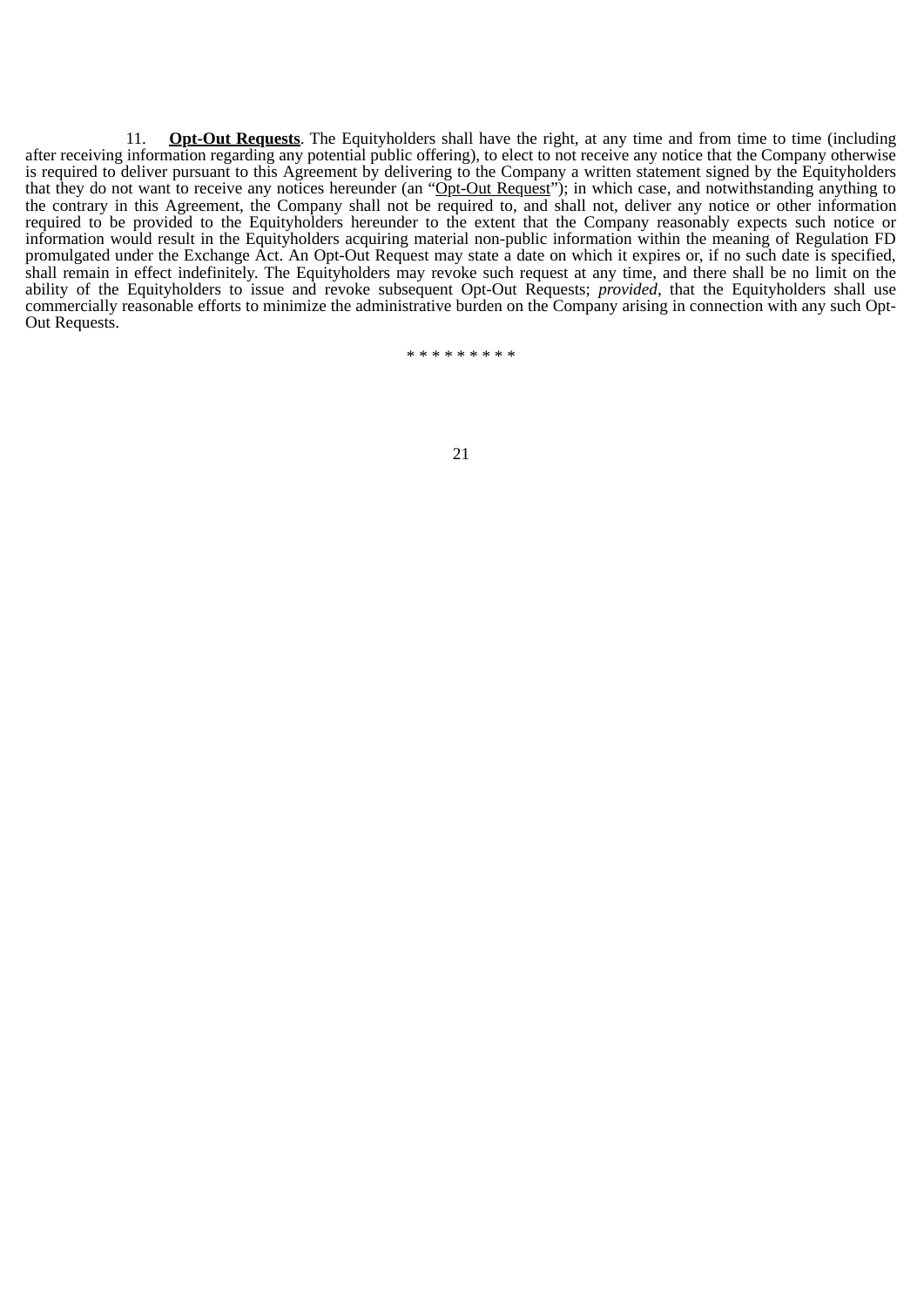11. **Opt-Out Requests**. The Equityholders shall have the right, at any time and from time to time (including after receiving information regarding any potential public offering), to elect to not receive any notice that the Company otherwise is required to deliver pursuant to this Agreement by delivering to the Company a written statement signed by the Equityholders that they do not want to receive any notices hereunder (an "Opt-Out Request"); in which case, and notwithstanding anything to the contrary in this Agreement, the Company shall not be required to, and shall not, deliver any notice or other information required to be provided to the Equityholders hereunder to the extent that the Company reasonably expects such notice or information would result in the Equityholders acquiring material non-public information within the meaning of Regulation FD promulgated under the Exchange Act. An Opt-Out Request may state a date on which it expires or, if no such date is specified, shall remain in effect indefinitely. The Equityholders may revoke such request at any time, and there shall be no limit on the ability of the Equityholders to issue and revoke subsequent Opt-Out Requests; *provided*, that the Equityholders shall use commercially reasonable efforts to minimize the administrative burden on the Company arising in connection with any such Opt-Out Requests.

* * * * * * * * *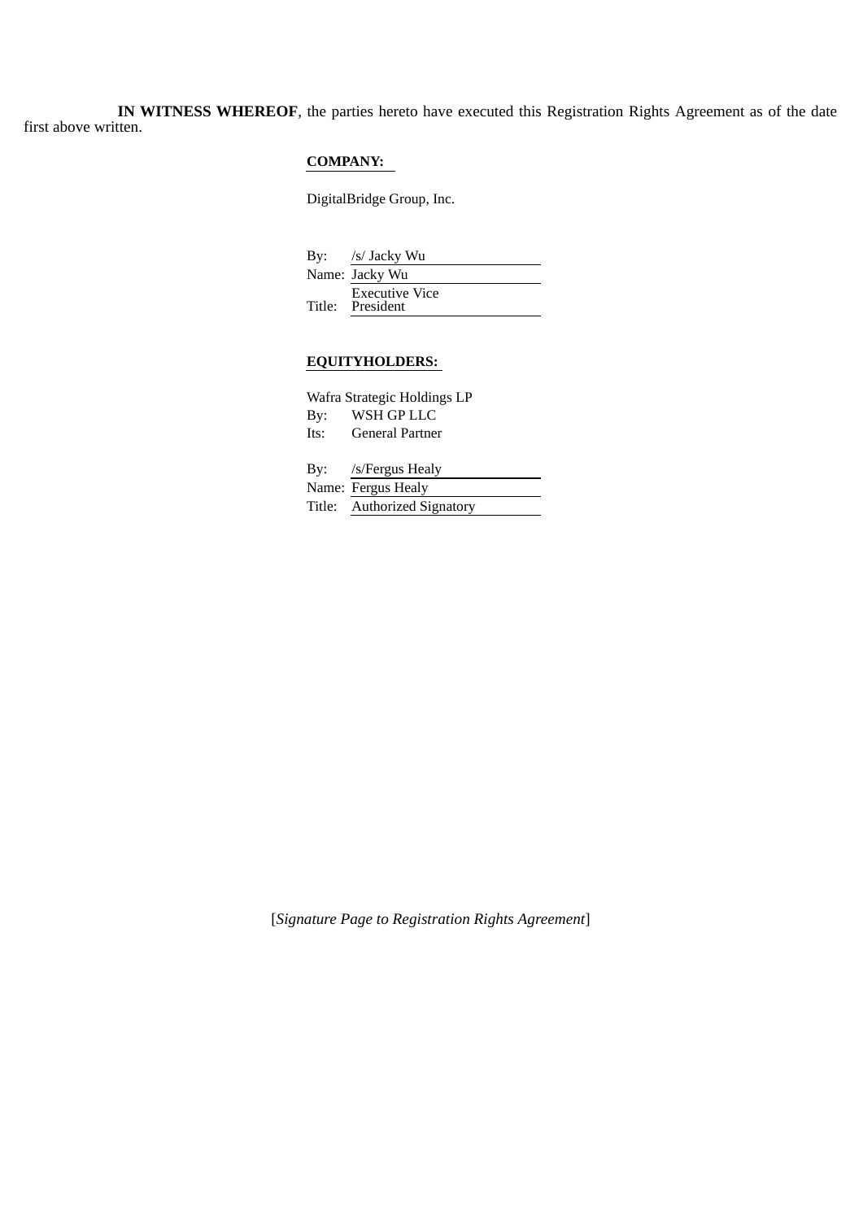**IN WITNESS WHEREOF**, the parties hereto have executed this Registration Rights Agreement as of the date first above written.

**COMPANY:**

DigitalBridge Group, Inc.

By: /s/ Jacky Wu
Name: Jacky Wu
Title: Executive Vice President

**EQUITYHOLDERS:**

Wafra Strategic Holdings LP
By: WSH GP LLC
Its: General Partner

By: /s/Fergus Healy
Name: Fergus Healy
Title: Authorized Signatory

[*Signature Page to Registration Rights Agreement*]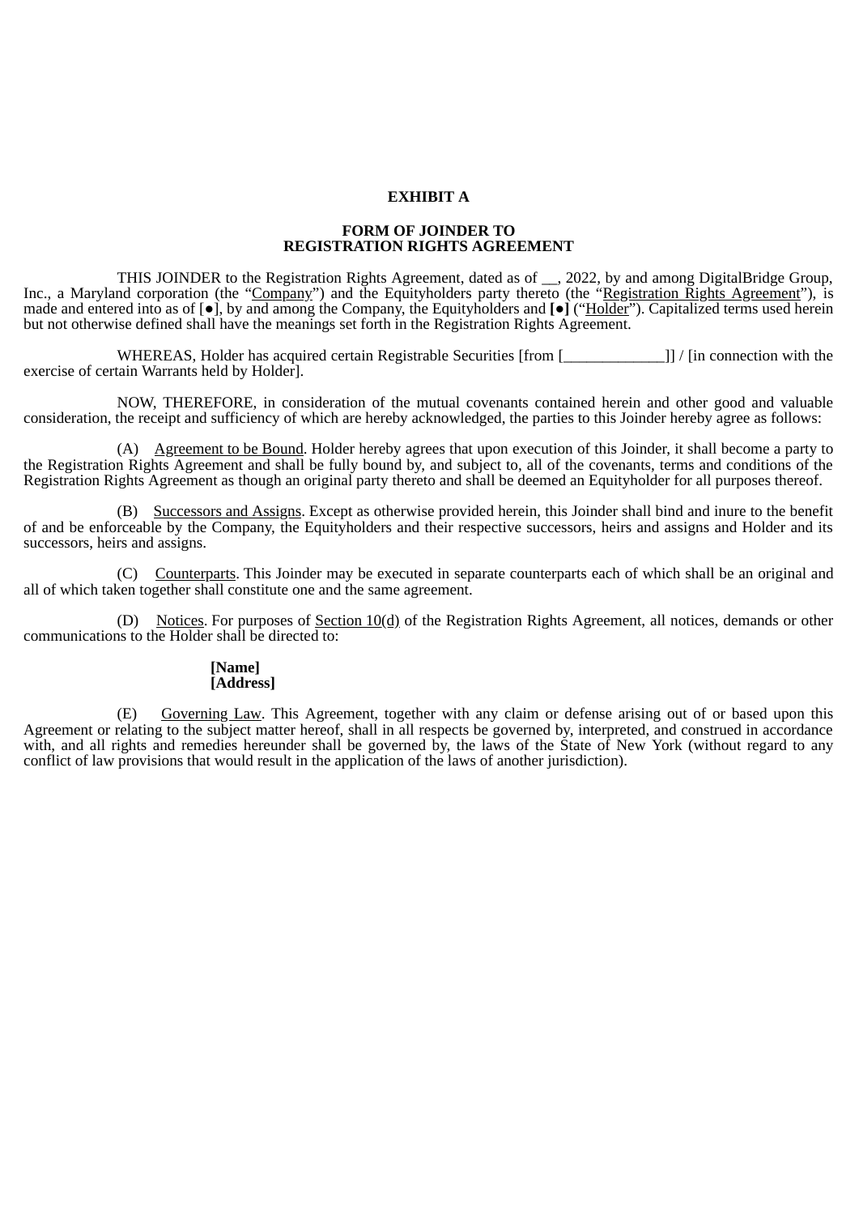**EXHIBIT A**

**FORM OF JOINDER TO**
**REGISTRATION RIGHTS AGREEMENT**

THIS JOINDER to the Registration Rights Agreement, dated as of __, 2022, by and among DigitalBridge Group, Inc., a Maryland corporation (the "Company") and the Equityholders party thereto (the "Registration Rights Agreement"), is made and entered into as of [●], by and among the Company, the Equityholders and **[●]** ("Holder"). Capitalized terms used herein but not otherwise defined shall have the meanings set forth in the Registration Rights Agreement.

WHEREAS, Holder has acquired certain Registrable Securities [from [_____________]] / [in connection with the exercise of certain Warrants held by Holder].

NOW, THEREFORE, in consideration of the mutual covenants contained herein and other good and valuable consideration, the receipt and sufficiency of which are hereby acknowledged, the parties to this Joinder hereby agree as follows:

(A) Agreement to be Bound. Holder hereby agrees that upon execution of this Joinder, it shall become a party to the Registration Rights Agreement and shall be fully bound by, and subject to, all of the covenants, terms and conditions of the Registration Rights Agreement as though an original party thereto and shall be deemed an Equityholder for all purposes thereof.

(B) Successors and Assigns. Except as otherwise provided herein, this Joinder shall bind and inure to the benefit of and be enforceable by the Company, the Equityholders and their respective successors, heirs and assigns and Holder and its successors, heirs and assigns.

(C) Counterparts. This Joinder may be executed in separate counterparts each of which shall be an original and all of which taken together shall constitute one and the same agreement.

(D) Notices. For purposes of Section 10(d) of the Registration Rights Agreement, all notices, demands or other communications to the Holder shall be directed to:

**[Name]**
**[Address]**

(E) Governing Law. This Agreement, together with any claim or defense arising out of or based upon this Agreement or relating to the subject matter hereof, shall in all respects be governed by, interpreted, and construed in accordance with, and all rights and remedies hereunder shall be governed by, the laws of the State of New York (without regard to any conflict of law provisions that would result in the application of the laws of another jurisdiction).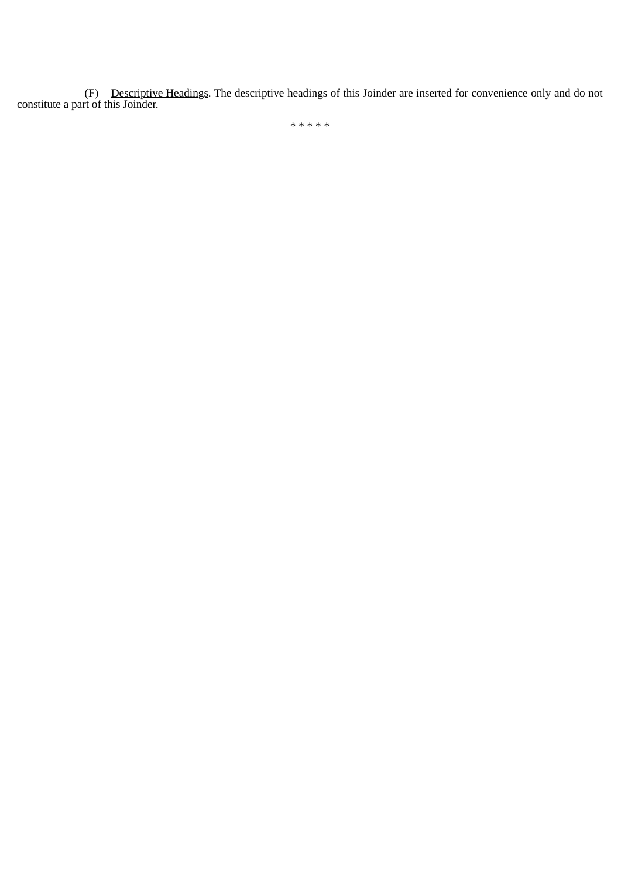(F) Descriptive Headings. The descriptive headings of this Joinder are inserted for convenience only and do not constitute a part of this Joinder.

* * * * *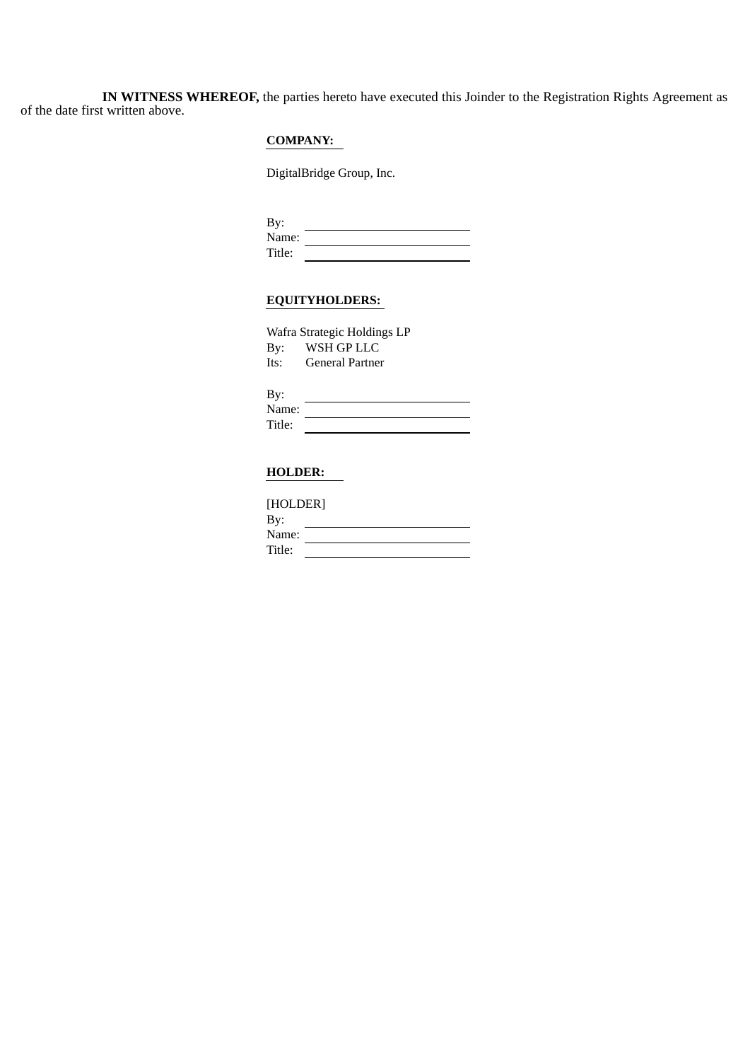**IN WITNESS WHEREOF,** the parties hereto have executed this Joinder to the Registration Rights Agreement as of the date first written above.

**COMPANY:**

DigitalBridge Group, Inc.

By: \_\_\_\_\_\_\_\_\_\_\_\_\_\_\_\_\_\_\_\_\_\_\_\_\_\_
Name: \_\_\_\_\_\_\_\_\_\_\_\_\_\_\_\_\_\_\_\_\_\_\_\_
Title: \_\_\_\_\_\_\_\_\_\_\_\_\_\_\_\_\_\_\_\_\_\_\_\_\_

**EQUITYHOLDERS:**

Wafra Strategic Holdings LP
By: WSH GP LLC
Its: General Partner

By: \_\_\_\_\_\_\_\_\_\_\_\_\_\_\_\_\_\_\_\_\_\_\_\_\_\_
Name: \_\_\_\_\_\_\_\_\_\_\_\_\_\_\_\_\_\_\_\_\_\_\_\_
Title: \_\_\_\_\_\_\_\_\_\_\_\_\_\_\_\_\_\_\_\_\_\_\_\_\_

**HOLDER:**

[HOLDER]
By: \_\_\_\_\_\_\_\_\_\_\_\_\_\_\_\_\_\_\_\_\_\_\_\_\_\_
Name: \_\_\_\_\_\_\_\_\_\_\_\_\_\_\_\_\_\_\_\_\_\_\_\_
Title: \_\_\_\_\_\_\_\_\_\_\_\_\_\_\_\_\_\_\_\_\_\_\_\_\_